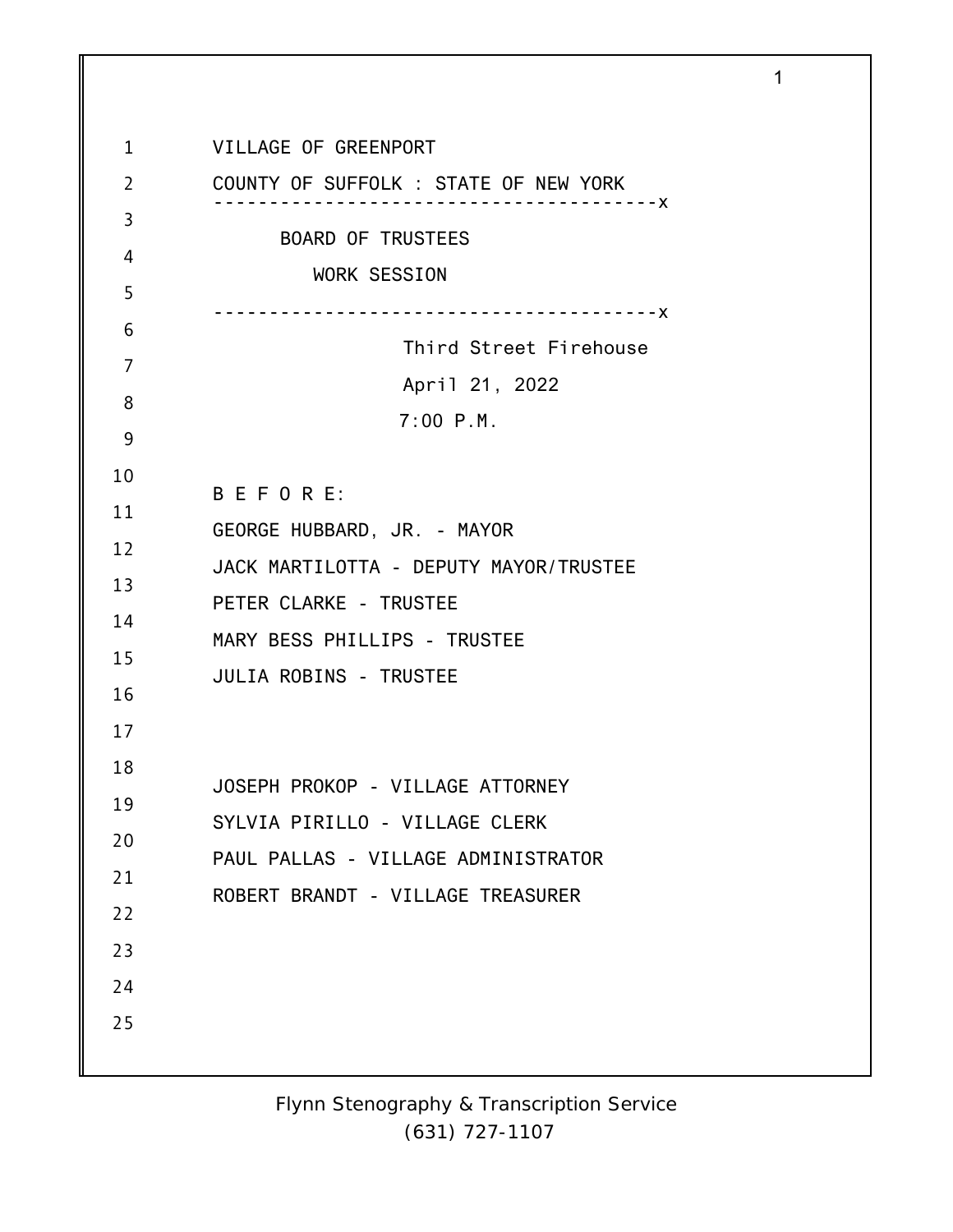VILLAGE OF GREENPORT

COUNTY OF SUFFOLK : STATE OF NEW YORK

----------------------------------------x

BOARD OF TRUSTEES

WORK SESSION

----------------------------------------x

Third Street Firehouse

April 21, 2022

7:00 P.M.

B E F O R E:

GEORGE HUBBARD, JR. - MAYOR

JACK MARTILOTTA - DEPUTY MAYOR/TRUSTEE

PETER CLARKE - TRUSTEE

MARY BESS PHILLIPS - TRUSTEE

JULIA ROBINS - TRUSTEE

JOSEPH PROKOP - VILLAGE ATTORNEY

SYLVIA PIRILLO - VILLAGE CLERK

PAUL PALLAS - VILLAGE ADMINISTRATOR

ROBERT BRANDT - VILLAGE TREASURER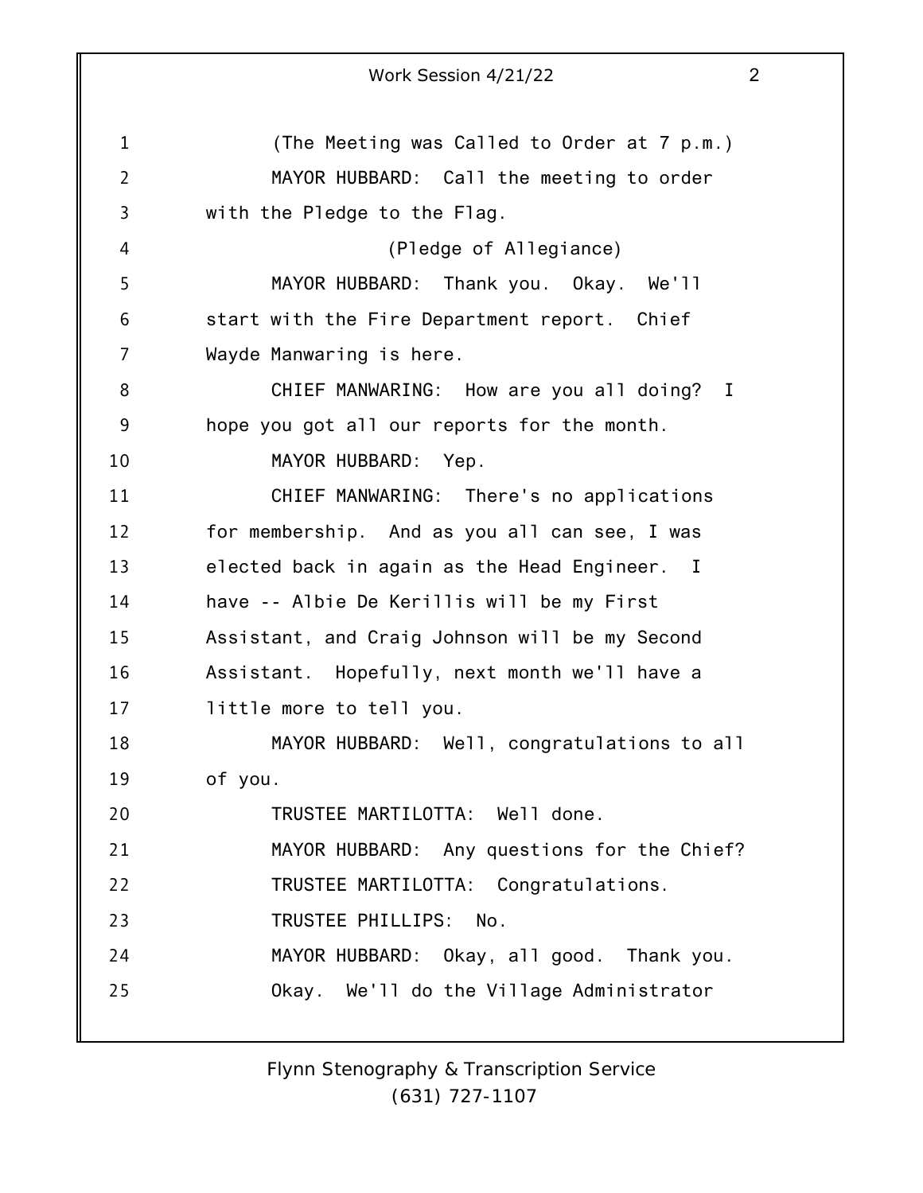(The Meeting was Called to Order at 7 p.m.)

MAYOR HUBBARD: Call the meeting to order with the Pledge to the Flag.

(Pledge of Allegiance)

MAYOR HUBBARD: Thank you. Okay. We'll start with the Fire Department report. Chief Wayde Manwaring is here.

CHIEF MANWARING: How are you all doing? I hope you got all our reports for the month.

MAYOR HUBBARD: Yep.

CHIEF MANWARING: There's no applications for membership. And as you all can see, I was elected back in again as the Head Engineer. I have -- Albie De Kerillis will be my First Assistant, and Craig Johnson will be my Second Assistant. Hopefully, next month we'll have a little more to tell you.

MAYOR HUBBARD: Well, congratulations to all of you.

TRUSTEE MARTILOTTA: Well done.

MAYOR HUBBARD: Any questions for the Chief?

TRUSTEE MARTILOTTA: Congratulations.

TRUSTEE PHILLIPS: No.

MAYOR HUBBARD: Okay, all good. Thank you. Okay. We'll do the Village Administrator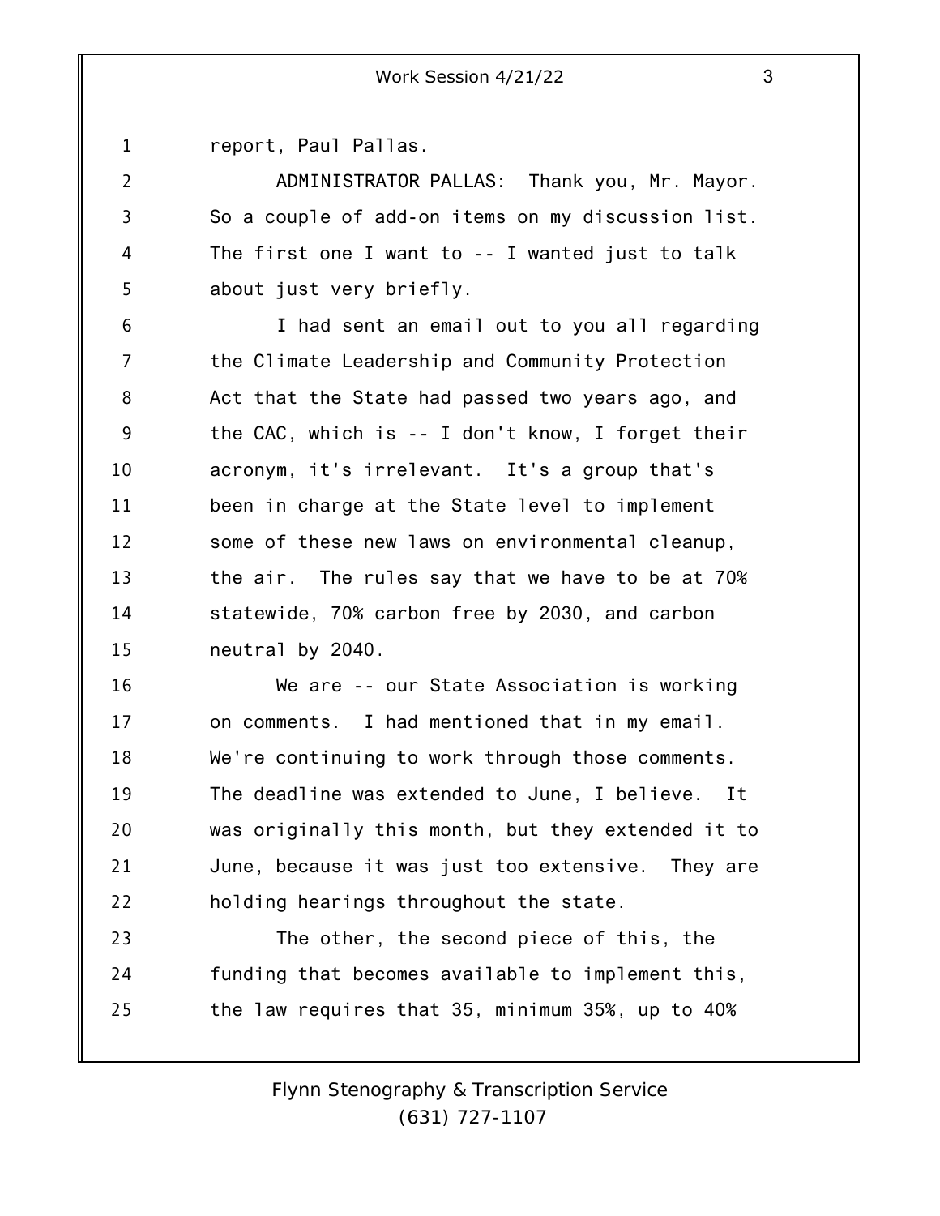report, Paul Pallas.

ADMINISTRATOR PALLAS: Thank you, Mr. Mayor. So a couple of add-on items on my discussion list. The first one I want to -- I wanted just to talk about just very briefly.

I had sent an email out to you all regarding the Climate Leadership and Community Protection Act that the State had passed two years ago, and the CAC, which is -- I don't know, I forget their acronym, it's irrelevant. It's a group that's been in charge at the State level to implement some of these new laws on environmental cleanup, the air. The rules say that we have to be at 70% statewide, 70% carbon free by 2030, and carbon neutral by 2040.

We are -- our State Association is working on comments. I had mentioned that in my email. We're continuing to work through those comments. The deadline was extended to June, I believe. It was originally this month, but they extended it to June, because it was just too extensive. They are holding hearings throughout the state.

The other, the second piece of this, the funding that becomes available to implement this, the law requires that 35, minimum 35%, up to 40%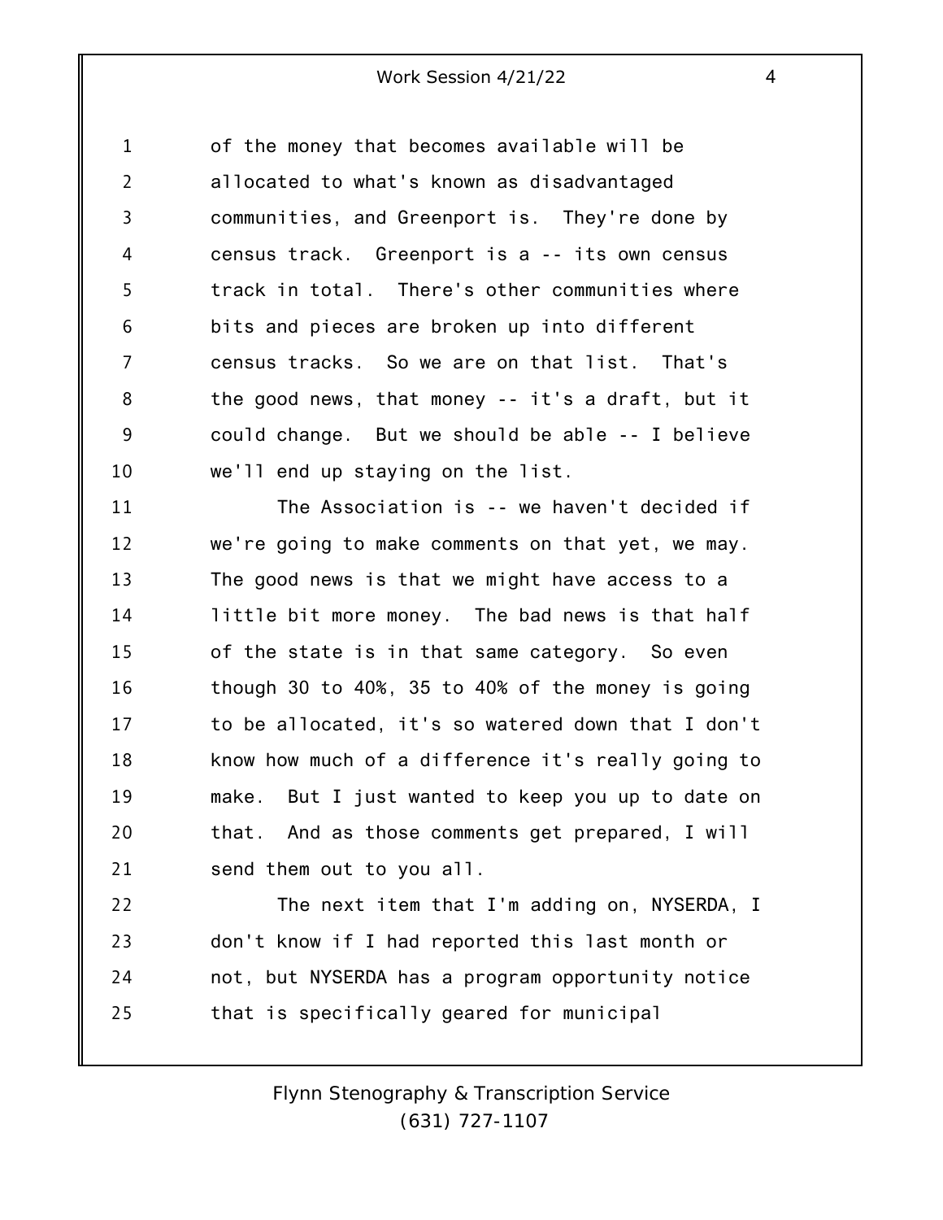of the money that becomes available will be allocated to what's known as disadvantaged communities, and Greenport is. They're done by census track. Greenport is a -- its own census track in total. There's other communities where bits and pieces are broken up into different census tracks. So we are on that list. That's the good news, that money -- it's a draft, but it could change. But we should be able -- I believe we'll end up staying on the list.

The Association is -- we haven't decided if we're going to make comments on that yet, we may. The good news is that we might have access to a little bit more money. The bad news is that half of the state is in that same category. So even though 30 to 40%, 35 to 40% of the money is going to be allocated, it's so watered down that I don't know how much of a difference it's really going to make. But I just wanted to keep you up to date on that. And as those comments get prepared, I will send them out to you all.

The next item that I'm adding on, NYSERDA, I don't know if I had reported this last month or not, but NYSERDA has a program opportunity notice that is specifically geared for municipal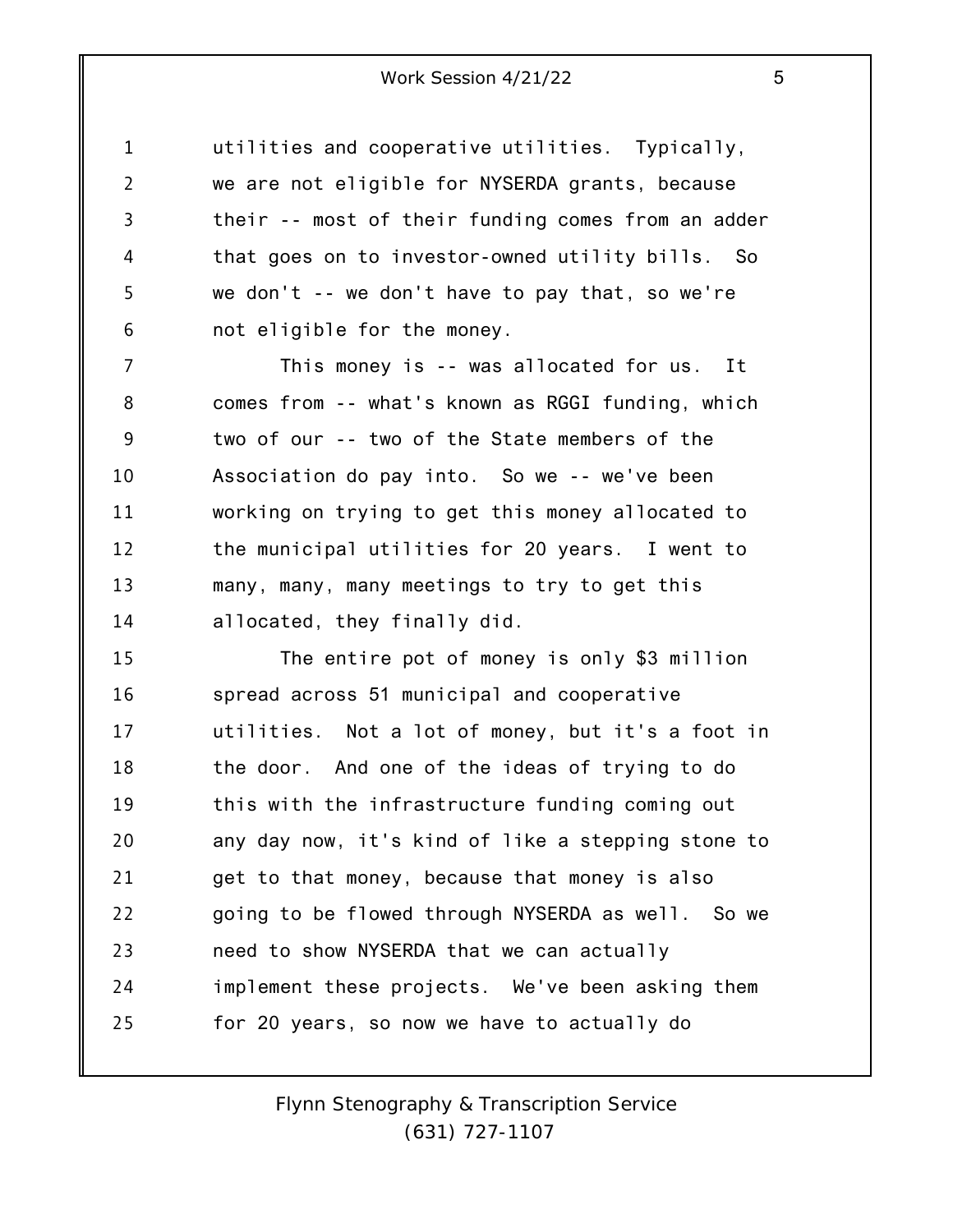utilities and cooperative utilities. Typically, we are not eligible for NYSERDA grants, because their -- most of their funding comes from an adder that goes on to investor-owned utility bills. So we don't -- we don't have to pay that, so we're not eligible for the money.

This money is -- was allocated for us. It comes from -- what's known as RGGI funding, which two of our -- two of the State members of the Association do pay into. So we -- we've been working on trying to get this money allocated to the municipal utilities for 20 years. I went to many, many, many meetings to try to get this allocated, they finally did.

The entire pot of money is only $3 million spread across 51 municipal and cooperative utilities. Not a lot of money, but it's a foot in the door. And one of the ideas of trying to do this with the infrastructure funding coming out any day now, it's kind of like a stepping stone to get to that money, because that money is also going to be flowed through NYSERDA as well. So we need to show NYSERDA that we can actually implement these projects. We've been asking them for 20 years, so now we have to actually do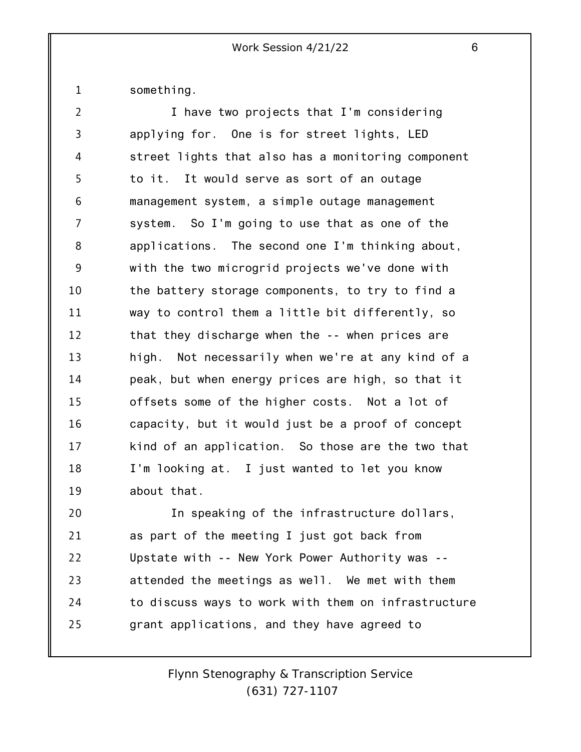something.

I have two projects that I'm considering applying for. One is for street lights, LED street lights that also has a monitoring component to it. It would serve as sort of an outage management system, a simple outage management system. So I'm going to use that as one of the applications. The second one I'm thinking about, with the two microgrid projects we've done with the battery storage components, to try to find a way to control them a little bit differently, so that they discharge when the -- when prices are high. Not necessarily when we're at any kind of a peak, but when energy prices are high, so that it offsets some of the higher costs. Not a lot of capacity, but it would just be a proof of concept kind of an application. So those are the two that I'm looking at. I just wanted to let you know about that.

In speaking of the infrastructure dollars, as part of the meeting I just got back from Upstate with -- New York Power Authority was -- attended the meetings as well. We met with them to discuss ways to work with them on infrastructure grant applications, and they have agreed to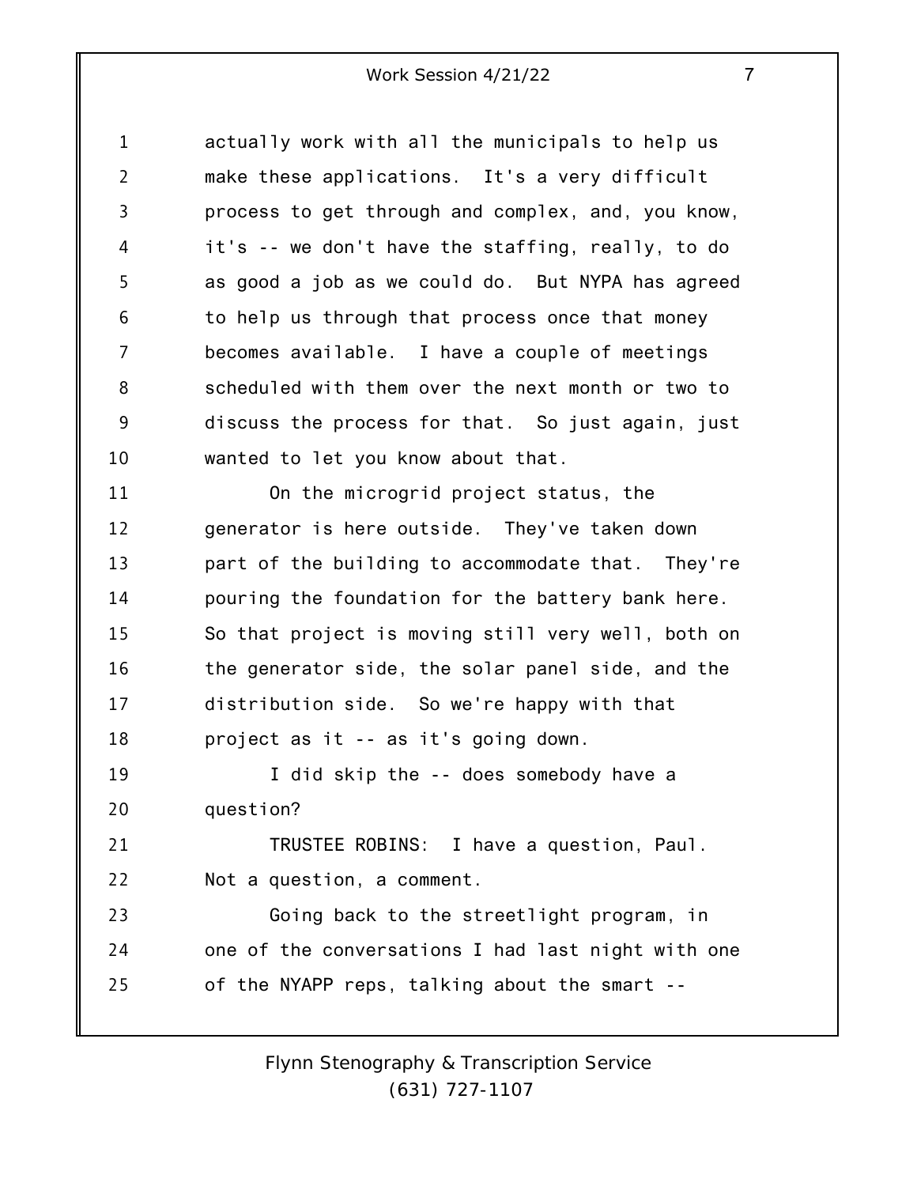actually work with all the municipals to help us make these applications. It's a very difficult process to get through and complex, and, you know, it's -- we don't have the staffing, really, to do as good a job as we could do. But NYPA has agreed to help us through that process once that money becomes available. I have a couple of meetings scheduled with them over the next month or two to discuss the process for that. So just again, just wanted to let you know about that.

On the microgrid project status, the generator is here outside. They've taken down part of the building to accommodate that. They're pouring the foundation for the battery bank here. So that project is moving still very well, both on the generator side, the solar panel side, and the distribution side. So we're happy with that project as it -- as it's going down.

I did skip the -- does somebody have a question?

TRUSTEE ROBINS: I have a question, Paul. Not a question, a comment.

Going back to the streetlight program, in one of the conversations I had last night with one of the NYAPP reps, talking about the smart --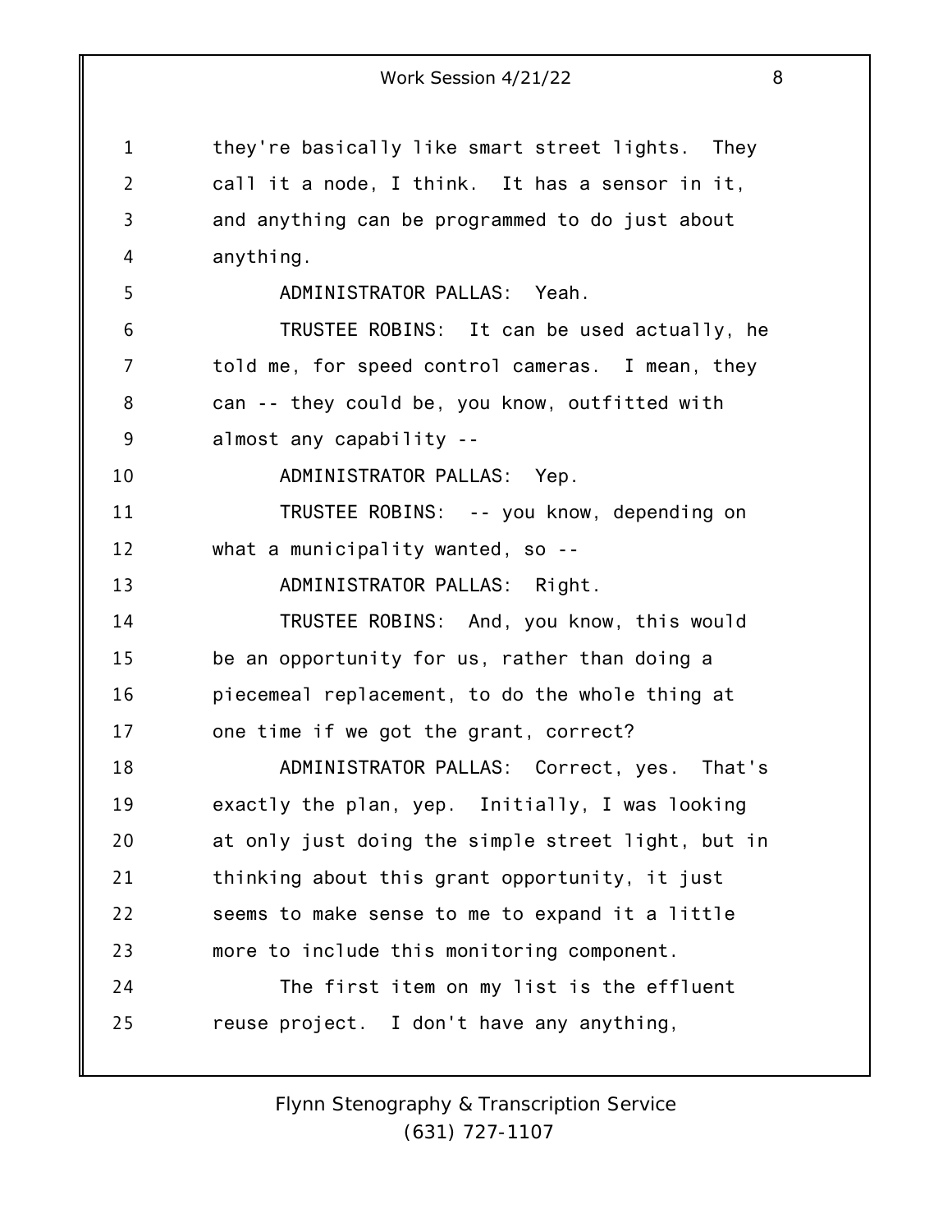they're basically like smart street lights. They call it a node, I think. It has a sensor in it, and anything can be programmed to do just about anything.

ADMINISTRATOR PALLAS: Yeah.

TRUSTEE ROBINS: It can be used actually, he told me, for speed control cameras. I mean, they can -- they could be, you know, outfitted with almost any capability --

ADMINISTRATOR PALLAS: Yep.

TRUSTEE ROBINS: -- you know, depending on what a municipality wanted, so --

ADMINISTRATOR PALLAS: Right.

TRUSTEE ROBINS: And, you know, this would be an opportunity for us, rather than doing a piecemeal replacement, to do the whole thing at one time if we got the grant, correct?

ADMINISTRATOR PALLAS: Correct, yes. That's exactly the plan, yep. Initially, I was looking at only just doing the simple street light, but in thinking about this grant opportunity, it just seems to make sense to me to expand it a little more to include this monitoring component.

The first item on my list is the effluent reuse project. I don't have any anything,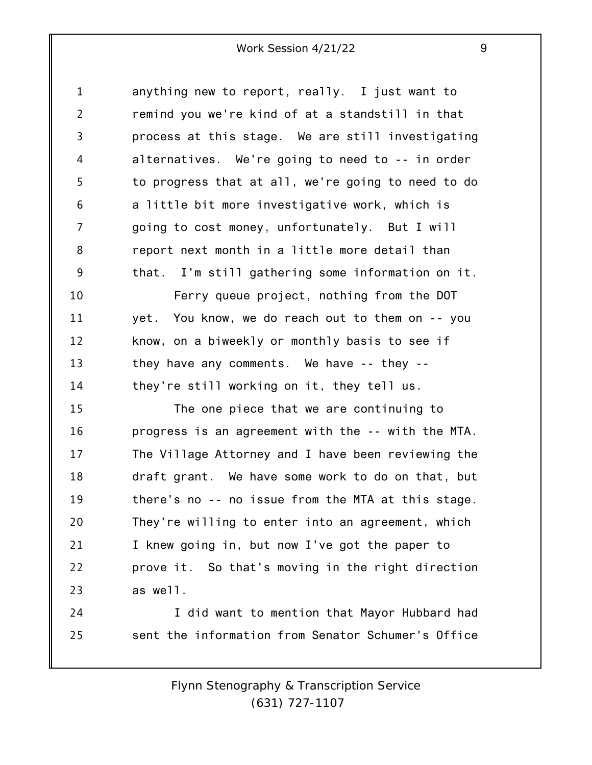anything new to report, really. I just want to remind you we're kind of at a standstill in that process at this stage. We are still investigating alternatives. We're going to need to -- in order to progress that at all, we're going to need to do a little bit more investigative work, which is going to cost money, unfortunately. But I will report next month in a little more detail than that. I'm still gathering some information on it.

Ferry queue project, nothing from the DOT yet. You know, we do reach out to them on -- you know, on a biweekly or monthly basis to see if they have any comments. We have -- they -- they're still working on it, they tell us.

The one piece that we are continuing to progress is an agreement with the -- with the MTA. The Village Attorney and I have been reviewing the draft grant. We have some work to do on that, but there's no -- no issue from the MTA at this stage. They're willing to enter into an agreement, which I knew going in, but now I've got the paper to prove it. So that's moving in the right direction as well.

I did want to mention that Mayor Hubbard had sent the information from Senator Schumer's Office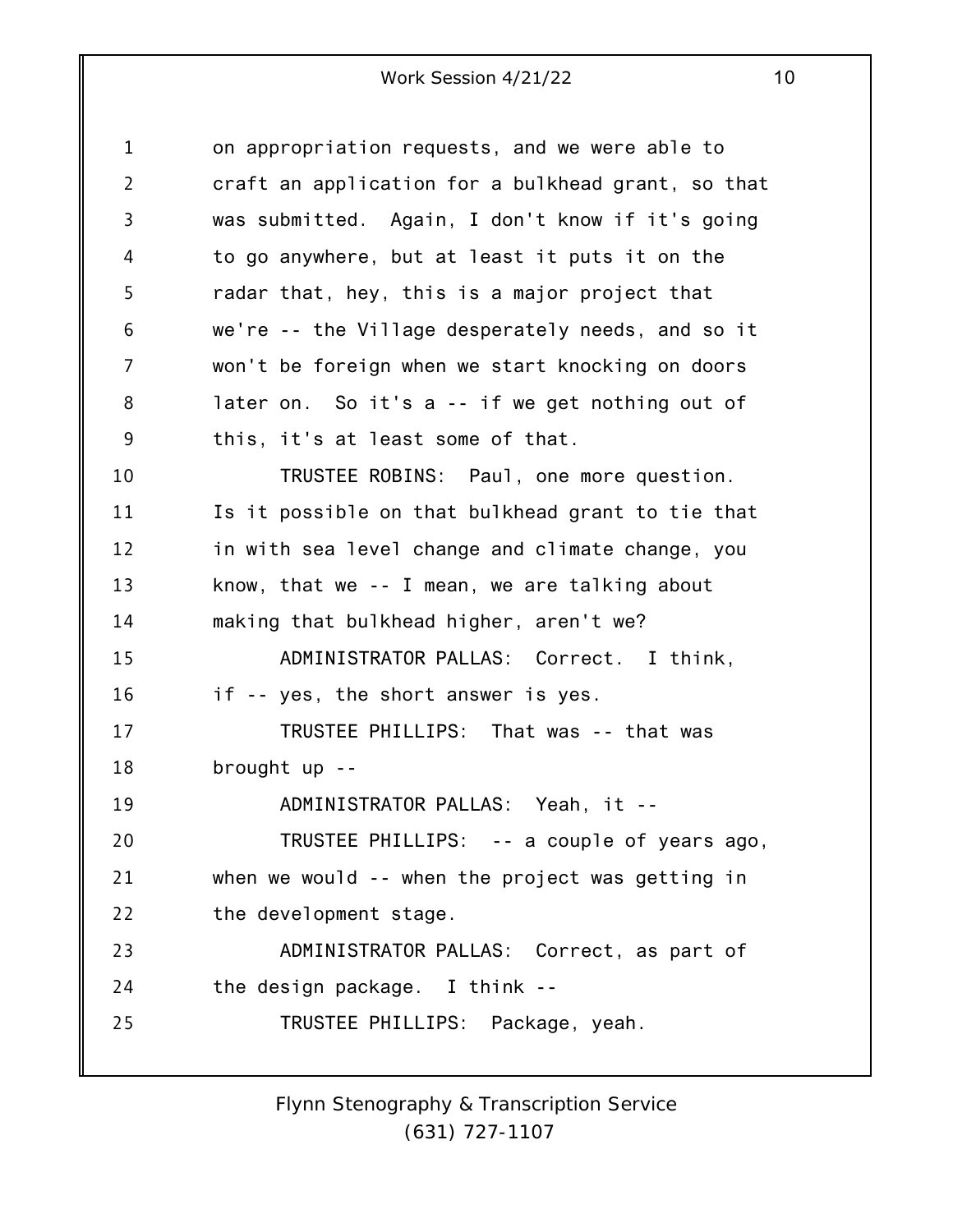on appropriation requests, and we were able to craft an application for a bulkhead grant, so that was submitted. Again, I don't know if it's going to go anywhere, but at least it puts it on the radar that, hey, this is a major project that we're -- the Village desperately needs, and so it won't be foreign when we start knocking on doors later on. So it's a -- if we get nothing out of this, it's at least some of that.

TRUSTEE ROBINS: Paul, one more question. Is it possible on that bulkhead grant to tie that in with sea level change and climate change, you know, that we -- I mean, we are talking about making that bulkhead higher, aren't we?

ADMINISTRATOR PALLAS: Correct. I think, if -- yes, the short answer is yes.

TRUSTEE PHILLIPS: That was -- that was brought up --

ADMINISTRATOR PALLAS: Yeah, it --

TRUSTEE PHILLIPS: -- a couple of years ago, when we would -- when the project was getting in the development stage.

ADMINISTRATOR PALLAS: Correct, as part of the design package. I think --

TRUSTEE PHILLIPS: Package, yeah.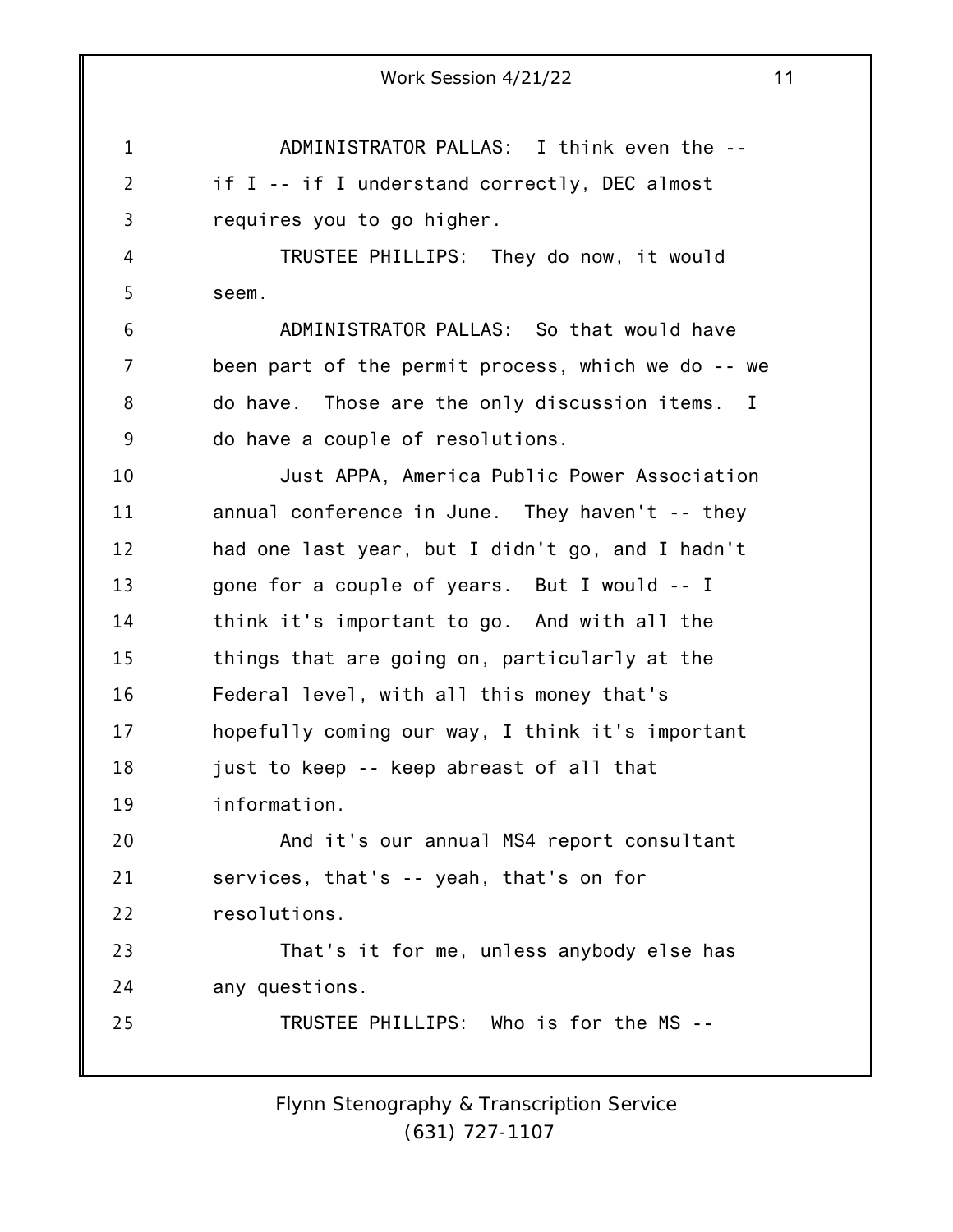ADMINISTRATOR PALLAS: I think even the -- if I -- if I understand correctly, DEC almost requires you to go higher.

TRUSTEE PHILLIPS: They do now, it would seem.

ADMINISTRATOR PALLAS: So that would have been part of the permit process, which we do -- we do have. Those are the only discussion items. I do have a couple of resolutions.

Just APPA, America Public Power Association annual conference in June. They haven't -- they had one last year, but I didn't go, and I hadn't gone for a couple of years. But I would -- I think it's important to go. And with all the things that are going on, particularly at the Federal level, with all this money that's hopefully coming our way, I think it's important just to keep -- keep abreast of all that information.

And it's our annual MS4 report consultant services, that's -- yeah, that's on for resolutions.

That's it for me, unless anybody else has any questions.

TRUSTEE PHILLIPS: Who is for the MS --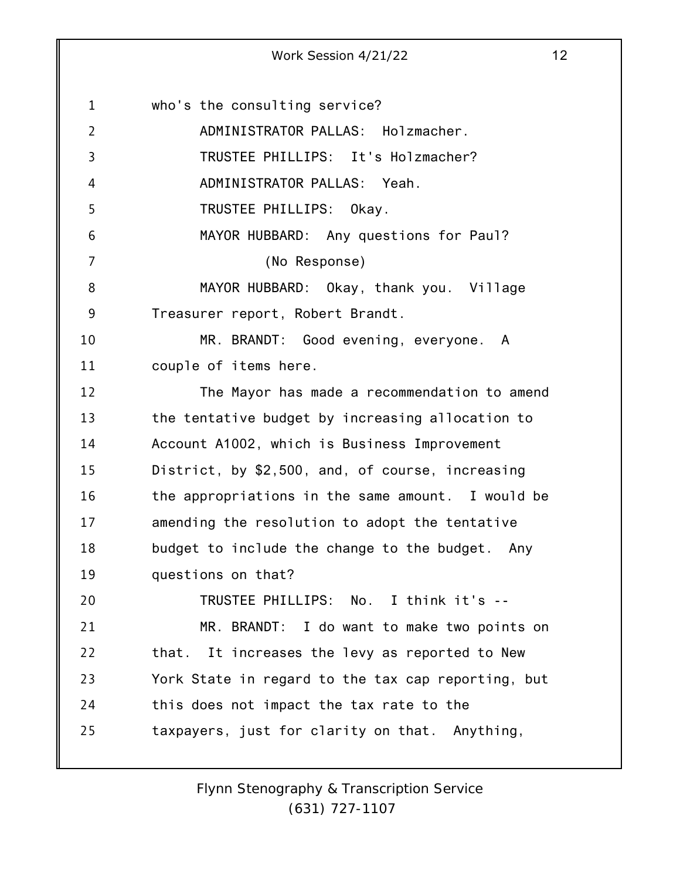who's the consulting service?

ADMINISTRATOR PALLAS: Holzmacher.

TRUSTEE PHILLIPS: It's Holzmacher?

ADMINISTRATOR PALLAS: Yeah.

TRUSTEE PHILLIPS: Okay.

MAYOR HUBBARD: Any questions for Paul?

(No Response)

MAYOR HUBBARD: Okay, thank you. Village Treasurer report, Robert Brandt.

MR. BRANDT: Good evening, everyone. A couple of items here.

The Mayor has made a recommendation to amend the tentative budget by increasing allocation to Account A1002, which is Business Improvement District, by $2,500, and, of course, increasing the appropriations in the same amount. I would be amending the resolution to adopt the tentative budget to include the change to the budget. Any questions on that?

TRUSTEE PHILLIPS: No. I think it's --

MR. BRANDT: I do want to make two points on that. It increases the levy as reported to New York State in regard to the tax cap reporting, but this does not impact the tax rate to the taxpayers, just for clarity on that. Anything,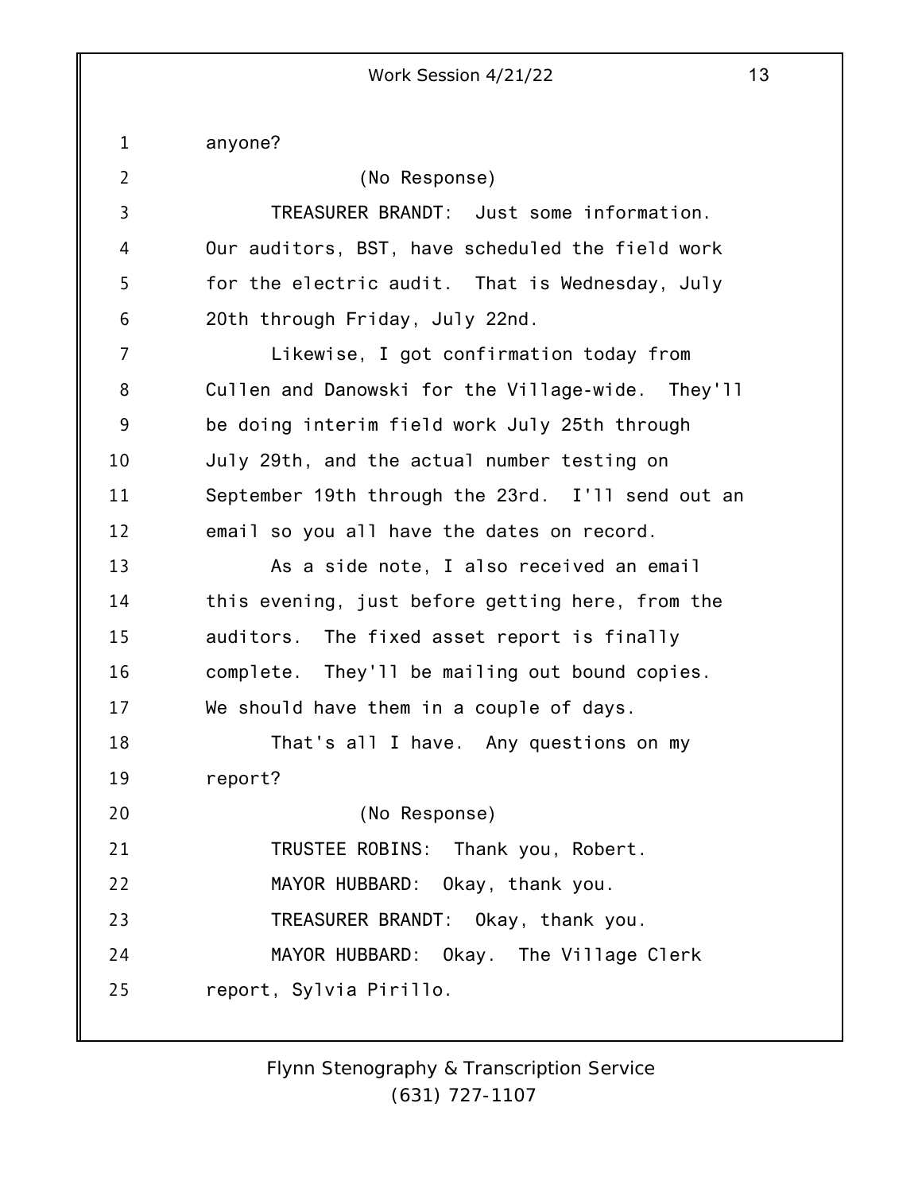anyone?

(No Response)

TREASURER BRANDT: Just some information. Our auditors, BST, have scheduled the field work for the electric audit. That is Wednesday, July 20th through Friday, July 22nd.

Likewise, I got confirmation today from Cullen and Danowski for the Village-wide. They'll be doing interim field work July 25th through July 29th, and the actual number testing on September 19th through the 23rd. I'll send out an email so you all have the dates on record.

As a side note, I also received an email this evening, just before getting here, from the auditors. The fixed asset report is finally complete. They'll be mailing out bound copies. We should have them in a couple of days.

That's all I have. Any questions on my report?

(No Response)

TRUSTEE ROBINS: Thank you, Robert.

MAYOR HUBBARD: Okay, thank you.

TREASURER BRANDT: Okay, thank you.

MAYOR HUBBARD: Okay. The Village Clerk report, Sylvia Pirillo.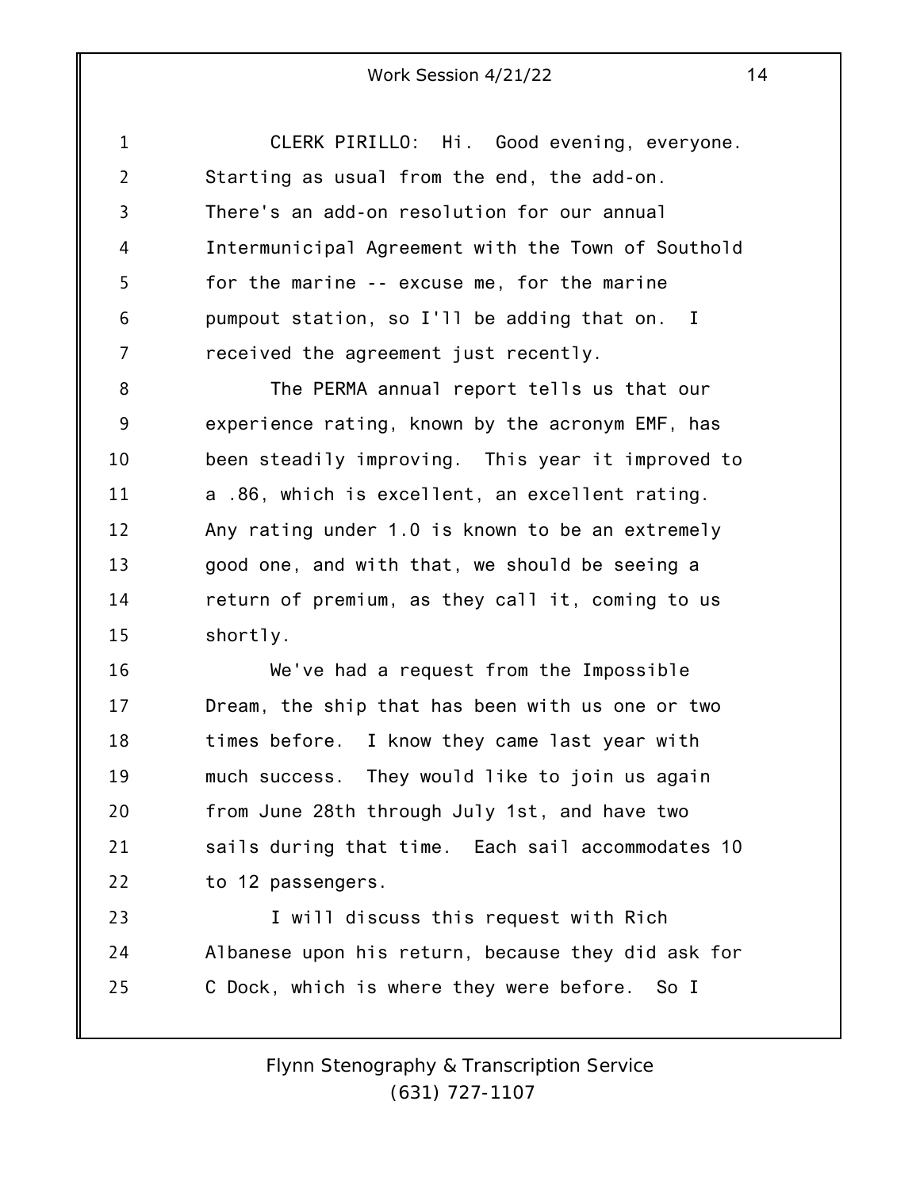CLERK PIRILLO: Hi. Good evening, everyone. Starting as usual from the end, the add-on. There's an add-on resolution for our annual Intermunicipal Agreement with the Town of Southold for the marine -- excuse me, for the marine pumpout station, so I'll be adding that on. I received the agreement just recently.

The PERMA annual report tells us that our experience rating, known by the acronym EMF, has been steadily improving. This year it improved to a .86, which is excellent, an excellent rating. Any rating under 1.0 is known to be an extremely good one, and with that, we should be seeing a return of premium, as they call it, coming to us shortly.

We've had a request from the Impossible Dream, the ship that has been with us one or two times before. I know they came last year with much success. They would like to join us again from June 28th through July 1st, and have two sails during that time. Each sail accommodates 10 to 12 passengers.

I will discuss this request with Rich Albanese upon his return, because they did ask for C Dock, which is where they were before. So I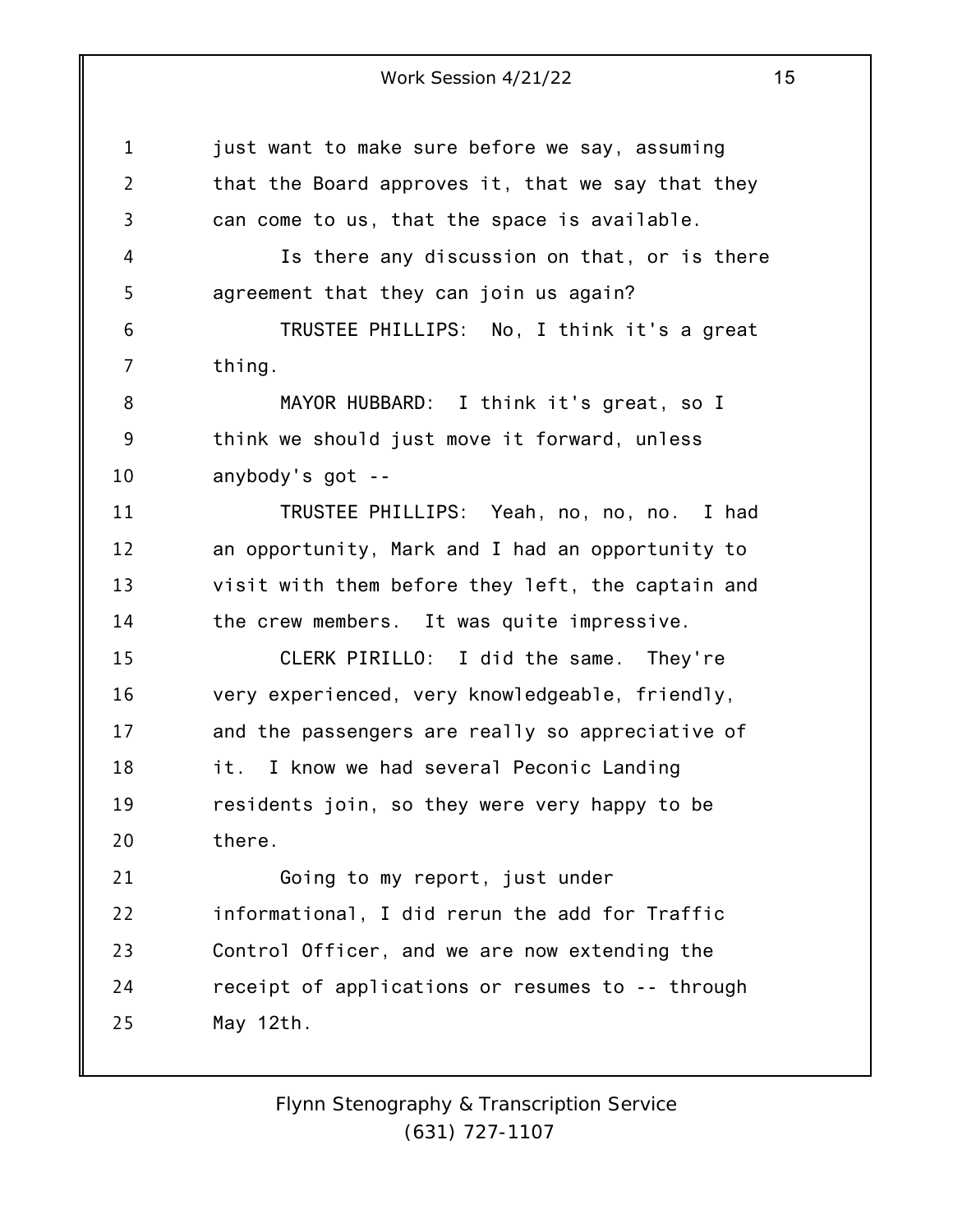just want to make sure before we say, assuming that the Board approves it, that we say that they can come to us, that the space is available.

Is there any discussion on that, or is there agreement that they can join us again?

TRUSTEE PHILLIPS: No, I think it's a great thing.

MAYOR HUBBARD: I think it's great, so I think we should just move it forward, unless anybody's got --

TRUSTEE PHILLIPS: Yeah, no, no, no. I had an opportunity, Mark and I had an opportunity to visit with them before they left, the captain and the crew members. It was quite impressive.

CLERK PIRILLO: I did the same. They're very experienced, very knowledgeable, friendly, and the passengers are really so appreciative of it. I know we had several Peconic Landing residents join, so they were very happy to be there.

Going to my report, just under informational, I did rerun the add for Traffic Control Officer, and we are now extending the receipt of applications or resumes to -- through May 12th.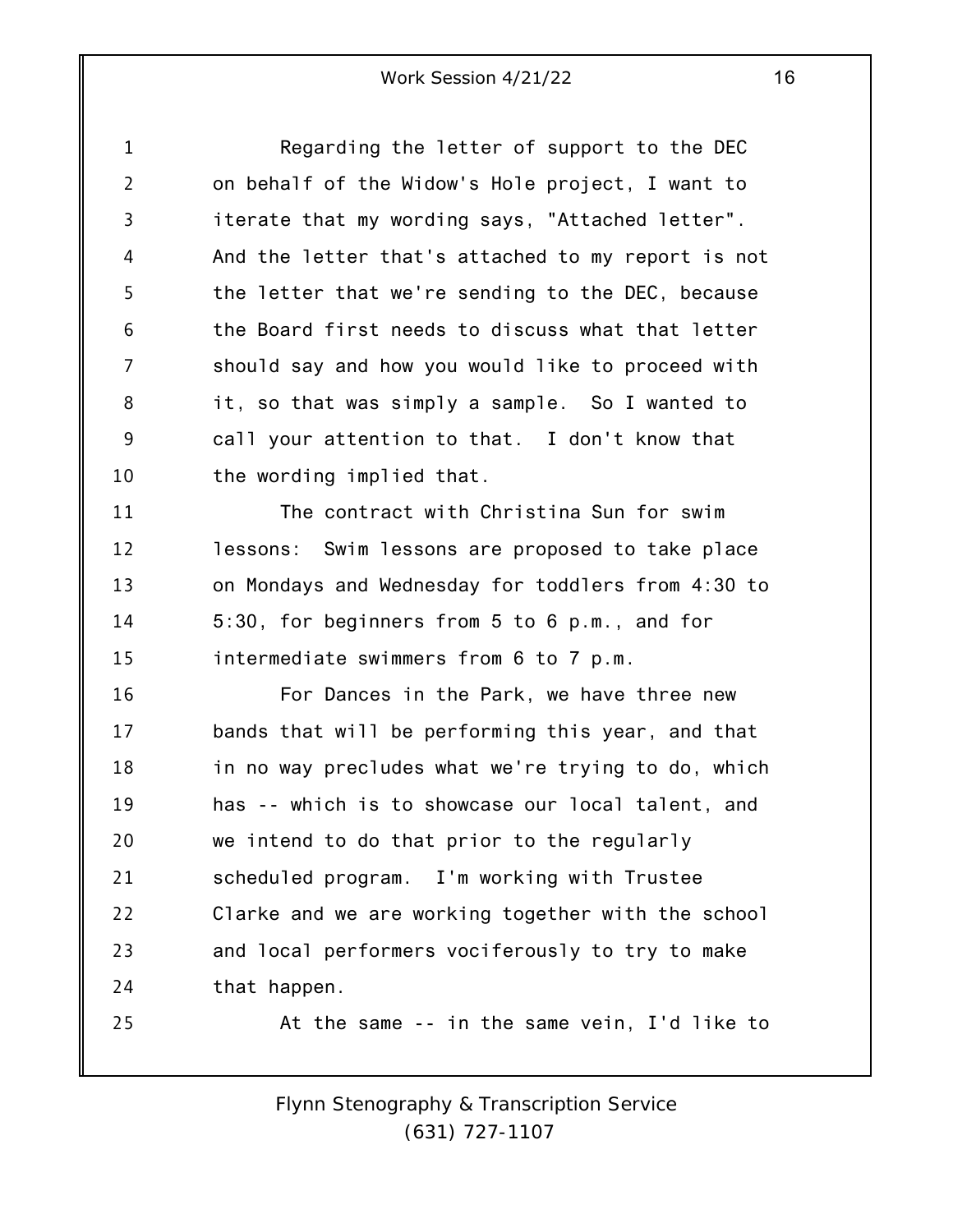Regarding the letter of support to the DEC on behalf of the Widow's Hole project, I want to iterate that my wording says, "Attached letter". And the letter that's attached to my report is not the letter that we're sending to the DEC, because the Board first needs to discuss what that letter should say and how you would like to proceed with it, so that was simply a sample. So I wanted to call your attention to that. I don't know that the wording implied that.

The contract with Christina Sun for swim lessons: Swim lessons are proposed to take place on Mondays and Wednesday for toddlers from 4:30 to 5:30, for beginners from 5 to 6 p.m., and for intermediate swimmers from 6 to 7 p.m.

For Dances in the Park, we have three new bands that will be performing this year, and that in no way precludes what we're trying to do, which has -- which is to showcase our local talent, and we intend to do that prior to the regularly scheduled program. I'm working with Trustee Clarke and we are working together with the school and local performers vociferously to try to make that happen.

At the same -- in the same vein, I'd like to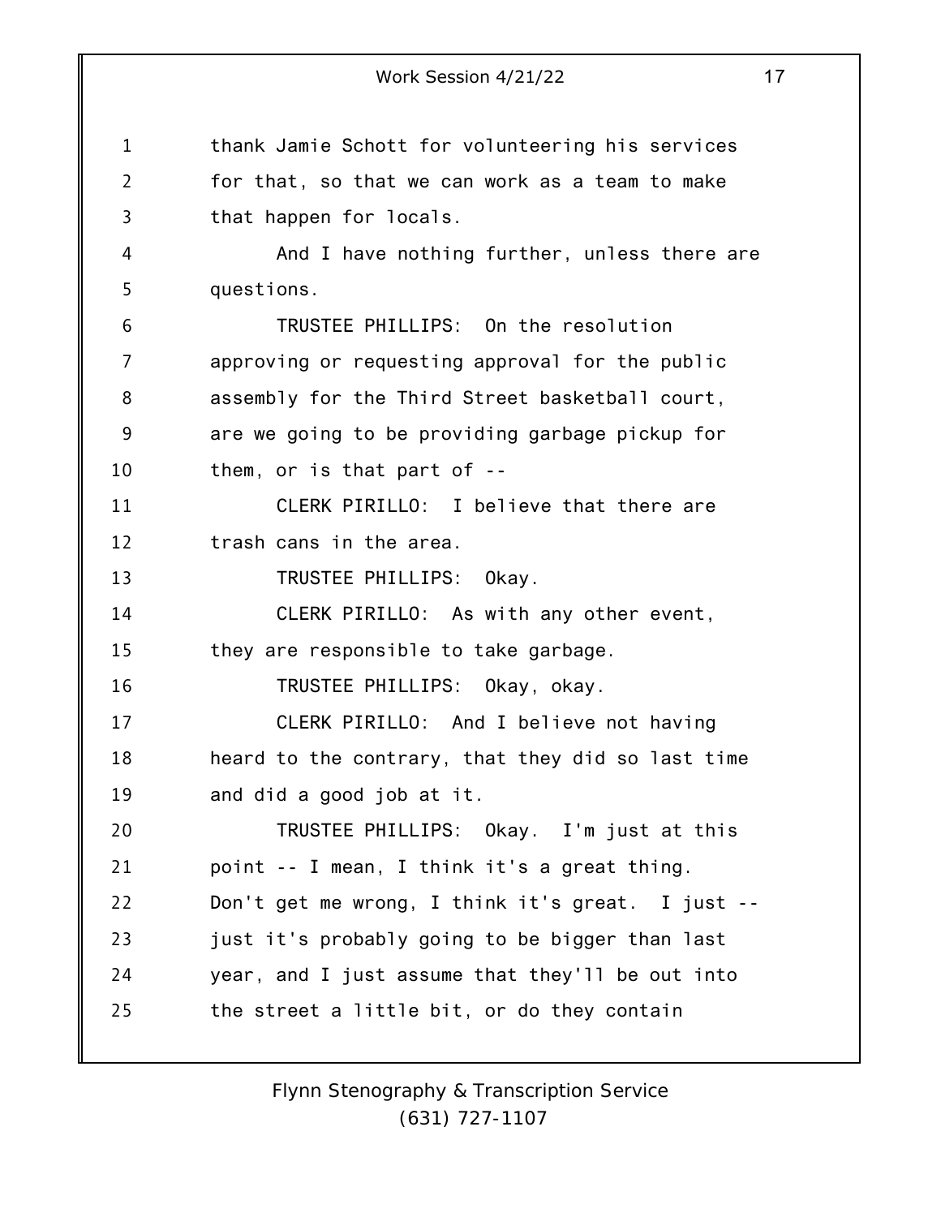thank Jamie Schott for volunteering his services for that, so that we can work as a team to make that happen for locals.

And I have nothing further, unless there are questions.

TRUSTEE PHILLIPS: On the resolution approving or requesting approval for the public assembly for the Third Street basketball court, are we going to be providing garbage pickup for them, or is that part of --

CLERK PIRILLO: I believe that there are trash cans in the area.

TRUSTEE PHILLIPS: Okay.

CLERK PIRILLO: As with any other event, they are responsible to take garbage.

TRUSTEE PHILLIPS: Okay, okay.

CLERK PIRILLO: And I believe not having heard to the contrary, that they did so last time and did a good job at it.

TRUSTEE PHILLIPS: Okay. I'm just at this point -- I mean, I think it's a great thing. Don't get me wrong, I think it's great. I just -- just it's probably going to be bigger than last year, and I just assume that they'll be out into the street a little bit, or do they contain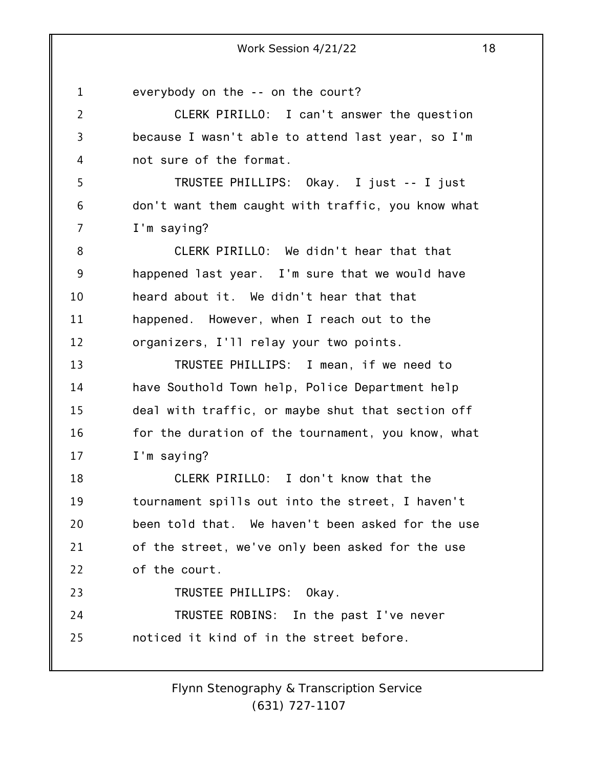everybody on the -- on the court?

CLERK PIRILLO: I can't answer the question because I wasn't able to attend last year, so I'm not sure of the format.

TRUSTEE PHILLIPS: Okay. I just -- I just don't want them caught with traffic, you know what I'm saying?

CLERK PIRILLO: We didn't hear that that happened last year. I'm sure that we would have heard about it. We didn't hear that that happened. However, when I reach out to the organizers, I'll relay your two points.

TRUSTEE PHILLIPS: I mean, if we need to have Southold Town help, Police Department help deal with traffic, or maybe shut that section off for the duration of the tournament, you know, what I'm saying?

CLERK PIRILLO: I don't know that the tournament spills out into the street, I haven't been told that. We haven't been asked for the use of the street, we've only been asked for the use of the court.

TRUSTEE PHILLIPS: Okay.

TRUSTEE ROBINS: In the past I've never noticed it kind of in the street before.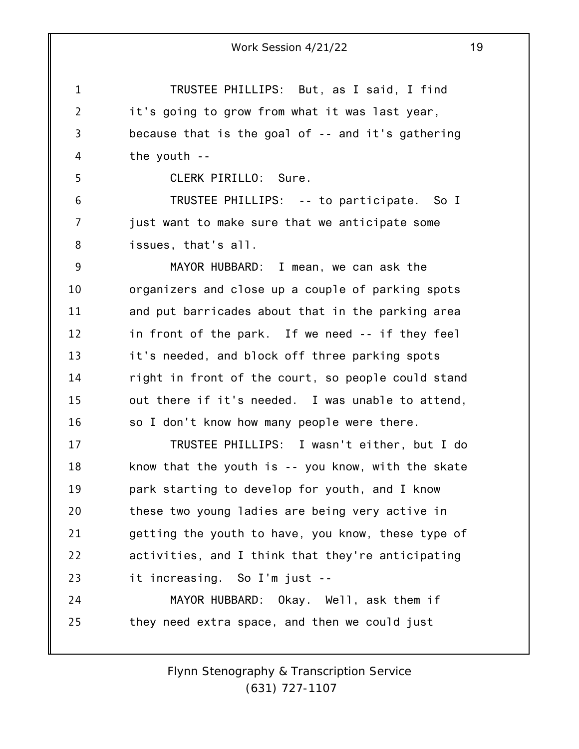TRUSTEE PHILLIPS: But, as I said, I find it's going to grow from what it was last year, because that is the goal of -- and it's gathering the youth --

CLERK PIRILLO: Sure.

TRUSTEE PHILLIPS: -- to participate. So I just want to make sure that we anticipate some issues, that's all.

MAYOR HUBBARD: I mean, we can ask the organizers and close up a couple of parking spots and put barricades about that in the parking area in front of the park. If we need -- if they feel it's needed, and block off three parking spots right in front of the court, so people could stand out there if it's needed. I was unable to attend, so I don't know how many people were there.

TRUSTEE PHILLIPS: I wasn't either, but I do know that the youth is -- you know, with the skate park starting to develop for youth, and I know these two young ladies are being very active in getting the youth to have, you know, these type of activities, and I think that they're anticipating it increasing. So I'm just --

MAYOR HUBBARD: Okay. Well, ask them if they need extra space, and then we could just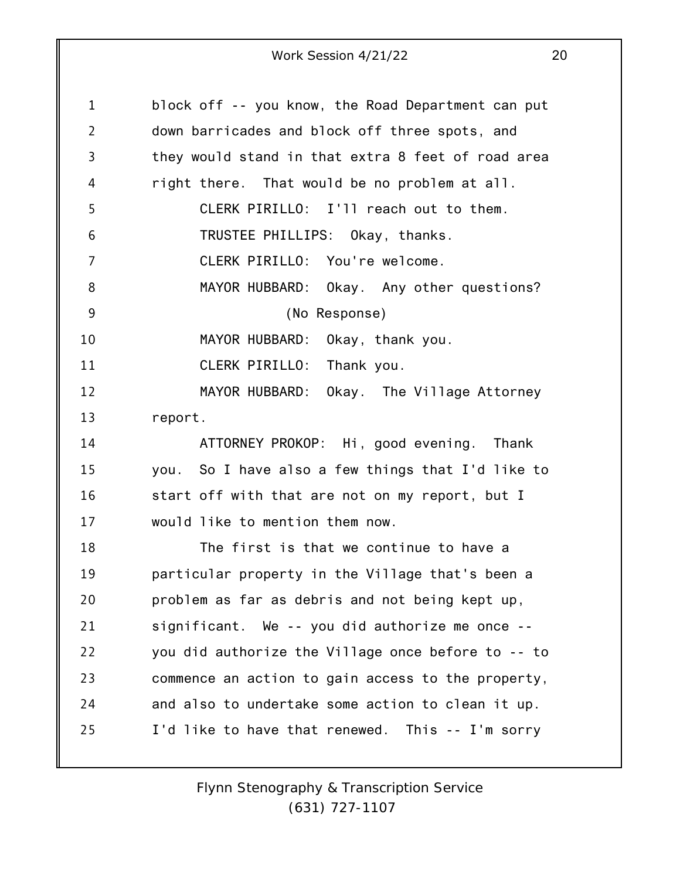block off -- you know, the Road Department can put down barricades and block off three spots, and they would stand in that extra 8 feet of road area right there. That would be no problem at all.

CLERK PIRILLO: I'll reach out to them.

TRUSTEE PHILLIPS: Okay, thanks.

CLERK PIRILLO: You're welcome.

MAYOR HUBBARD: Okay. Any other questions?

(No Response)

MAYOR HUBBARD: Okay, thank you.

CLERK PIRILLO: Thank you.

MAYOR HUBBARD: Okay. The Village Attorney report.

ATTORNEY PROKOP: Hi, good evening. Thank you. So I have also a few things that I'd like to start off with that are not on my report, but I would like to mention them now.

The first is that we continue to have a particular property in the Village that's been a problem as far as debris and not being kept up, significant. We -- you did authorize me once -- you did authorize the Village once before to -- to commence an action to gain access to the property, and also to undertake some action to clean it up. I'd like to have that renewed. This -- I'm sorry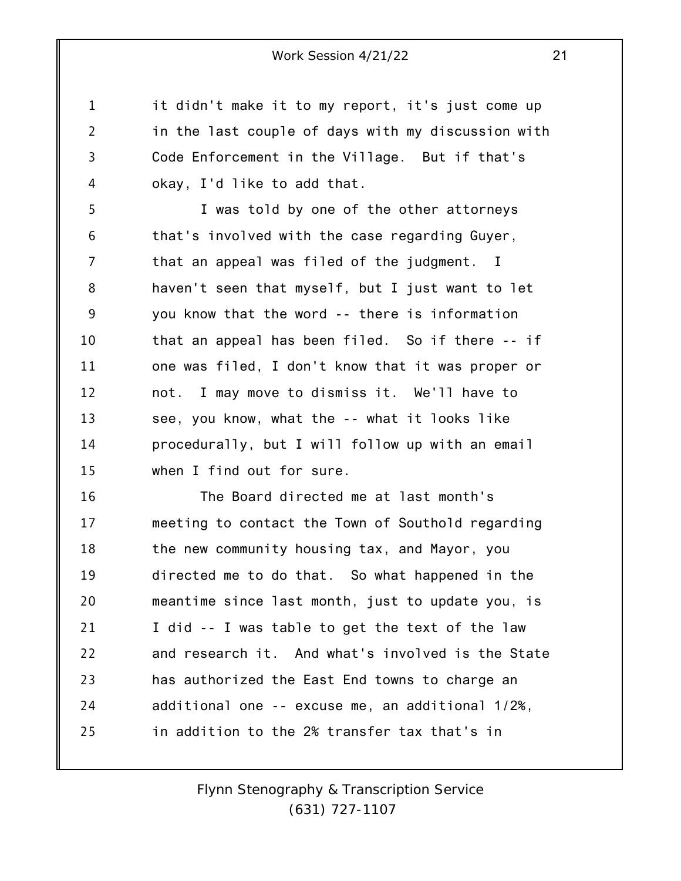it didn't make it to my report, it's just come up in the last couple of days with my discussion with Code Enforcement in the Village. But if that's okay, I'd like to add that.

I was told by one of the other attorneys that's involved with the case regarding Guyer, that an appeal was filed of the judgment. I haven't seen that myself, but I just want to let you know that the word -- there is information that an appeal has been filed. So if there -- if one was filed, I don't know that it was proper or not. I may move to dismiss it. We'll have to see, you know, what the -- what it looks like procedurally, but I will follow up with an email when I find out for sure.

The Board directed me at last month's meeting to contact the Town of Southold regarding the new community housing tax, and Mayor, you directed me to do that. So what happened in the meantime since last month, just to update you, is I did -- I was table to get the text of the law and research it. And what's involved is the State has authorized the East End towns to charge an additional one -- excuse me, an additional 1/2%, in addition to the 2% transfer tax that's in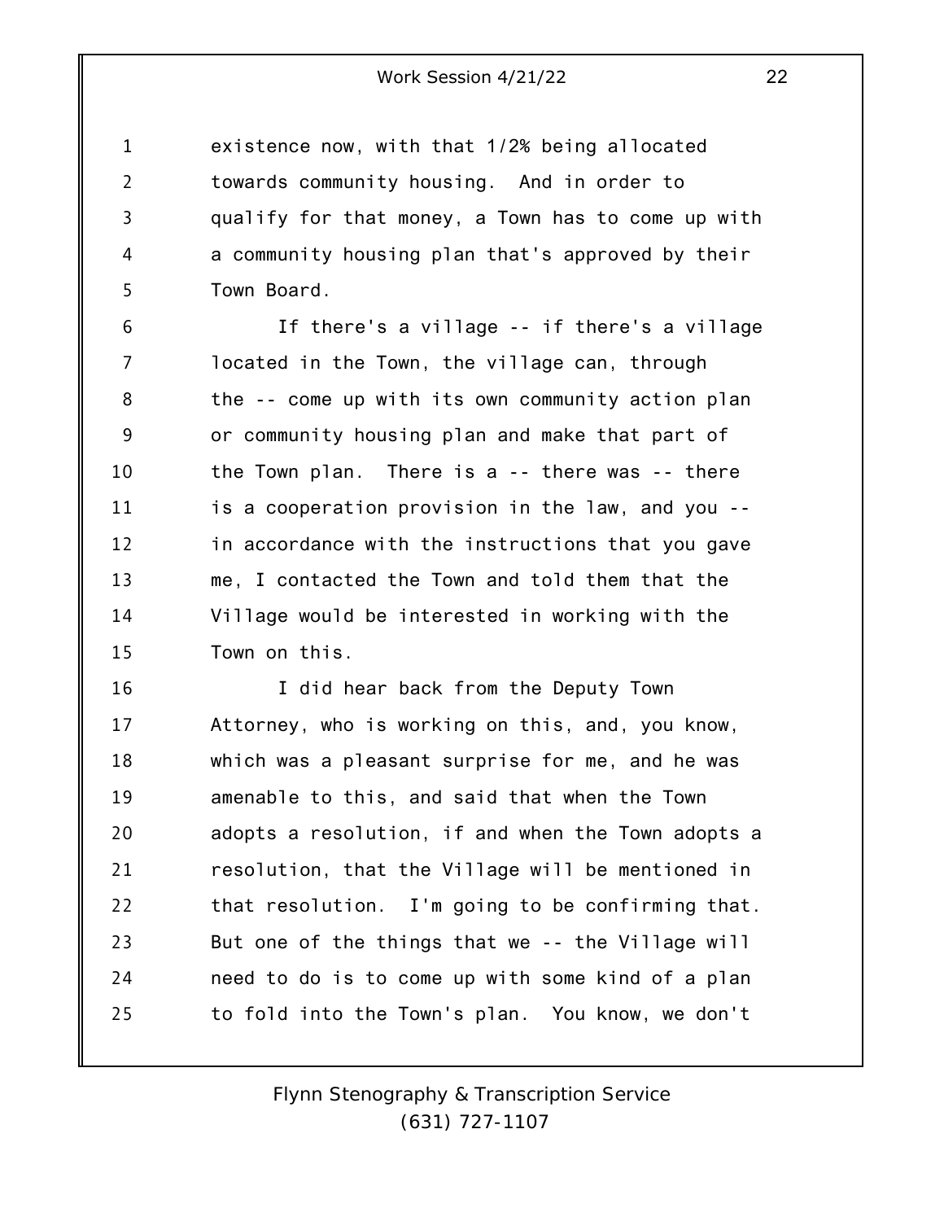existence now, with that 1/2% being allocated towards community housing. And in order to qualify for that money, a Town has to come up with a community housing plan that's approved by their Town Board.

If there's a village -- if there's a village located in the Town, the village can, through the -- come up with its own community action plan or community housing plan and make that part of the Town plan. There is a -- there was -- there is a cooperation provision in the law, and you -- in accordance with the instructions that you gave me, I contacted the Town and told them that the Village would be interested in working with the Town on this.

I did hear back from the Deputy Town Attorney, who is working on this, and, you know, which was a pleasant surprise for me, and he was amenable to this, and said that when the Town adopts a resolution, if and when the Town adopts a resolution, that the Village will be mentioned in that resolution. I'm going to be confirming that. But one of the things that we -- the Village will need to do is to come up with some kind of a plan to fold into the Town's plan. You know, we don't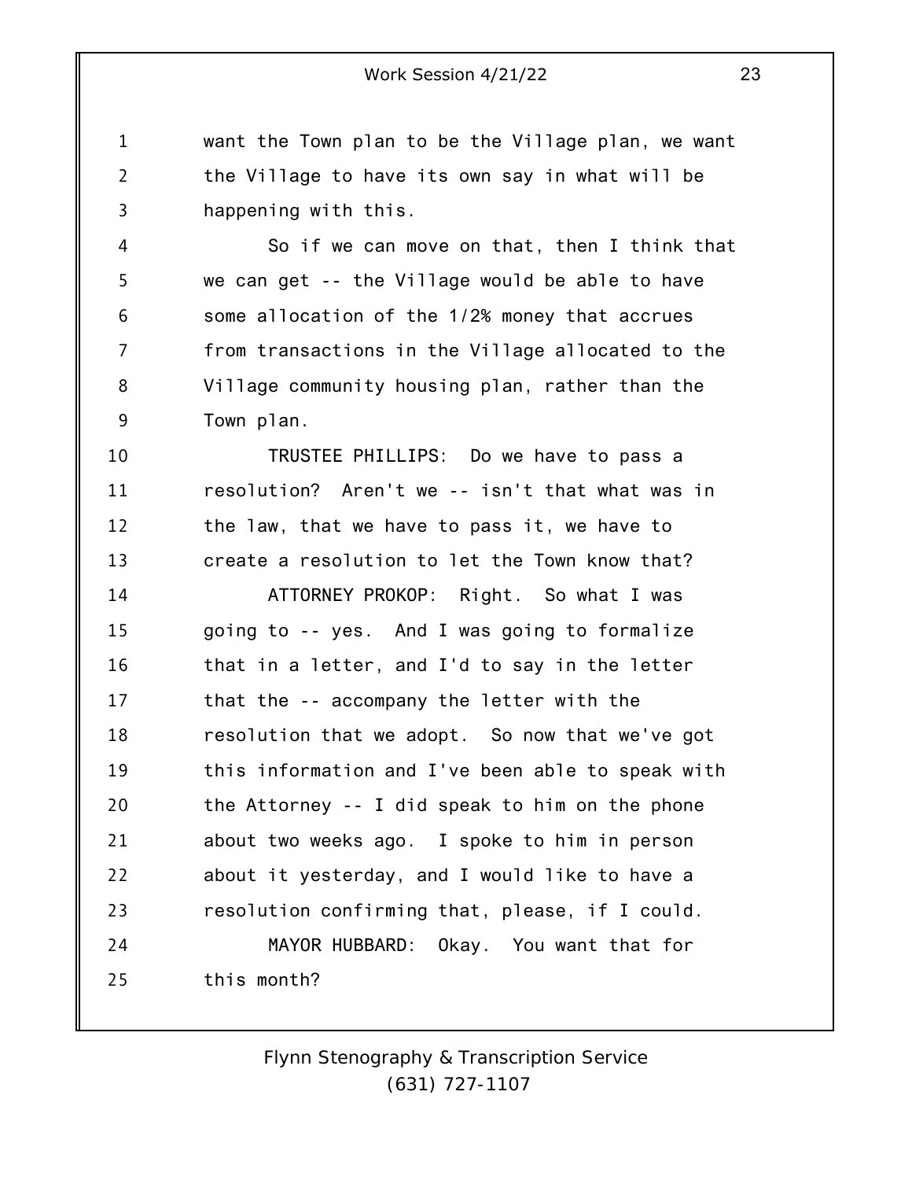want the Town plan to be the Village plan, we want the Village to have its own say in what will be happening with this.

So if we can move on that, then I think that we can get -- the Village would be able to have some allocation of the 1/2% money that accrues from transactions in the Village allocated to the Village community housing plan, rather than the Town plan.

TRUSTEE PHILLIPS: Do we have to pass a resolution? Aren't we -- isn't that what was in the law, that we have to pass it, we have to create a resolution to let the Town know that?

ATTORNEY PROKOP: Right. So what I was going to -- yes. And I was going to formalize that in a letter, and I'd to say in the letter that the -- accompany the letter with the resolution that we adopt. So now that we've got this information and I've been able to speak with the Attorney -- I did speak to him on the phone about two weeks ago. I spoke to him in person about it yesterday, and I would like to have a resolution confirming that, please, if I could.

MAYOR HUBBARD: Okay. You want that for this month?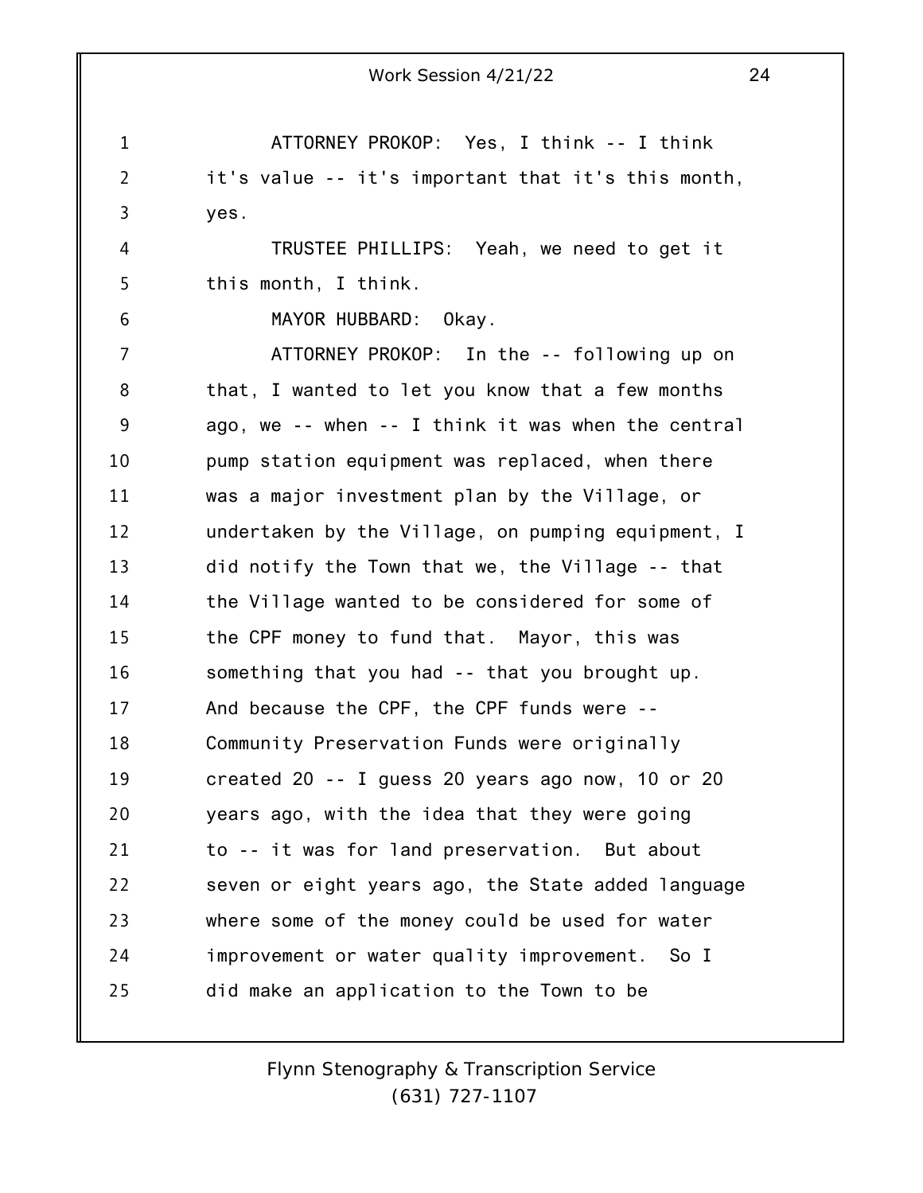ATTORNEY PROKOP: Yes, I think -- I think it's value -- it's important that it's this month, yes.

TRUSTEE PHILLIPS: Yeah, we need to get it this month, I think.

MAYOR HUBBARD: Okay.

ATTORNEY PROKOP: In the -- following up on that, I wanted to let you know that a few months ago, we -- when -- I think it was when the central pump station equipment was replaced, when there was a major investment plan by the Village, or undertaken by the Village, on pumping equipment, I did notify the Town that we, the Village -- that the Village wanted to be considered for some of the CPF money to fund that. Mayor, this was something that you had -- that you brought up. And because the CPF, the CPF funds were -- Community Preservation Funds were originally created 20 -- I guess 20 years ago now, 10 or 20 years ago, with the idea that they were going to -- it was for land preservation. But about seven or eight years ago, the State added language where some of the money could be used for water improvement or water quality improvement. So I did make an application to the Town to be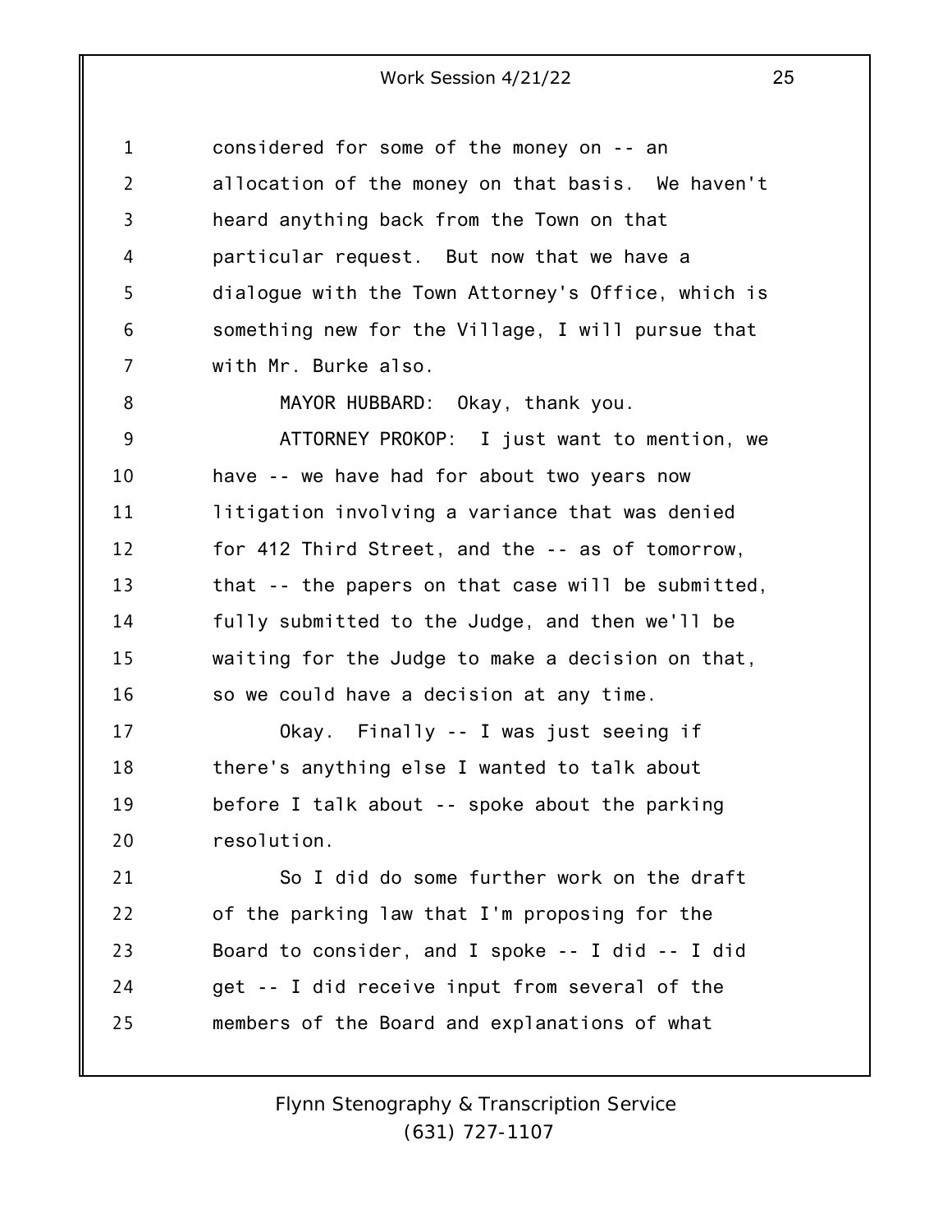considered for some of the money on -- an allocation of the money on that basis. We haven't heard anything back from the Town on that particular request. But now that we have a dialogue with the Town Attorney's Office, which is something new for the Village, I will pursue that with Mr. Burke also.

MAYOR HUBBARD: Okay, thank you.

ATTORNEY PROKOP: I just want to mention, we have -- we have had for about two years now litigation involving a variance that was denied for 412 Third Street, and the -- as of tomorrow, that -- the papers on that case will be submitted, fully submitted to the Judge, and then we'll be waiting for the Judge to make a decision on that, so we could have a decision at any time.

Okay. Finally -- I was just seeing if there's anything else I wanted to talk about before I talk about -- spoke about the parking resolution.

So I did do some further work on the draft of the parking law that I'm proposing for the Board to consider, and I spoke -- I did -- I did get -- I did receive input from several of the members of the Board and explanations of what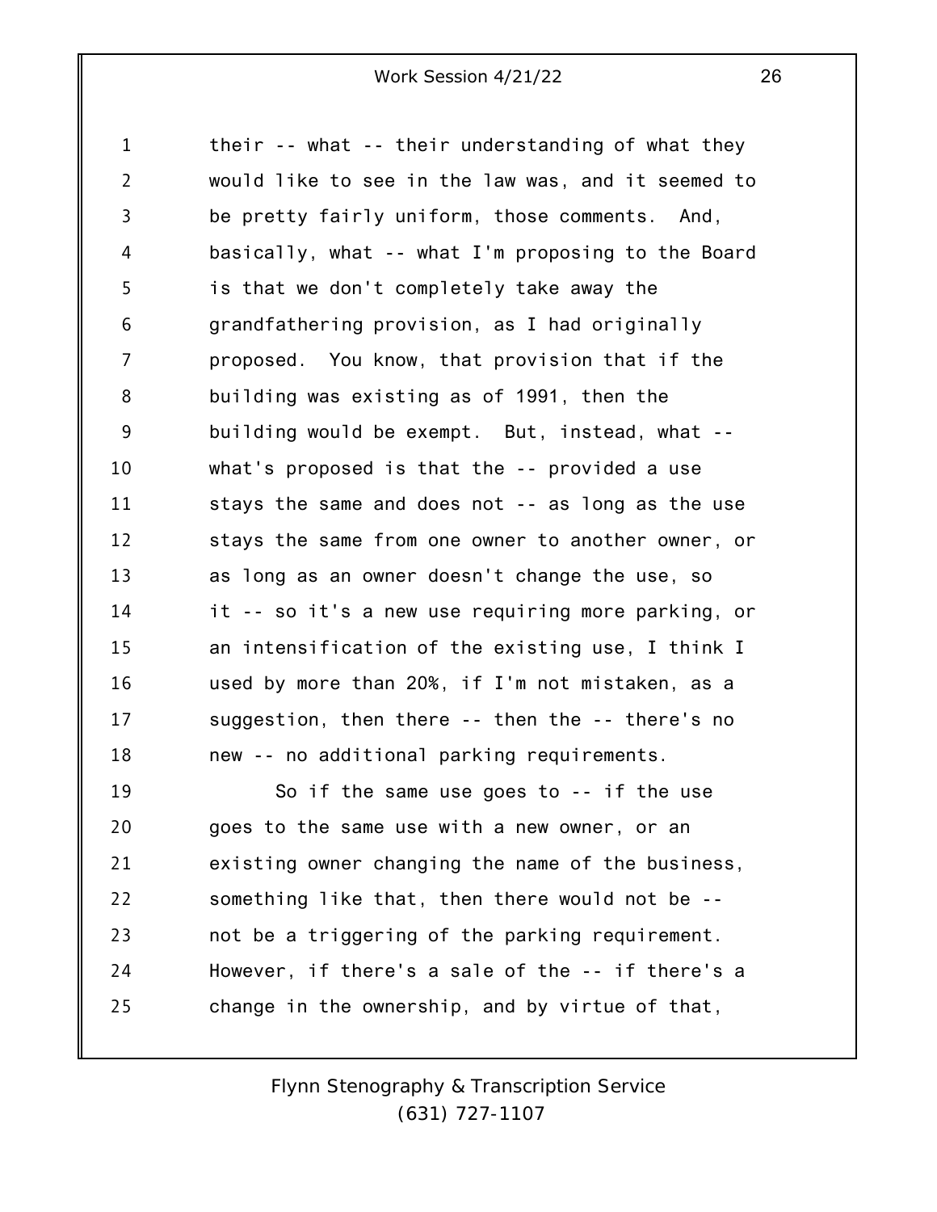their -- what -- their understanding of what they would like to see in the law was, and it seemed to be pretty fairly uniform, those comments. And, basically, what -- what I'm proposing to the Board is that we don't completely take away the grandfathering provision, as I had originally proposed. You know, that provision that if the building was existing as of 1991, then the building would be exempt. But, instead, what -- what's proposed is that the -- provided a use stays the same and does not -- as long as the use stays the same from one owner to another owner, or as long as an owner doesn't change the use, so it -- so it's a new use requiring more parking, or an intensification of the existing use, I think I used by more than 20%, if I'm not mistaken, as a suggestion, then there -- then the -- there's no new -- no additional parking requirements.

So if the same use goes to -- if the use goes to the same use with a new owner, or an existing owner changing the name of the business, something like that, then there would not be -- not be a triggering of the parking requirement. However, if there's a sale of the -- if there's a change in the ownership, and by virtue of that,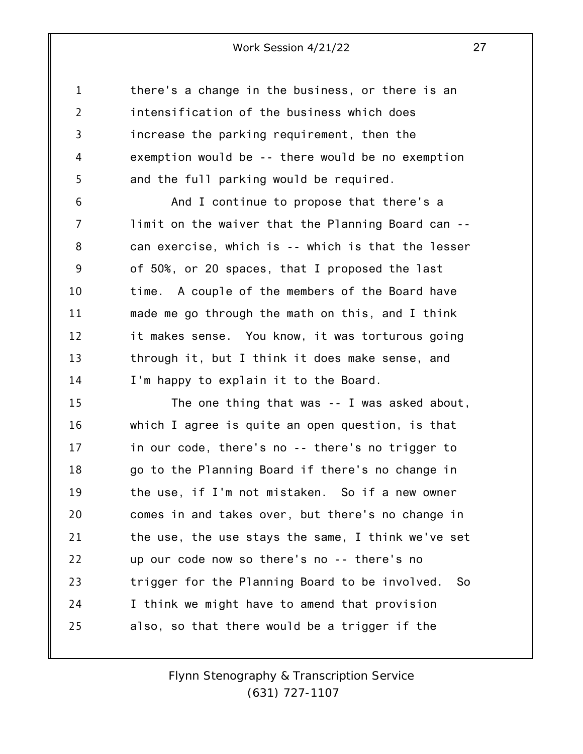there's a change in the business, or there is an intensification of the business which does increase the parking requirement, then the exemption would be -- there would be no exemption and the full parking would be required.

And I continue to propose that there's a limit on the waiver that the Planning Board can -- can exercise, which is -- which is that the lesser of 50%, or 20 spaces, that I proposed the last time. A couple of the members of the Board have made me go through the math on this, and I think it makes sense. You know, it was torturous going through it, but I think it does make sense, and I'm happy to explain it to the Board.

The one thing that was -- I was asked about, which I agree is quite an open question, is that in our code, there's no -- there's no trigger to go to the Planning Board if there's no change in the use, if I'm not mistaken. So if a new owner comes in and takes over, but there's no change in the use, the use stays the same, I think we've set up our code now so there's no -- there's no trigger for the Planning Board to be involved. So I think we might have to amend that provision also, so that there would be a trigger if the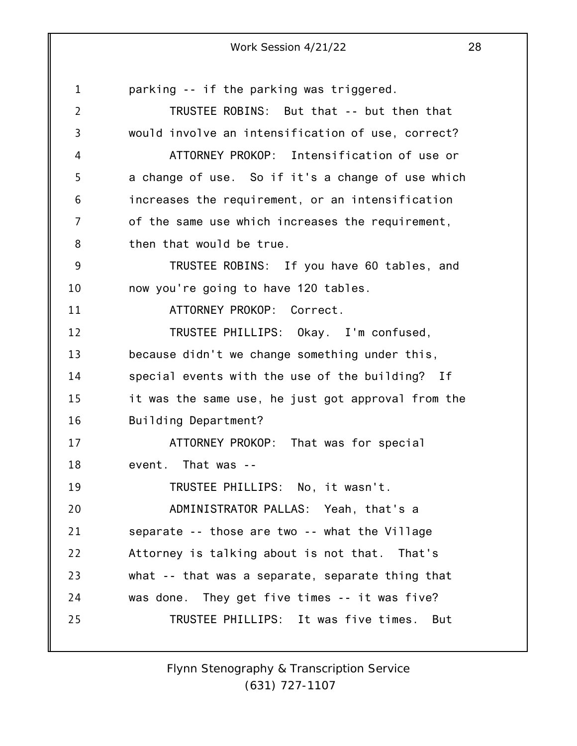parking -- if the parking was triggered.

TRUSTEE ROBINS: But that -- but then that would involve an intensification of use, correct?

ATTORNEY PROKOP: Intensification of use or a change of use. So if it's a change of use which increases the requirement, or an intensification of the same use which increases the requirement, then that would be true.

TRUSTEE ROBINS: If you have 60 tables, and now you're going to have 120 tables.

ATTORNEY PROKOP: Correct.

TRUSTEE PHILLIPS: Okay. I'm confused, because didn't we change something under this, special events with the use of the building? If it was the same use, he just got approval from the Building Department?

ATTORNEY PROKOP: That was for special event. That was --

TRUSTEE PHILLIPS: No, it wasn't.

ADMINISTRATOR PALLAS: Yeah, that's a separate -- those are two -- what the Village Attorney is talking about is not that. That's what -- that was a separate, separate thing that was done. They get five times -- it was five?

TRUSTEE PHILLIPS: It was five times. But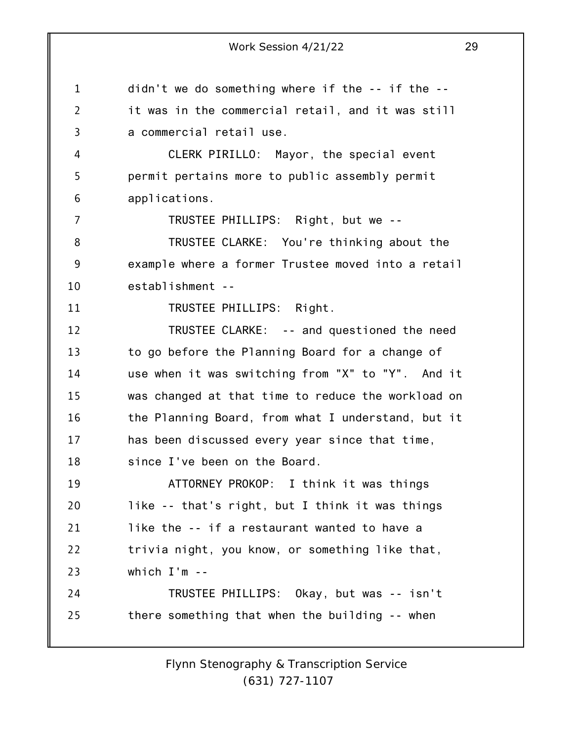didn't we do something where if the -- if the -- it was in the commercial retail, and it was still a commercial retail use.

CLERK PIRILLO: Mayor, the special event permit pertains more to public assembly permit applications.

TRUSTEE PHILLIPS: Right, but we --

TRUSTEE CLARKE: You're thinking about the example where a former Trustee moved into a retail establishment --

TRUSTEE PHILLIPS: Right.

TRUSTEE CLARKE: -- and questioned the need to go before the Planning Board for a change of use when it was switching from "X" to "Y". And it was changed at that time to reduce the workload on the Planning Board, from what I understand, but it has been discussed every year since that time, since I've been on the Board.

ATTORNEY PROKOP: I think it was things like -- that's right, but I think it was things like the -- if a restaurant wanted to have a trivia night, you know, or something like that, which I'm --

TRUSTEE PHILLIPS: Okay, but was -- isn't there something that when the building -- when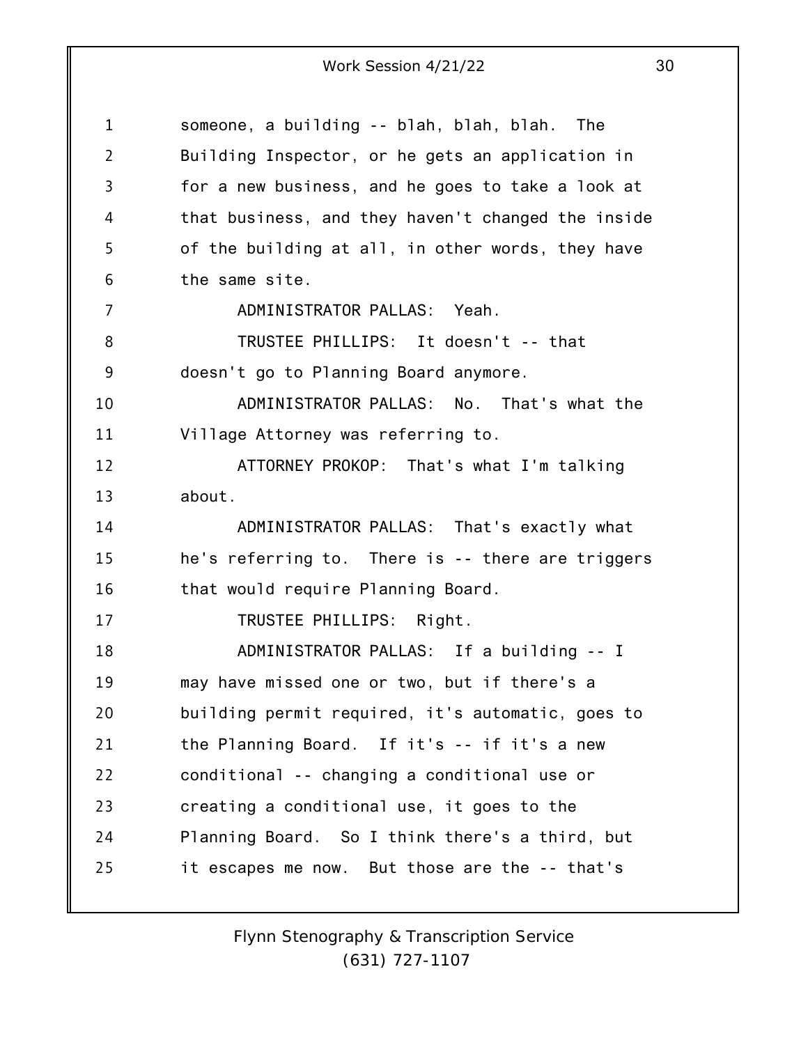someone, a building -- blah, blah, blah. The Building Inspector, or he gets an application in for a new business, and he goes to take a look at that business, and they haven't changed the inside of the building at all, in other words, they have the same site.

ADMINISTRATOR PALLAS: Yeah.

TRUSTEE PHILLIPS: It doesn't -- that doesn't go to Planning Board anymore.

ADMINISTRATOR PALLAS: No. That's what the Village Attorney was referring to.

ATTORNEY PROKOP: That's what I'm talking about.

ADMINISTRATOR PALLAS: That's exactly what he's referring to. There is -- there are triggers that would require Planning Board.

TRUSTEE PHILLIPS: Right.

ADMINISTRATOR PALLAS: If a building -- I may have missed one or two, but if there's a building permit required, it's automatic, goes to the Planning Board. If it's -- if it's a new conditional -- changing a conditional use or creating a conditional use, it goes to the Planning Board. So I think there's a third, but it escapes me now. But those are the -- that's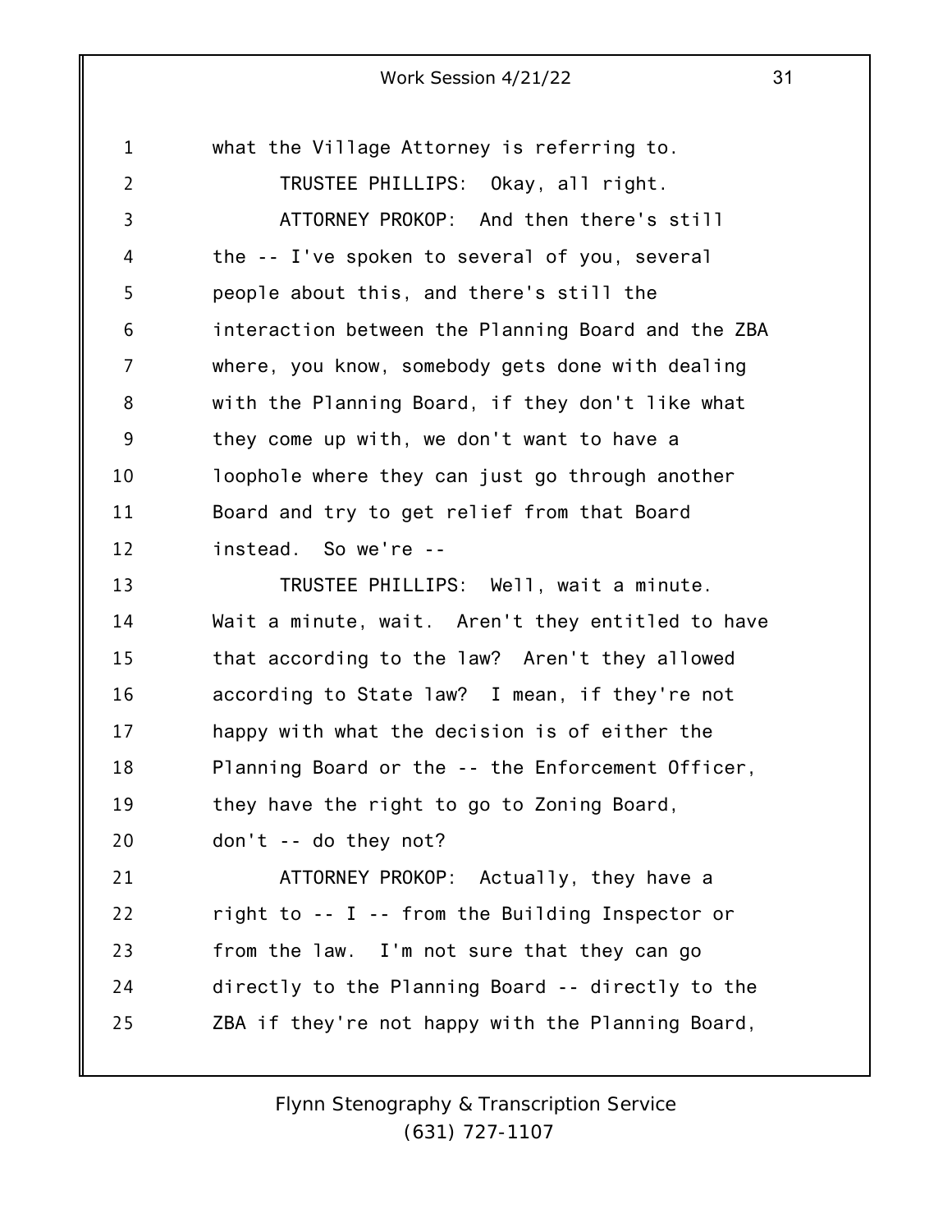what the Village Attorney is referring to.

TRUSTEE PHILLIPS: Okay, all right.

ATTORNEY PROKOP: And then there's still the -- I've spoken to several of you, several people about this, and there's still the interaction between the Planning Board and the ZBA where, you know, somebody gets done with dealing with the Planning Board, if they don't like what they come up with, we don't want to have a loophole where they can just go through another Board and try to get relief from that Board instead. So we're --

TRUSTEE PHILLIPS: Well, wait a minute. Wait a minute, wait. Aren't they entitled to have that according to the law? Aren't they allowed according to State law? I mean, if they're not happy with what the decision is of either the Planning Board or the -- the Enforcement Officer, they have the right to go to Zoning Board, don't -- do they not?

ATTORNEY PROKOP: Actually, they have a right to -- I -- from the Building Inspector or from the law. I'm not sure that they can go directly to the Planning Board -- directly to the ZBA if they're not happy with the Planning Board,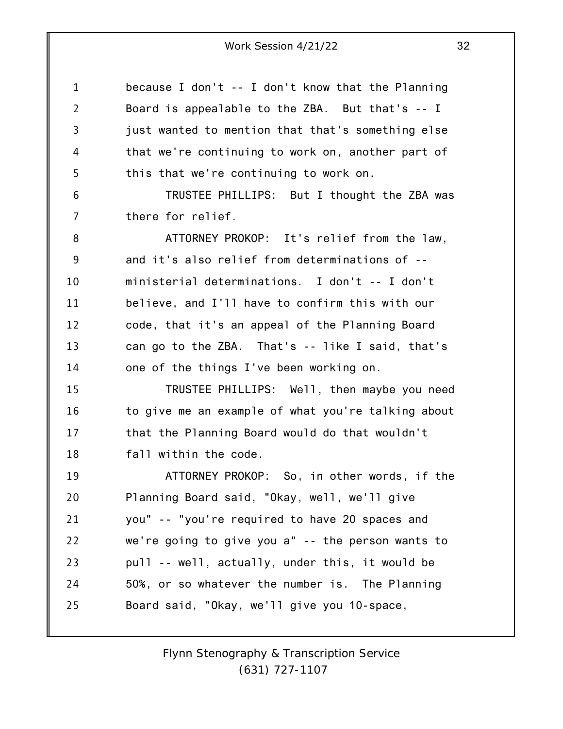because I don't -- I don't know that the Planning Board is appealable to the ZBA. But that's -- I just wanted to mention that that's something else that we're continuing to work on, another part of this that we're continuing to work on.

TRUSTEE PHILLIPS: But I thought the ZBA was there for relief.

ATTORNEY PROKOP: It's relief from the law, and it's also relief from determinations of -- ministerial determinations. I don't -- I don't believe, and I'll have to confirm this with our code, that it's an appeal of the Planning Board can go to the ZBA. That's -- like I said, that's one of the things I've been working on.

TRUSTEE PHILLIPS: Well, then maybe you need to give me an example of what you're talking about that the Planning Board would do that wouldn't fall within the code.

ATTORNEY PROKOP: So, in other words, if the Planning Board said, "Okay, well, we'll give you" -- "you're required to have 20 spaces and we're going to give you a" -- the person wants to pull -- well, actually, under this, it would be 50%, or so whatever the number is. The Planning Board said, "Okay, we'll give you 10-space,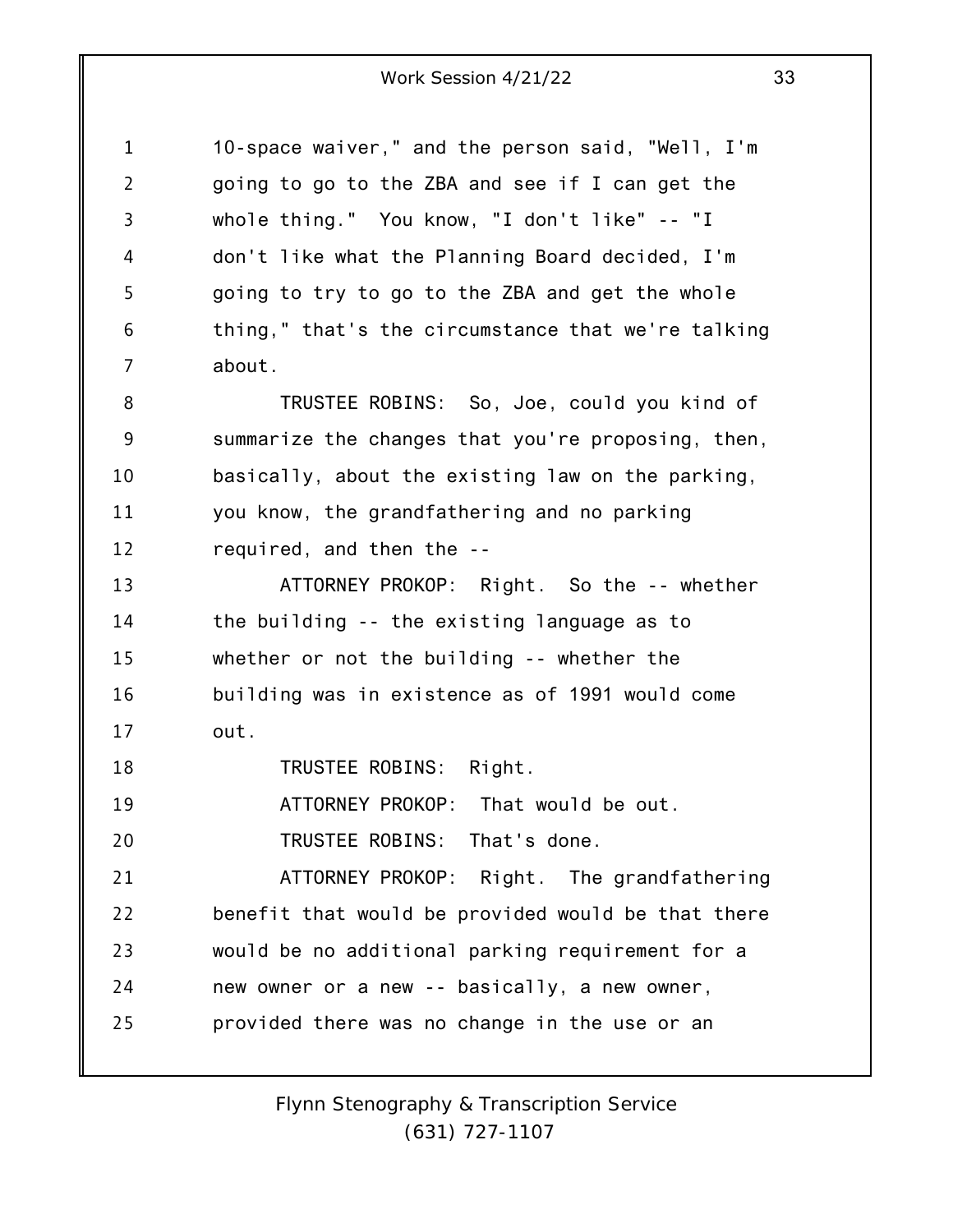10-space waiver," and the person said, "Well, I'm going to go to the ZBA and see if I can get the whole thing." You know, "I don't like" -- "I don't like what the Planning Board decided, I'm going to try to go to the ZBA and get the whole thing," that's the circumstance that we're talking about.

TRUSTEE ROBINS: So, Joe, could you kind of summarize the changes that you're proposing, then, basically, about the existing law on the parking, you know, the grandfathering and no parking required, and then the --

ATTORNEY PROKOP: Right. So the -- whether the building -- the existing language as to whether or not the building -- whether the building was in existence as of 1991 would come out.

TRUSTEE ROBINS: Right.

ATTORNEY PROKOP: That would be out.

TRUSTEE ROBINS: That's done.

ATTORNEY PROKOP: Right. The grandfathering benefit that would be provided would be that there would be no additional parking requirement for a new owner or a new -- basically, a new owner, provided there was no change in the use or an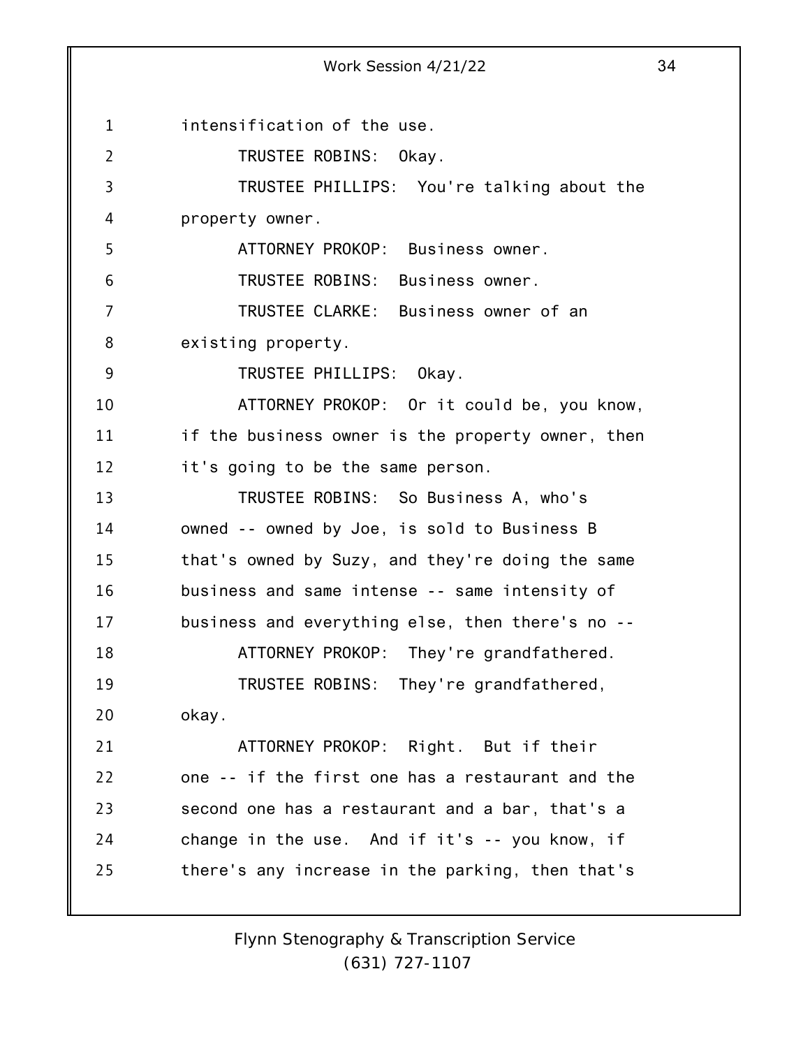intensification of the use.

TRUSTEE ROBINS: Okay.

TRUSTEE PHILLIPS: You're talking about the property owner.

ATTORNEY PROKOP: Business owner.

TRUSTEE ROBINS: Business owner.

TRUSTEE CLARKE: Business owner of an existing property.

TRUSTEE PHILLIPS: Okay.

ATTORNEY PROKOP: Or it could be, you know, if the business owner is the property owner, then it's going to be the same person.

TRUSTEE ROBINS: So Business A, who's owned -- owned by Joe, is sold to Business B that's owned by Suzy, and they're doing the same business and same intense -- same intensity of business and everything else, then there's no --

ATTORNEY PROKOP: They're grandfathered.

TRUSTEE ROBINS: They're grandfathered, okay.

ATTORNEY PROKOP: Right. But if their one -- if the first one has a restaurant and the second one has a restaurant and a bar, that's a change in the use. And if it's -- you know, if there's any increase in the parking, then that's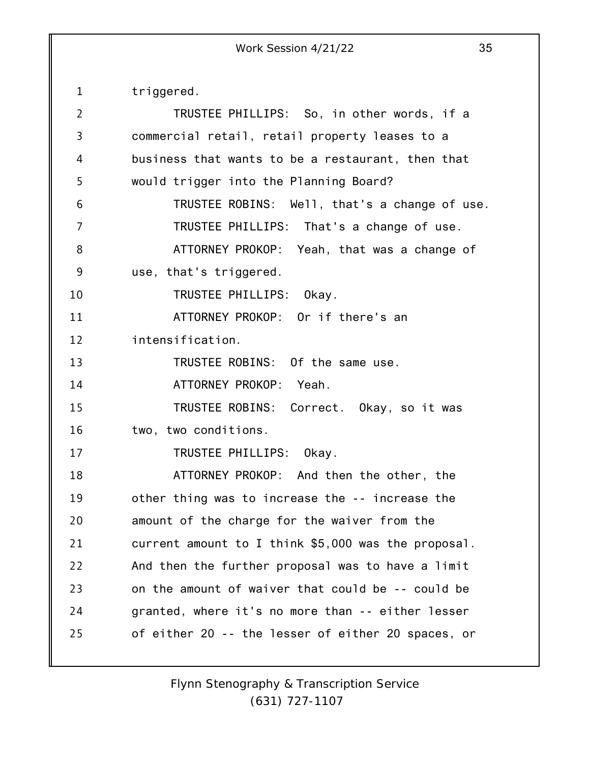triggered.

TRUSTEE PHILLIPS: So, in other words, if a commercial retail, retail property leases to a business that wants to be a restaurant, then that would trigger into the Planning Board?

TRUSTEE ROBINS: Well, that's a change of use.

TRUSTEE PHILLIPS: That's a change of use.

ATTORNEY PROKOP: Yeah, that was a change of use, that's triggered.

TRUSTEE PHILLIPS: Okay.

ATTORNEY PROKOP: Or if there's an intensification.

TRUSTEE ROBINS: Of the same use.

ATTORNEY PROKOP: Yeah.

TRUSTEE ROBINS: Correct. Okay, so it was two, two conditions.

TRUSTEE PHILLIPS: Okay.

ATTORNEY PROKOP: And then the other, the other thing was to increase the -- increase the amount of the charge for the waiver from the current amount to I think $5,000 was the proposal. And then the further proposal was to have a limit on the amount of waiver that could be -- could be granted, where it's no more than -- either lesser of either 20 -- the lesser of either 20 spaces, or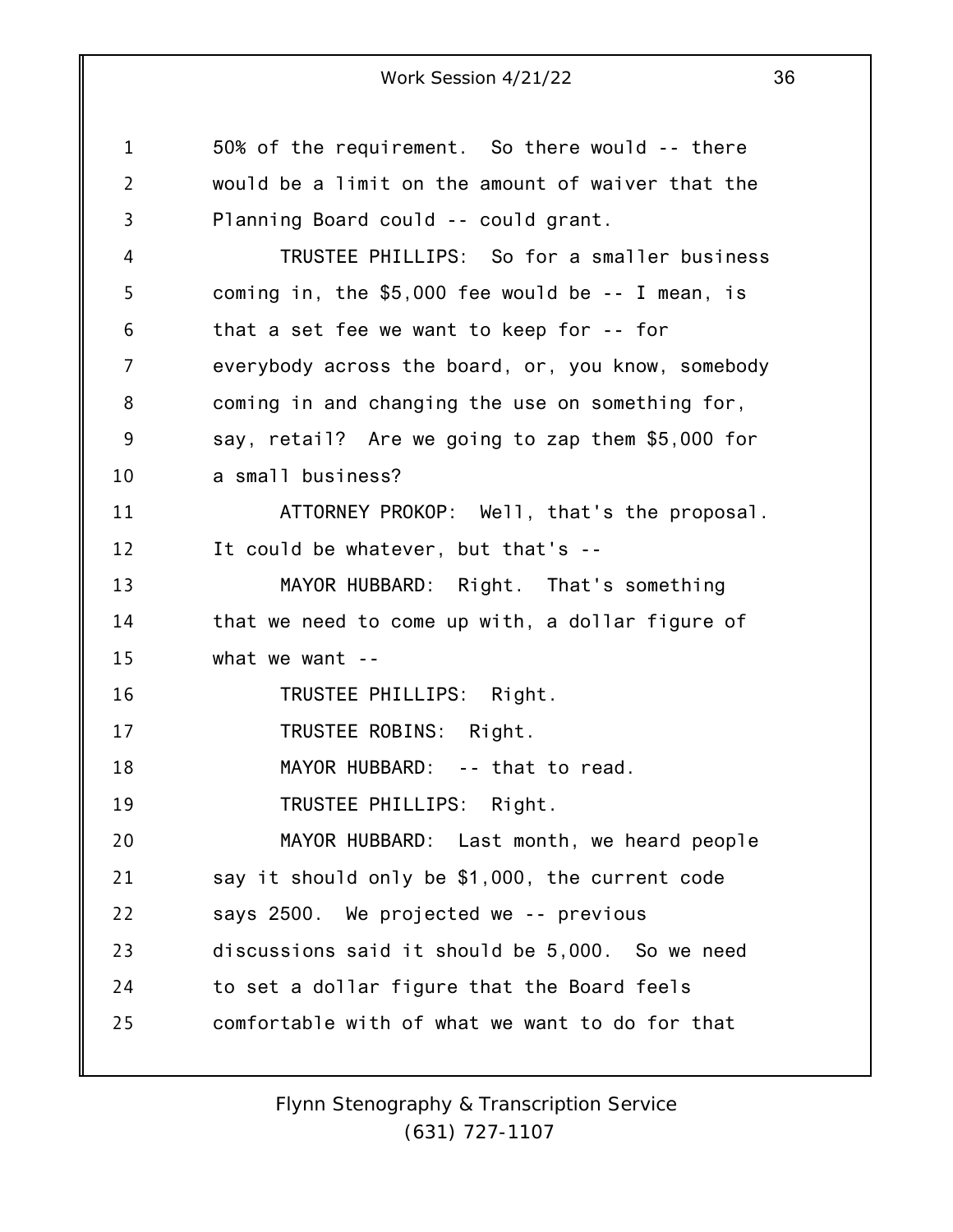50% of the requirement. So there would -- there would be a limit on the amount of waiver that the Planning Board could -- could grant.

TRUSTEE PHILLIPS: So for a smaller business coming in, the $5,000 fee would be -- I mean, is that a set fee we want to keep for -- for everybody across the board, or, you know, somebody coming in and changing the use on something for, say, retail? Are we going to zap them $5,000 for a small business?

ATTORNEY PROKOP: Well, that's the proposal. It could be whatever, but that's --

MAYOR HUBBARD: Right. That's something that we need to come up with, a dollar figure of what we want --

TRUSTEE PHILLIPS: Right.

TRUSTEE ROBINS: Right.

MAYOR HUBBARD: -- that to read.

TRUSTEE PHILLIPS: Right.

MAYOR HUBBARD: Last month, we heard people say it should only be $1,000, the current code says 2500. We projected we -- previous discussions said it should be 5,000. So we need to set a dollar figure that the Board feels comfortable with of what we want to do for that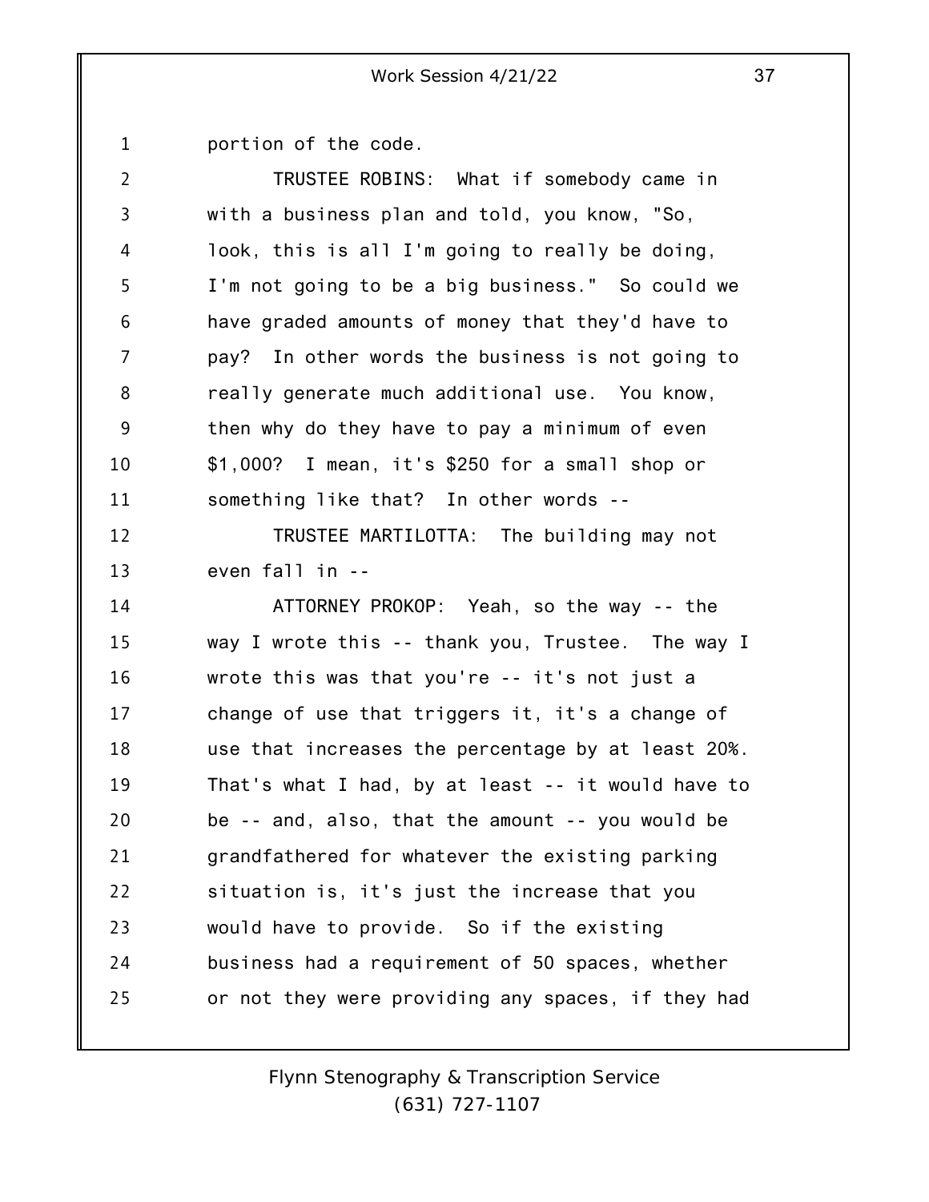portion of the code.

TRUSTEE ROBINS: What if somebody came in with a business plan and told, you know, "So, look, this is all I'm going to really be doing, I'm not going to be a big business." So could we have graded amounts of money that they'd have to pay? In other words the business is not going to really generate much additional use. You know, then why do they have to pay a minimum of even $1,000? I mean, it's $250 for a small shop or something like that? In other words --

TRUSTEE MARTILOTTA: The building may not even fall in --

ATTORNEY PROKOP: Yeah, so the way -- the way I wrote this -- thank you, Trustee. The way I wrote this was that you're -- it's not just a change of use that triggers it, it's a change of use that increases the percentage by at least 20%. That's what I had, by at least -- it would have to be -- and, also, that the amount -- you would be grandfathered for whatever the existing parking situation is, it's just the increase that you would have to provide. So if the existing business had a requirement of 50 spaces, whether or not they were providing any spaces, if they had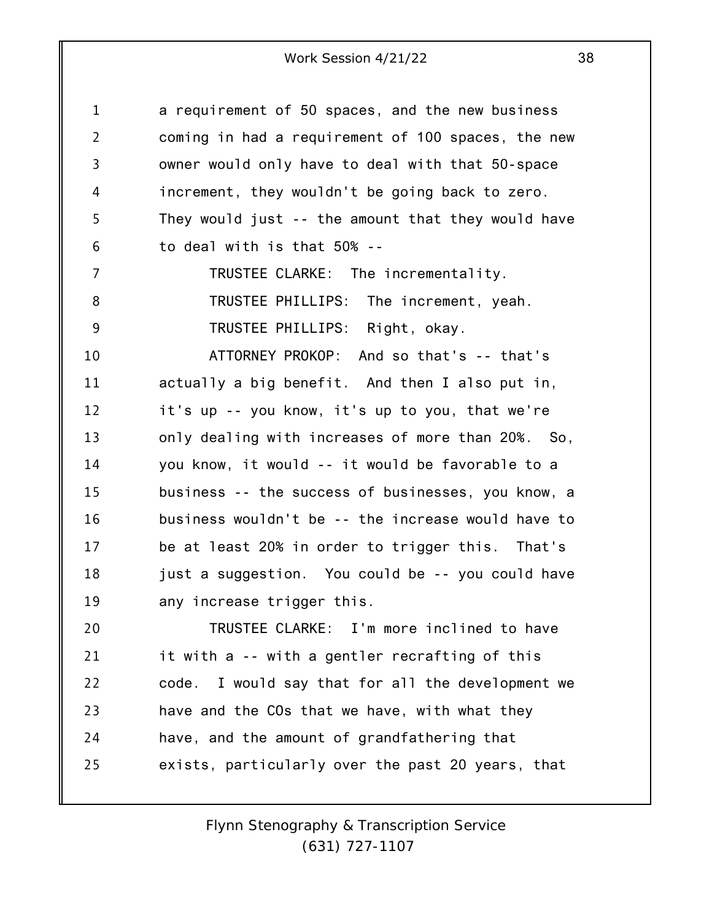a requirement of 50 spaces, and the new business coming in had a requirement of 100 spaces, the new owner would only have to deal with that 50-space increment, they wouldn't be going back to zero. They would just -- the amount that they would have to deal with is that 50% --

TRUSTEE CLARKE: The incrementality.

TRUSTEE PHILLIPS: The increment, yeah.

TRUSTEE PHILLIPS: Right, okay.

ATTORNEY PROKOP: And so that's -- that's actually a big benefit. And then I also put in, it's up -- you know, it's up to you, that we're only dealing with increases of more than 20%. So, you know, it would -- it would be favorable to a business -- the success of businesses, you know, a business wouldn't be -- the increase would have to be at least 20% in order to trigger this. That's just a suggestion. You could be -- you could have any increase trigger this.

TRUSTEE CLARKE: I'm more inclined to have it with a -- with a gentler recrafting of this code. I would say that for all the development we have and the COs that we have, with what they have, and the amount of grandfathering that exists, particularly over the past 20 years, that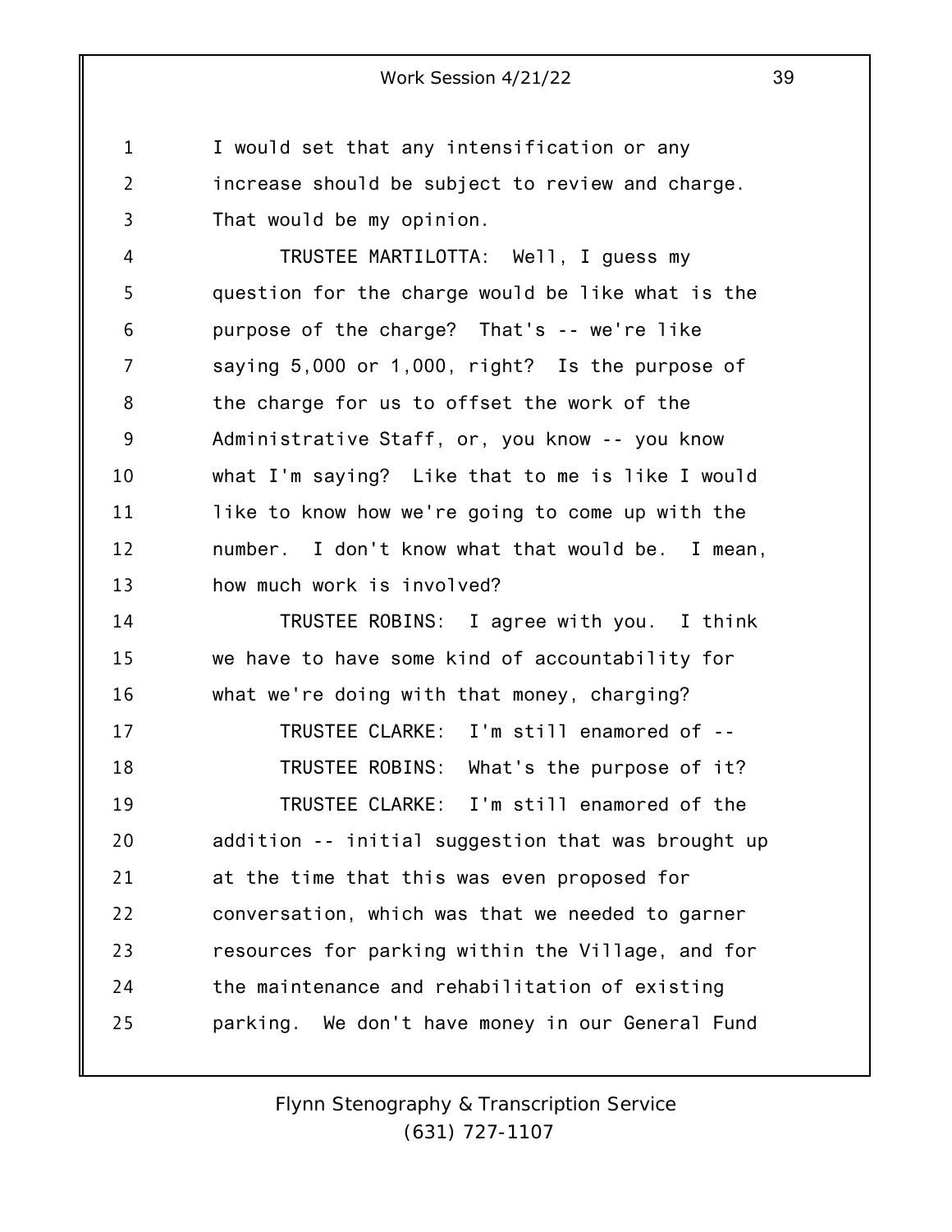I would set that any intensification or any increase should be subject to review and charge. That would be my opinion.

TRUSTEE MARTILOTTA: Well, I guess my question for the charge would be like what is the purpose of the charge? That's -- we're like saying 5,000 or 1,000, right? Is the purpose of the charge for us to offset the work of the Administrative Staff, or, you know -- you know what I'm saying? Like that to me is like I would like to know how we're going to come up with the number. I don't know what that would be. I mean, how much work is involved?

TRUSTEE ROBINS: I agree with you. I think we have to have some kind of accountability for what we're doing with that money, charging?

TRUSTEE CLARKE: I'm still enamored of --

TRUSTEE ROBINS: What's the purpose of it?

TRUSTEE CLARKE: I'm still enamored of the addition -- initial suggestion that was brought up at the time that this was even proposed for conversation, which was that we needed to garner resources for parking within the Village, and for the maintenance and rehabilitation of existing parking. We don't have money in our General Fund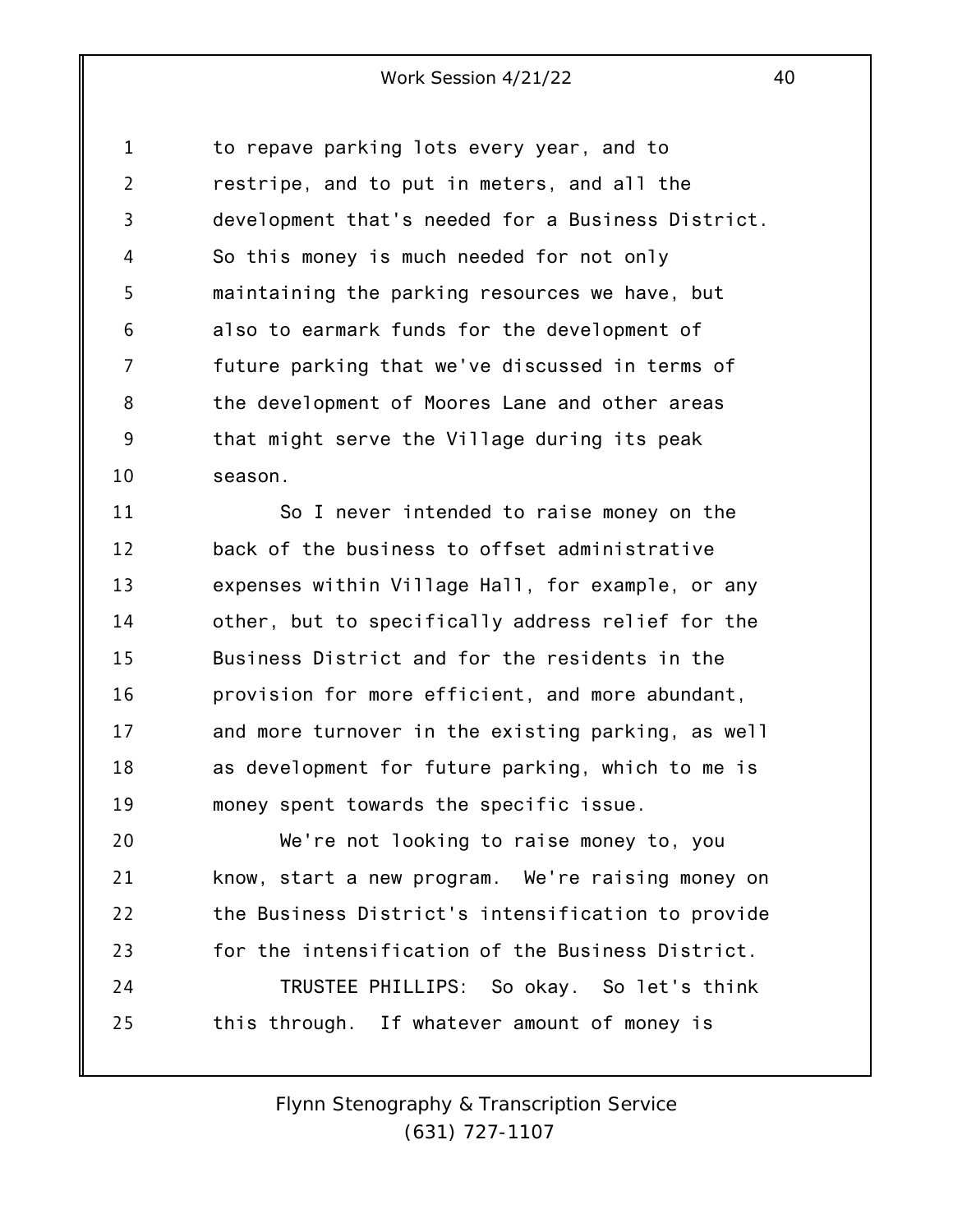to repave parking lots every year, and to restripe, and to put in meters, and all the development that's needed for a Business District. So this money is much needed for not only maintaining the parking resources we have, but also to earmark funds for the development of future parking that we've discussed in terms of the development of Moores Lane and other areas that might serve the Village during its peak season.

So I never intended to raise money on the back of the business to offset administrative expenses within Village Hall, for example, or any other, but to specifically address relief for the Business District and for the residents in the provision for more efficient, and more abundant, and more turnover in the existing parking, as well as development for future parking, which to me is money spent towards the specific issue.

We're not looking to raise money to, you know, start a new program. We're raising money on the Business District's intensification to provide for the intensification of the Business District.

TRUSTEE PHILLIPS: So okay. So let's think this through. If whatever amount of money is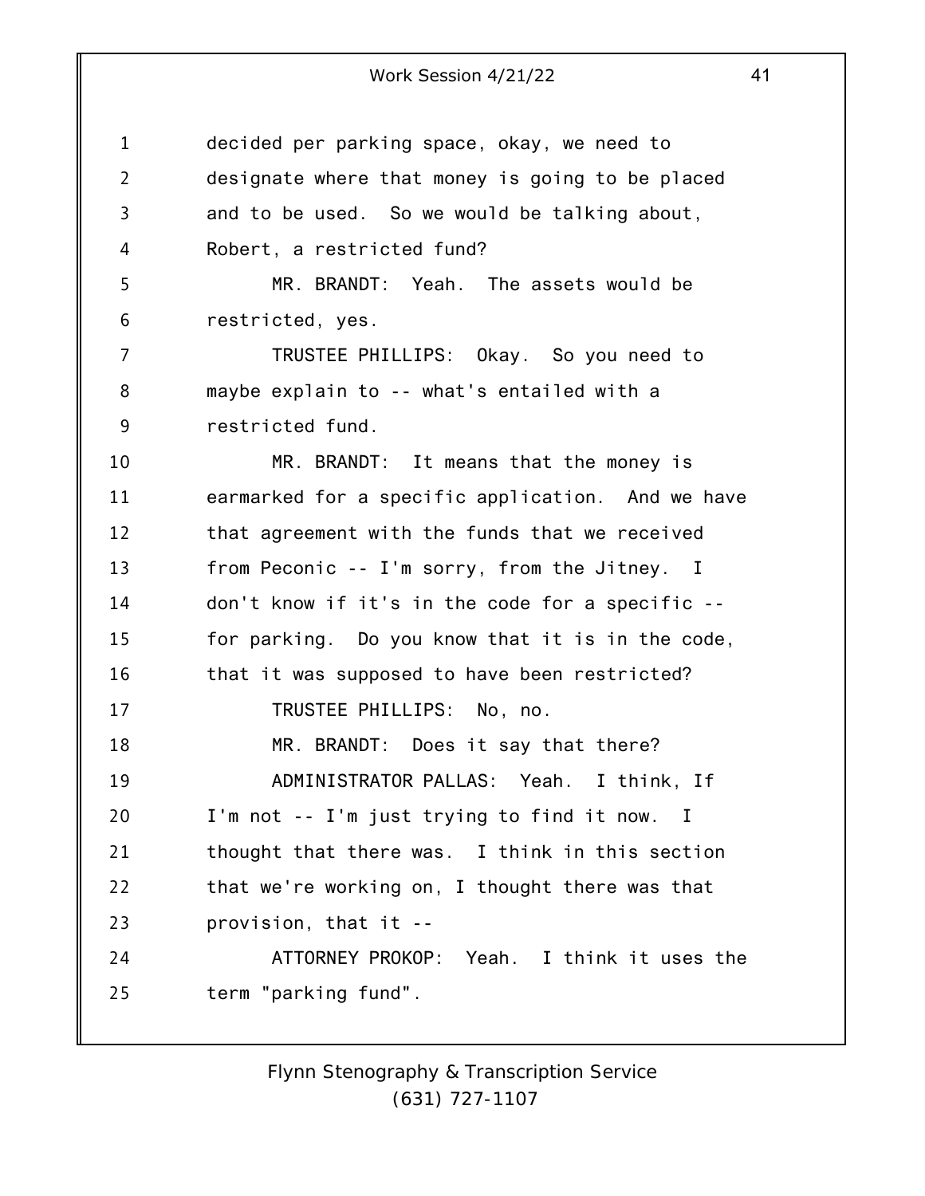decided per parking space, okay, we need to designate where that money is going to be placed and to be used. So we would be talking about, Robert, a restricted fund?

MR. BRANDT: Yeah. The assets would be restricted, yes.

TRUSTEE PHILLIPS: Okay. So you need to maybe explain to -- what's entailed with a restricted fund.

MR. BRANDT: It means that the money is earmarked for a specific application. And we have that agreement with the funds that we received from Peconic -- I'm sorry, from the Jitney. I don't know if it's in the code for a specific -- for parking. Do you know that it is in the code, that it was supposed to have been restricted?

TRUSTEE PHILLIPS: No, no.

MR. BRANDT: Does it say that there?

ADMINISTRATOR PALLAS: Yeah. I think, If I'm not -- I'm just trying to find it now. I thought that there was. I think in this section that we're working on, I thought there was that provision, that it --

ATTORNEY PROKOP: Yeah. I think it uses the term "parking fund".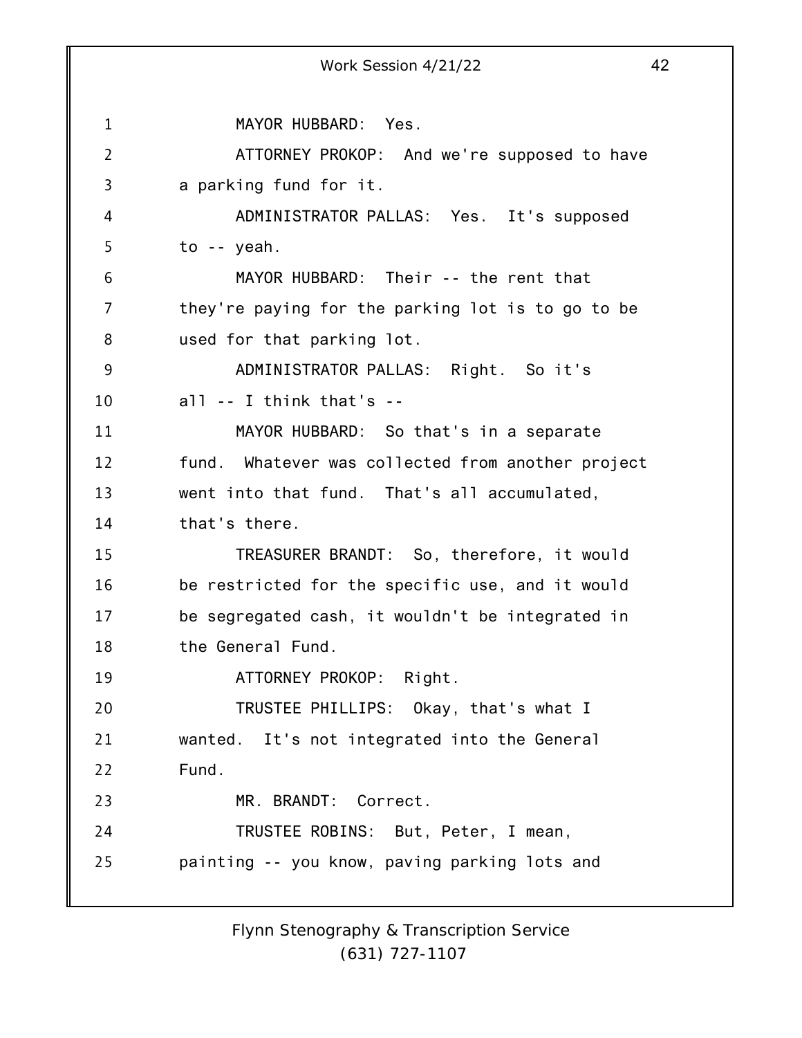MAYOR HUBBARD: Yes.

ATTORNEY PROKOP: And we're supposed to have a parking fund for it.

ADMINISTRATOR PALLAS: Yes. It's supposed to -- yeah.

MAYOR HUBBARD: Their -- the rent that they're paying for the parking lot is to go to be used for that parking lot.

ADMINISTRATOR PALLAS: Right. So it's all -- I think that's --

MAYOR HUBBARD: So that's in a separate fund. Whatever was collected from another project went into that fund. That's all accumulated, that's there.

TREASURER BRANDT: So, therefore, it would be restricted for the specific use, and it would be segregated cash, it wouldn't be integrated in the General Fund.

ATTORNEY PROKOP: Right.

TRUSTEE PHILLIPS: Okay, that's what I wanted. It's not integrated into the General Fund.

MR. BRANDT: Correct.

TRUSTEE ROBINS: But, Peter, I mean, painting -- you know, paving parking lots and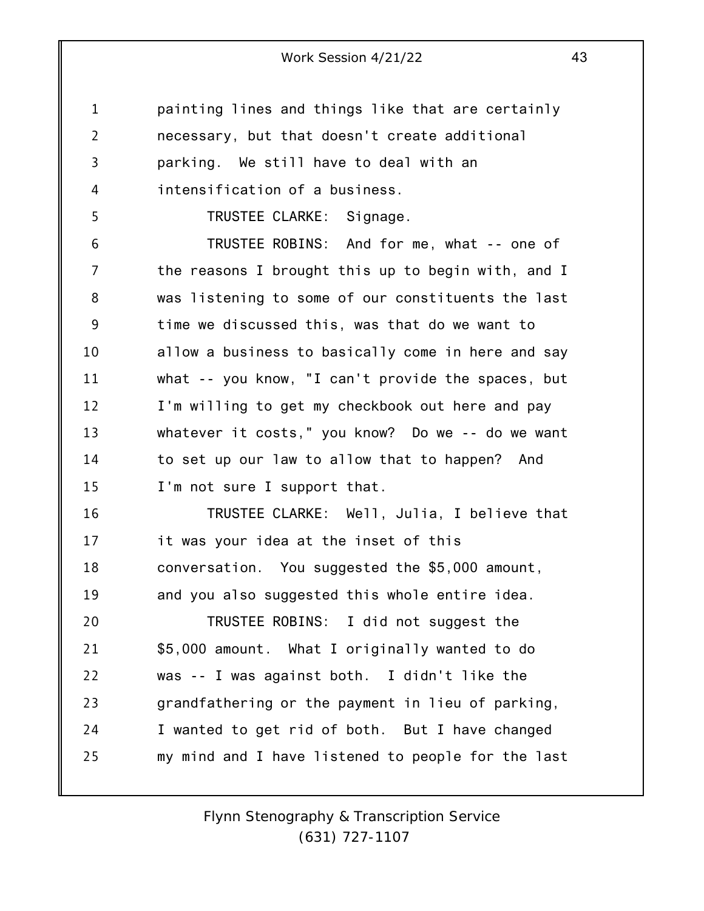painting lines and things like that are certainly necessary, but that doesn't create additional parking. We still have to deal with an intensification of a business.

TRUSTEE CLARKE: Signage.

TRUSTEE ROBINS: And for me, what -- one of the reasons I brought this up to begin with, and I was listening to some of our constituents the last time we discussed this, was that do we want to allow a business to basically come in here and say what -- you know, "I can't provide the spaces, but I'm willing to get my checkbook out here and pay whatever it costs," you know? Do we -- do we want to set up our law to allow that to happen? And I'm not sure I support that.

TRUSTEE CLARKE: Well, Julia, I believe that it was your idea at the inset of this conversation. You suggested the $5,000 amount, and you also suggested this whole entire idea.

TRUSTEE ROBINS: I did not suggest the $5,000 amount. What I originally wanted to do was -- I was against both. I didn't like the grandfathering or the payment in lieu of parking, I wanted to get rid of both. But I have changed my mind and I have listened to people for the last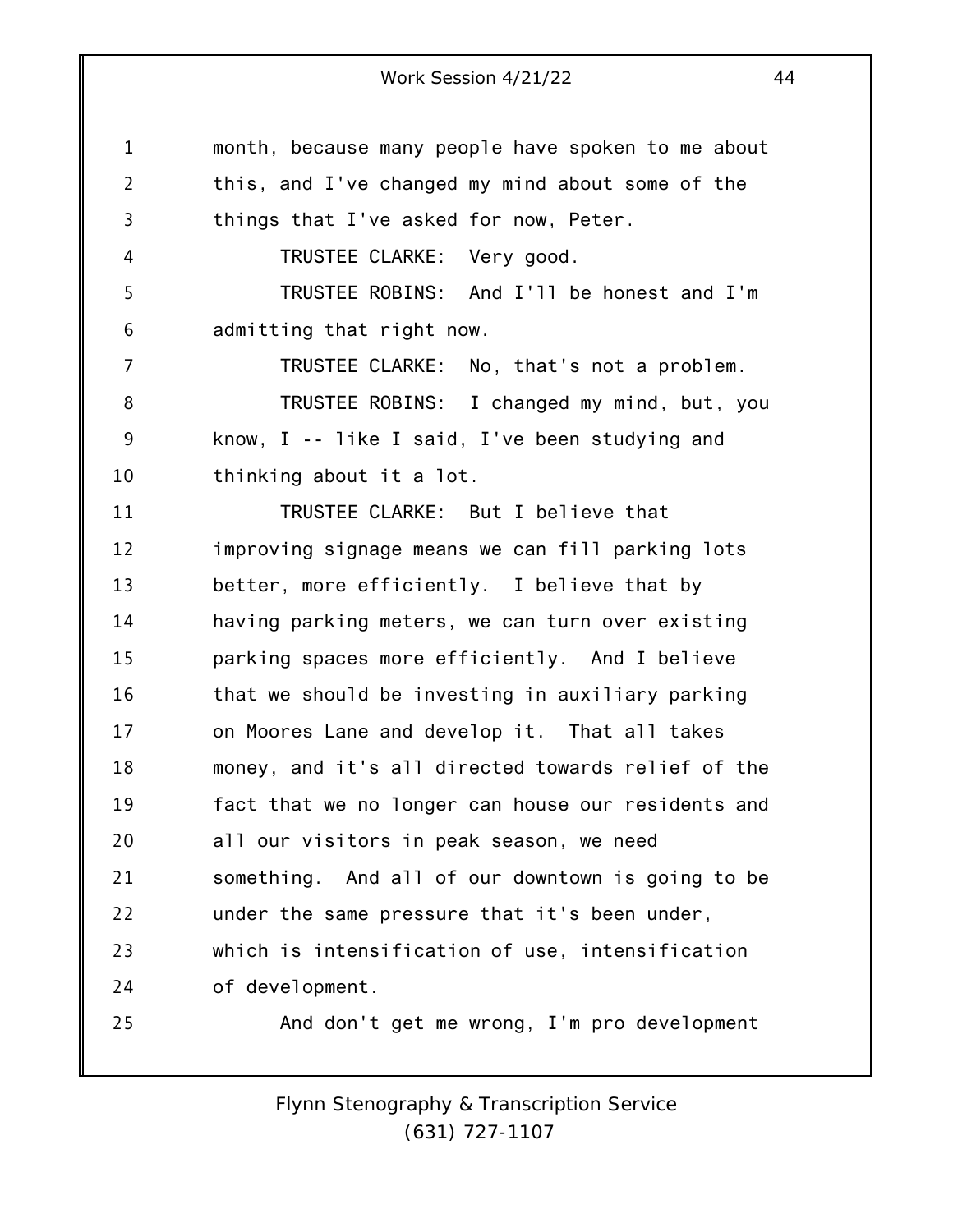month, because many people have spoken to me about this, and I've changed my mind about some of the things that I've asked for now, Peter.

TRUSTEE CLARKE: Very good.

TRUSTEE ROBINS: And I'll be honest and I'm admitting that right now.

TRUSTEE CLARKE: No, that's not a problem.

TRUSTEE ROBINS: I changed my mind, but, you know, I -- like I said, I've been studying and thinking about it a lot.

TRUSTEE CLARKE: But I believe that improving signage means we can fill parking lots better, more efficiently. I believe that by having parking meters, we can turn over existing parking spaces more efficiently. And I believe that we should be investing in auxiliary parking on Moores Lane and develop it. That all takes money, and it's all directed towards relief of the fact that we no longer can house our residents and all our visitors in peak season, we need something. And all of our downtown is going to be under the same pressure that it's been under, which is intensification of use, intensification of development.

And don't get me wrong, I'm pro development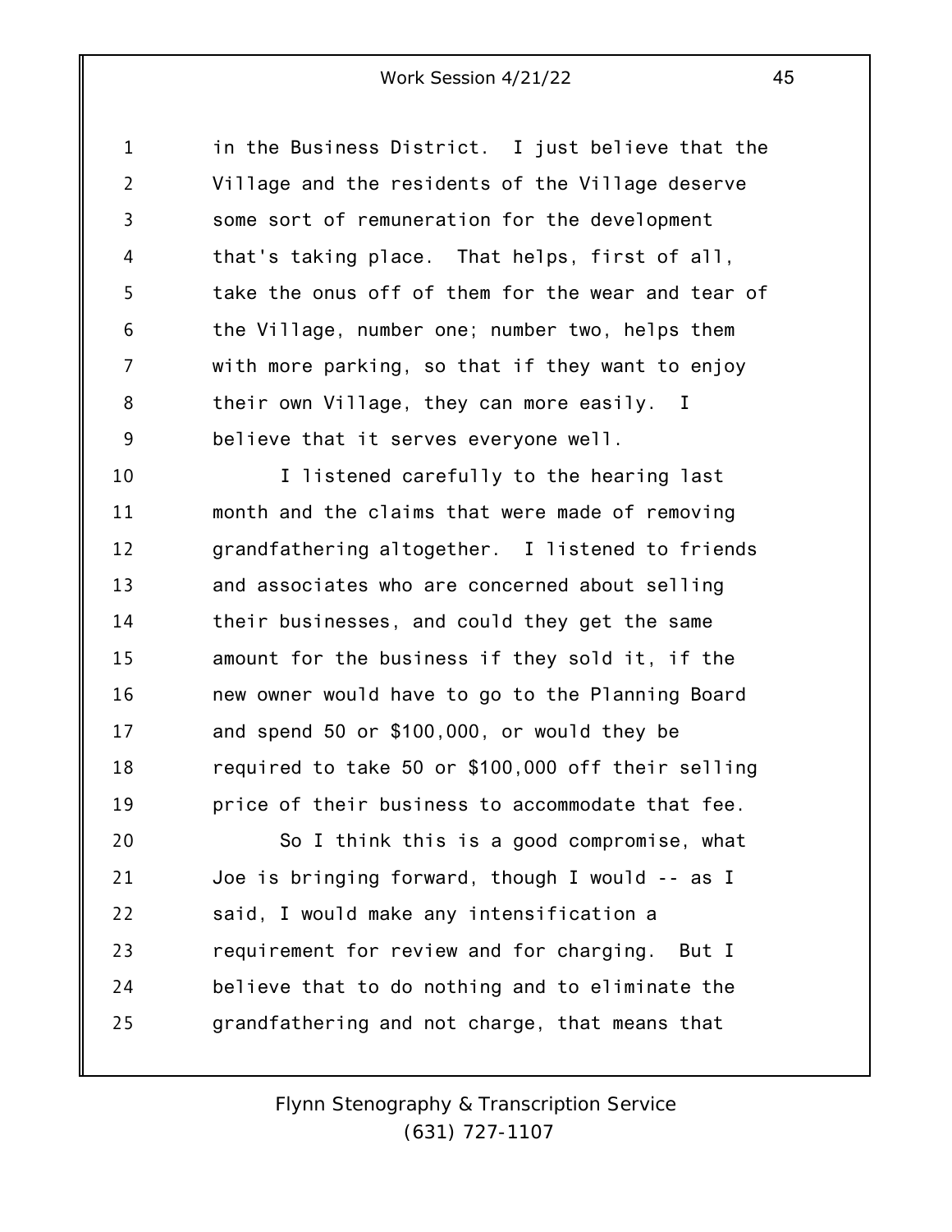in the Business District. I just believe that the Village and the residents of the Village deserve some sort of remuneration for the development that's taking place. That helps, first of all, take the onus off of them for the wear and tear of the Village, number one; number two, helps them with more parking, so that if they want to enjoy their own Village, they can more easily. I believe that it serves everyone well.

I listened carefully to the hearing last month and the claims that were made of removing grandfathering altogether. I listened to friends and associates who are concerned about selling their businesses, and could they get the same amount for the business if they sold it, if the new owner would have to go to the Planning Board and spend 50 or $100,000, or would they be required to take 50 or $100,000 off their selling price of their business to accommodate that fee.

So I think this is a good compromise, what Joe is bringing forward, though I would -- as I said, I would make any intensification a requirement for review and for charging. But I believe that to do nothing and to eliminate the grandfathering and not charge, that means that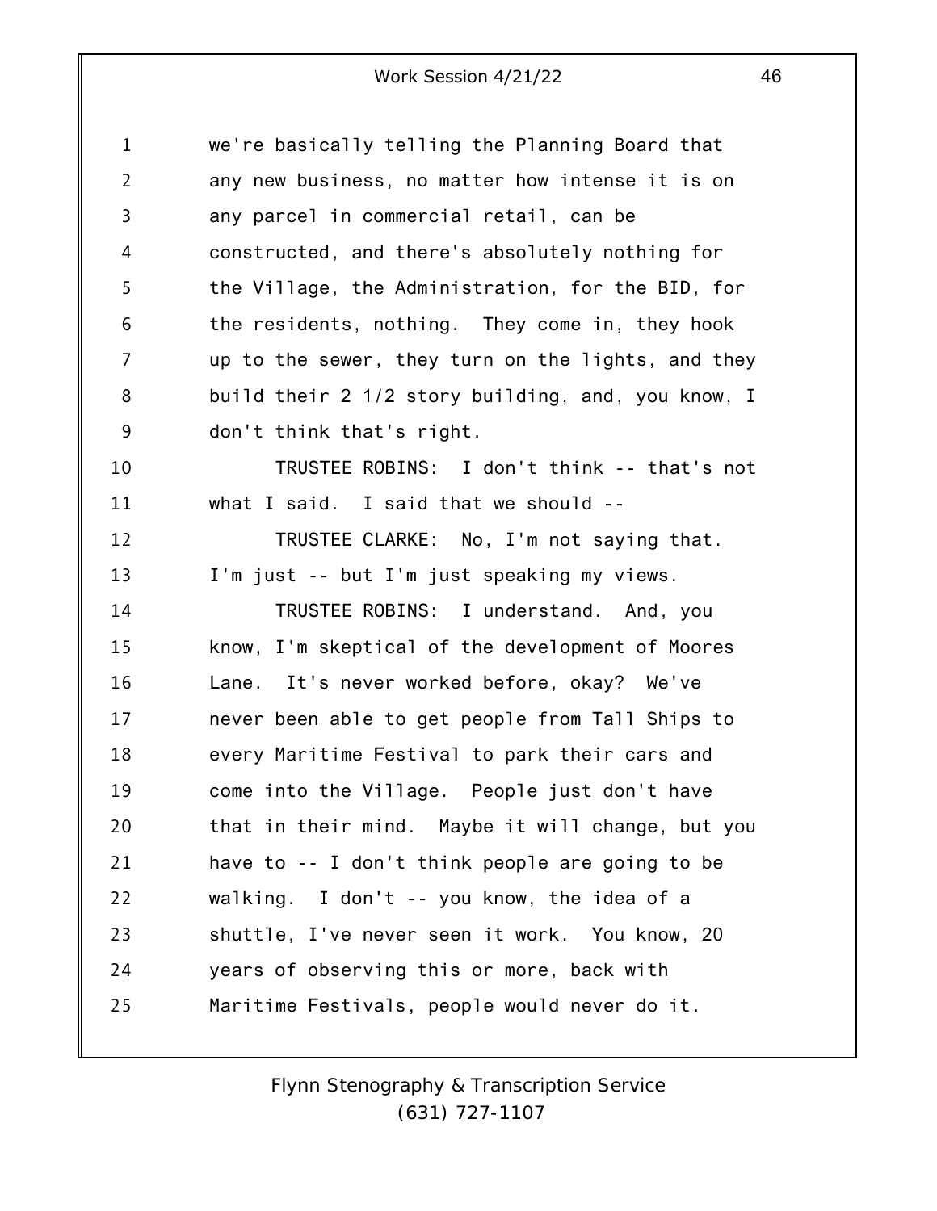we're basically telling the Planning Board that any new business, no matter how intense it is on any parcel in commercial retail, can be constructed, and there's absolutely nothing for the Village, the Administration, for the BID, for the residents, nothing. They come in, they hook up to the sewer, they turn on the lights, and they build their 2 1/2 story building, and, you know, I don't think that's right.

TRUSTEE ROBINS: I don't think -- that's not what I said. I said that we should --

TRUSTEE CLARKE: No, I'm not saying that. I'm just -- but I'm just speaking my views.

TRUSTEE ROBINS: I understand. And, you know, I'm skeptical of the development of Moores Lane. It's never worked before, okay? We've never been able to get people from Tall Ships to every Maritime Festival to park their cars and come into the Village. People just don't have that in their mind. Maybe it will change, but you have to -- I don't think people are going to be walking. I don't -- you know, the idea of a shuttle, I've never seen it work. You know, 20 years of observing this or more, back with Maritime Festivals, people would never do it.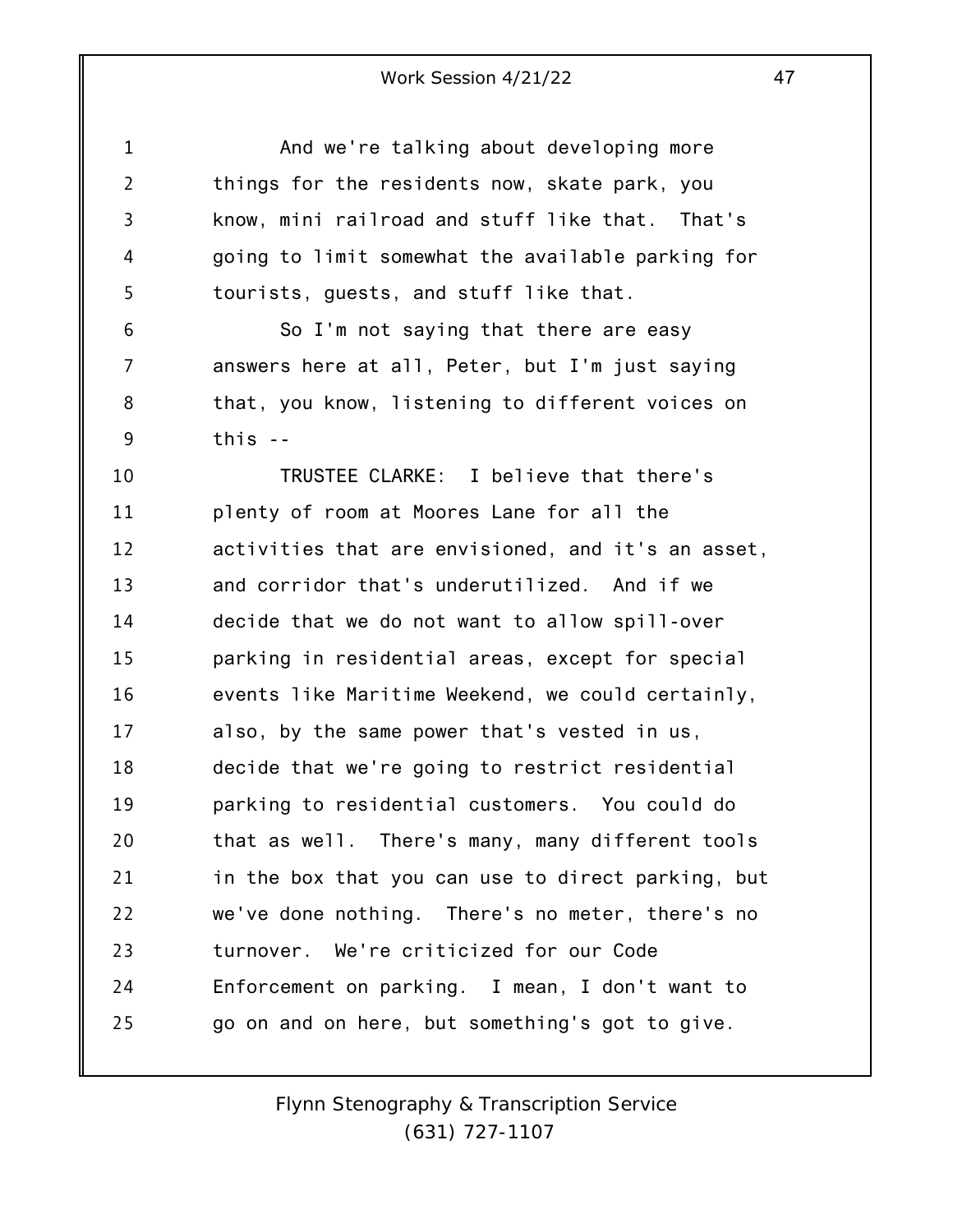And we're talking about developing more things for the residents now, skate park, you know, mini railroad and stuff like that. That's going to limit somewhat the available parking for tourists, guests, and stuff like that.

So I'm not saying that there are easy answers here at all, Peter, but I'm just saying that, you know, listening to different voices on this --

TRUSTEE CLARKE: I believe that there's plenty of room at Moores Lane for all the activities that are envisioned, and it's an asset, and corridor that's underutilized. And if we decide that we do not want to allow spill-over parking in residential areas, except for special events like Maritime Weekend, we could certainly, also, by the same power that's vested in us, decide that we're going to restrict residential parking to residential customers. You could do that as well. There's many, many different tools in the box that you can use to direct parking, but we've done nothing. There's no meter, there's no turnover. We're criticized for our Code Enforcement on parking. I mean, I don't want to go on and on here, but something's got to give.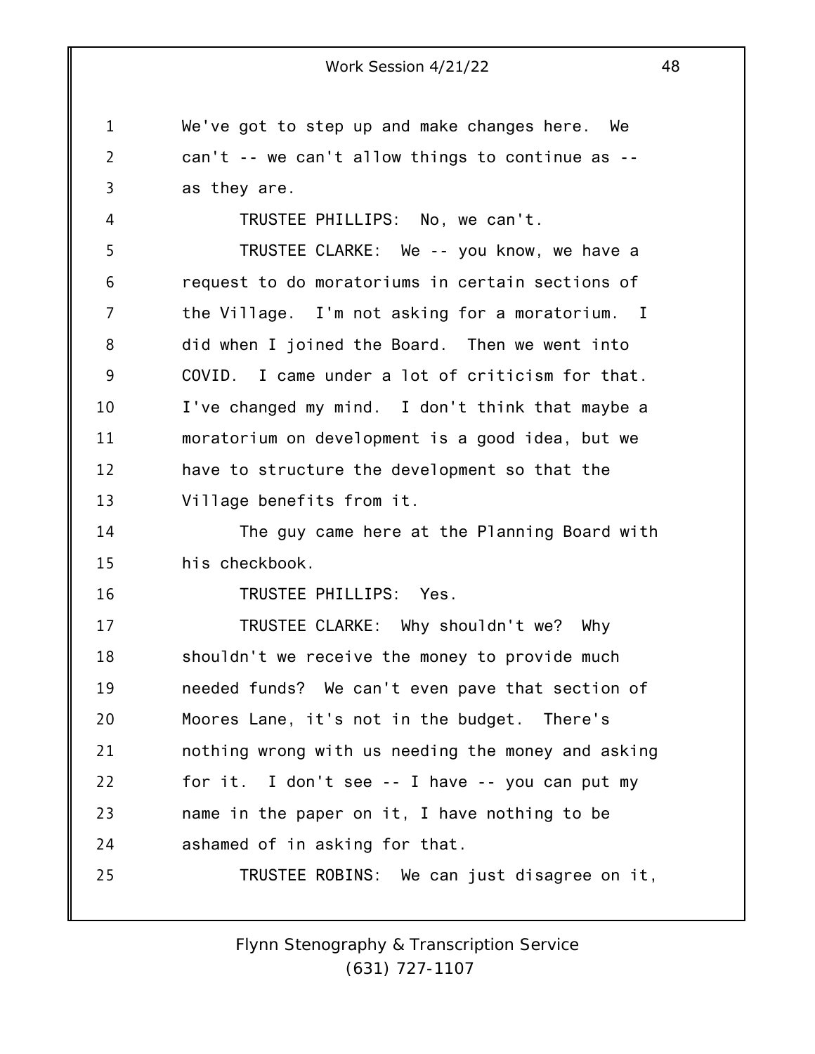We've got to step up and make changes here. We can't -- we can't allow things to continue as -- as they are.

TRUSTEE PHILLIPS: No, we can't.

TRUSTEE CLARKE: We -- you know, we have a request to do moratoriums in certain sections of the Village. I'm not asking for a moratorium. I did when I joined the Board. Then we went into COVID. I came under a lot of criticism for that. I've changed my mind. I don't think that maybe a moratorium on development is a good idea, but we have to structure the development so that the Village benefits from it.

The guy came here at the Planning Board with his checkbook.

TRUSTEE PHILLIPS: Yes.

TRUSTEE CLARKE: Why shouldn't we? Why shouldn't we receive the money to provide much needed funds? We can't even pave that section of Moores Lane, it's not in the budget. There's nothing wrong with us needing the money and asking for it. I don't see -- I have -- you can put my name in the paper on it, I have nothing to be ashamed of in asking for that.

TRUSTEE ROBINS: We can just disagree on it,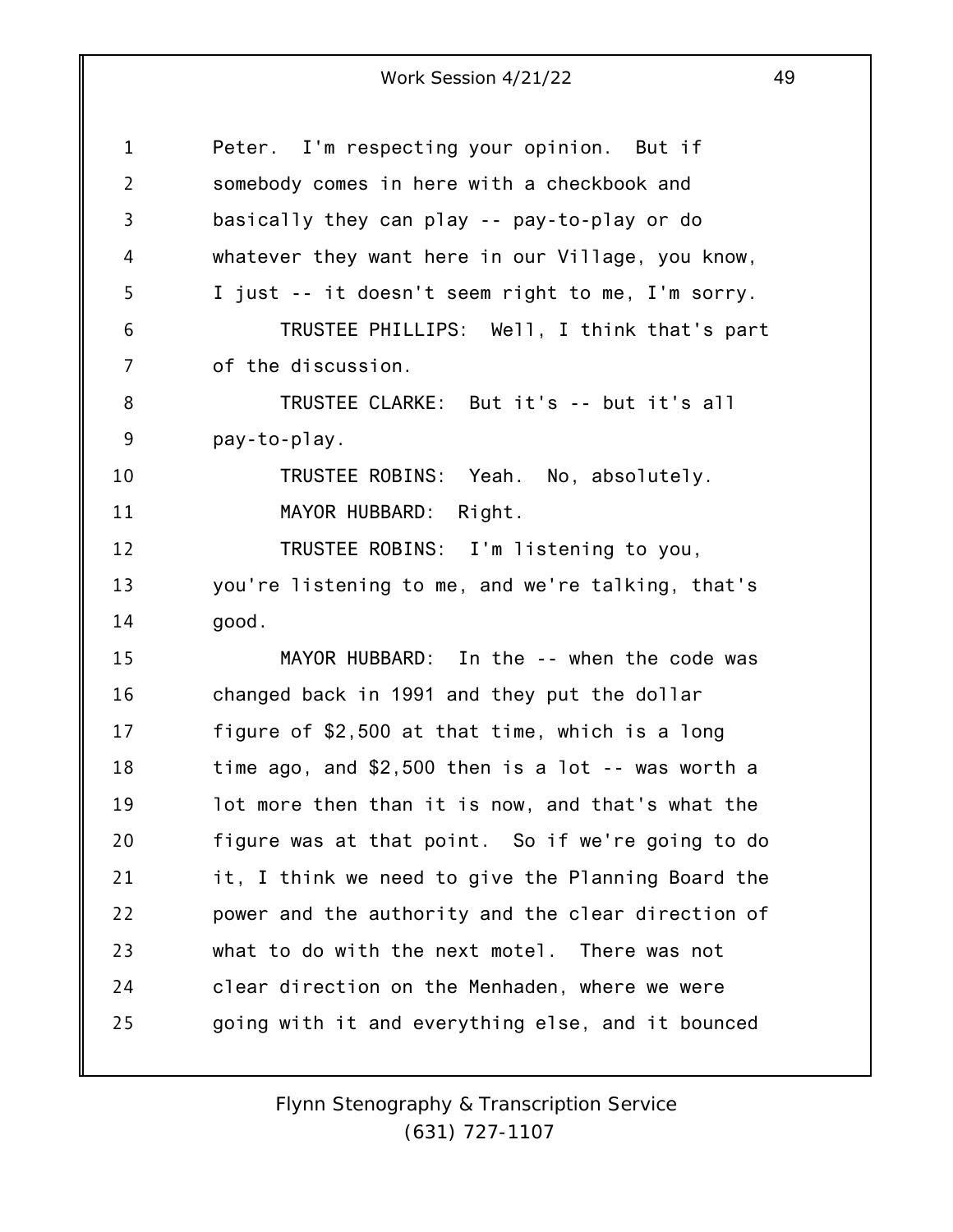Peter. I'm respecting your opinion. But if somebody comes in here with a checkbook and basically they can play -- pay-to-play or do whatever they want here in our Village, you know, I just -- it doesn't seem right to me, I'm sorry.

TRUSTEE PHILLIPS: Well, I think that's part of the discussion.

TRUSTEE CLARKE: But it's -- but it's all pay-to-play.

TRUSTEE ROBINS: Yeah. No, absolutely.

MAYOR HUBBARD: Right.

TRUSTEE ROBINS: I'm listening to you, you're listening to me, and we're talking, that's good.

MAYOR HUBBARD: In the -- when the code was changed back in 1991 and they put the dollar figure of $2,500 at that time, which is a long time ago, and $2,500 then is a lot -- was worth a lot more then than it is now, and that's what the figure was at that point. So if we're going to do it, I think we need to give the Planning Board the power and the authority and the clear direction of what to do with the next motel. There was not clear direction on the Menhaden, where we were going with it and everything else, and it bounced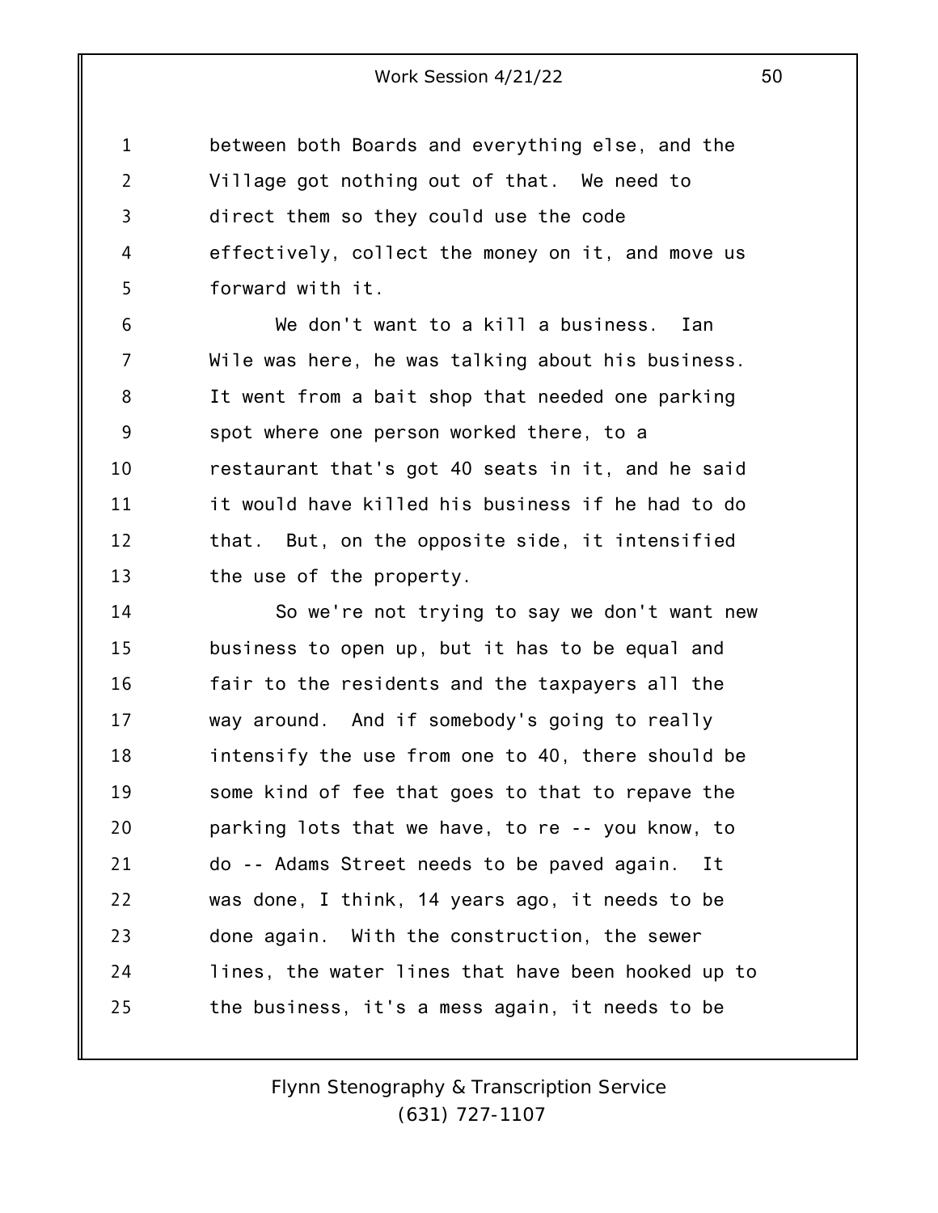between both Boards and everything else, and the Village got nothing out of that. We need to direct them so they could use the code effectively, collect the money on it, and move us forward with it.

We don't want to a kill a business. Ian Wile was here, he was talking about his business. It went from a bait shop that needed one parking spot where one person worked there, to a restaurant that's got 40 seats in it, and he said it would have killed his business if he had to do that. But, on the opposite side, it intensified the use of the property.

So we're not trying to say we don't want new business to open up, but it has to be equal and fair to the residents and the taxpayers all the way around. And if somebody's going to really intensify the use from one to 40, there should be some kind of fee that goes to that to repave the parking lots that we have, to re -- you know, to do -- Adams Street needs to be paved again. It was done, I think, 14 years ago, it needs to be done again. With the construction, the sewer lines, the water lines that have been hooked up to the business, it's a mess again, it needs to be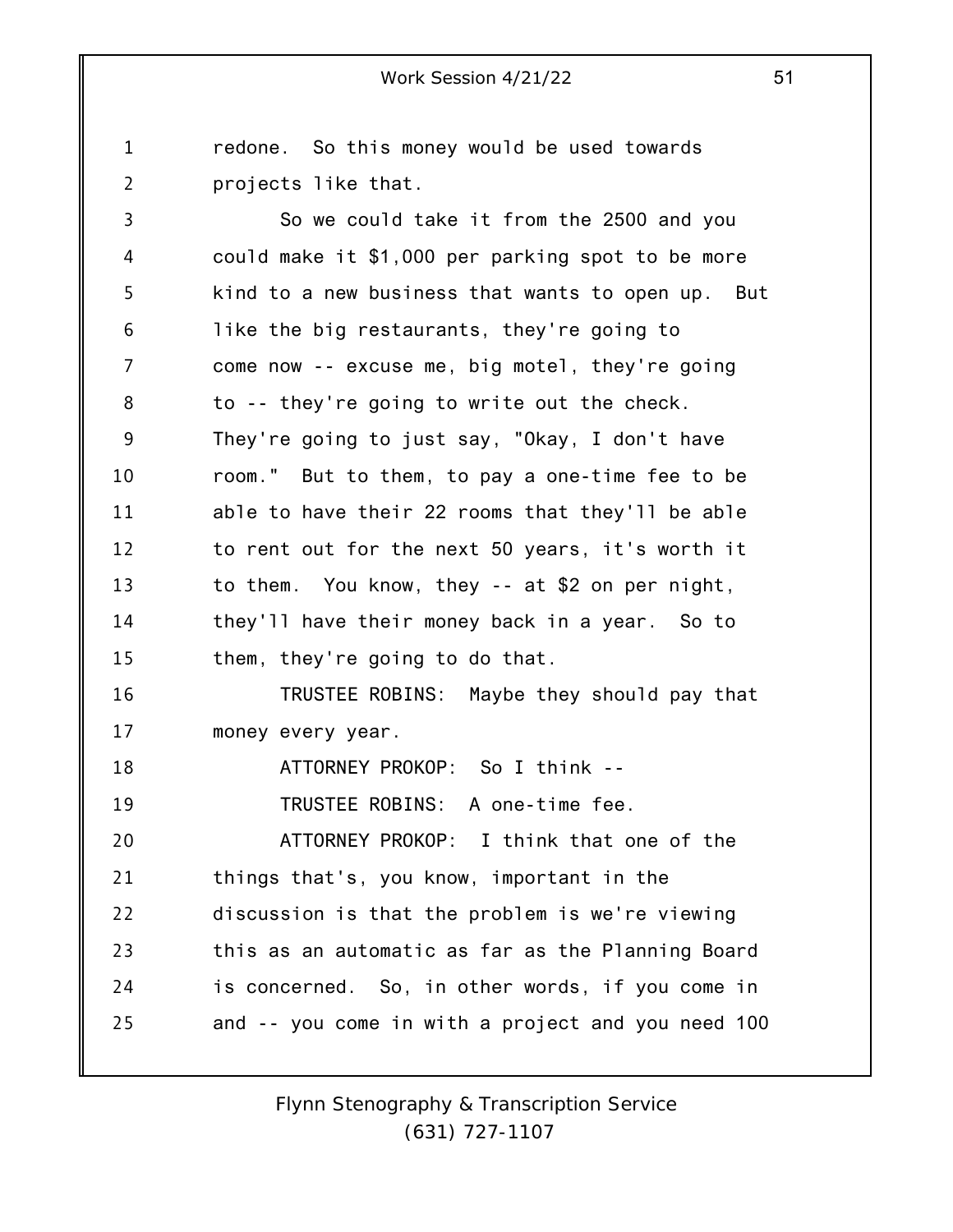redone. So this money would be used towards projects like that.

So we could take it from the 2500 and you could make it $1,000 per parking spot to be more kind to a new business that wants to open up. But like the big restaurants, they're going to come now -- excuse me, big motel, they're going to -- they're going to write out the check. They're going to just say, "Okay, I don't have room." But to them, to pay a one-time fee to be able to have their 22 rooms that they'll be able to rent out for the next 50 years, it's worth it to them. You know, they -- at $2 on per night, they'll have their money back in a year. So to them, they're going to do that.

TRUSTEE ROBINS: Maybe they should pay that money every year.

ATTORNEY PROKOP: So I think --

TRUSTEE ROBINS: A one-time fee.

ATTORNEY PROKOP: I think that one of the things that's, you know, important in the discussion is that the problem is we're viewing this as an automatic as far as the Planning Board is concerned. So, in other words, if you come in and -- you come in with a project and you need 100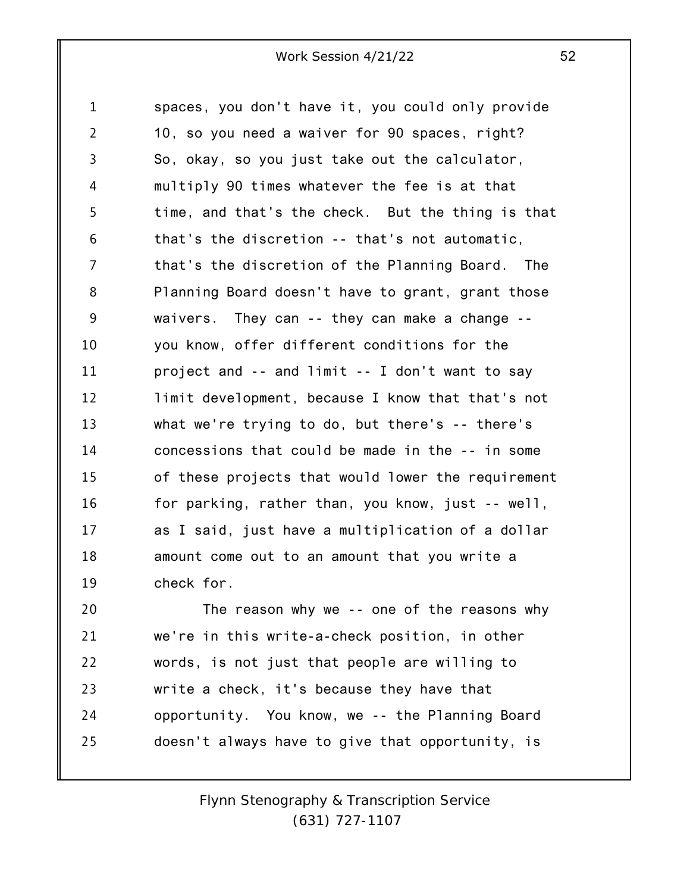spaces, you don't have it, you could only provide 10, so you need a waiver for 90 spaces, right? So, okay, so you just take out the calculator, multiply 90 times whatever the fee is at that time, and that's the check. But the thing is that that's the discretion -- that's not automatic, that's the discretion of the Planning Board. The Planning Board doesn't have to grant, grant those waivers. They can -- they can make a change -- you know, offer different conditions for the project and -- and limit -- I don't want to say limit development, because I know that that's not what we're trying to do, but there's -- there's concessions that could be made in the -- in some of these projects that would lower the requirement for parking, rather than, you know, just -- well, as I said, just have a multiplication of a dollar amount come out to an amount that you write a check for.

The reason why we -- one of the reasons why we're in this write-a-check position, in other words, is not just that people are willing to write a check, it's because they have that opportunity. You know, we -- the Planning Board doesn't always have to give that opportunity, is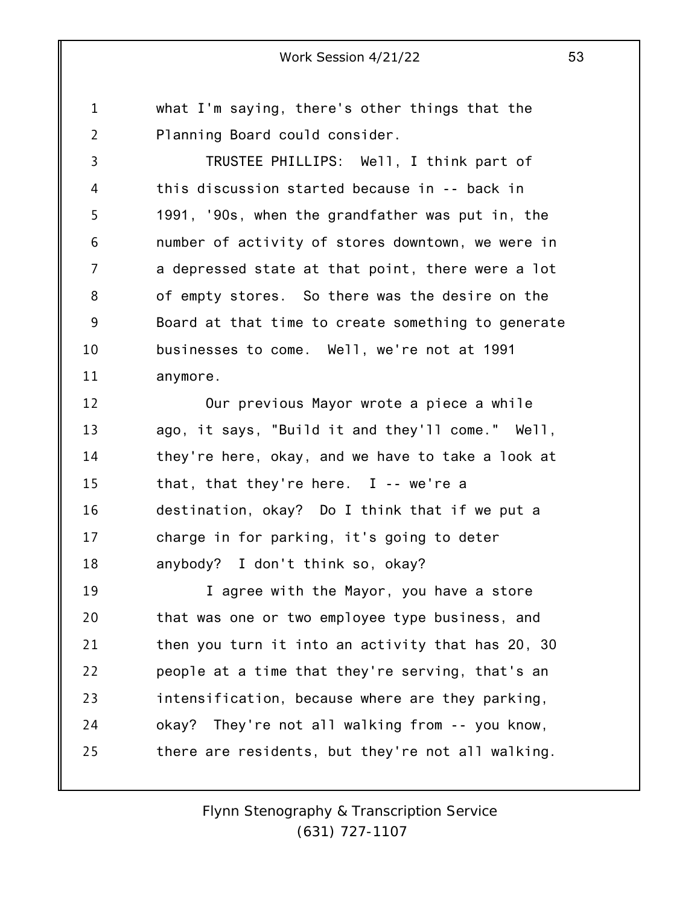what I'm saying, there's other things that the Planning Board could consider.

TRUSTEE PHILLIPS: Well, I think part of this discussion started because in -- back in 1991, '90s, when the grandfather was put in, the number of activity of stores downtown, we were in a depressed state at that point, there were a lot of empty stores. So there was the desire on the Board at that time to create something to generate businesses to come. Well, we're not at 1991 anymore.

Our previous Mayor wrote a piece a while ago, it says, "Build it and they'll come." Well, they're here, okay, and we have to take a look at that, that they're here. I -- we're a destination, okay? Do I think that if we put a charge in for parking, it's going to deter anybody? I don't think so, okay?

I agree with the Mayor, you have a store that was one or two employee type business, and then you turn it into an activity that has 20, 30 people at a time that they're serving, that's an intensification, because where are they parking, okay? They're not all walking from -- you know, there are residents, but they're not all walking.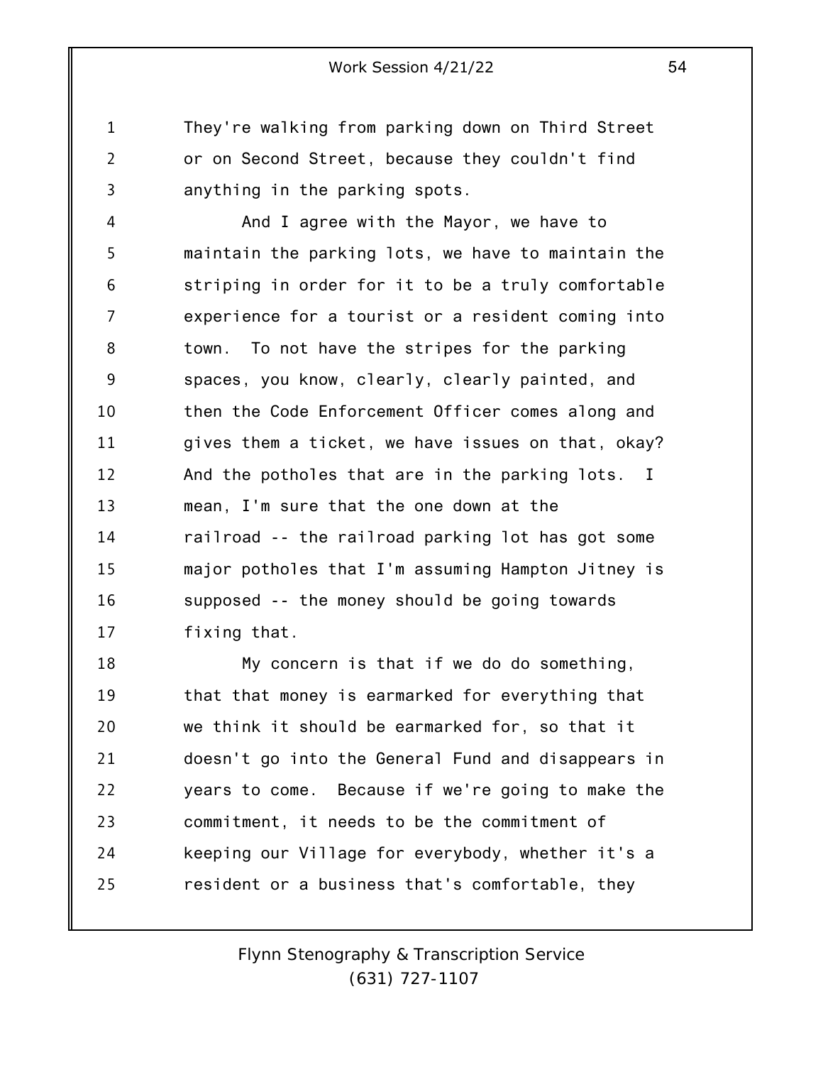They're walking from parking down on Third Street or on Second Street, because they couldn't find anything in the parking spots.

And I agree with the Mayor, we have to maintain the parking lots, we have to maintain the striping in order for it to be a truly comfortable experience for a tourist or a resident coming into town. To not have the stripes for the parking spaces, you know, clearly, clearly painted, and then the Code Enforcement Officer comes along and gives them a ticket, we have issues on that, okay? And the potholes that are in the parking lots. I mean, I'm sure that the one down at the railroad -- the railroad parking lot has got some major potholes that I'm assuming Hampton Jitney is supposed -- the money should be going towards fixing that.

My concern is that if we do do something, that that money is earmarked for everything that we think it should be earmarked for, so that it doesn't go into the General Fund and disappears in years to come. Because if we're going to make the commitment, it needs to be the commitment of keeping our Village for everybody, whether it's a resident or a business that's comfortable, they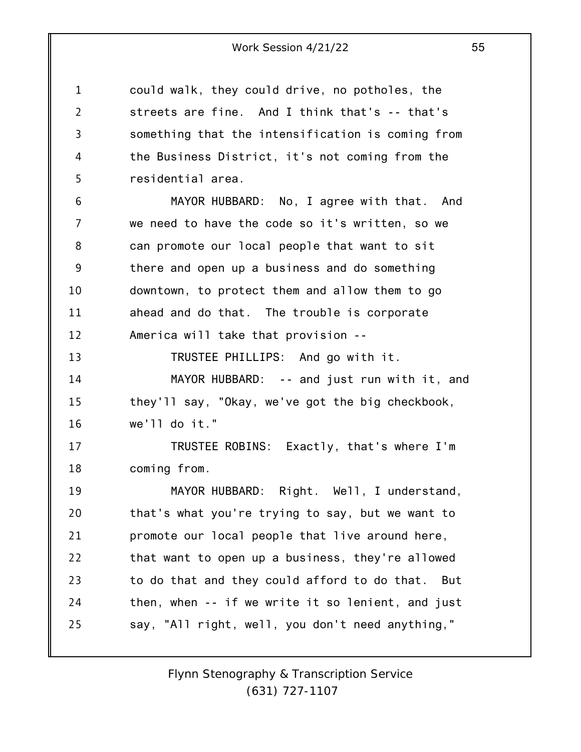could walk, they could drive, no potholes, the streets are fine. And I think that's -- that's something that the intensification is coming from the Business District, it's not coming from the residential area.

MAYOR HUBBARD: No, I agree with that. And we need to have the code so it's written, so we can promote our local people that want to sit there and open up a business and do something downtown, to protect them and allow them to go ahead and do that. The trouble is corporate America will take that provision --

TRUSTEE PHILLIPS: And go with it.

MAYOR HUBBARD: -- and just run with it, and they'll say, "Okay, we've got the big checkbook, we'll do it."

TRUSTEE ROBINS: Exactly, that's where I'm coming from.

MAYOR HUBBARD: Right. Well, I understand, that's what you're trying to say, but we want to promote our local people that live around here, that want to open up a business, they're allowed to do that and they could afford to do that. But then, when -- if we write it so lenient, and just say, "All right, well, you don't need anything,"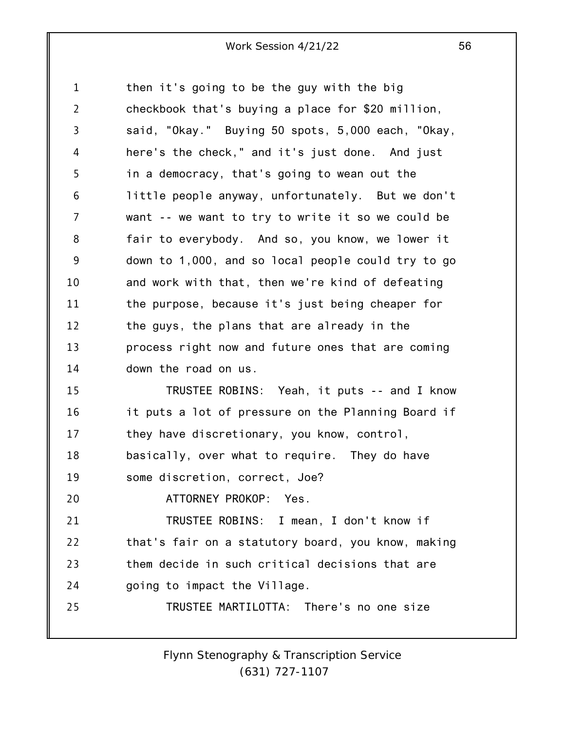then it's going to be the guy with the big checkbook that's buying a place for $20 million, said, "Okay." Buying 50 spots, 5,000 each, "Okay, here's the check," and it's just done. And just in a democracy, that's going to wean out the little people anyway, unfortunately. But we don't want -- we want to try to write it so we could be fair to everybody. And so, you know, we lower it down to 1,000, and so local people could try to go and work with that, then we're kind of defeating the purpose, because it's just being cheaper for the guys, the plans that are already in the process right now and future ones that are coming down the road on us.

TRUSTEE ROBINS: Yeah, it puts -- and I know it puts a lot of pressure on the Planning Board if they have discretionary, you know, control, basically, over what to require. They do have some discretion, correct, Joe?

ATTORNEY PROKOP: Yes.

TRUSTEE ROBINS: I mean, I don't know if that's fair on a statutory board, you know, making them decide in such critical decisions that are going to impact the Village.

TRUSTEE MARTILOTTA: There's no one size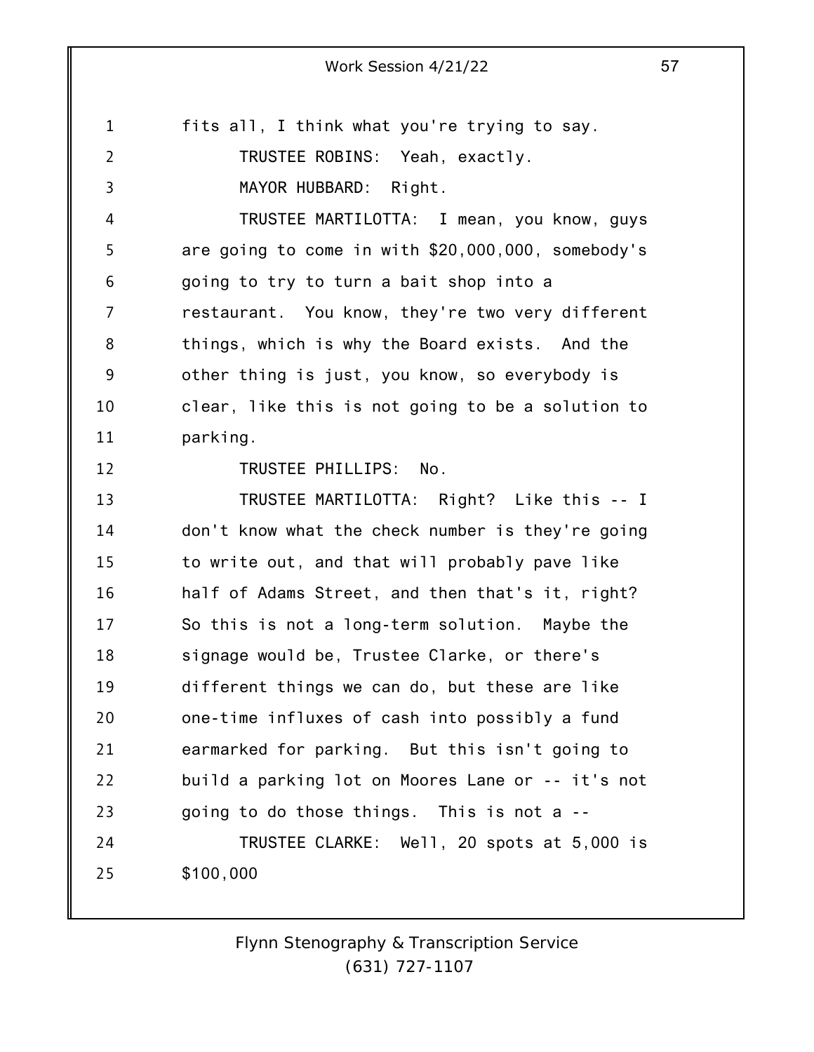fits all, I think what you're trying to say.

TRUSTEE ROBINS: Yeah, exactly.

MAYOR HUBBARD: Right.

TRUSTEE MARTILOTTA: I mean, you know, guys are going to come in with $20,000,000, somebody's going to try to turn a bait shop into a restaurant. You know, they're two very different things, which is why the Board exists. And the other thing is just, you know, so everybody is clear, like this is not going to be a solution to parking.

TRUSTEE PHILLIPS: No.

TRUSTEE MARTILOTTA: Right? Like this -- I don't know what the check number is they're going to write out, and that will probably pave like half of Adams Street, and then that's it, right? So this is not a long-term solution. Maybe the signage would be, Trustee Clarke, or there's different things we can do, but these are like one-time influxes of cash into possibly a fund earmarked for parking. But this isn't going to build a parking lot on Moores Lane or -- it's not going to do those things. This is not a --

TRUSTEE CLARKE: Well, 20 spots at 5,000 is $100,000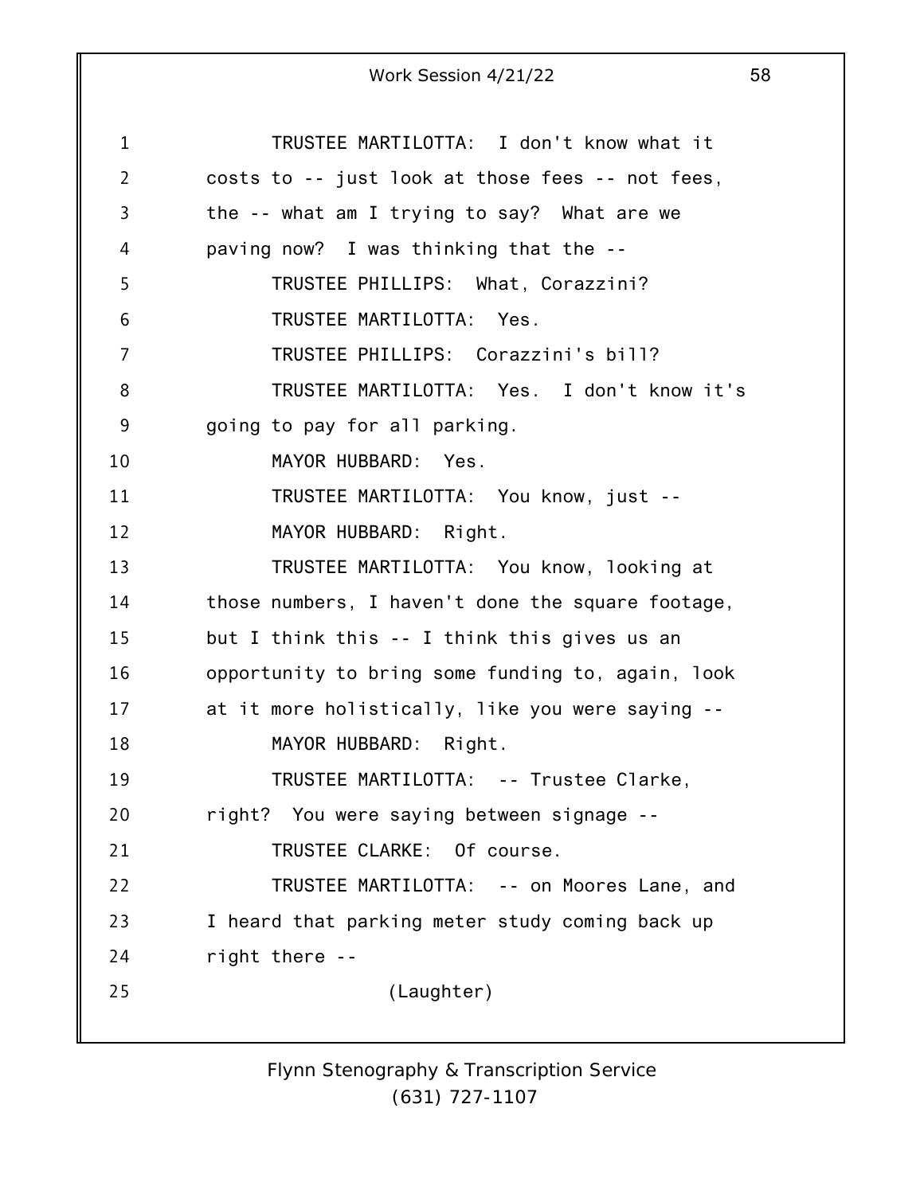TRUSTEE MARTILOTTA: I don't know what it costs to -- just look at those fees -- not fees, the -- what am I trying to say? What are we paving now? I was thinking that the --

TRUSTEE PHILLIPS: What, Corazzini?

TRUSTEE MARTILOTTA: Yes.

TRUSTEE PHILLIPS: Corazzini's bill?

TRUSTEE MARTILOTTA: Yes. I don't know it's going to pay for all parking.

MAYOR HUBBARD: Yes.

TRUSTEE MARTILOTTA: You know, just --

MAYOR HUBBARD: Right.

TRUSTEE MARTILOTTA: You know, looking at those numbers, I haven't done the square footage, but I think this -- I think this gives us an opportunity to bring some funding to, again, look at it more holistically, like you were saying --

MAYOR HUBBARD: Right.

TRUSTEE MARTILOTTA: -- Trustee Clarke, right? You were saying between signage --

TRUSTEE CLARKE: Of course.

TRUSTEE MARTILOTTA: -- on Moores Lane, and I heard that parking meter study coming back up right there --

(Laughter)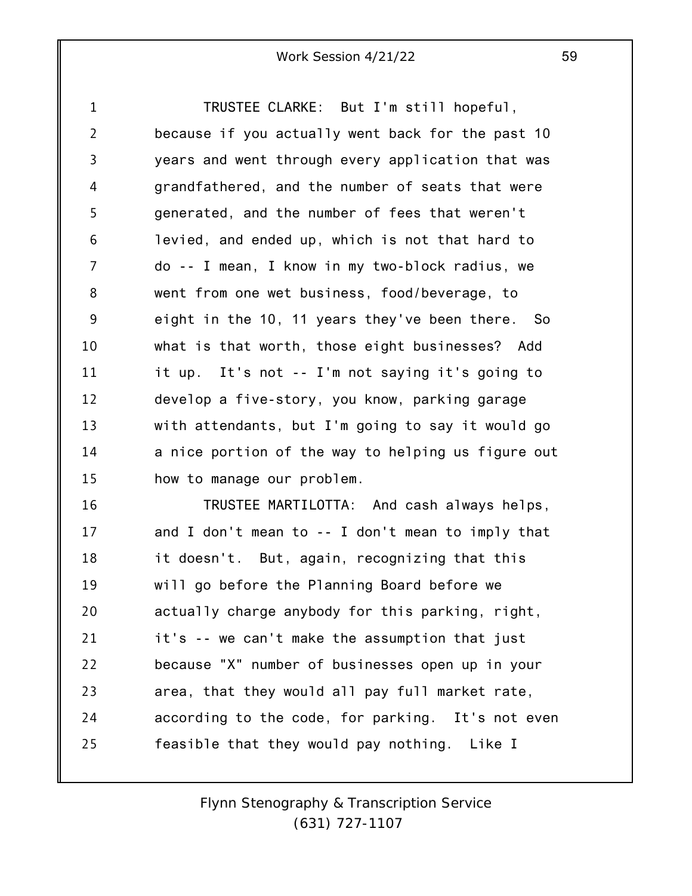TRUSTEE CLARKE: But I'm still hopeful, because if you actually went back for the past 10 years and went through every application that was grandfathered, and the number of seats that were generated, and the number of fees that weren't levied, and ended up, which is not that hard to do -- I mean, I know in my two-block radius, we went from one wet business, food/beverage, to eight in the 10, 11 years they've been there. So what is that worth, those eight businesses? Add it up. It's not -- I'm not saying it's going to develop a five-story, you know, parking garage with attendants, but I'm going to say it would go a nice portion of the way to helping us figure out how to manage our problem.

TRUSTEE MARTILOTTA: And cash always helps, and I don't mean to -- I don't mean to imply that it doesn't. But, again, recognizing that this will go before the Planning Board before we actually charge anybody for this parking, right, it's -- we can't make the assumption that just because "X" number of businesses open up in your area, that they would all pay full market rate, according to the code, for parking. It's not even feasible that they would pay nothing. Like I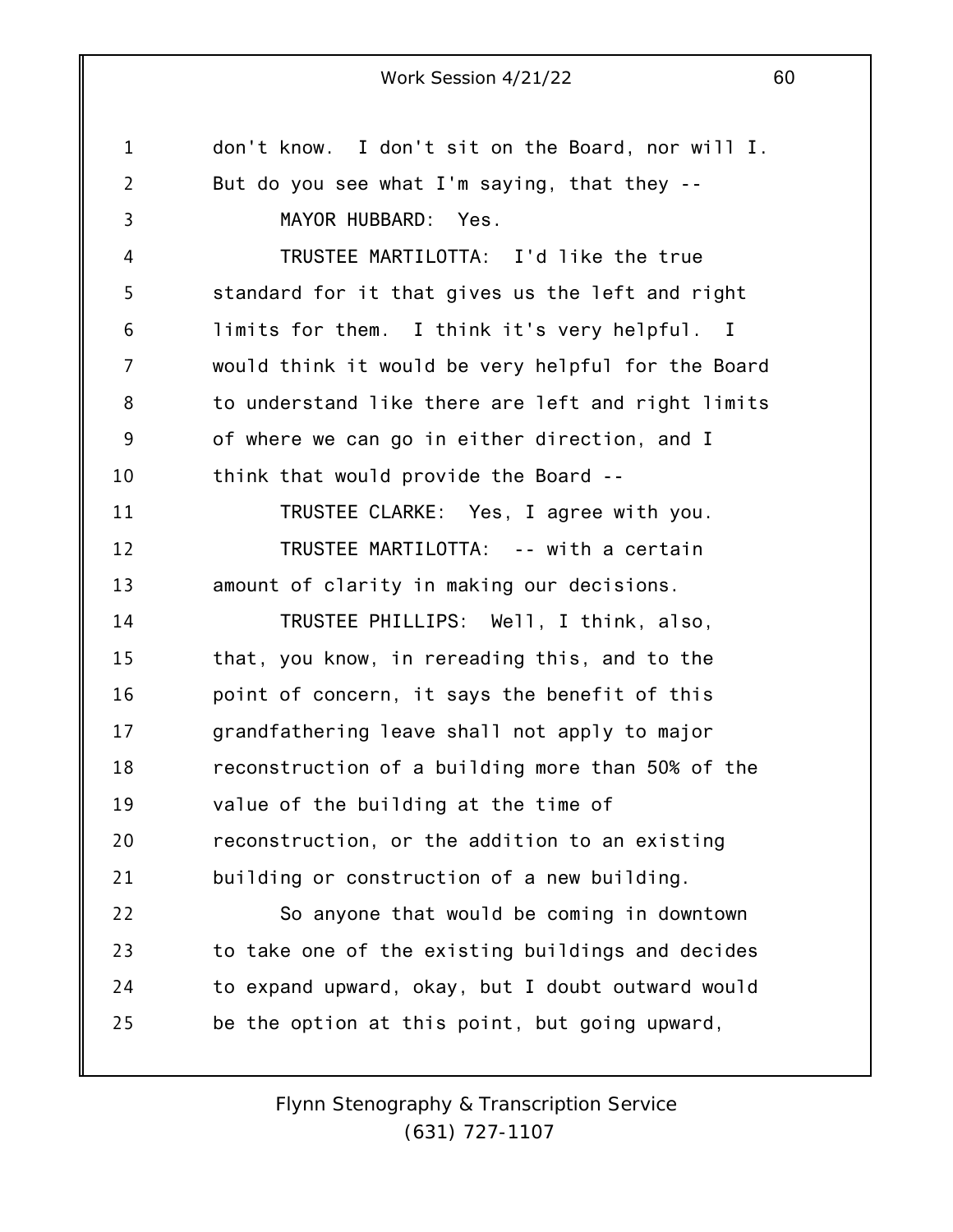don't know. I don't sit on the Board, nor will I. But do you see what I'm saying, that they --

MAYOR HUBBARD: Yes.

TRUSTEE MARTILOTTA: I'd like the true standard for it that gives us the left and right limits for them. I think it's very helpful. I would think it would be very helpful for the Board to understand like there are left and right limits of where we can go in either direction, and I think that would provide the Board --

TRUSTEE CLARKE: Yes, I agree with you.

TRUSTEE MARTILOTTA: -- with a certain amount of clarity in making our decisions.

TRUSTEE PHILLIPS: Well, I think, also, that, you know, in rereading this, and to the point of concern, it says the benefit of this grandfathering leave shall not apply to major reconstruction of a building more than 50% of the value of the building at the time of reconstruction, or the addition to an existing building or construction of a new building.

So anyone that would be coming in downtown to take one of the existing buildings and decides to expand upward, okay, but I doubt outward would be the option at this point, but going upward,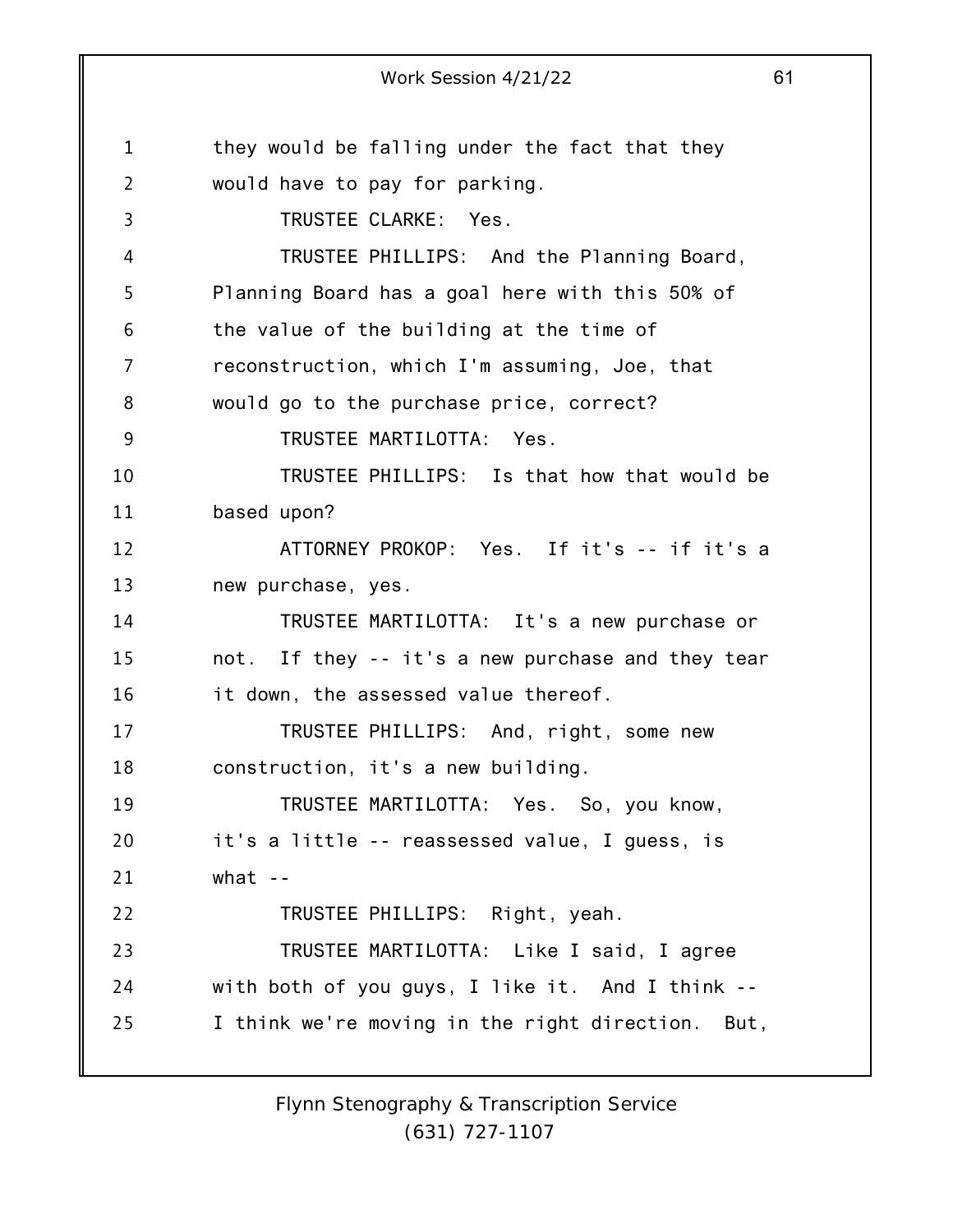they would be falling under the fact that they would have to pay for parking.

TRUSTEE CLARKE: Yes.

TRUSTEE PHILLIPS: And the Planning Board, Planning Board has a goal here with this 50% of the value of the building at the time of reconstruction, which I'm assuming, Joe, that would go to the purchase price, correct?

TRUSTEE MARTILOTTA: Yes.

TRUSTEE PHILLIPS: Is that how that would be based upon?

ATTORNEY PROKOP: Yes. If it's -- if it's a new purchase, yes.

TRUSTEE MARTILOTTA: It's a new purchase or not. If they -- it's a new purchase and they tear it down, the assessed value thereof.

TRUSTEE PHILLIPS: And, right, some new construction, it's a new building.

TRUSTEE MARTILOTTA: Yes. So, you know, it's a little -- reassessed value, I guess, is what --

TRUSTEE PHILLIPS: Right, yeah.

TRUSTEE MARTILOTTA: Like I said, I agree with both of you guys, I like it. And I think -- I think we're moving in the right direction. But,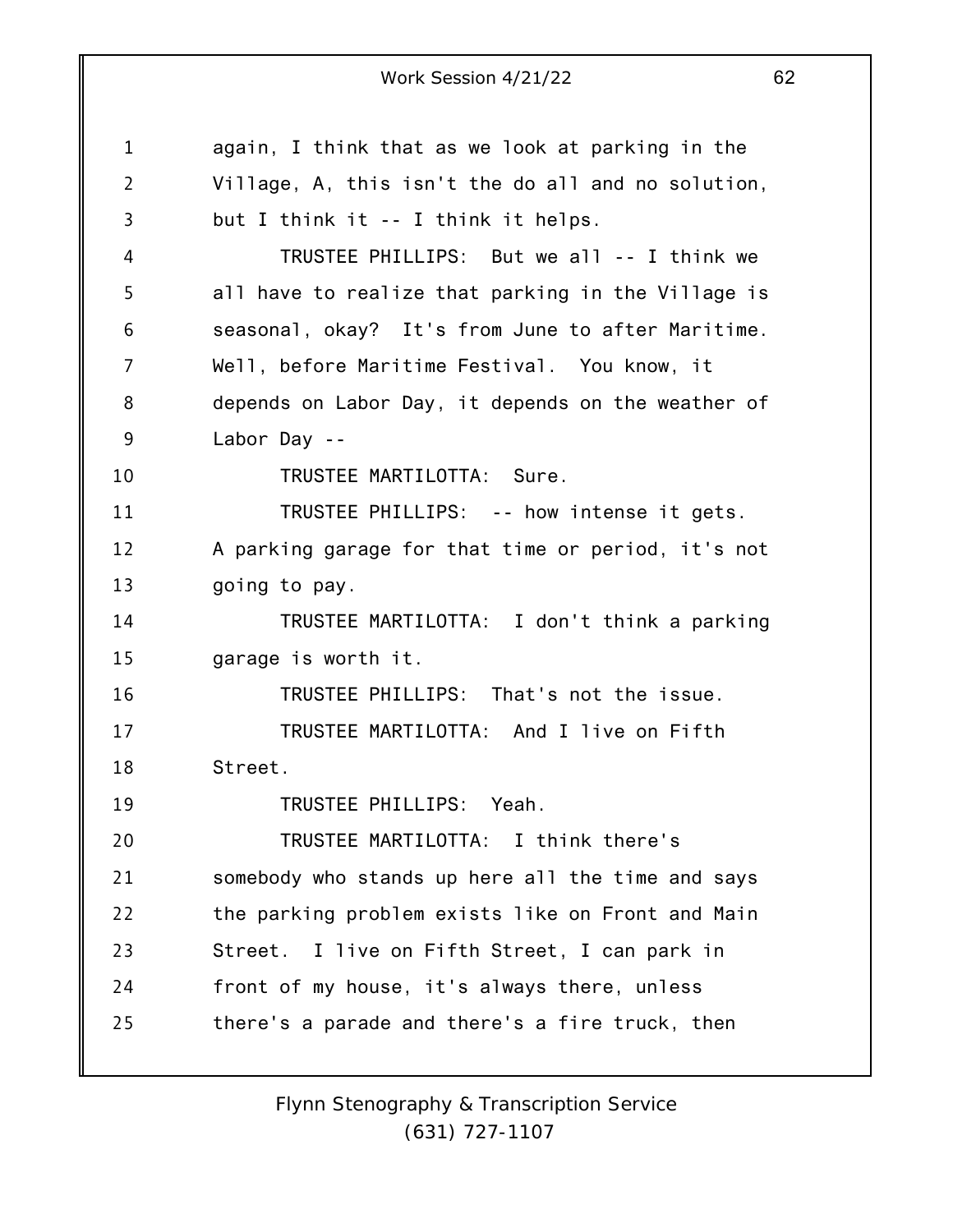again, I think that as we look at parking in the Village, A, this isn't the do all and no solution, but I think it -- I think it helps.

TRUSTEE PHILLIPS: But we all -- I think we all have to realize that parking in the Village is seasonal, okay? It's from June to after Maritime. Well, before Maritime Festival. You know, it depends on Labor Day, it depends on the weather of Labor Day --

TRUSTEE MARTILOTTA: Sure.

TRUSTEE PHILLIPS: -- how intense it gets. A parking garage for that time or period, it's not going to pay.

TRUSTEE MARTILOTTA: I don't think a parking garage is worth it.

TRUSTEE PHILLIPS: That's not the issue.

TRUSTEE MARTILOTTA: And I live on Fifth Street.

TRUSTEE PHILLIPS: Yeah.

TRUSTEE MARTILOTTA: I think there's somebody who stands up here all the time and says the parking problem exists like on Front and Main Street. I live on Fifth Street, I can park in front of my house, it's always there, unless there's a parade and there's a fire truck, then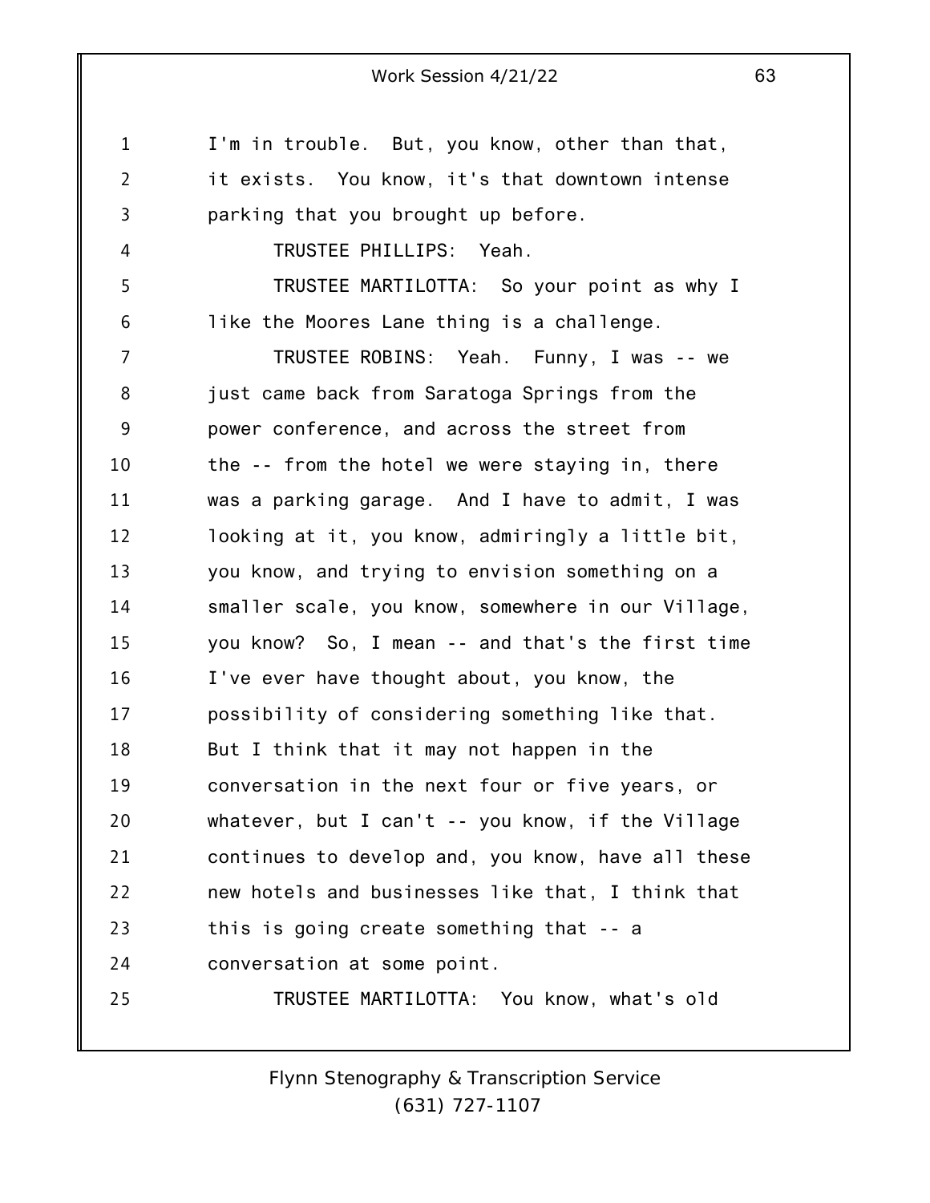I'm in trouble. But, you know, other than that, it exists. You know, it's that downtown intense parking that you brought up before.

TRUSTEE PHILLIPS: Yeah.

TRUSTEE MARTILOTTA: So your point as why I like the Moores Lane thing is a challenge.

TRUSTEE ROBINS: Yeah. Funny, I was -- we just came back from Saratoga Springs from the power conference, and across the street from the -- from the hotel we were staying in, there was a parking garage. And I have to admit, I was looking at it, you know, admiringly a little bit, you know, and trying to envision something on a smaller scale, you know, somewhere in our Village, you know? So, I mean -- and that's the first time I've ever have thought about, you know, the possibility of considering something like that. But I think that it may not happen in the conversation in the next four or five years, or whatever, but I can't -- you know, if the Village continues to develop and, you know, have all these new hotels and businesses like that, I think that this is going create something that -- a conversation at some point.

TRUSTEE MARTILOTTA: You know, what's old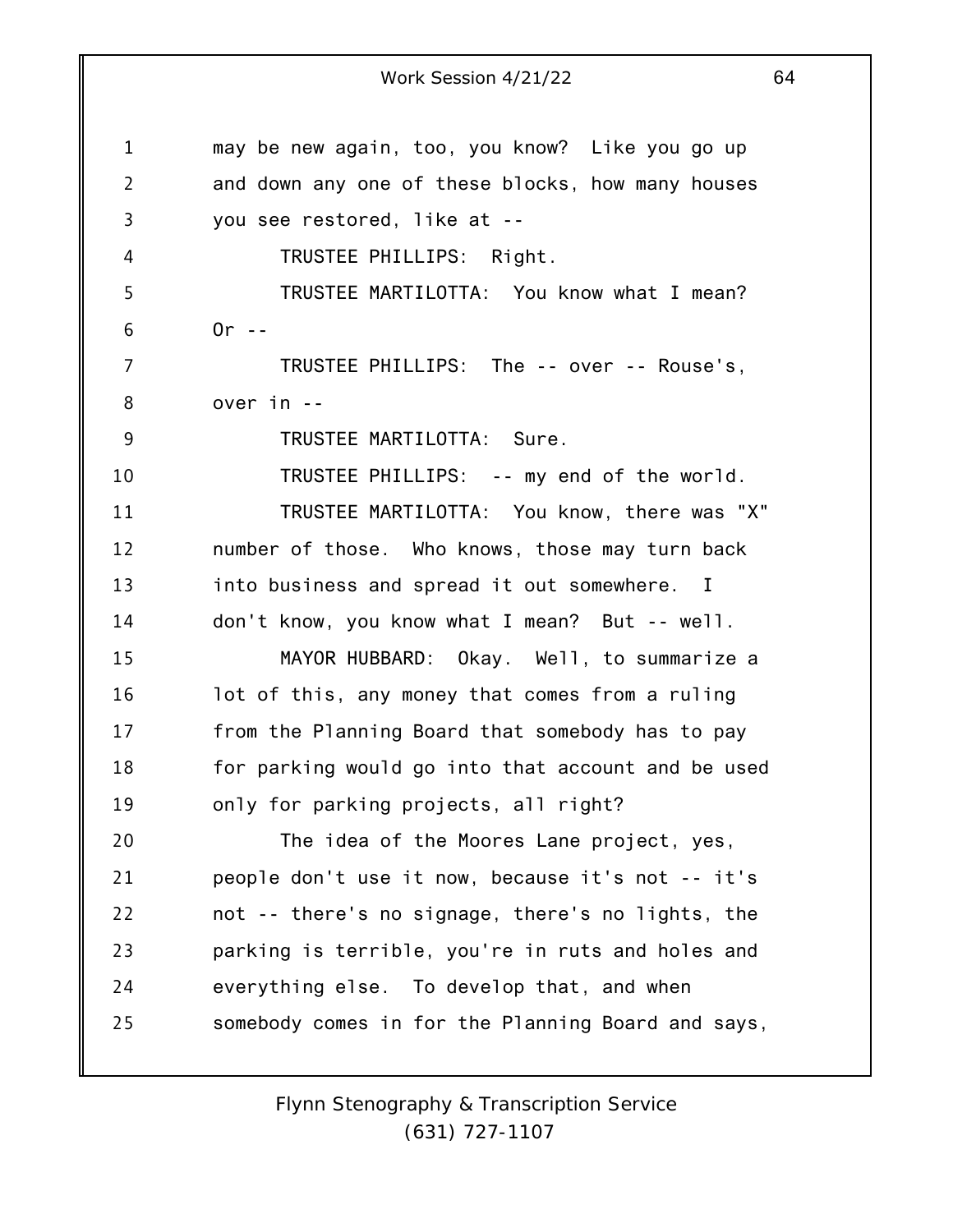may be new again, too, you know? Like you go up and down any one of these blocks, how many houses you see restored, like at --

TRUSTEE PHILLIPS: Right.

TRUSTEE MARTILOTTA: You know what I mean? Or --

TRUSTEE PHILLIPS: The -- over -- Rouse's, over in --

TRUSTEE MARTILOTTA: Sure.

TRUSTEE PHILLIPS: -- my end of the world.

TRUSTEE MARTILOTTA: You know, there was "X" number of those. Who knows, those may turn back into business and spread it out somewhere. I don't know, you know what I mean? But -- well.

MAYOR HUBBARD: Okay. Well, to summarize a lot of this, any money that comes from a ruling from the Planning Board that somebody has to pay for parking would go into that account and be used only for parking projects, all right?

The idea of the Moores Lane project, yes, people don't use it now, because it's not -- it's not -- there's no signage, there's no lights, the parking is terrible, you're in ruts and holes and everything else. To develop that, and when somebody comes in for the Planning Board and says,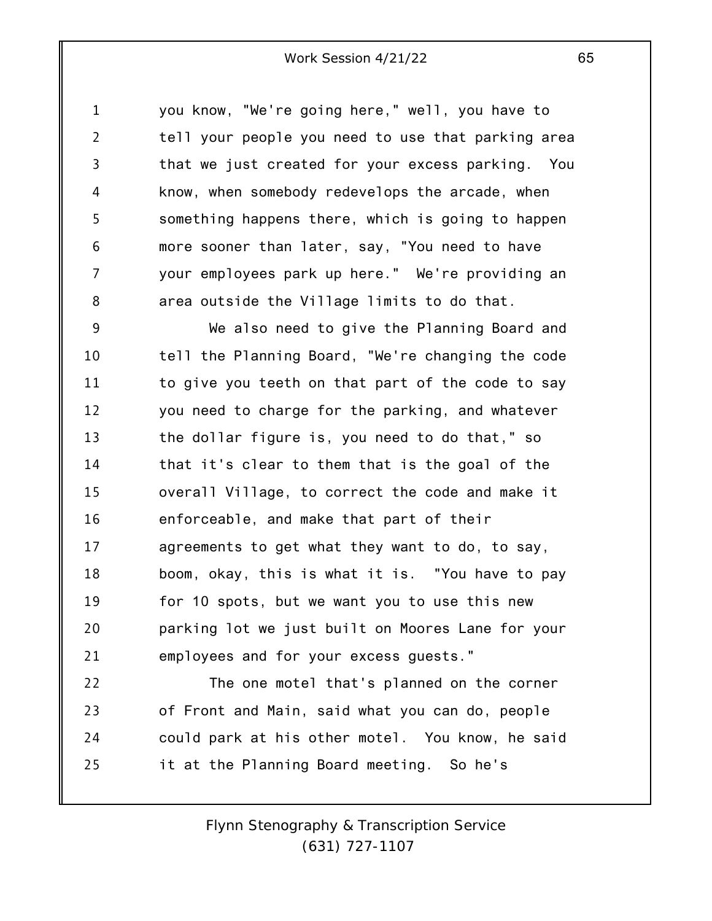you know, "We're going here," well, you have to tell your people you need to use that parking area that we just created for your excess parking. You know, when somebody redevelops the arcade, when something happens there, which is going to happen more sooner than later, say, "You need to have your employees park up here." We're providing an area outside the Village limits to do that.

We also need to give the Planning Board and tell the Planning Board, "We're changing the code to give you teeth on that part of the code to say you need to charge for the parking, and whatever the dollar figure is, you need to do that," so that it's clear to them that is the goal of the overall Village, to correct the code and make it enforceable, and make that part of their agreements to get what they want to do, to say, boom, okay, this is what it is. "You have to pay for 10 spots, but we want you to use this new parking lot we just built on Moores Lane for your employees and for your excess guests."

The one motel that's planned on the corner of Front and Main, said what you can do, people could park at his other motel. You know, he said it at the Planning Board meeting. So he's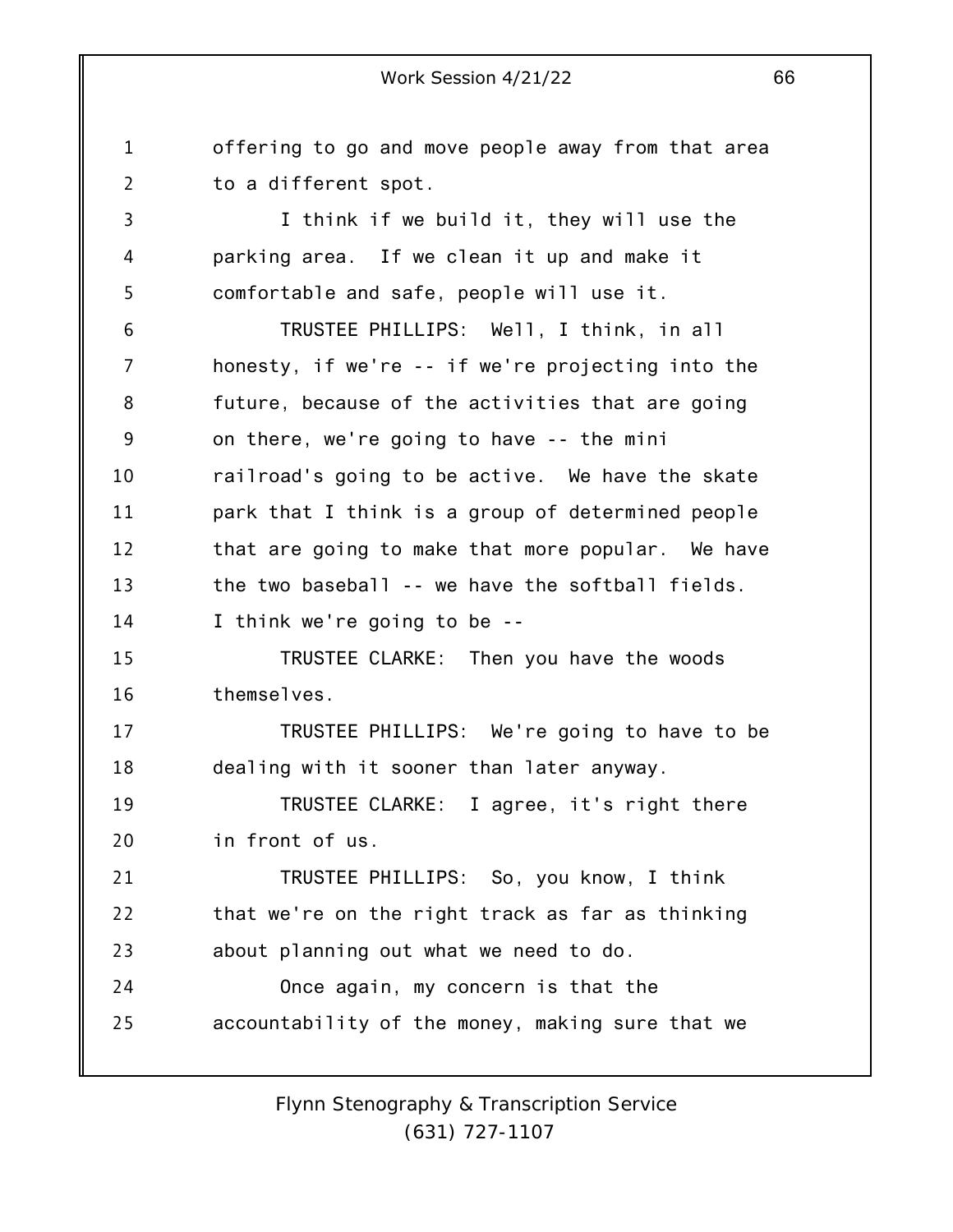offering to go and move people away from that area to a different spot.

I think if we build it, they will use the parking area. If we clean it up and make it comfortable and safe, people will use it.

TRUSTEE PHILLIPS: Well, I think, in all honesty, if we're -- if we're projecting into the future, because of the activities that are going on there, we're going to have -- the mini railroad's going to be active. We have the skate park that I think is a group of determined people that are going to make that more popular. We have the two baseball -- we have the softball fields. I think we're going to be --

TRUSTEE CLARKE: Then you have the woods themselves.

TRUSTEE PHILLIPS: We're going to have to be dealing with it sooner than later anyway.

TRUSTEE CLARKE: I agree, it's right there in front of us.

TRUSTEE PHILLIPS: So, you know, I think that we're on the right track as far as thinking about planning out what we need to do.

Once again, my concern is that the accountability of the money, making sure that we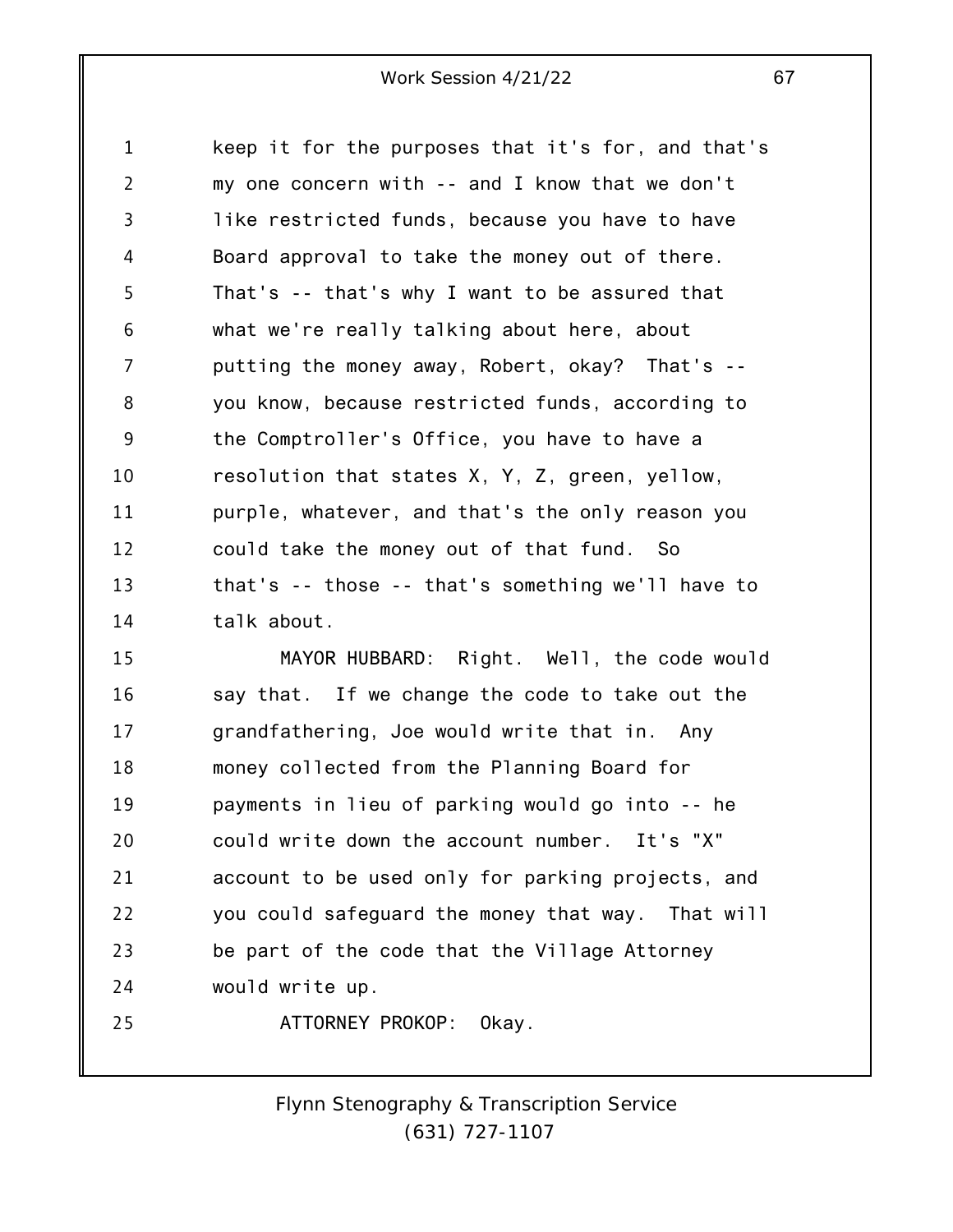keep it for the purposes that it's for, and that's my one concern with -- and I know that we don't like restricted funds, because you have to have Board approval to take the money out of there. That's -- that's why I want to be assured that what we're really talking about here, about putting the money away, Robert, okay? That's -- you know, because restricted funds, according to the Comptroller's Office, you have to have a resolution that states X, Y, Z, green, yellow, purple, whatever, and that's the only reason you could take the money out of that fund. So that's -- those -- that's something we'll have to talk about.

MAYOR HUBBARD: Right. Well, the code would say that. If we change the code to take out the grandfathering, Joe would write that in. Any money collected from the Planning Board for payments in lieu of parking would go into -- he could write down the account number. It's "X" account to be used only for parking projects, and you could safeguard the money that way. That will be part of the code that the Village Attorney would write up.

ATTORNEY PROKOP: Okay.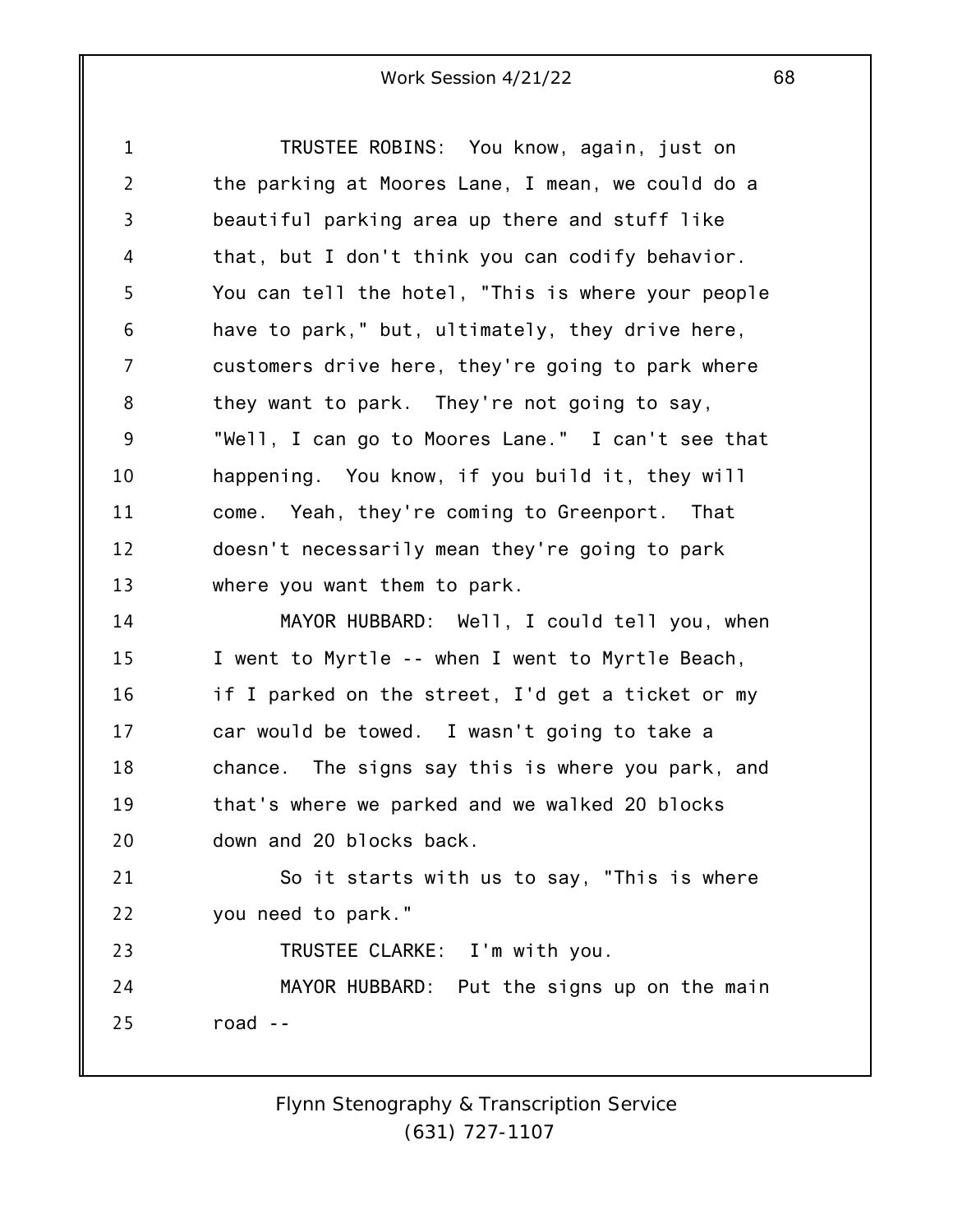TRUSTEE ROBINS: You know, again, just on the parking at Moores Lane, I mean, we could do a beautiful parking area up there and stuff like that, but I don't think you can codify behavior. You can tell the hotel, "This is where your people have to park," but, ultimately, they drive here, customers drive here, they're going to park where they want to park. They're not going to say, "Well, I can go to Moores Lane." I can't see that happening. You know, if you build it, they will come. Yeah, they're coming to Greenport. That doesn't necessarily mean they're going to park where you want them to park.

MAYOR HUBBARD: Well, I could tell you, when I went to Myrtle -- when I went to Myrtle Beach, if I parked on the street, I'd get a ticket or my car would be towed. I wasn't going to take a chance. The signs say this is where you park, and that's where we parked and we walked 20 blocks down and 20 blocks back.

So it starts with us to say, "This is where you need to park."

TRUSTEE CLARKE: I'm with you.

MAYOR HUBBARD: Put the signs up on the main road --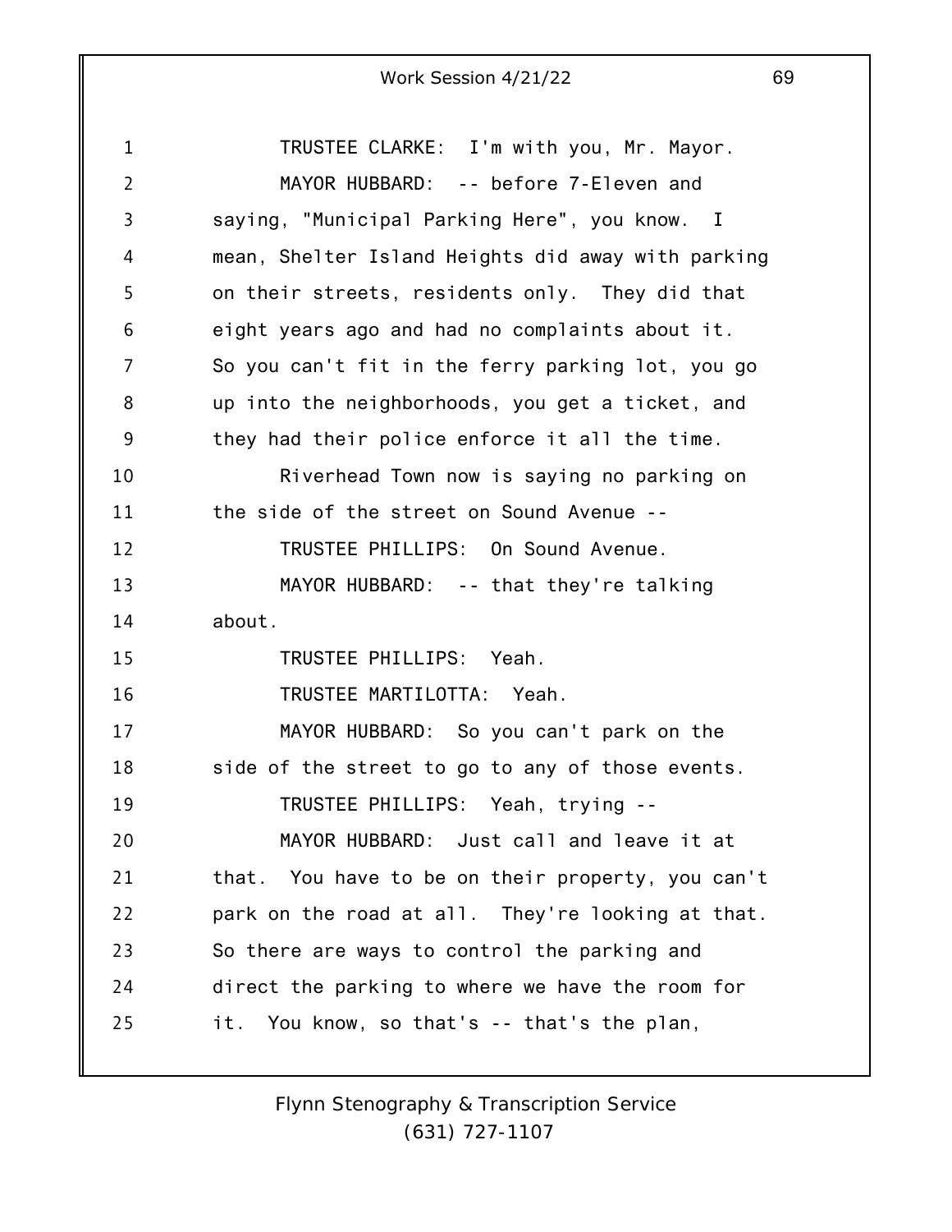TRUSTEE CLARKE: I'm with you, Mr. Mayor.

MAYOR HUBBARD: -- before 7-Eleven and saying, "Municipal Parking Here", you know. I mean, Shelter Island Heights did away with parking on their streets, residents only. They did that eight years ago and had no complaints about it. So you can't fit in the ferry parking lot, you go up into the neighborhoods, you get a ticket, and they had their police enforce it all the time.

Riverhead Town now is saying no parking on the side of the street on Sound Avenue --

TRUSTEE PHILLIPS: On Sound Avenue.

MAYOR HUBBARD: -- that they're talking about.

TRUSTEE PHILLIPS: Yeah.

TRUSTEE MARTILOTTA: Yeah.

MAYOR HUBBARD: So you can't park on the side of the street to go to any of those events.

TRUSTEE PHILLIPS: Yeah, trying --

MAYOR HUBBARD: Just call and leave it at that. You have to be on their property, you can't park on the road at all. They're looking at that. So there are ways to control the parking and direct the parking to where we have the room for it. You know, so that's -- that's the plan,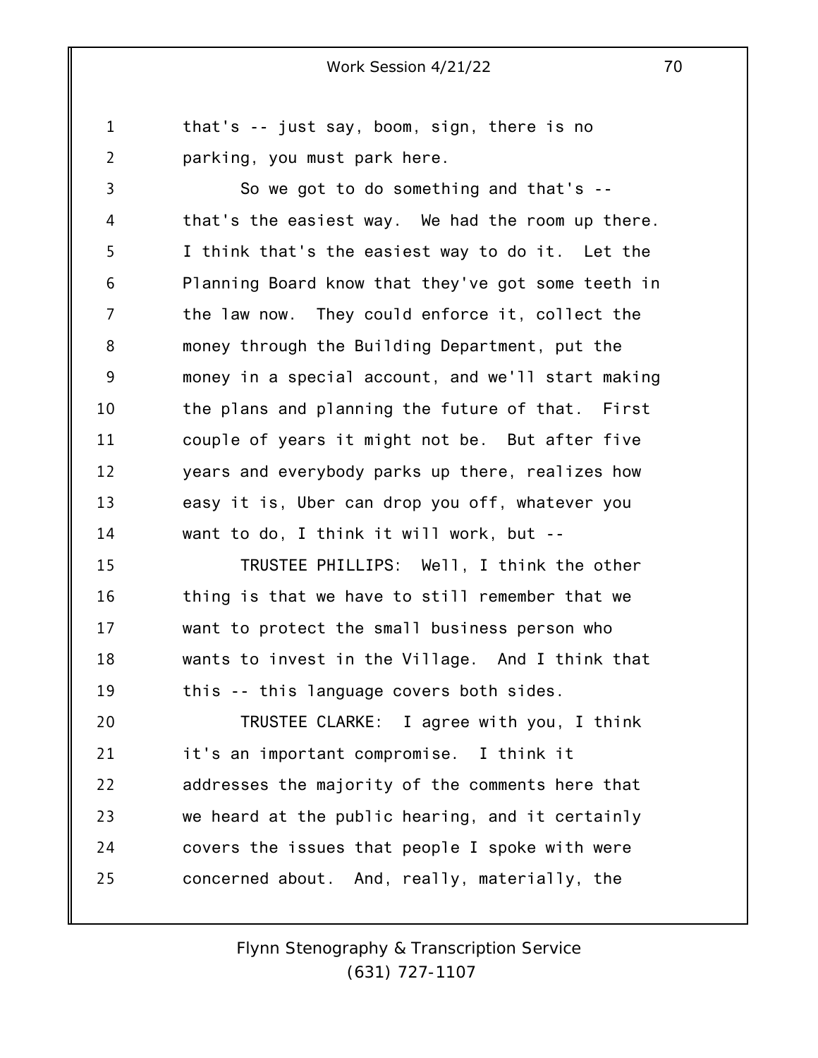that's -- just say, boom, sign, there is no parking, you must park here.

So we got to do something and that's -- that's the easiest way. We had the room up there. I think that's the easiest way to do it. Let the Planning Board know that they've got some teeth in the law now. They could enforce it, collect the money through the Building Department, put the money in a special account, and we'll start making the plans and planning the future of that. First couple of years it might not be. But after five years and everybody parks up there, realizes how easy it is, Uber can drop you off, whatever you want to do, I think it will work, but --

TRUSTEE PHILLIPS: Well, I think the other thing is that we have to still remember that we want to protect the small business person who wants to invest in the Village. And I think that this -- this language covers both sides.

TRUSTEE CLARKE: I agree with you, I think it's an important compromise. I think it addresses the majority of the comments here that we heard at the public hearing, and it certainly covers the issues that people I spoke with were concerned about. And, really, materially, the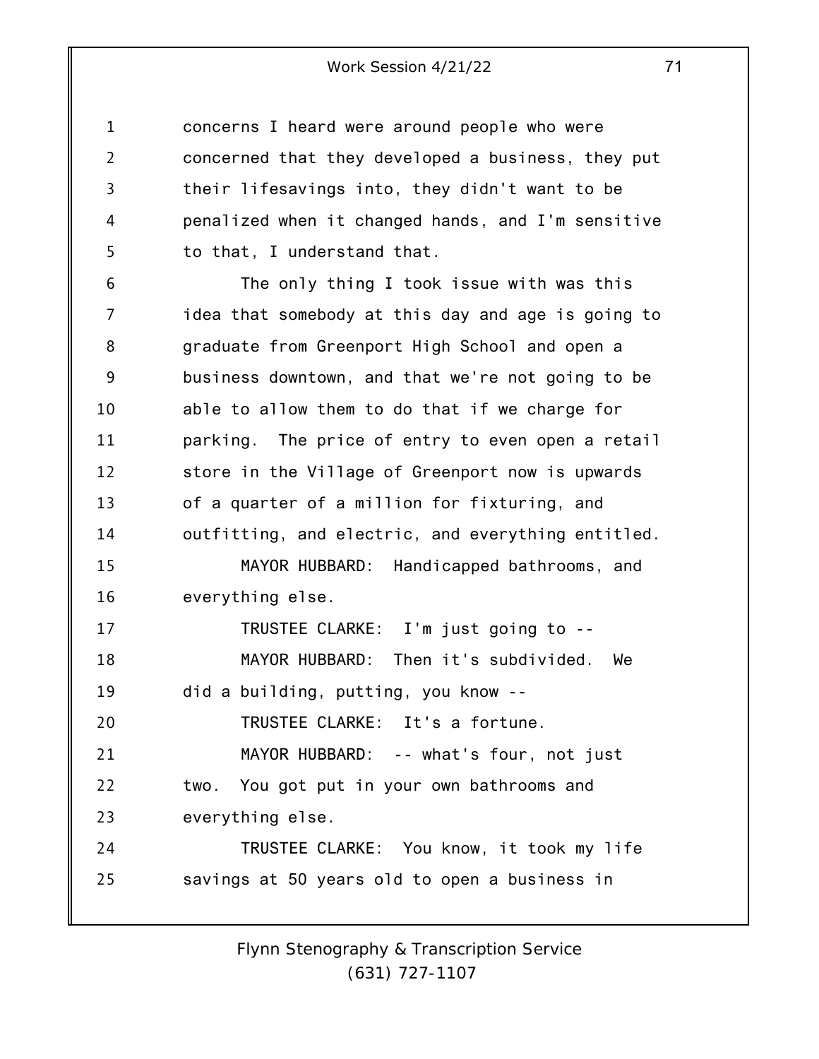concerns I heard were around people who were concerned that they developed a business, they put their lifesavings into, they didn't want to be penalized when it changed hands, and I'm sensitive to that, I understand that.

The only thing I took issue with was this idea that somebody at this day and age is going to graduate from Greenport High School and open a business downtown, and that we're not going to be able to allow them to do that if we charge for parking. The price of entry to even open a retail store in the Village of Greenport now is upwards of a quarter of a million for fixturing, and outfitting, and electric, and everything entitled.

MAYOR HUBBARD: Handicapped bathrooms, and everything else.

TRUSTEE CLARKE: I'm just going to --

MAYOR HUBBARD: Then it's subdivided. We did a building, putting, you know --

TRUSTEE CLARKE: It's a fortune.

MAYOR HUBBARD: -- what's four, not just two. You got put in your own bathrooms and everything else.

TRUSTEE CLARKE: You know, it took my life savings at 50 years old to open a business in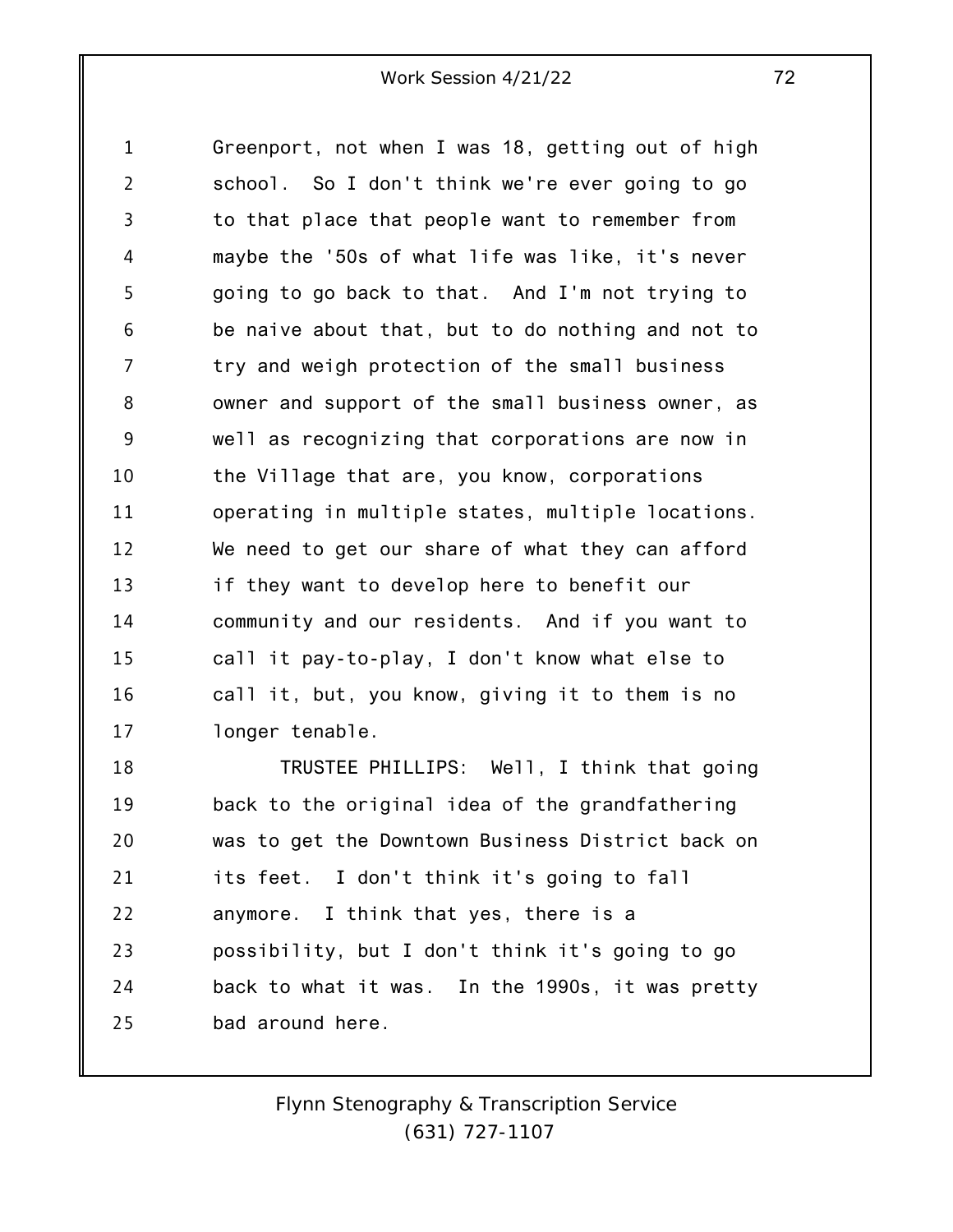Greenport, not when I was 18, getting out of high school. So I don't think we're ever going to go to that place that people want to remember from maybe the '50s of what life was like, it's never going to go back to that. And I'm not trying to be naive about that, but to do nothing and not to try and weigh protection of the small business owner and support of the small business owner, as well as recognizing that corporations are now in the Village that are, you know, corporations operating in multiple states, multiple locations. We need to get our share of what they can afford if they want to develop here to benefit our community and our residents. And if you want to call it pay-to-play, I don't know what else to call it, but, you know, giving it to them is no longer tenable.

TRUSTEE PHILLIPS: Well, I think that going back to the original idea of the grandfathering was to get the Downtown Business District back on its feet. I don't think it's going to fall anymore. I think that yes, there is a possibility, but I don't think it's going to go back to what it was. In the 1990s, it was pretty bad around here.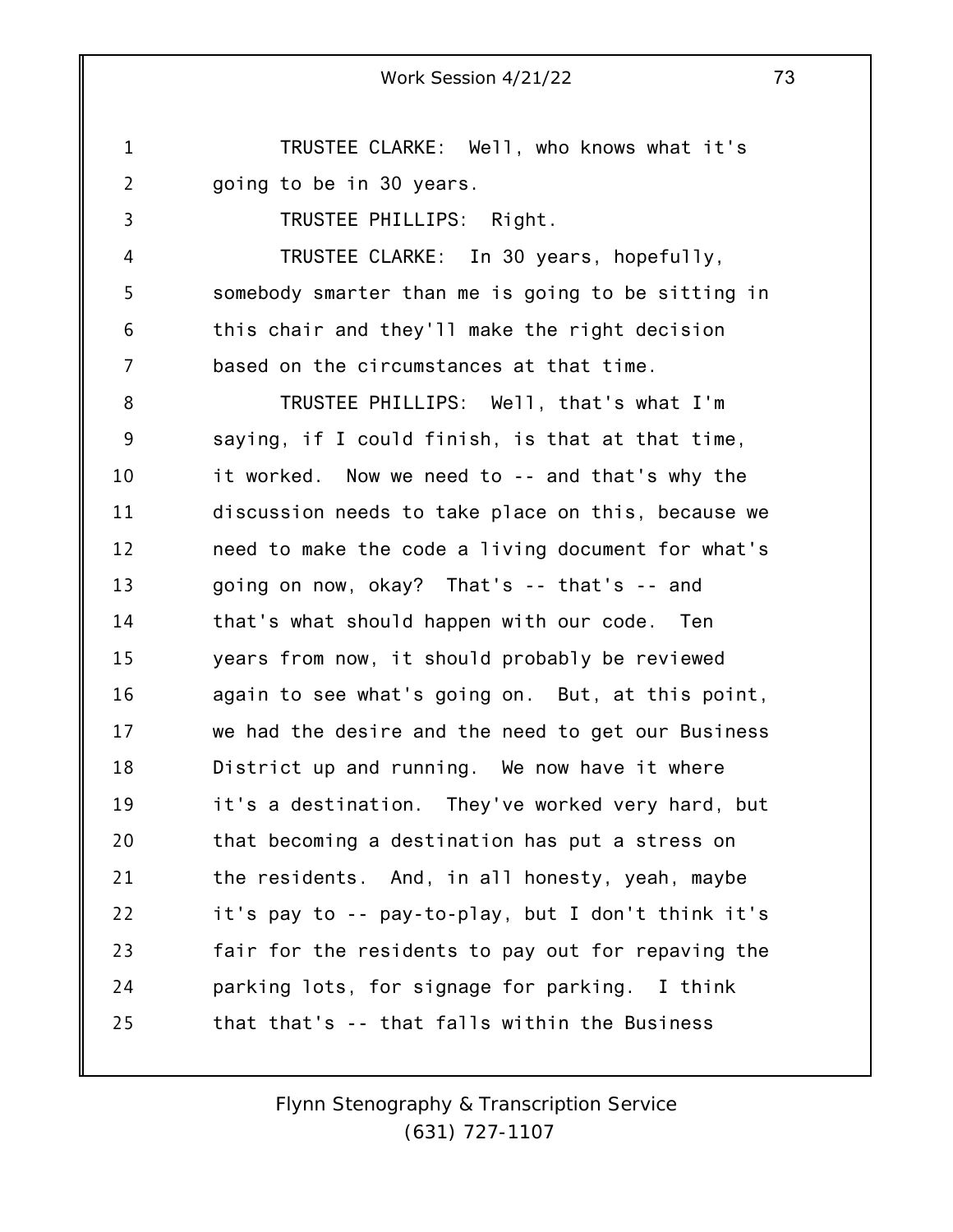TRUSTEE CLARKE: Well, who knows what it's going to be in 30 years.

TRUSTEE PHILLIPS: Right.

TRUSTEE CLARKE: In 30 years, hopefully, somebody smarter than me is going to be sitting in this chair and they'll make the right decision based on the circumstances at that time.

TRUSTEE PHILLIPS: Well, that's what I'm saying, if I could finish, is that at that time, it worked. Now we need to -- and that's why the discussion needs to take place on this, because we need to make the code a living document for what's going on now, okay? That's -- that's -- and that's what should happen with our code. Ten years from now, it should probably be reviewed again to see what's going on. But, at this point, we had the desire and the need to get our Business District up and running. We now have it where it's a destination. They've worked very hard, but that becoming a destination has put a stress on the residents. And, in all honesty, yeah, maybe it's pay to -- pay-to-play, but I don't think it's fair for the residents to pay out for repaving the parking lots, for signage for parking. I think that that's -- that falls within the Business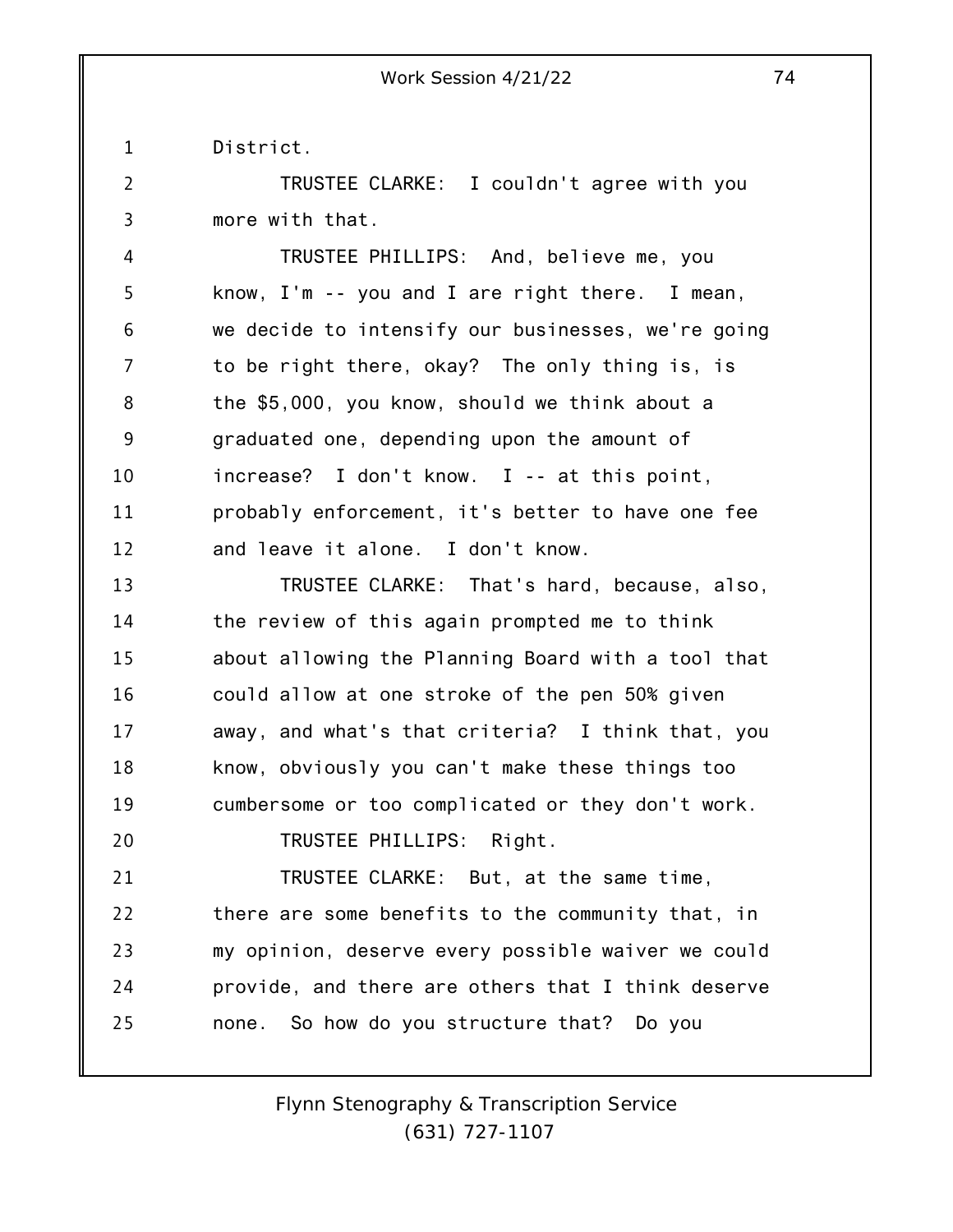District.

TRUSTEE CLARKE: I couldn't agree with you more with that.

TRUSTEE PHILLIPS: And, believe me, you know, I'm -- you and I are right there. I mean, we decide to intensify our businesses, we're going to be right there, okay? The only thing is, is the $5,000, you know, should we think about a graduated one, depending upon the amount of increase? I don't know. I -- at this point, probably enforcement, it's better to have one fee and leave it alone. I don't know.

TRUSTEE CLARKE: That's hard, because, also, the review of this again prompted me to think about allowing the Planning Board with a tool that could allow at one stroke of the pen 50% given away, and what's that criteria? I think that, you know, obviously you can't make these things too cumbersome or too complicated or they don't work.

TRUSTEE PHILLIPS: Right.

TRUSTEE CLARKE: But, at the same time, there are some benefits to the community that, in my opinion, deserve every possible waiver we could provide, and there are others that I think deserve none. So how do you structure that? Do you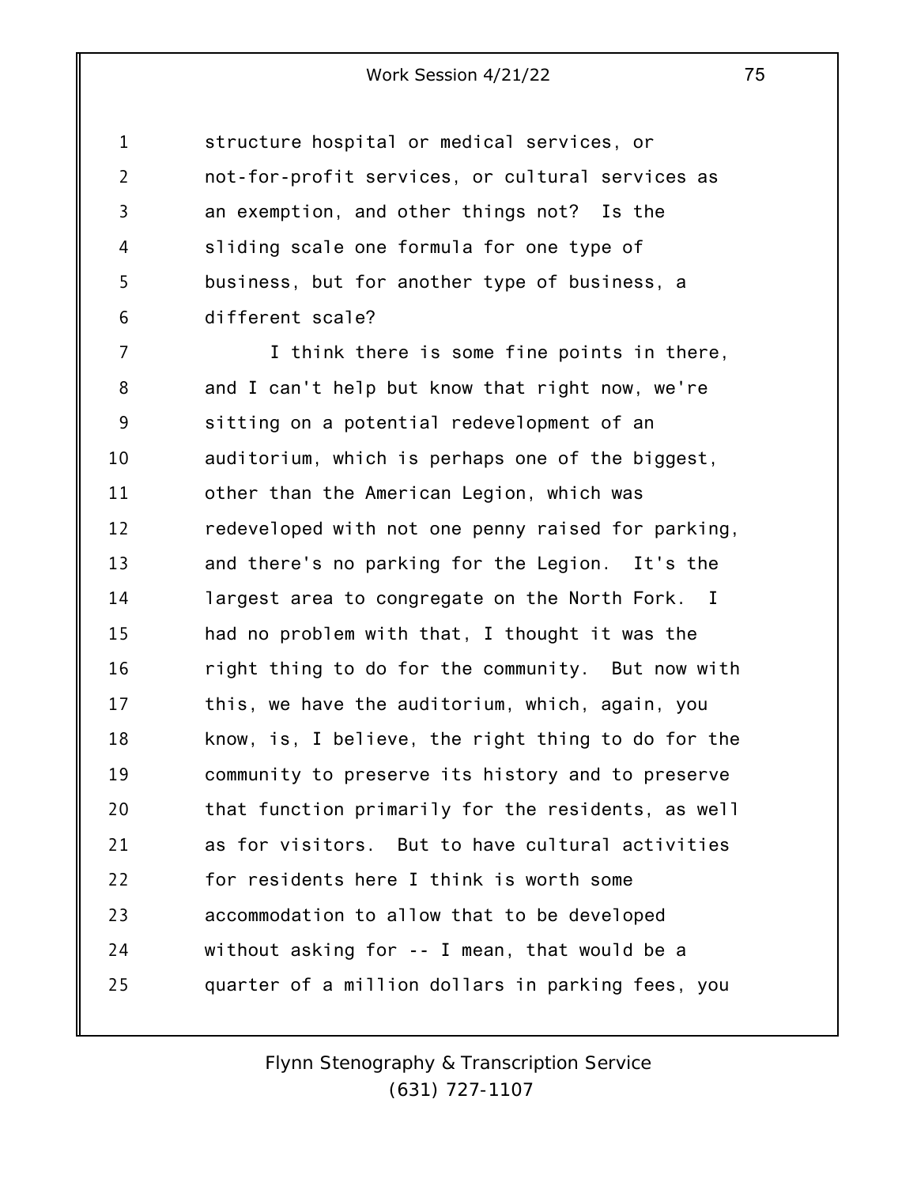structure hospital or medical services, or not-for-profit services, or cultural services as an exemption, and other things not? Is the sliding scale one formula for one type of business, but for another type of business, a different scale?

I think there is some fine points in there, and I can't help but know that right now, we're sitting on a potential redevelopment of an auditorium, which is perhaps one of the biggest, other than the American Legion, which was redeveloped with not one penny raised for parking, and there's no parking for the Legion. It's the largest area to congregate on the North Fork. I had no problem with that, I thought it was the right thing to do for the community. But now with this, we have the auditorium, which, again, you know, is, I believe, the right thing to do for the community to preserve its history and to preserve that function primarily for the residents, as well as for visitors. But to have cultural activities for residents here I think is worth some accommodation to allow that to be developed without asking for -- I mean, that would be a quarter of a million dollars in parking fees, you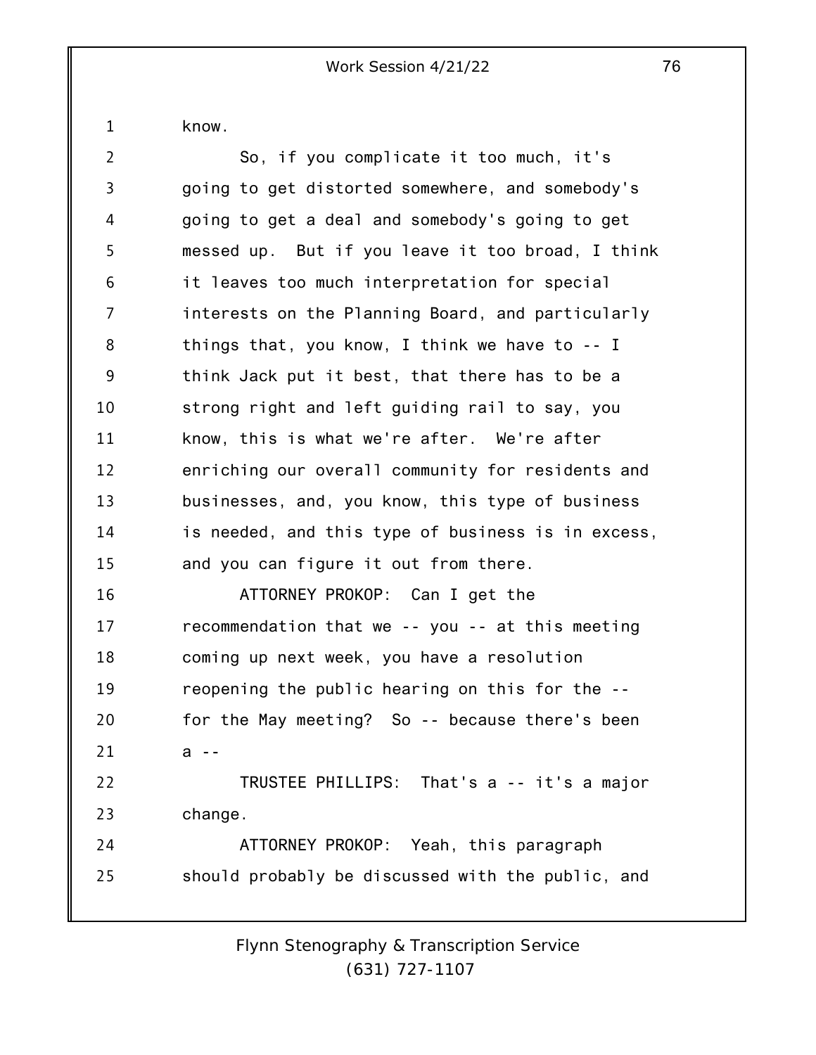know.

So, if you complicate it too much, it's going to get distorted somewhere, and somebody's going to get a deal and somebody's going to get messed up. But if you leave it too broad, I think it leaves too much interpretation for special interests on the Planning Board, and particularly things that, you know, I think we have to -- I think Jack put it best, that there has to be a strong right and left guiding rail to say, you know, this is what we're after. We're after enriching our overall community for residents and businesses, and, you know, this type of business is needed, and this type of business is in excess, and you can figure it out from there.

ATTORNEY PROKOP: Can I get the recommendation that we -- you -- at this meeting coming up next week, you have a resolution reopening the public hearing on this for the -- for the May meeting? So -- because there's been a --

TRUSTEE PHILLIPS: That's a -- it's a major change.

ATTORNEY PROKOP: Yeah, this paragraph should probably be discussed with the public, and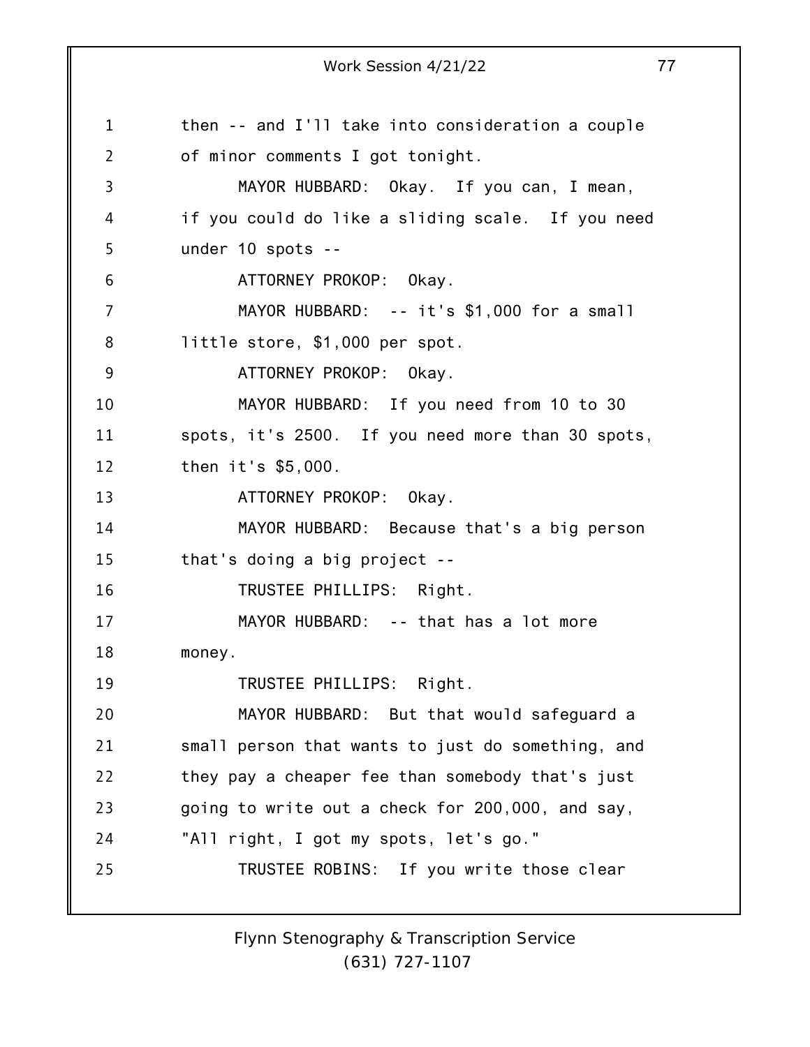then -- and I'll take into consideration a couple of minor comments I got tonight.

MAYOR HUBBARD: Okay. If you can, I mean, if you could do like a sliding scale. If you need under 10 spots --

ATTORNEY PROKOP: Okay.

MAYOR HUBBARD: -- it's $1,000 for a small little store, $1,000 per spot.

ATTORNEY PROKOP: Okay.

MAYOR HUBBARD: If you need from 10 to 30 spots, it's 2500. If you need more than 30 spots, then it's $5,000.

ATTORNEY PROKOP: Okay.

MAYOR HUBBARD: Because that's a big person that's doing a big project --

TRUSTEE PHILLIPS: Right.

MAYOR HUBBARD: -- that has a lot more money.

TRUSTEE PHILLIPS: Right.

MAYOR HUBBARD: But that would safeguard a small person that wants to just do something, and they pay a cheaper fee than somebody that's just going to write out a check for 200,000, and say, "All right, I got my spots, let's go."

TRUSTEE ROBINS: If you write those clear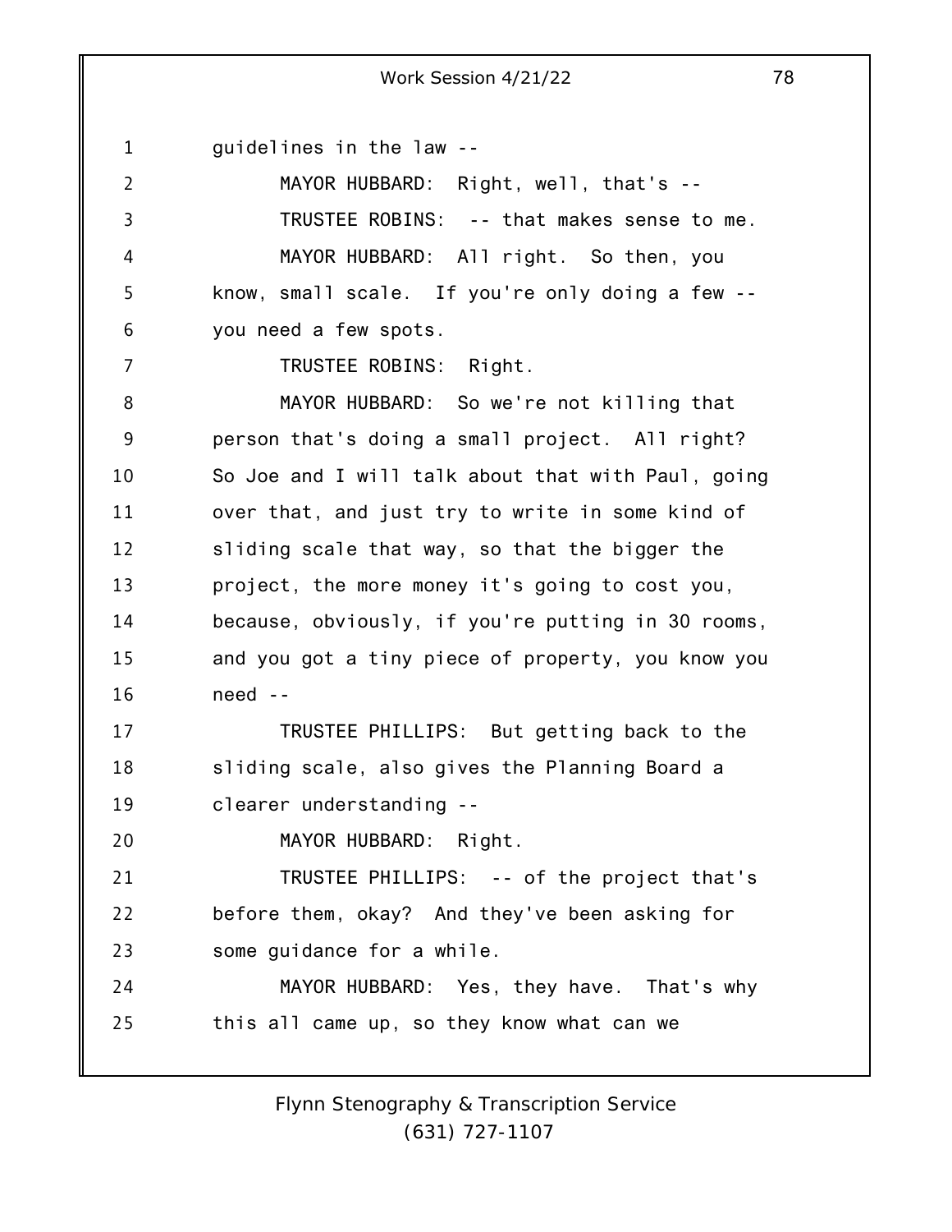guidelines in the law --

MAYOR HUBBARD: Right, well, that's --

TRUSTEE ROBINS: -- that makes sense to me.

MAYOR HUBBARD: All right. So then, you know, small scale. If you're only doing a few -- you need a few spots.

TRUSTEE ROBINS: Right.

MAYOR HUBBARD: So we're not killing that person that's doing a small project. All right? So Joe and I will talk about that with Paul, going over that, and just try to write in some kind of sliding scale that way, so that the bigger the project, the more money it's going to cost you, because, obviously, if you're putting in 30 rooms, and you got a tiny piece of property, you know you need --

TRUSTEE PHILLIPS: But getting back to the sliding scale, also gives the Planning Board a clearer understanding --

MAYOR HUBBARD: Right.

TRUSTEE PHILLIPS: -- of the project that's before them, okay? And they've been asking for some guidance for a while.

MAYOR HUBBARD: Yes, they have. That's why this all came up, so they know what can we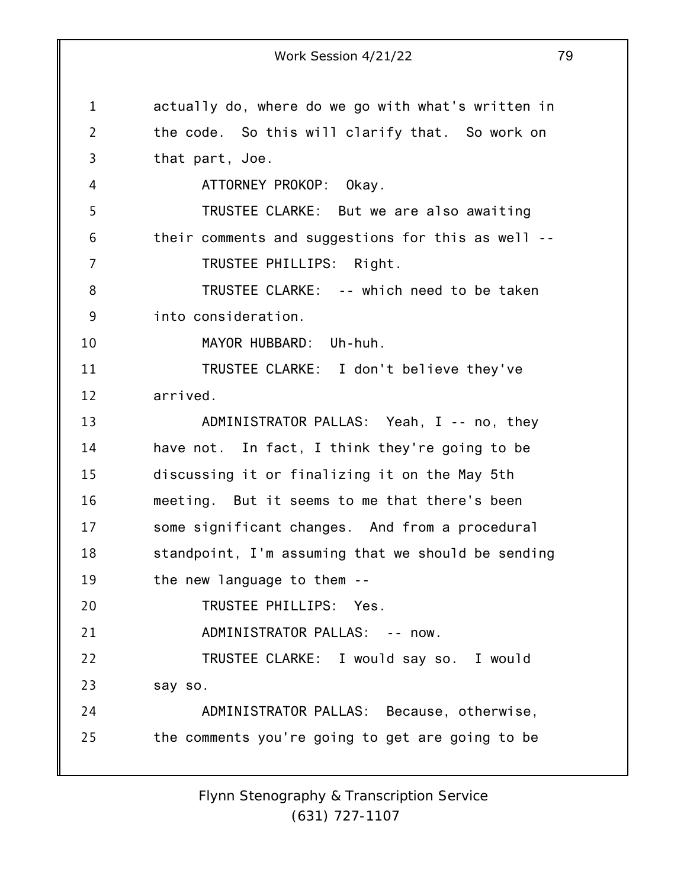actually do, where do we go with what's written in the code. So this will clarify that. So work on that part, Joe.

ATTORNEY PROKOP: Okay.

TRUSTEE CLARKE: But we are also awaiting their comments and suggestions for this as well --

TRUSTEE PHILLIPS: Right.

TRUSTEE CLARKE: -- which need to be taken into consideration.

MAYOR HUBBARD: Uh-huh.

TRUSTEE CLARKE: I don't believe they've arrived.

ADMINISTRATOR PALLAS: Yeah, I -- no, they have not. In fact, I think they're going to be discussing it or finalizing it on the May 5th meeting. But it seems to me that there's been some significant changes. And from a procedural standpoint, I'm assuming that we should be sending the new language to them --

TRUSTEE PHILLIPS: Yes.

ADMINISTRATOR PALLAS: -- now.

TRUSTEE CLARKE: I would say so. I would say so.

ADMINISTRATOR PALLAS: Because, otherwise, the comments you're going to get are going to be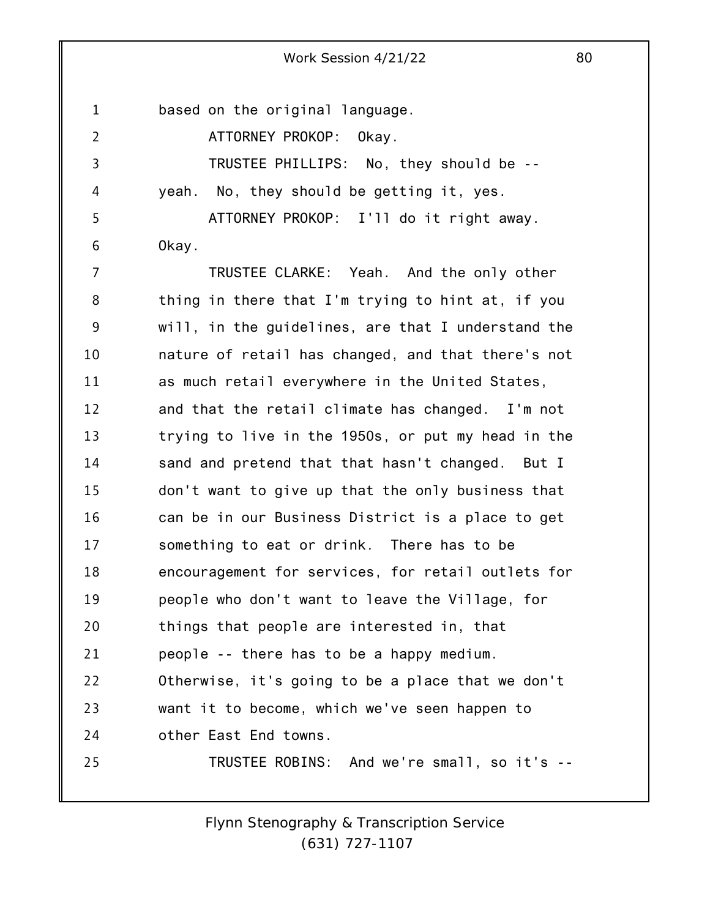based on the original language.

ATTORNEY PROKOP: Okay.

TRUSTEE PHILLIPS: No, they should be -- yeah. No, they should be getting it, yes.

ATTORNEY PROKOP: I'll do it right away. Okay.

TRUSTEE CLARKE: Yeah. And the only other thing in there that I'm trying to hint at, if you will, in the guidelines, are that I understand the nature of retail has changed, and that there's not as much retail everywhere in the United States, and that the retail climate has changed. I'm not trying to live in the 1950s, or put my head in the sand and pretend that that hasn't changed. But I don't want to give up that the only business that can be in our Business District is a place to get something to eat or drink. There has to be encouragement for services, for retail outlets for people who don't want to leave the Village, for things that people are interested in, that people -- there has to be a happy medium. Otherwise, it's going to be a place that we don't want it to become, which we've seen happen to other East End towns.

TRUSTEE ROBINS: And we're small, so it's --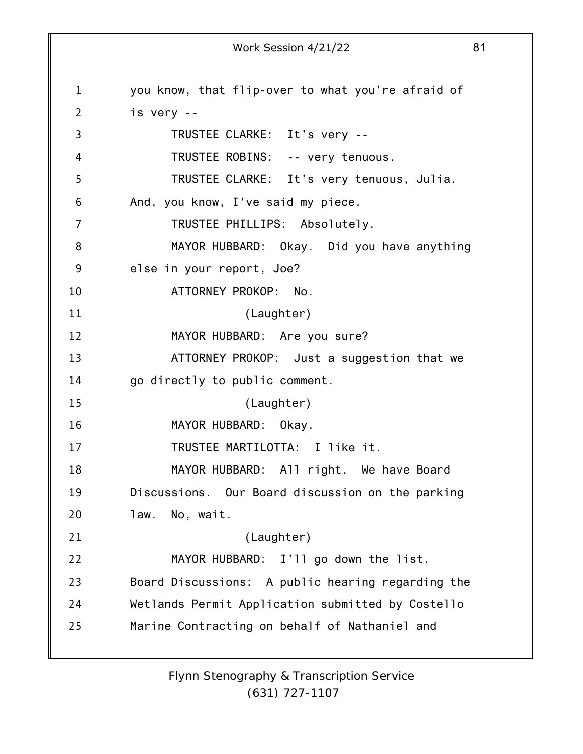you know, that flip-over to what you're afraid of is very --

TRUSTEE CLARKE: It's very --

TRUSTEE ROBINS: -- very tenuous.

TRUSTEE CLARKE: It's very tenuous, Julia. And, you know, I've said my piece.

TRUSTEE PHILLIPS: Absolutely.

MAYOR HUBBARD: Okay. Did you have anything else in your report, Joe?

ATTORNEY PROKOP: No.

(Laughter)

MAYOR HUBBARD: Are you sure?

ATTORNEY PROKOP: Just a suggestion that we go directly to public comment.

(Laughter)

MAYOR HUBBARD: Okay.

TRUSTEE MARTILOTTA: I like it.

MAYOR HUBBARD: All right. We have Board Discussions. Our Board discussion on the parking law. No, wait.

(Laughter)

MAYOR HUBBARD: I'll go down the list. Board Discussions: A public hearing regarding the Wetlands Permit Application submitted by Costello Marine Contracting on behalf of Nathaniel and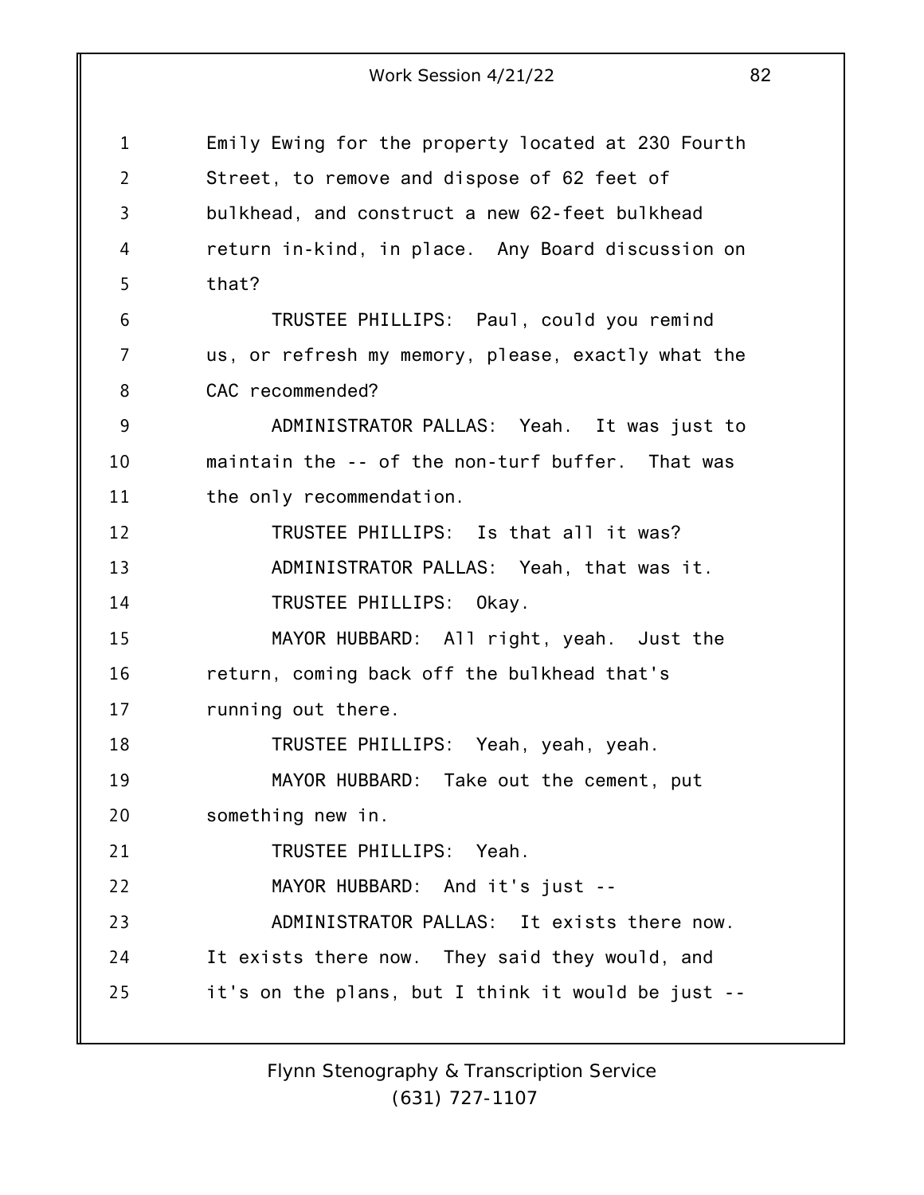Emily Ewing for the property located at 230 Fourth Street, to remove and dispose of 62 feet of bulkhead, and construct a new 62-feet bulkhead return in-kind, in place. Any Board discussion on that?

TRUSTEE PHILLIPS: Paul, could you remind us, or refresh my memory, please, exactly what the CAC recommended?

ADMINISTRATOR PALLAS: Yeah. It was just to maintain the -- of the non-turf buffer. That was the only recommendation.

TRUSTEE PHILLIPS: Is that all it was?

ADMINISTRATOR PALLAS: Yeah, that was it.

TRUSTEE PHILLIPS: Okay.

MAYOR HUBBARD: All right, yeah. Just the return, coming back off the bulkhead that's running out there.

TRUSTEE PHILLIPS: Yeah, yeah, yeah.

MAYOR HUBBARD: Take out the cement, put something new in.

TRUSTEE PHILLIPS: Yeah.

MAYOR HUBBARD: And it's just --

ADMINISTRATOR PALLAS: It exists there now. It exists there now. They said they would, and it's on the plans, but I think it would be just --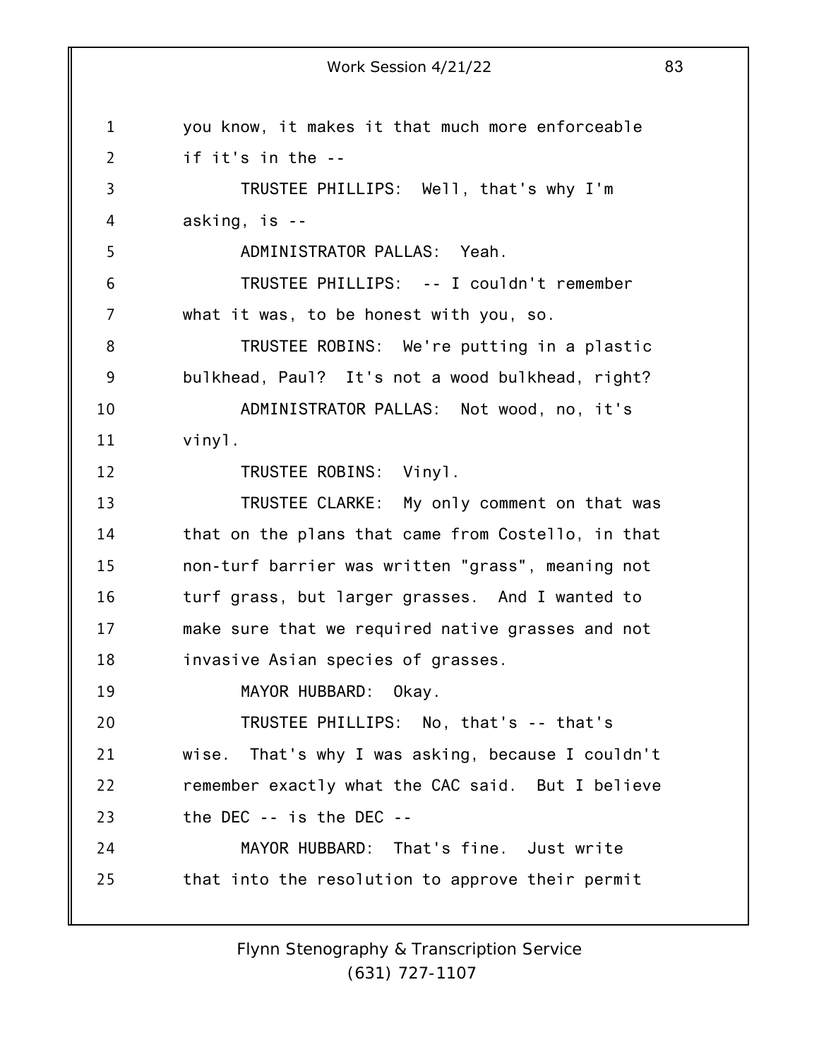you know, it makes it that much more enforceable if it's in the --

TRUSTEE PHILLIPS: Well, that's why I'm asking, is --

ADMINISTRATOR PALLAS: Yeah.

TRUSTEE PHILLIPS: -- I couldn't remember what it was, to be honest with you, so.

TRUSTEE ROBINS: We're putting in a plastic bulkhead, Paul? It's not a wood bulkhead, right?

ADMINISTRATOR PALLAS: Not wood, no, it's vinyl.

TRUSTEE ROBINS: Vinyl.

TRUSTEE CLARKE: My only comment on that was that on the plans that came from Costello, in that non-turf barrier was written "grass", meaning not turf grass, but larger grasses. And I wanted to make sure that we required native grasses and not invasive Asian species of grasses.

MAYOR HUBBARD: Okay.

TRUSTEE PHILLIPS: No, that's -- that's wise. That's why I was asking, because I couldn't remember exactly what the CAC said. But I believe the DEC -- is the DEC --

MAYOR HUBBARD: That's fine. Just write that into the resolution to approve their permit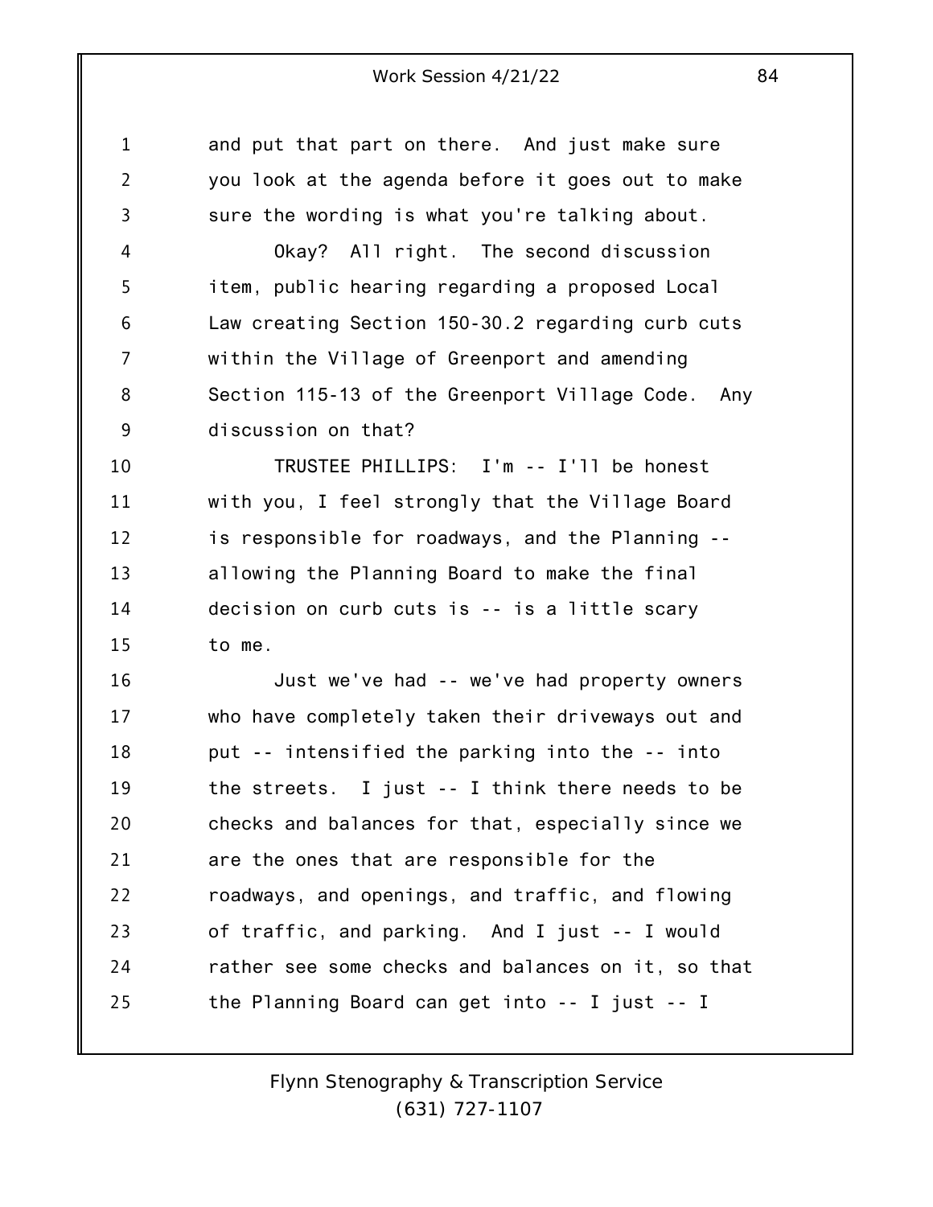and put that part on there. And just make sure you look at the agenda before it goes out to make sure the wording is what you're talking about.

Okay? All right. The second discussion item, public hearing regarding a proposed Local Law creating Section 150-30.2 regarding curb cuts within the Village of Greenport and amending Section 115-13 of the Greenport Village Code. Any discussion on that?

TRUSTEE PHILLIPS: I'm -- I'll be honest with you, I feel strongly that the Village Board is responsible for roadways, and the Planning -- allowing the Planning Board to make the final decision on curb cuts is -- is a little scary to me.

Just we've had -- we've had property owners who have completely taken their driveways out and put -- intensified the parking into the -- into the streets. I just -- I think there needs to be checks and balances for that, especially since we are the ones that are responsible for the roadways, and openings, and traffic, and flowing of traffic, and parking. And I just -- I would rather see some checks and balances on it, so that the Planning Board can get into -- I just -- I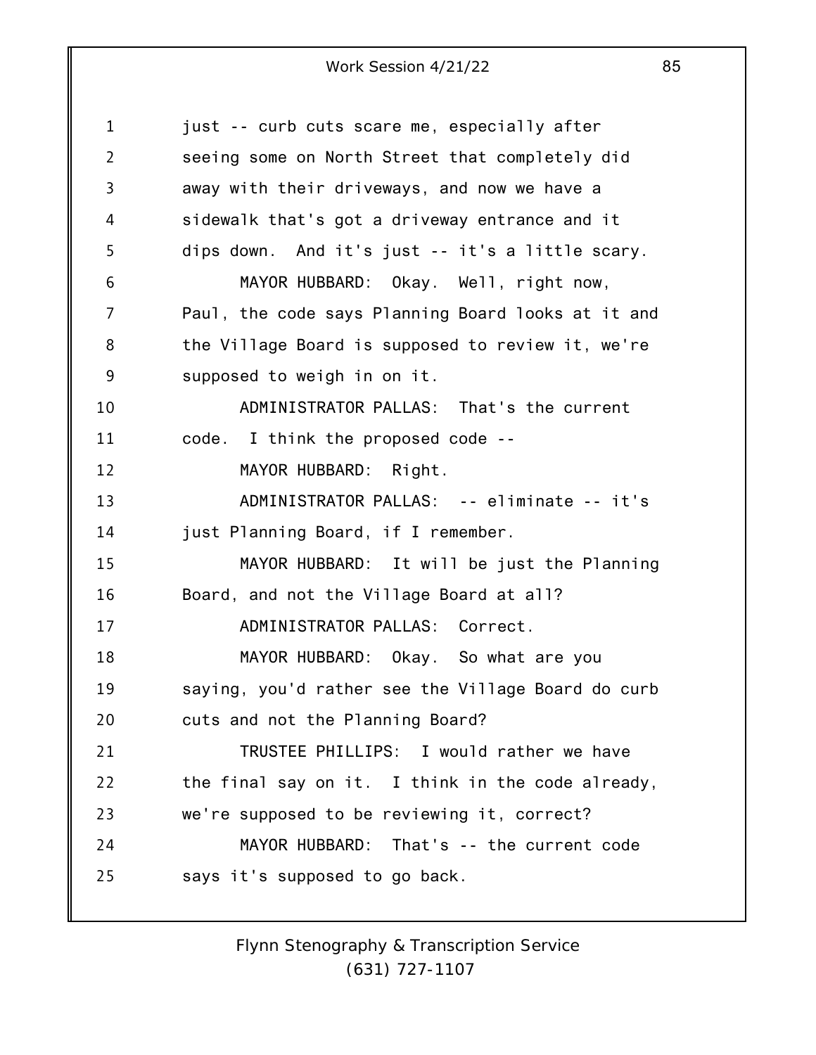just -- curb cuts scare me, especially after seeing some on North Street that completely did away with their driveways, and now we have a sidewalk that's got a driveway entrance and it dips down. And it's just -- it's a little scary.

MAYOR HUBBARD: Okay. Well, right now, Paul, the code says Planning Board looks at it and the Village Board is supposed to review it, we're supposed to weigh in on it.

ADMINISTRATOR PALLAS: That's the current code. I think the proposed code --

MAYOR HUBBARD: Right.

ADMINISTRATOR PALLAS: -- eliminate -- it's just Planning Board, if I remember.

MAYOR HUBBARD: It will be just the Planning Board, and not the Village Board at all?

ADMINISTRATOR PALLAS: Correct.

MAYOR HUBBARD: Okay. So what are you saying, you'd rather see the Village Board do curb cuts and not the Planning Board?

TRUSTEE PHILLIPS: I would rather we have the final say on it. I think in the code already, we're supposed to be reviewing it, correct?

MAYOR HUBBARD: That's -- the current code says it's supposed to go back.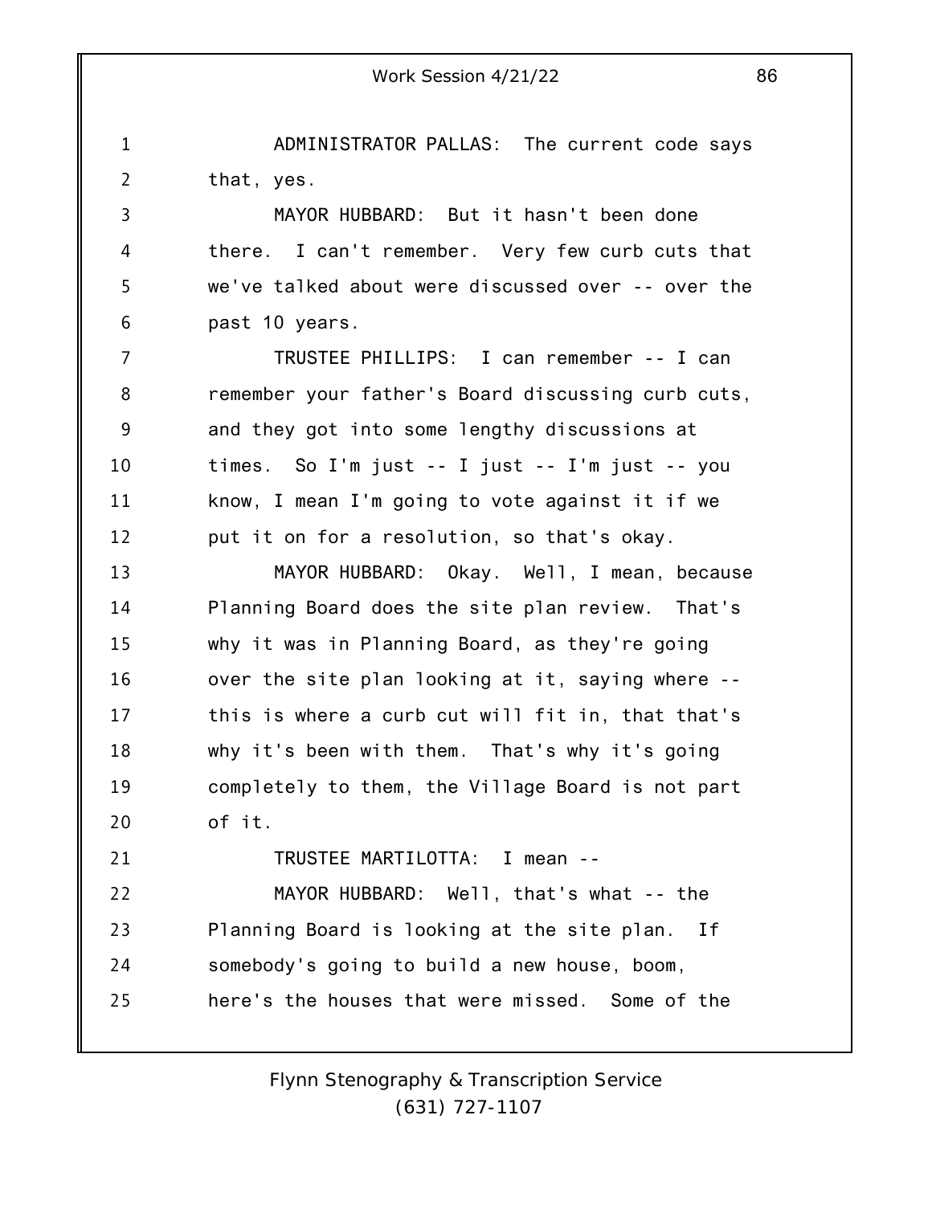ADMINISTRATOR PALLAS: The current code says that, yes.

MAYOR HUBBARD: But it hasn't been done there. I can't remember. Very few curb cuts that we've talked about were discussed over -- over the past 10 years.

TRUSTEE PHILLIPS: I can remember -- I can remember your father's Board discussing curb cuts, and they got into some lengthy discussions at times. So I'm just -- I just -- I'm just -- you know, I mean I'm going to vote against it if we put it on for a resolution, so that's okay.

MAYOR HUBBARD: Okay. Well, I mean, because Planning Board does the site plan review. That's why it was in Planning Board, as they're going over the site plan looking at it, saying where -- this is where a curb cut will fit in, that that's why it's been with them. That's why it's going completely to them, the Village Board is not part of it.

TRUSTEE MARTILOTTA: I mean --

MAYOR HUBBARD: Well, that's what -- the Planning Board is looking at the site plan. If somebody's going to build a new house, boom, here's the houses that were missed. Some of the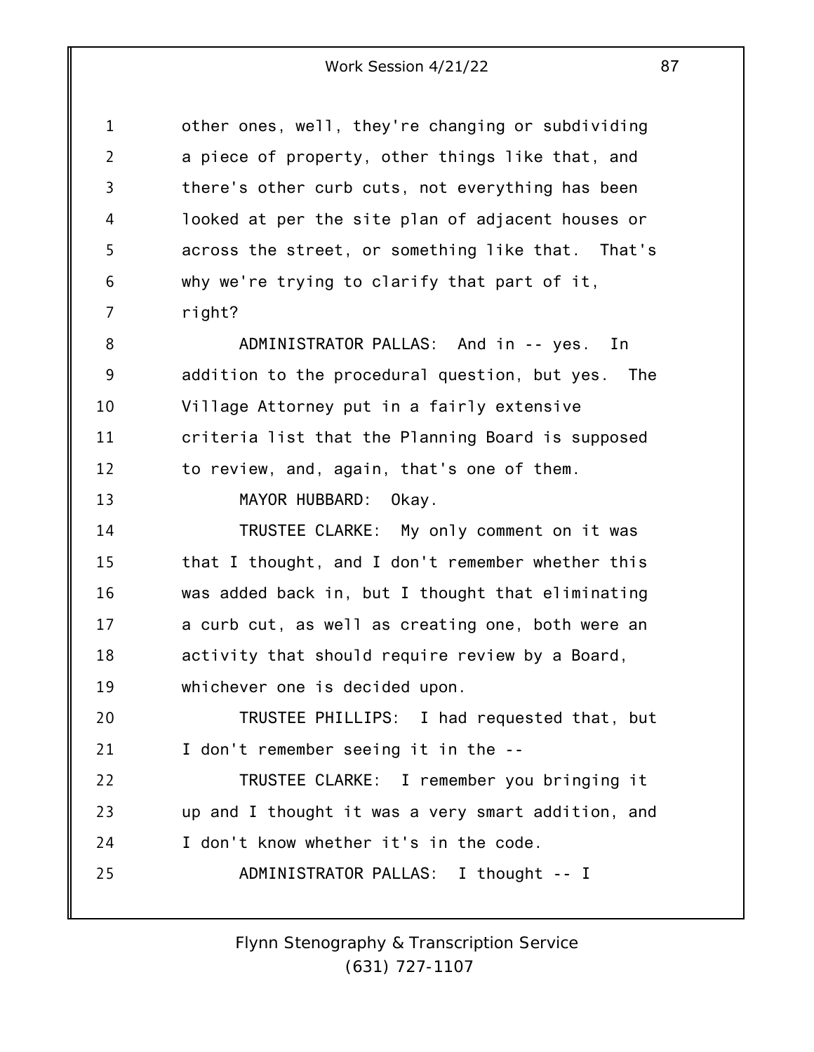other ones, well, they're changing or subdividing a piece of property, other things like that, and there's other curb cuts, not everything has been looked at per the site plan of adjacent houses or across the street, or something like that. That's why we're trying to clarify that part of it, right?

ADMINISTRATOR PALLAS: And in -- yes. In addition to the procedural question, but yes. The Village Attorney put in a fairly extensive criteria list that the Planning Board is supposed to review, and, again, that's one of them.

MAYOR HUBBARD: Okay.

TRUSTEE CLARKE: My only comment on it was that I thought, and I don't remember whether this was added back in, but I thought that eliminating a curb cut, as well as creating one, both were an activity that should require review by a Board, whichever one is decided upon.

TRUSTEE PHILLIPS: I had requested that, but I don't remember seeing it in the --

TRUSTEE CLARKE: I remember you bringing it up and I thought it was a very smart addition, and I don't know whether it's in the code.

ADMINISTRATOR PALLAS: I thought -- I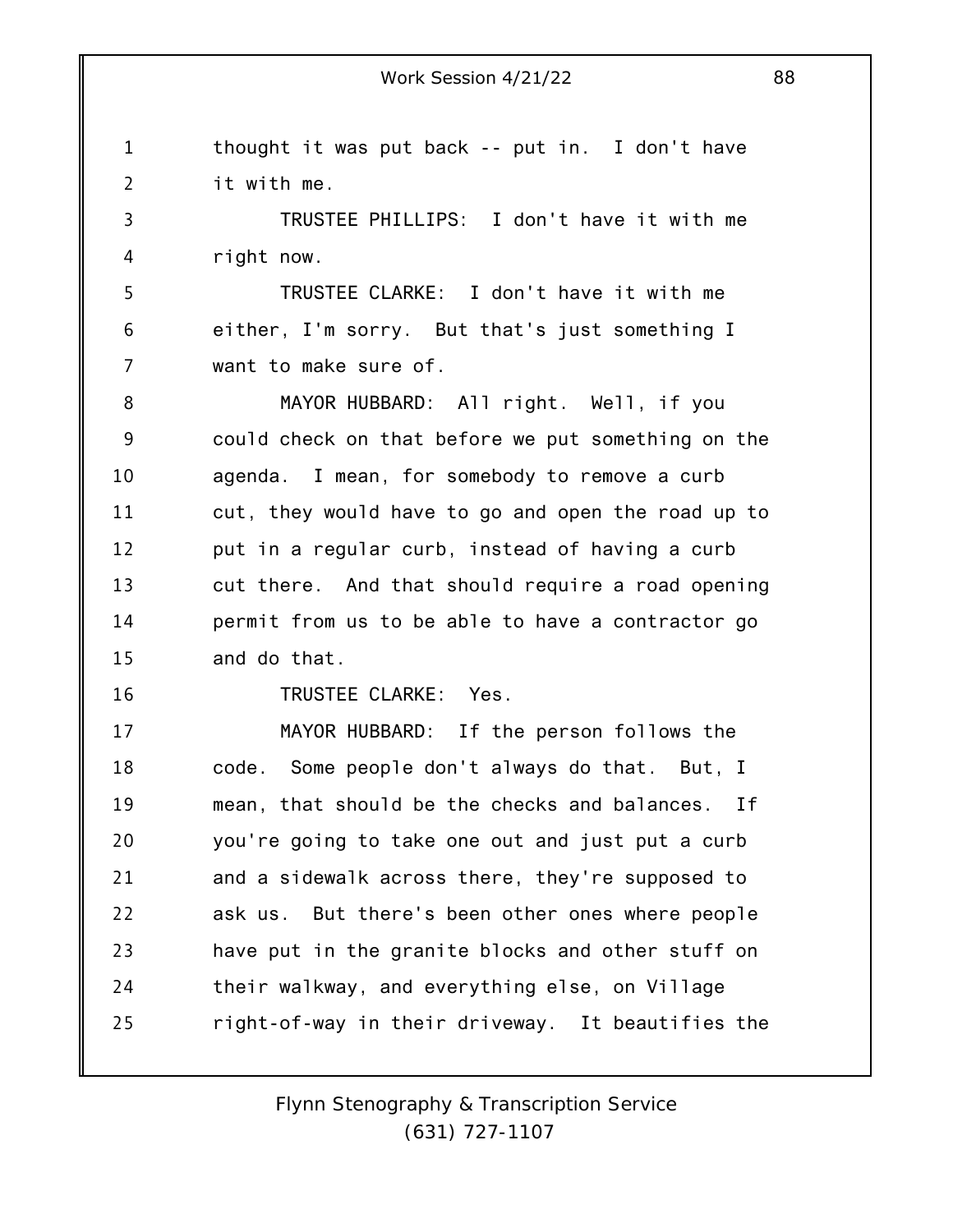thought it was put back -- put in. I don't have it with me.

TRUSTEE PHILLIPS: I don't have it with me right now.

TRUSTEE CLARKE: I don't have it with me either, I'm sorry. But that's just something I want to make sure of.

MAYOR HUBBARD: All right. Well, if you could check on that before we put something on the agenda. I mean, for somebody to remove a curb cut, they would have to go and open the road up to put in a regular curb, instead of having a curb cut there. And that should require a road opening permit from us to be able to have a contractor go and do that.

TRUSTEE CLARKE: Yes.

MAYOR HUBBARD: If the person follows the code. Some people don't always do that. But, I mean, that should be the checks and balances. If you're going to take one out and just put a curb and a sidewalk across there, they're supposed to ask us. But there's been other ones where people have put in the granite blocks and other stuff on their walkway, and everything else, on Village right-of-way in their driveway. It beautifies the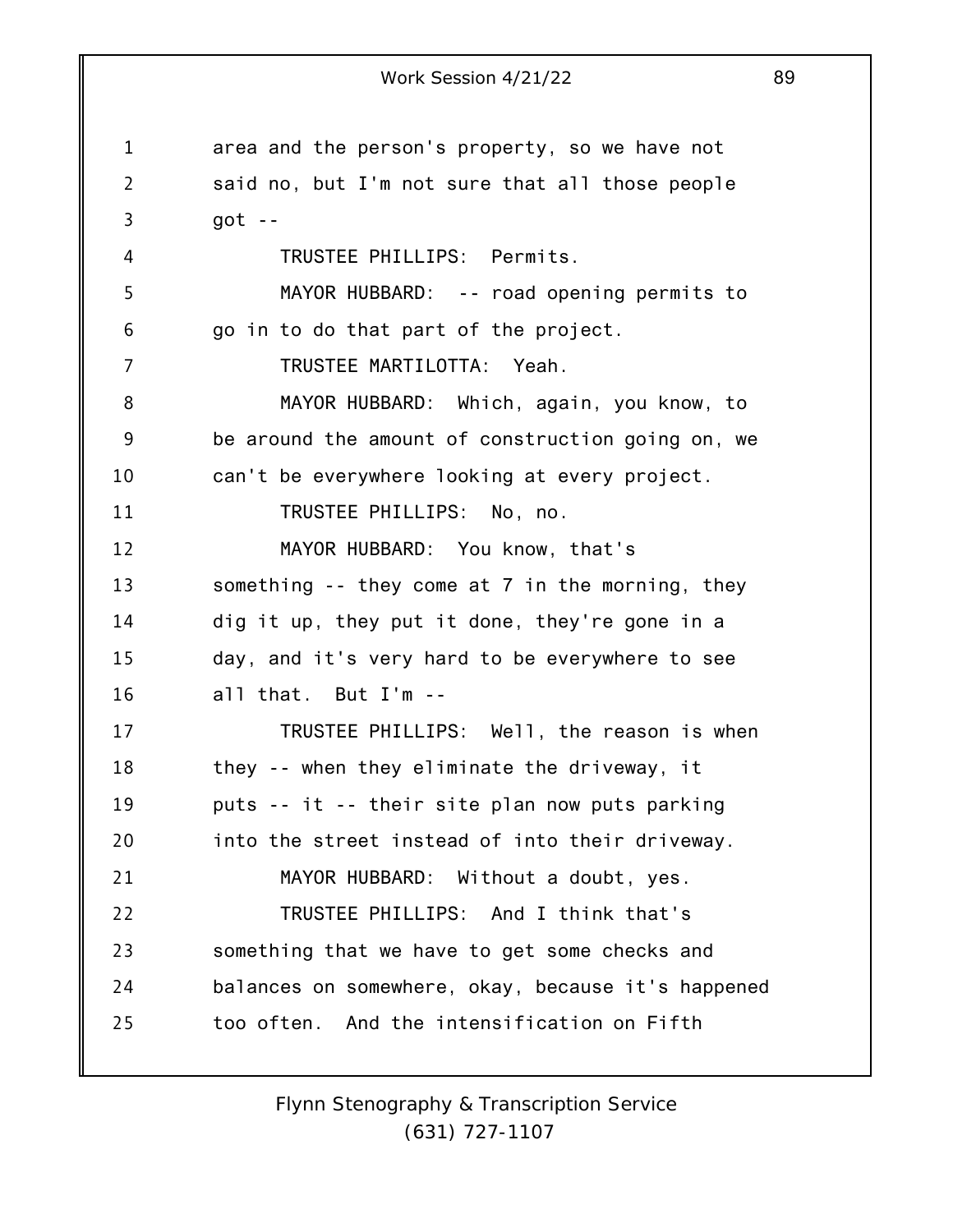area and the person's property, so we have not said no, but I'm not sure that all those people got --

TRUSTEE PHILLIPS: Permits.

MAYOR HUBBARD: -- road opening permits to go in to do that part of the project.

TRUSTEE MARTILOTTA: Yeah.

MAYOR HUBBARD: Which, again, you know, to be around the amount of construction going on, we can't be everywhere looking at every project.

TRUSTEE PHILLIPS: No, no.

MAYOR HUBBARD: You know, that's something -- they come at 7 in the morning, they dig it up, they put it done, they're gone in a day, and it's very hard to be everywhere to see all that. But I'm --

TRUSTEE PHILLIPS: Well, the reason is when they -- when they eliminate the driveway, it puts -- it -- their site plan now puts parking into the street instead of into their driveway.

MAYOR HUBBARD: Without a doubt, yes.

TRUSTEE PHILLIPS: And I think that's something that we have to get some checks and balances on somewhere, okay, because it's happened too often. And the intensification on Fifth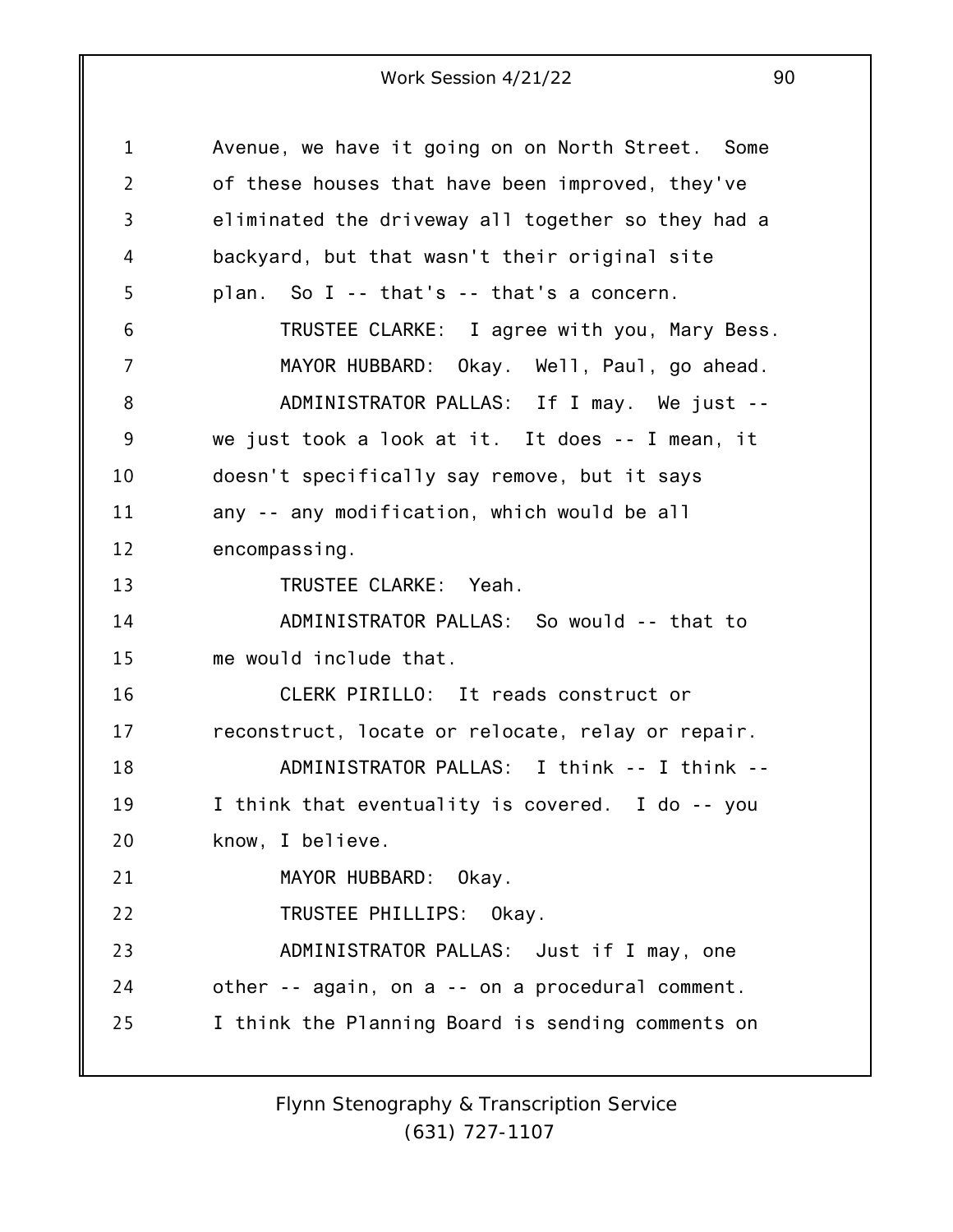Avenue, we have it going on on North Street. Some of these houses that have been improved, they've eliminated the driveway all together so they had a backyard, but that wasn't their original site plan. So I -- that's -- that's a concern.

TRUSTEE CLARKE: I agree with you, Mary Bess.

MAYOR HUBBARD: Okay. Well, Paul, go ahead.

ADMINISTRATOR PALLAS: If I may. We just -- we just took a look at it. It does -- I mean, it doesn't specifically say remove, but it says any -- any modification, which would be all encompassing.

TRUSTEE CLARKE: Yeah.

ADMINISTRATOR PALLAS: So would -- that to me would include that.

CLERK PIRILLO: It reads construct or reconstruct, locate or relocate, relay or repair.

ADMINISTRATOR PALLAS: I think -- I think -- I think that eventuality is covered. I do -- you know, I believe.

MAYOR HUBBARD: Okay.

TRUSTEE PHILLIPS: Okay.

ADMINISTRATOR PALLAS: Just if I may, one other -- again, on a -- on a procedural comment. I think the Planning Board is sending comments on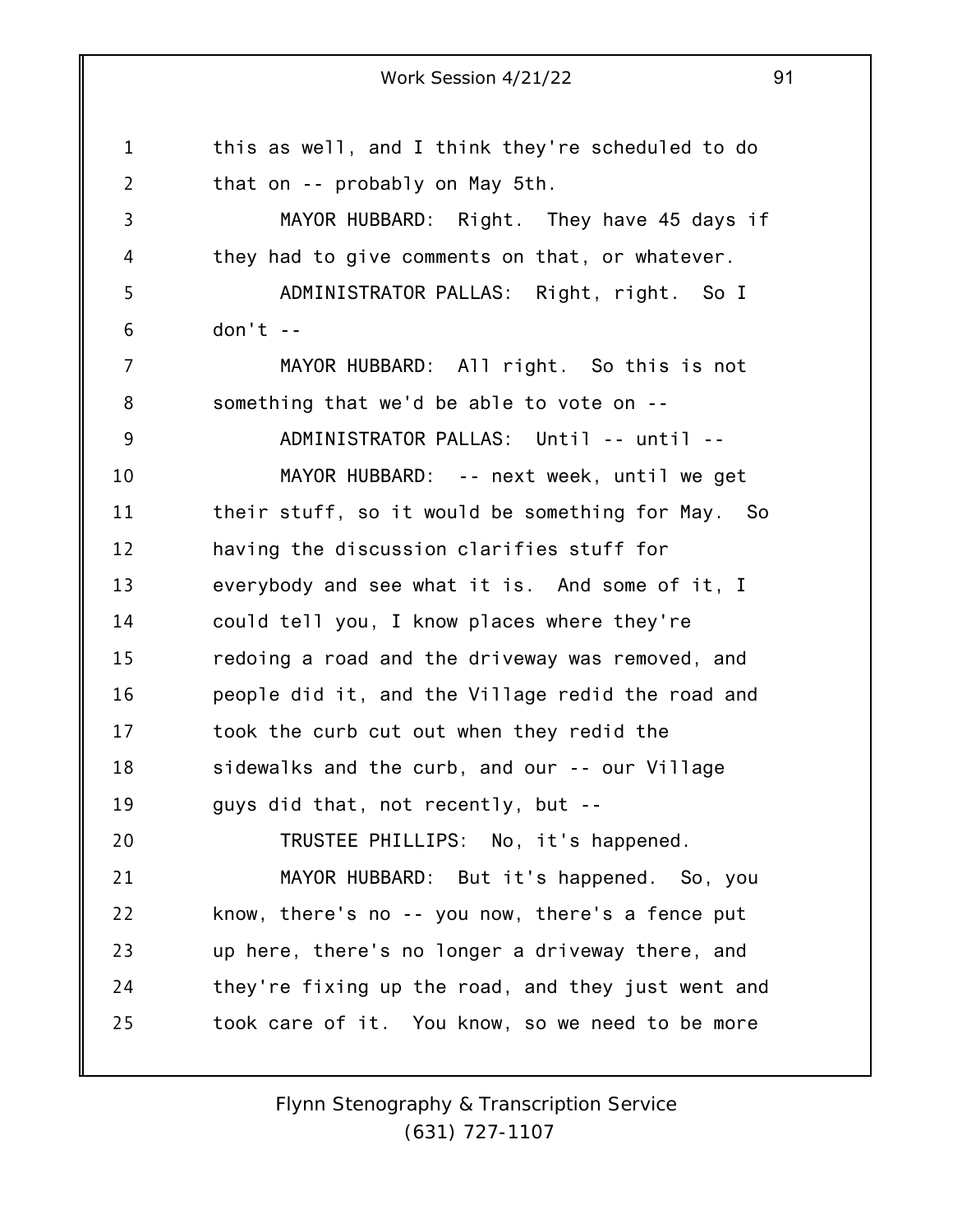this as well, and I think they're scheduled to do that on -- probably on May 5th.

MAYOR HUBBARD: Right. They have 45 days if they had to give comments on that, or whatever.

ADMINISTRATOR PALLAS: Right, right. So I don't --

MAYOR HUBBARD: All right. So this is not something that we'd be able to vote on --

ADMINISTRATOR PALLAS: Until -- until --

MAYOR HUBBARD: -- next week, until we get their stuff, so it would be something for May. So having the discussion clarifies stuff for everybody and see what it is. And some of it, I could tell you, I know places where they're redoing a road and the driveway was removed, and people did it, and the Village redid the road and took the curb cut out when they redid the sidewalks and the curb, and our -- our Village guys did that, not recently, but --

TRUSTEE PHILLIPS: No, it's happened.

MAYOR HUBBARD: But it's happened. So, you know, there's no -- you now, there's a fence put up here, there's no longer a driveway there, and they're fixing up the road, and they just went and took care of it. You know, so we need to be more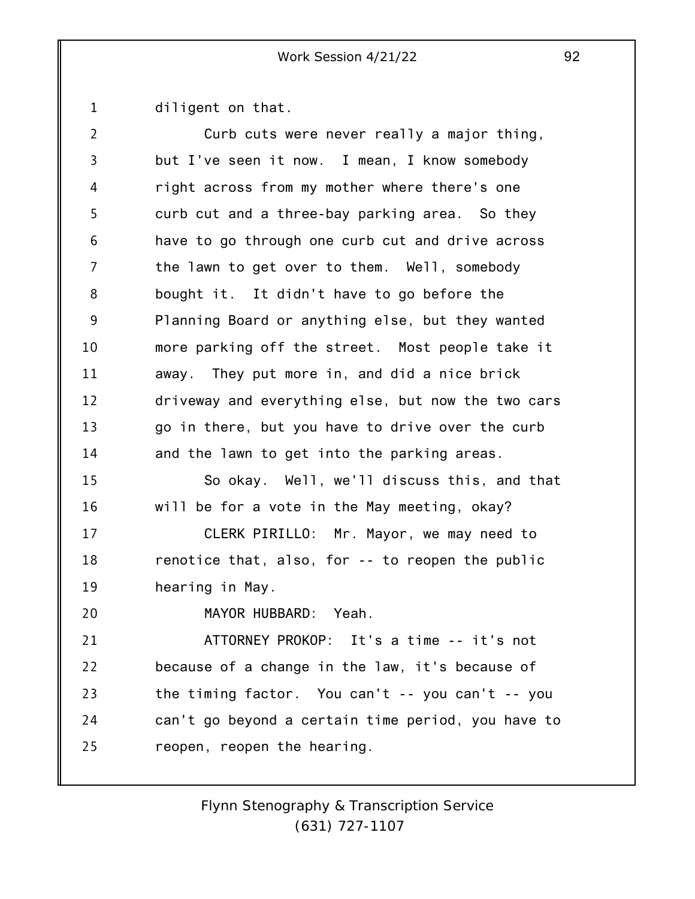diligent on that.

Curb cuts were never really a major thing, but I've seen it now. I mean, I know somebody right across from my mother where there's one curb cut and a three-bay parking area. So they have to go through one curb cut and drive across the lawn to get over to them. Well, somebody bought it. It didn't have to go before the Planning Board or anything else, but they wanted more parking off the street. Most people take it away. They put more in, and did a nice brick driveway and everything else, but now the two cars go in there, but you have to drive over the curb and the lawn to get into the parking areas.

So okay. Well, we'll discuss this, and that will be for a vote in the May meeting, okay?

CLERK PIRILLO: Mr. Mayor, we may need to renotice that, also, for -- to reopen the public hearing in May.

MAYOR HUBBARD: Yeah.

ATTORNEY PROKOP: It's a time -- it's not because of a change in the law, it's because of the timing factor. You can't -- you can't -- you can't go beyond a certain time period, you have to reopen, reopen the hearing.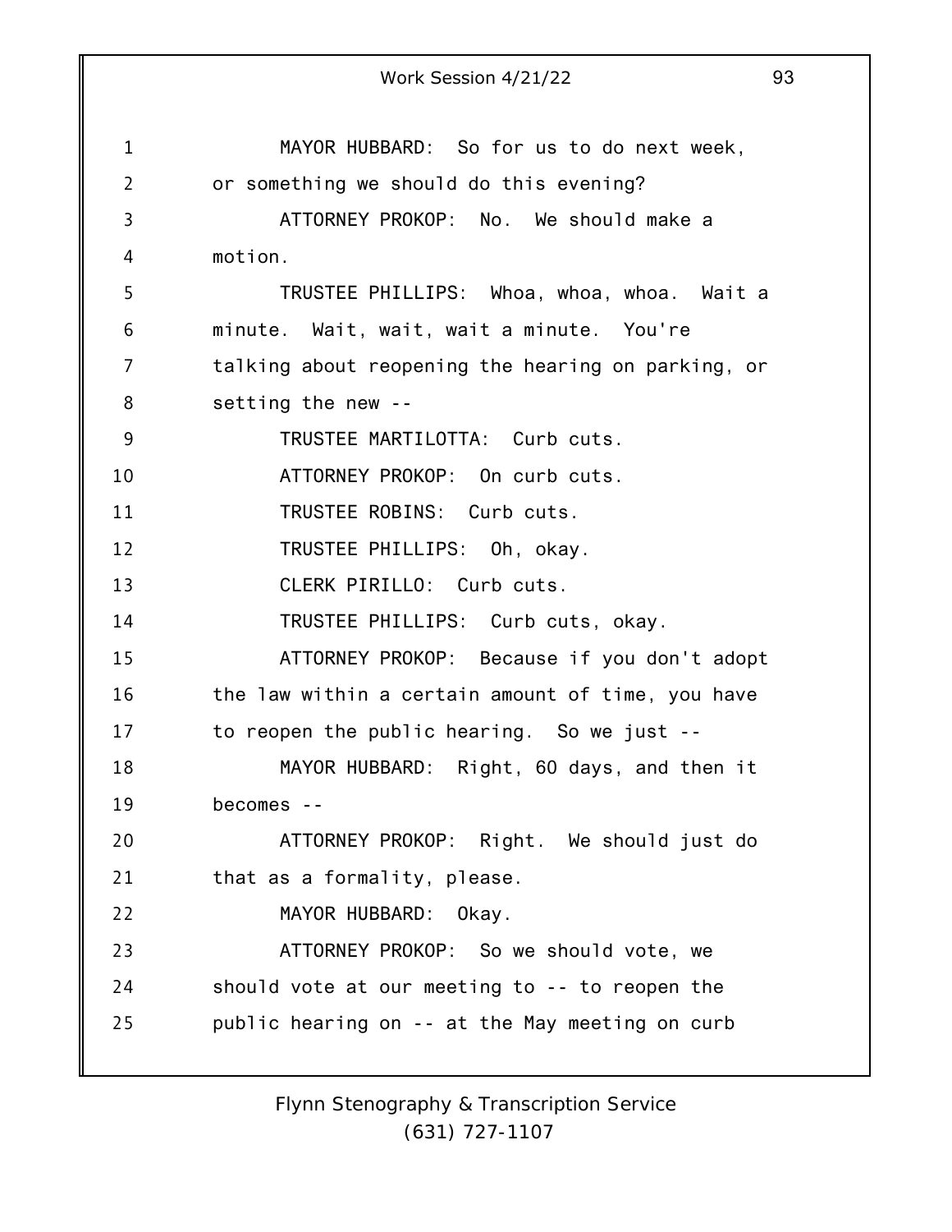MAYOR HUBBARD: So for us to do next week, or something we should do this evening?

ATTORNEY PROKOP: No. We should make a motion.

TRUSTEE PHILLIPS: Whoa, whoa, whoa. Wait a minute. Wait, wait, wait a minute. You're talking about reopening the hearing on parking, or setting the new --

TRUSTEE MARTILOTTA: Curb cuts.

ATTORNEY PROKOP: On curb cuts.

TRUSTEE ROBINS: Curb cuts.

TRUSTEE PHILLIPS: Oh, okay.

CLERK PIRILLO: Curb cuts.

TRUSTEE PHILLIPS: Curb cuts, okay.

ATTORNEY PROKOP: Because if you don't adopt the law within a certain amount of time, you have to reopen the public hearing. So we just --

MAYOR HUBBARD: Right, 60 days, and then it becomes --

ATTORNEY PROKOP: Right. We should just do that as a formality, please.

MAYOR HUBBARD: Okay.

ATTORNEY PROKOP: So we should vote, we should vote at our meeting to -- to reopen the public hearing on -- at the May meeting on curb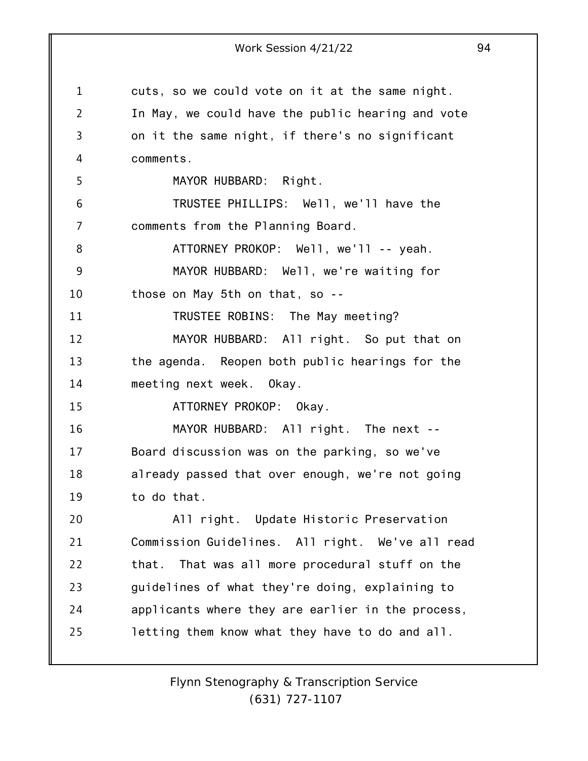cuts, so we could vote on it at the same night. In May, we could have the public hearing and vote on it the same night, if there's no significant comments.

MAYOR HUBBARD: Right.

TRUSTEE PHILLIPS: Well, we'll have the comments from the Planning Board.

ATTORNEY PROKOP: Well, we'll -- yeah.

MAYOR HUBBARD: Well, we're waiting for those on May 5th on that, so --

TRUSTEE ROBINS: The May meeting?

MAYOR HUBBARD: All right. So put that on the agenda. Reopen both public hearings for the meeting next week. Okay.

ATTORNEY PROKOP: Okay.

MAYOR HUBBARD: All right. The next -- Board discussion was on the parking, so we've already passed that over enough, we're not going to do that.

All right. Update Historic Preservation Commission Guidelines. All right. We've all read that. That was all more procedural stuff on the guidelines of what they're doing, explaining to applicants where they are earlier in the process, letting them know what they have to do and all.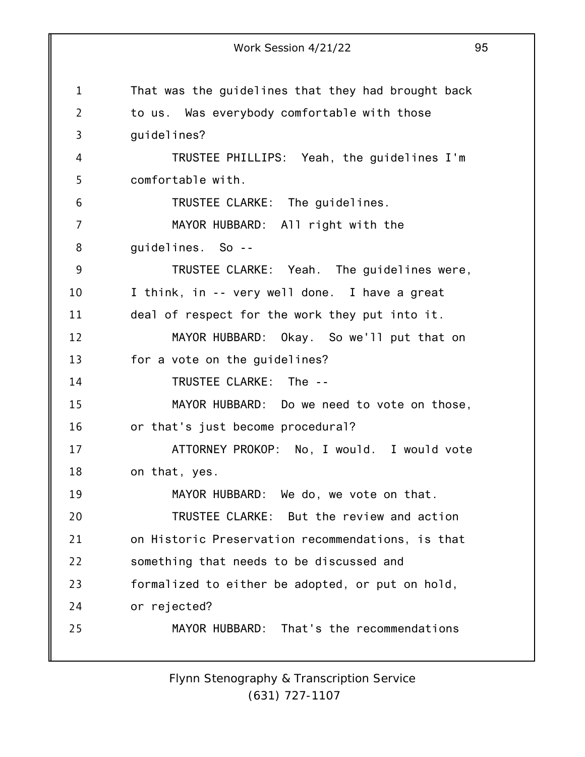That was the guidelines that they had brought back to us. Was everybody comfortable with those guidelines?

TRUSTEE PHILLIPS: Yeah, the guidelines I'm comfortable with.

TRUSTEE CLARKE: The guidelines.

MAYOR HUBBARD: All right with the guidelines. So --

TRUSTEE CLARKE: Yeah. The guidelines were, I think, in -- very well done. I have a great deal of respect for the work they put into it.

MAYOR HUBBARD: Okay. So we'll put that on for a vote on the guidelines?

TRUSTEE CLARKE: The --

MAYOR HUBBARD: Do we need to vote on those, or that's just become procedural?

ATTORNEY PROKOP: No, I would. I would vote on that, yes.

MAYOR HUBBARD: We do, we vote on that.

TRUSTEE CLARKE: But the review and action on Historic Preservation recommendations, is that something that needs to be discussed and formalized to either be adopted, or put on hold, or rejected?

MAYOR HUBBARD: That's the recommendations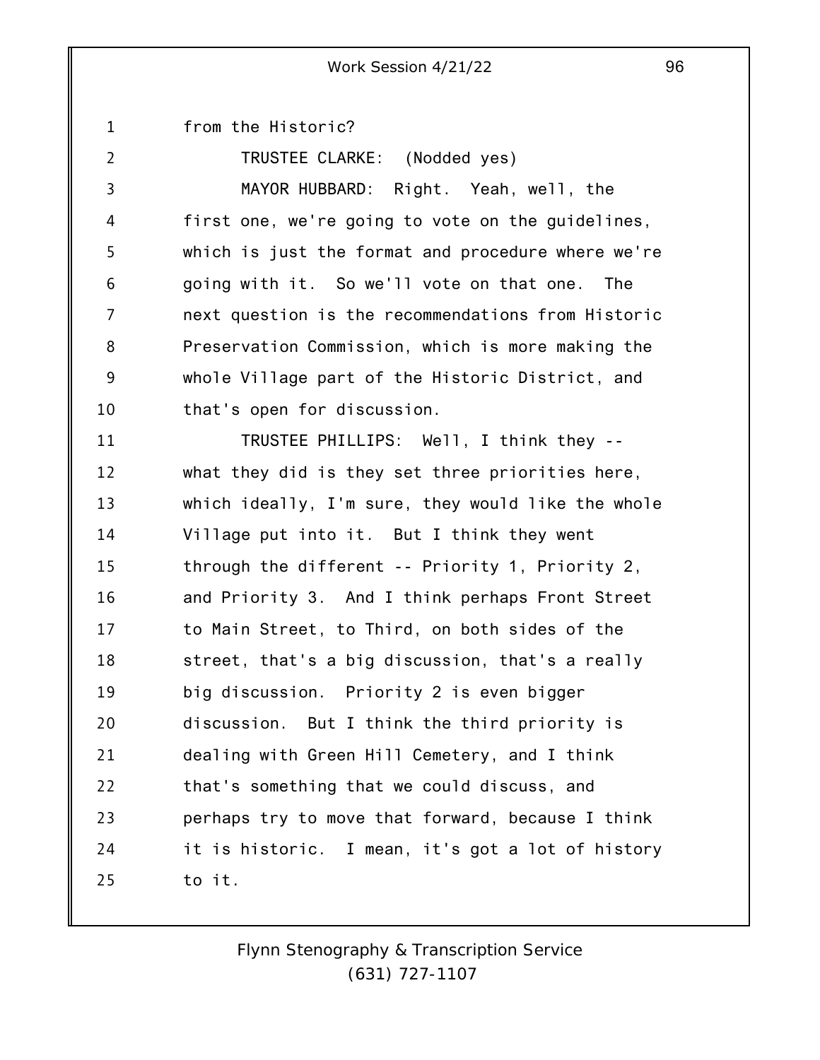from the Historic?

TRUSTEE CLARKE: (Nodded yes)

MAYOR HUBBARD: Right. Yeah, well, the first one, we're going to vote on the guidelines, which is just the format and procedure where we're going with it. So we'll vote on that one. The next question is the recommendations from Historic Preservation Commission, which is more making the whole Village part of the Historic District, and that's open for discussion.

TRUSTEE PHILLIPS: Well, I think they -- what they did is they set three priorities here, which ideally, I'm sure, they would like the whole Village put into it. But I think they went through the different -- Priority 1, Priority 2, and Priority 3. And I think perhaps Front Street to Main Street, to Third, on both sides of the street, that's a big discussion, that's a really big discussion. Priority 2 is even bigger discussion. But I think the third priority is dealing with Green Hill Cemetery, and I think that's something that we could discuss, and perhaps try to move that forward, because I think it is historic. I mean, it's got a lot of history to it.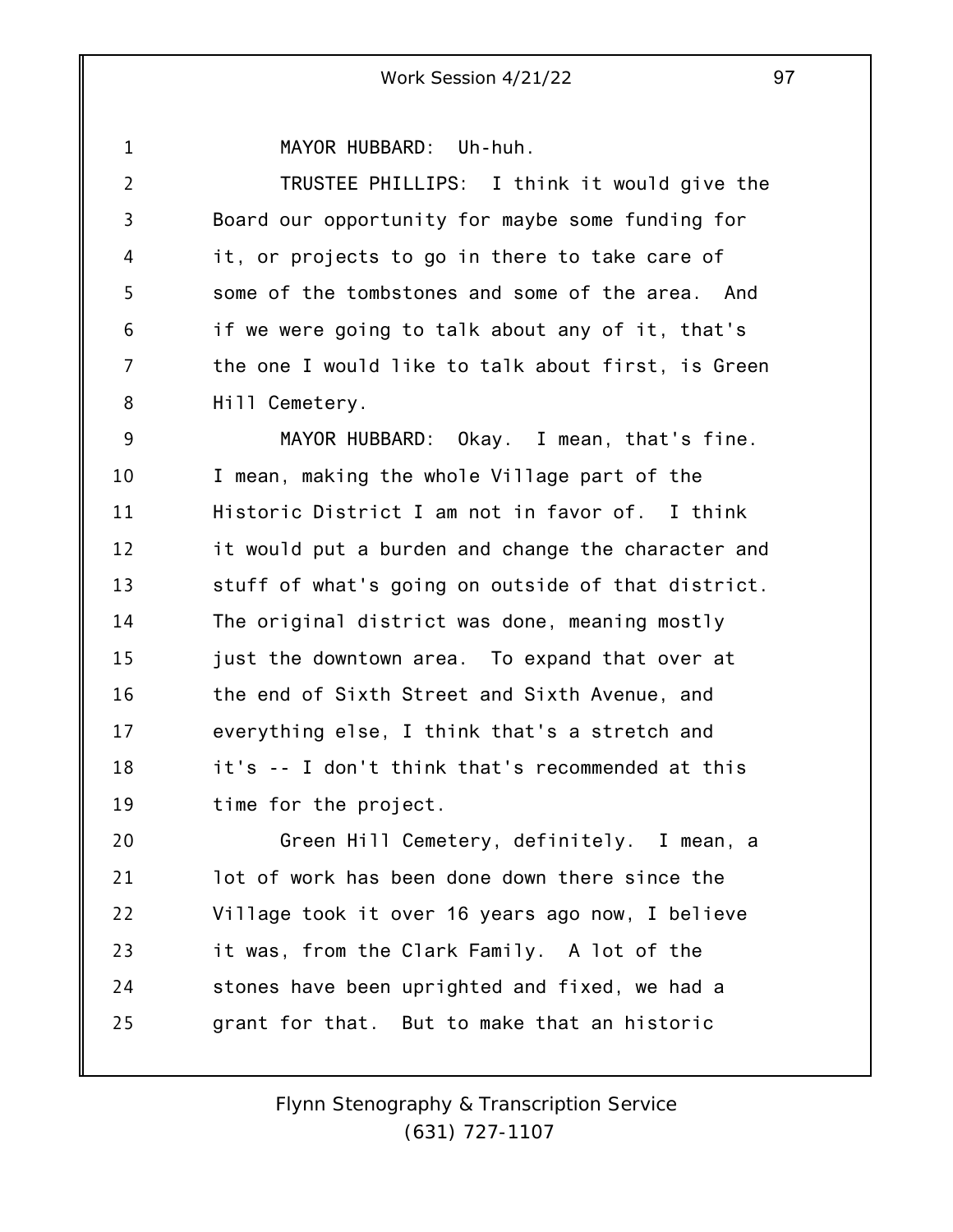MAYOR HUBBARD: Uh-huh.

TRUSTEE PHILLIPS: I think it would give the Board our opportunity for maybe some funding for it, or projects to go in there to take care of some of the tombstones and some of the area. And if we were going to talk about any of it, that's the one I would like to talk about first, is Green Hill Cemetery.

MAYOR HUBBARD: Okay. I mean, that's fine. I mean, making the whole Village part of the Historic District I am not in favor of. I think it would put a burden and change the character and stuff of what's going on outside of that district. The original district was done, meaning mostly just the downtown area. To expand that over at the end of Sixth Street and Sixth Avenue, and everything else, I think that's a stretch and it's -- I don't think that's recommended at this time for the project.

Green Hill Cemetery, definitely. I mean, a lot of work has been done down there since the Village took it over 16 years ago now, I believe it was, from the Clark Family. A lot of the stones have been uprighted and fixed, we had a grant for that. But to make that an historic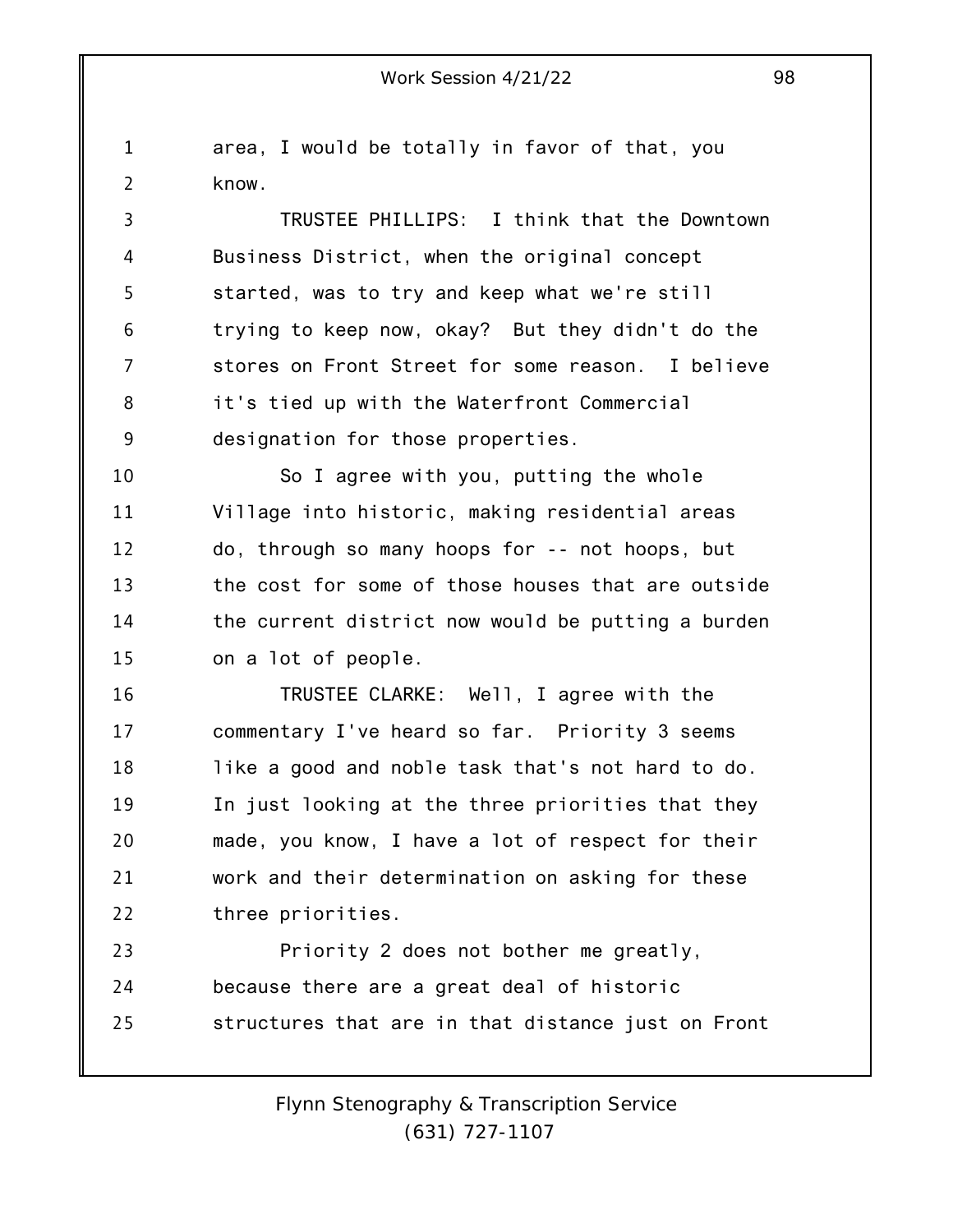area, I would be totally in favor of that, you know.

TRUSTEE PHILLIPS: I think that the Downtown Business District, when the original concept started, was to try and keep what we're still trying to keep now, okay? But they didn't do the stores on Front Street for some reason. I believe it's tied up with the Waterfront Commercial designation for those properties.

So I agree with you, putting the whole Village into historic, making residential areas do, through so many hoops for -- not hoops, but the cost for some of those houses that are outside the current district now would be putting a burden on a lot of people.

TRUSTEE CLARKE: Well, I agree with the commentary I've heard so far. Priority 3 seems like a good and noble task that's not hard to do. In just looking at the three priorities that they made, you know, I have a lot of respect for their work and their determination on asking for these three priorities.

Priority 2 does not bother me greatly, because there are a great deal of historic structures that are in that distance just on Front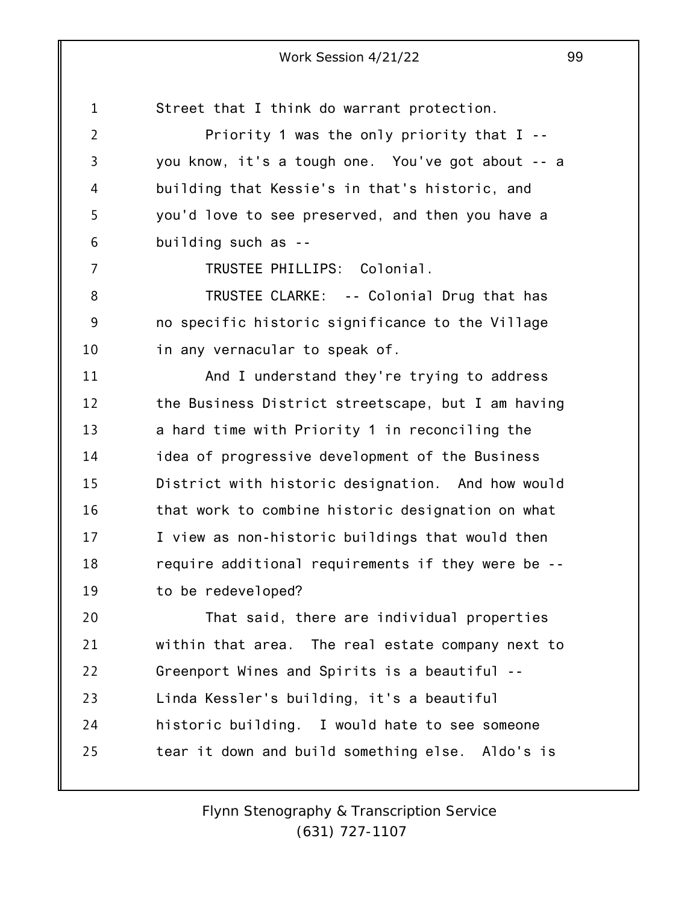Street that I think do warrant protection.

Priority 1 was the only priority that I -- you know, it's a tough one. You've got about -- a building that Kessie's in that's historic, and you'd love to see preserved, and then you have a building such as --

TRUSTEE PHILLIPS: Colonial.

TRUSTEE CLARKE: -- Colonial Drug that has no specific historic significance to the Village in any vernacular to speak of.

And I understand they're trying to address the Business District streetscape, but I am having a hard time with Priority 1 in reconciling the idea of progressive development of the Business District with historic designation. And how would that work to combine historic designation on what I view as non-historic buildings that would then require additional requirements if they were be -- to be redeveloped?

That said, there are individual properties within that area. The real estate company next to Greenport Wines and Spirits is a beautiful -- Linda Kessler's building, it's a beautiful historic building. I would hate to see someone tear it down and build something else. Aldo's is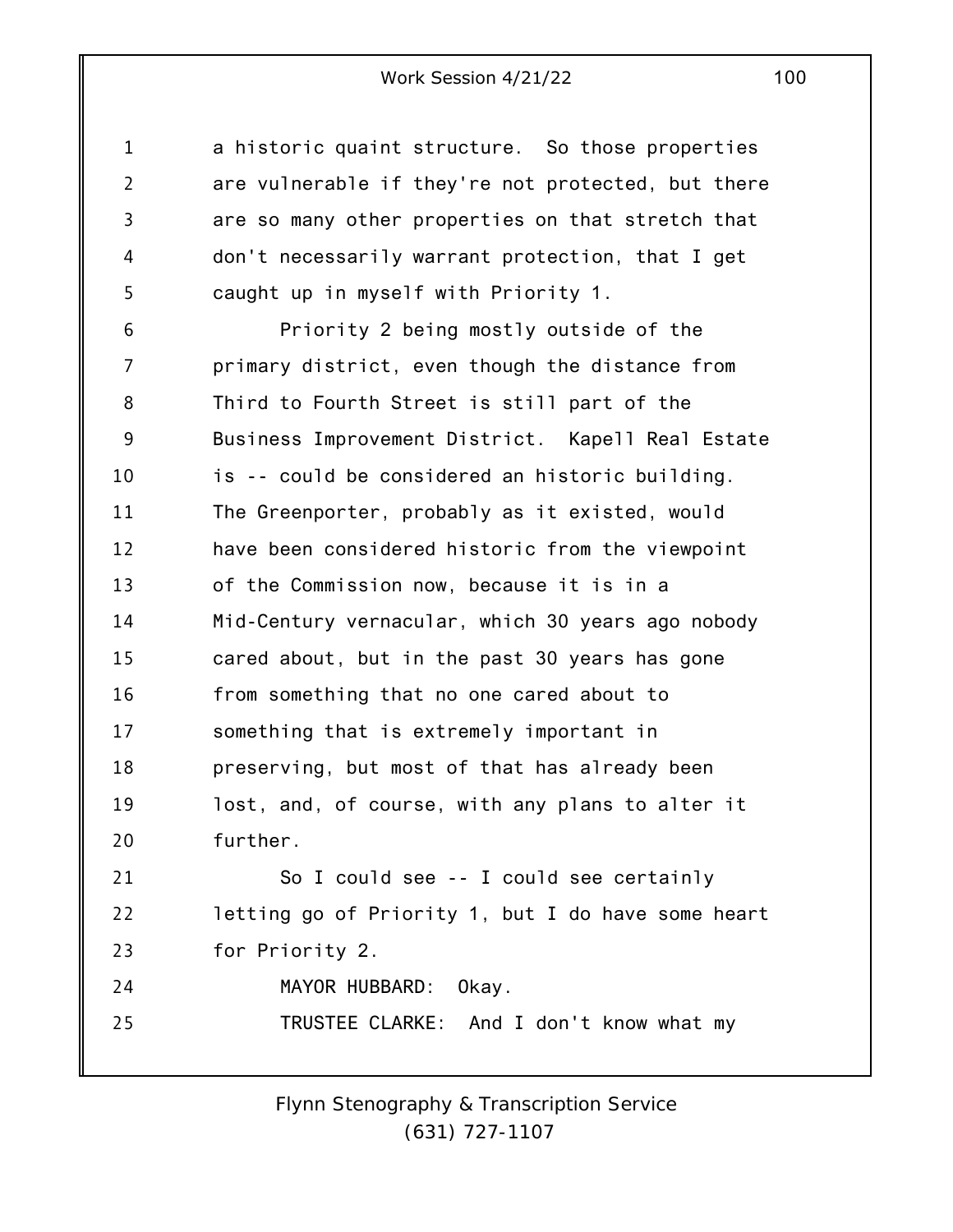a historic quaint structure. So those properties are vulnerable if they're not protected, but there are so many other properties on that stretch that don't necessarily warrant protection, that I get caught up in myself with Priority 1.

Priority 2 being mostly outside of the primary district, even though the distance from Third to Fourth Street is still part of the Business Improvement District. Kapell Real Estate is -- could be considered an historic building. The Greenporter, probably as it existed, would have been considered historic from the viewpoint of the Commission now, because it is in a Mid-Century vernacular, which 30 years ago nobody cared about, but in the past 30 years has gone from something that no one cared about to something that is extremely important in preserving, but most of that has already been lost, and, of course, with any plans to alter it further.

So I could see -- I could see certainly letting go of Priority 1, but I do have some heart for Priority 2.

MAYOR HUBBARD: Okay.

TRUSTEE CLARKE: And I don't know what my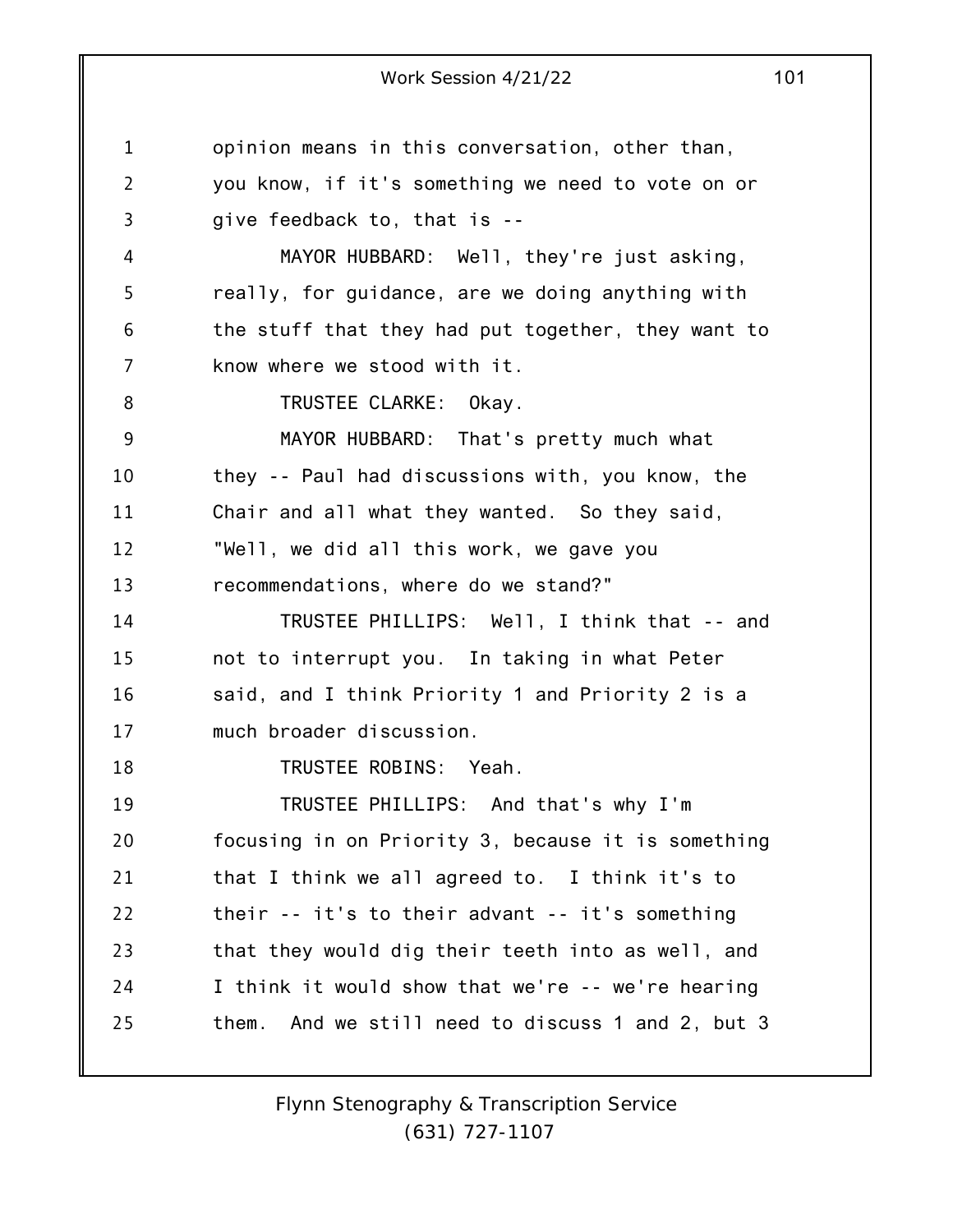opinion means in this conversation, other than, you know, if it's something we need to vote on or give feedback to, that is --

MAYOR HUBBARD: Well, they're just asking, really, for guidance, are we doing anything with the stuff that they had put together, they want to know where we stood with it.

TRUSTEE CLARKE: Okay.

MAYOR HUBBARD: That's pretty much what they -- Paul had discussions with, you know, the Chair and all what they wanted. So they said, "Well, we did all this work, we gave you recommendations, where do we stand?"

TRUSTEE PHILLIPS: Well, I think that -- and not to interrupt you. In taking in what Peter said, and I think Priority 1 and Priority 2 is a much broader discussion.

TRUSTEE ROBINS: Yeah.

TRUSTEE PHILLIPS: And that's why I'm focusing in on Priority 3, because it is something that I think we all agreed to. I think it's to their -- it's to their advant -- it's something that they would dig their teeth into as well, and I think it would show that we're -- we're hearing them. And we still need to discuss 1 and 2, but 3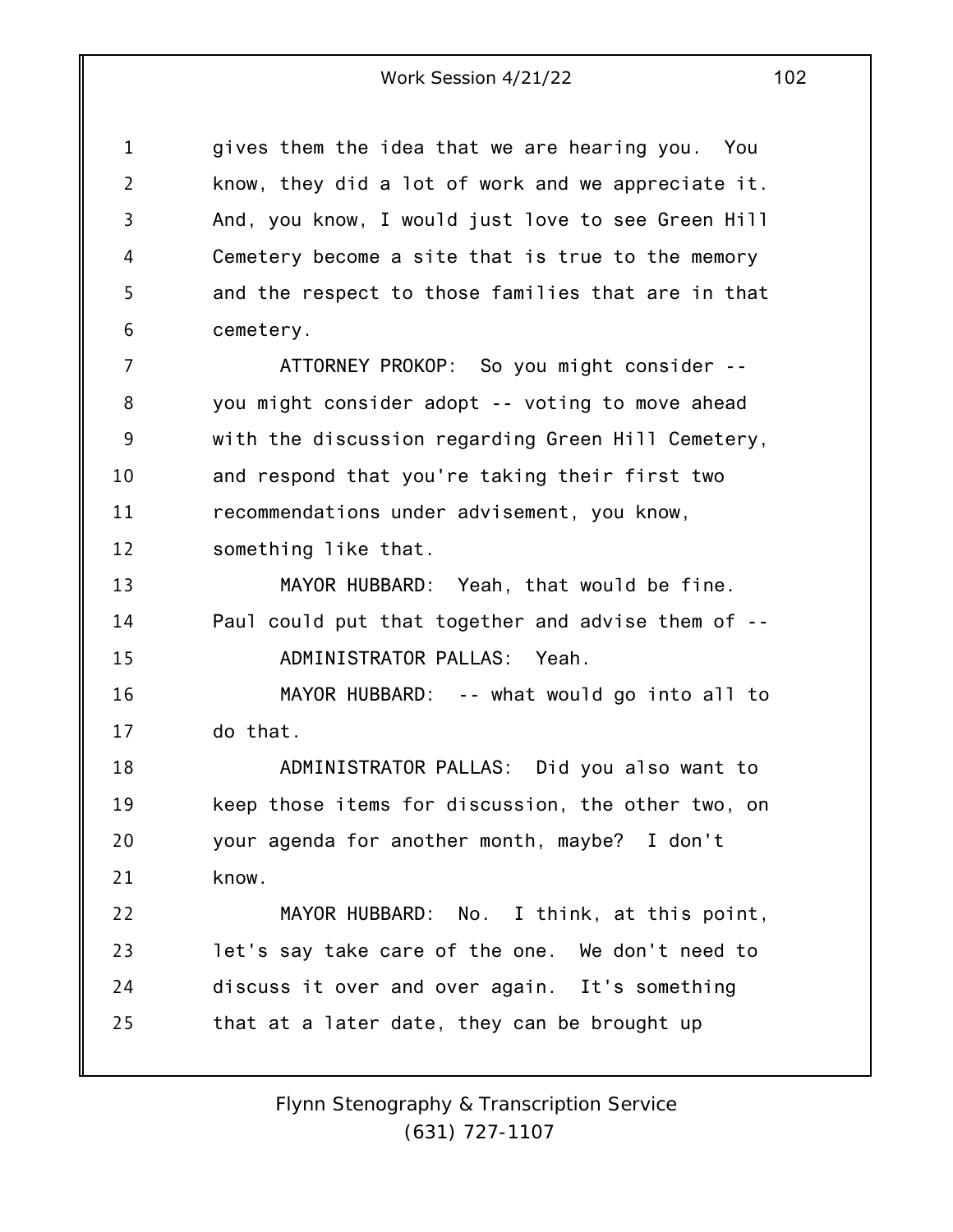gives them the idea that we are hearing you. You know, they did a lot of work and we appreciate it. And, you know, I would just love to see Green Hill Cemetery become a site that is true to the memory and the respect to those families that are in that cemetery.

ATTORNEY PROKOP: So you might consider -- you might consider adopt -- voting to move ahead with the discussion regarding Green Hill Cemetery, and respond that you're taking their first two recommendations under advisement, you know, something like that.

MAYOR HUBBARD: Yeah, that would be fine. Paul could put that together and advise them of --

ADMINISTRATOR PALLAS: Yeah.

MAYOR HUBBARD: -- what would go into all to do that.

ADMINISTRATOR PALLAS: Did you also want to keep those items for discussion, the other two, on your agenda for another month, maybe? I don't know.

MAYOR HUBBARD: No. I think, at this point, let's say take care of the one. We don't need to discuss it over and over again. It's something that at a later date, they can be brought up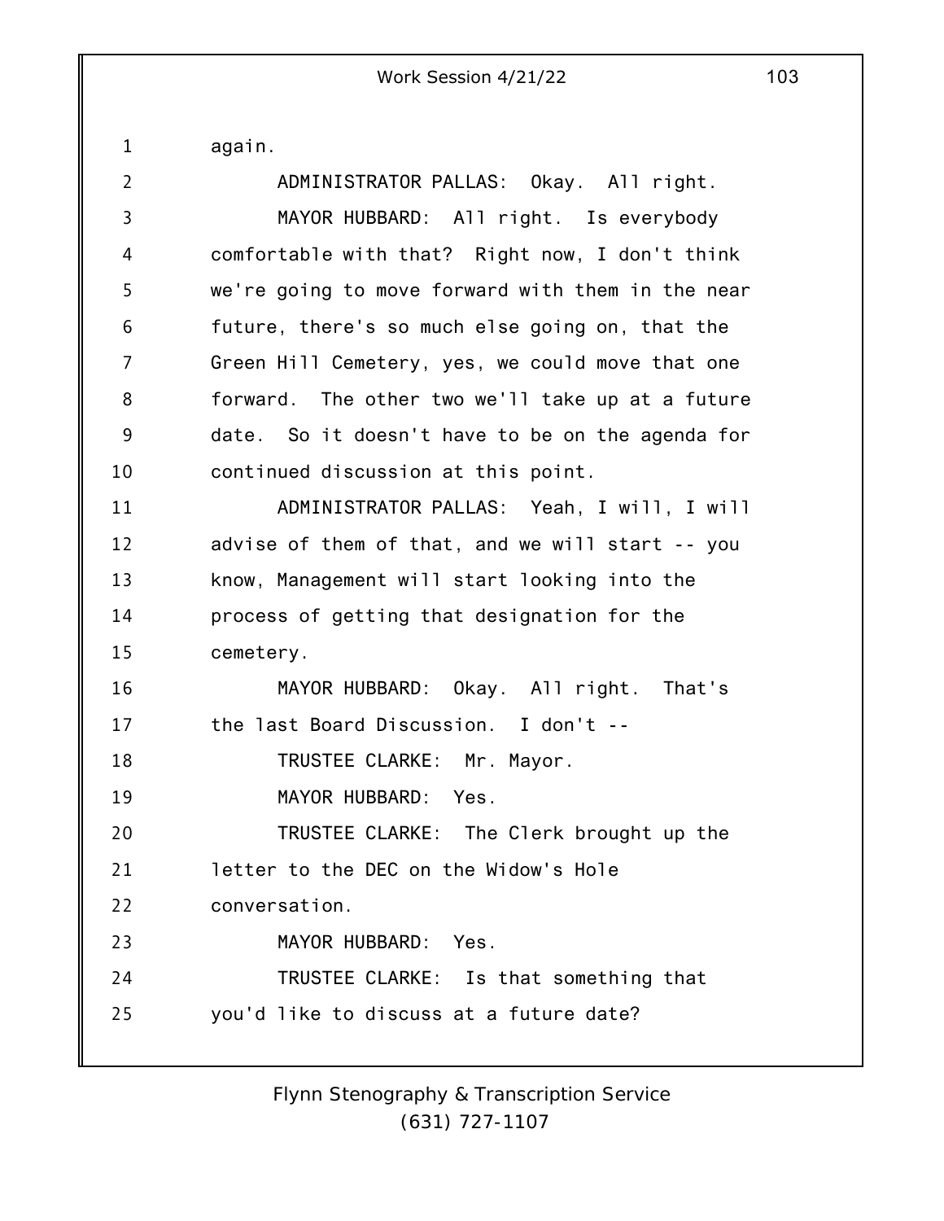again.

ADMINISTRATOR PALLAS: Okay. All right.

MAYOR HUBBARD: All right. Is everybody comfortable with that? Right now, I don't think we're going to move forward with them in the near future, there's so much else going on, that the Green Hill Cemetery, yes, we could move that one forward. The other two we'll take up at a future date. So it doesn't have to be on the agenda for continued discussion at this point.

ADMINISTRATOR PALLAS: Yeah, I will, I will advise of them of that, and we will start -- you know, Management will start looking into the process of getting that designation for the cemetery.

MAYOR HUBBARD: Okay. All right. That's the last Board Discussion. I don't --

TRUSTEE CLARKE: Mr. Mayor.

MAYOR HUBBARD: Yes.

TRUSTEE CLARKE: The Clerk brought up the letter to the DEC on the Widow's Hole conversation.

MAYOR HUBBARD: Yes.

TRUSTEE CLARKE: Is that something that you'd like to discuss at a future date?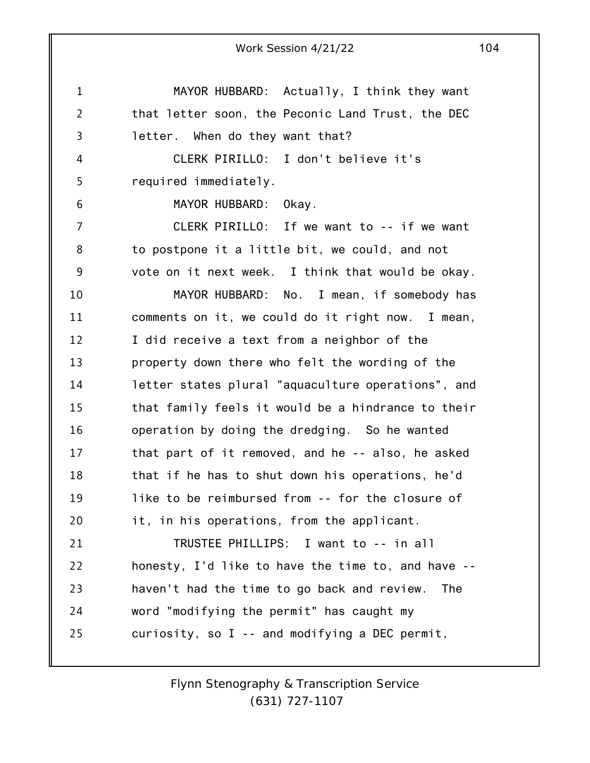MAYOR HUBBARD: Actually, I think they want that letter soon, the Peconic Land Trust, the DEC letter. When do they want that?

CLERK PIRILLO: I don't believe it's required immediately.

MAYOR HUBBARD: Okay.

CLERK PIRILLO: If we want to -- if we want to postpone it a little bit, we could, and not vote on it next week. I think that would be okay.

MAYOR HUBBARD: No. I mean, if somebody has comments on it, we could do it right now. I mean, I did receive a text from a neighbor of the property down there who felt the wording of the letter states plural "aquaculture operations", and that family feels it would be a hindrance to their operation by doing the dredging. So he wanted that part of it removed, and he -- also, he asked that if he has to shut down his operations, he'd like to be reimbursed from -- for the closure of it, in his operations, from the applicant.

TRUSTEE PHILLIPS: I want to -- in all honesty, I'd like to have the time to, and have -- haven't had the time to go back and review. The word "modifying the permit" has caught my curiosity, so I -- and modifying a DEC permit,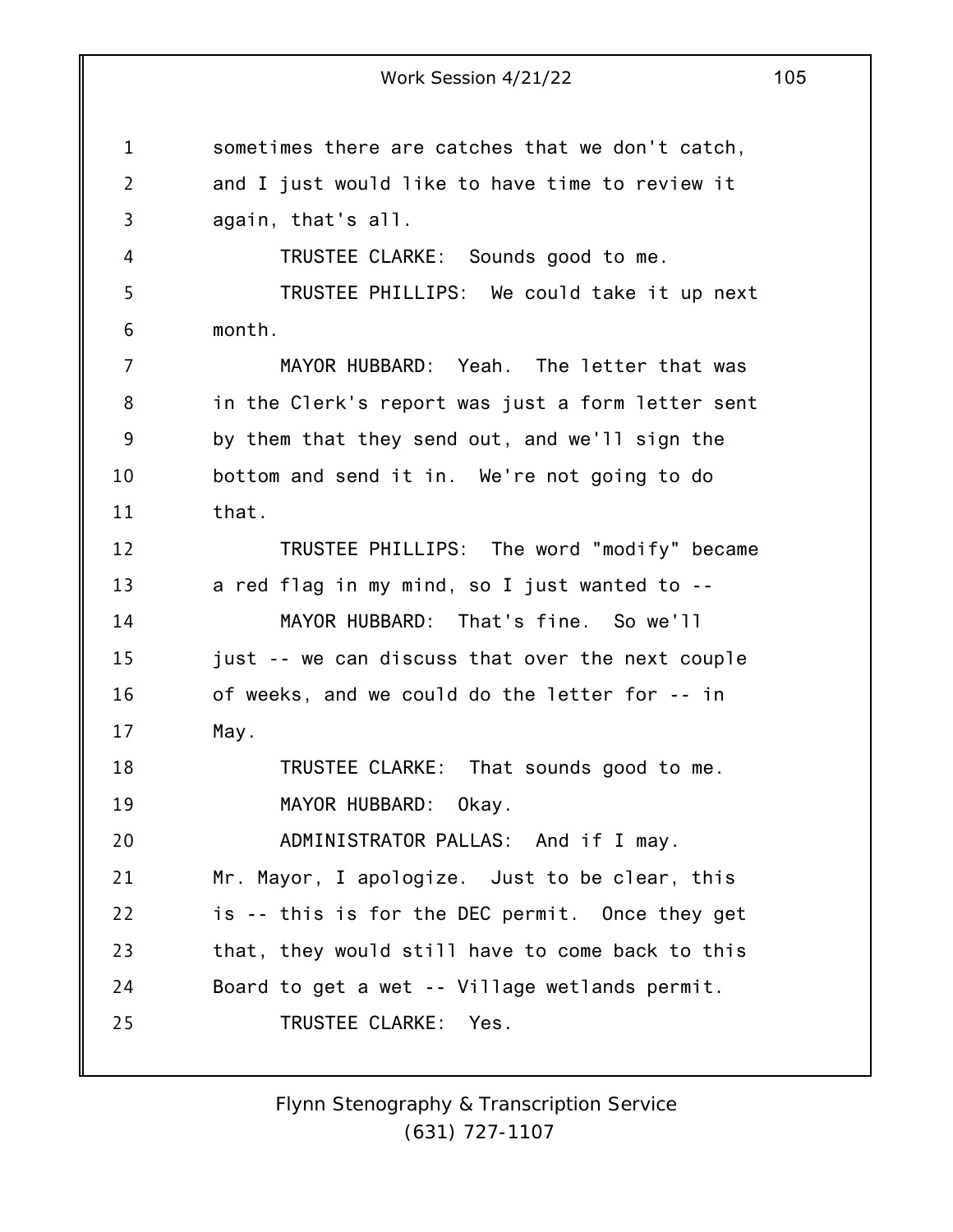sometimes there are catches that we don't catch, and I just would like to have time to review it again, that's all.

TRUSTEE CLARKE: Sounds good to me.

TRUSTEE PHILLIPS: We could take it up next month.

MAYOR HUBBARD: Yeah. The letter that was in the Clerk's report was just a form letter sent by them that they send out, and we'll sign the bottom and send it in. We're not going to do that.

TRUSTEE PHILLIPS: The word "modify" became a red flag in my mind, so I just wanted to --

MAYOR HUBBARD: That's fine. So we'll just -- we can discuss that over the next couple of weeks, and we could do the letter for -- in May.

TRUSTEE CLARKE: That sounds good to me.

MAYOR HUBBARD: Okay.

ADMINISTRATOR PALLAS: And if I may. Mr. Mayor, I apologize. Just to be clear, this is -- this is for the DEC permit. Once they get that, they would still have to come back to this Board to get a wet -- Village wetlands permit.

TRUSTEE CLARKE: Yes.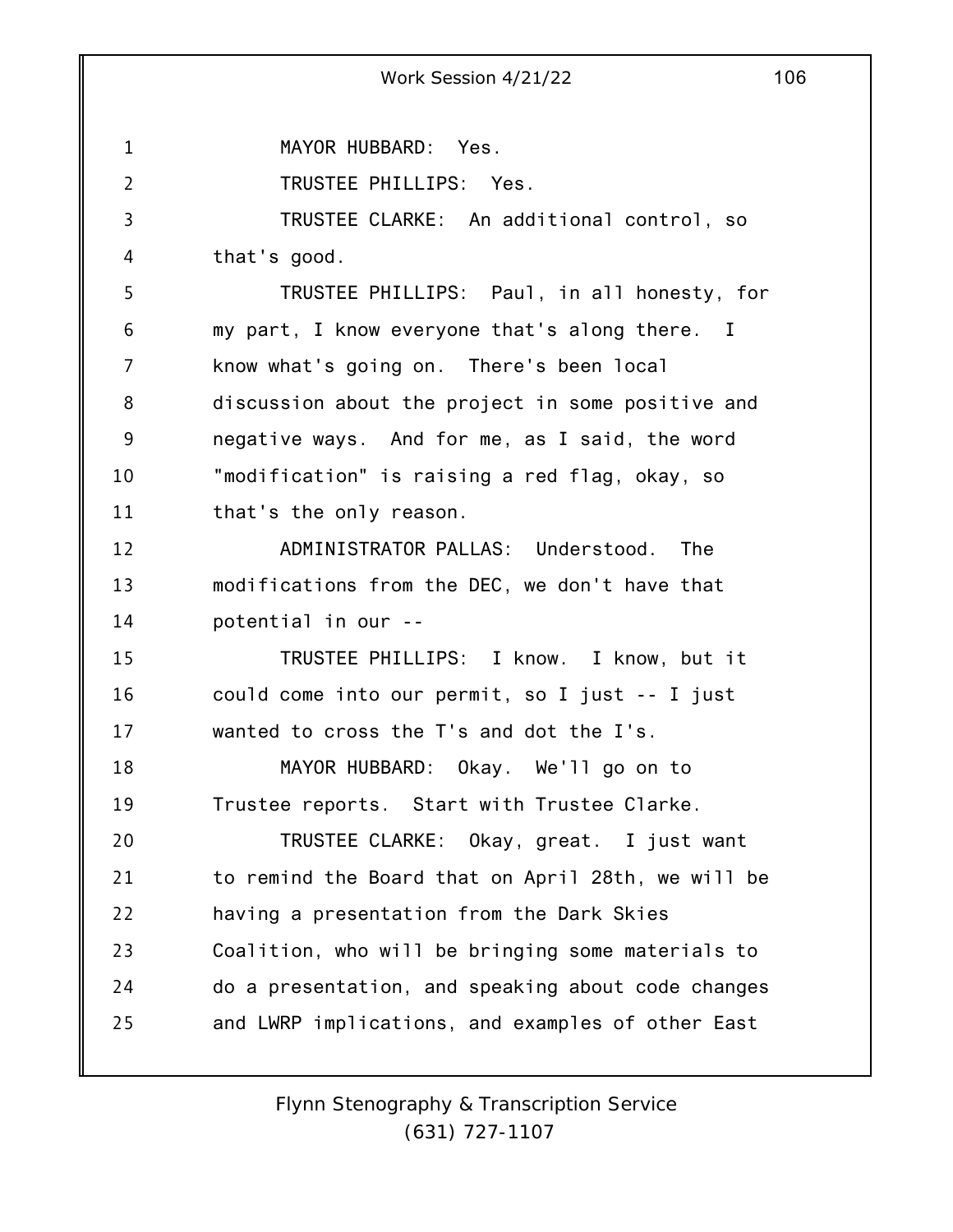MAYOR HUBBARD: Yes.

TRUSTEE PHILLIPS: Yes.

TRUSTEE CLARKE: An additional control, so that's good.

TRUSTEE PHILLIPS: Paul, in all honesty, for my part, I know everyone that's along there. I know what's going on. There's been local discussion about the project in some positive and negative ways. And for me, as I said, the word "modification" is raising a red flag, okay, so that's the only reason.

ADMINISTRATOR PALLAS: Understood. The modifications from the DEC, we don't have that potential in our --

TRUSTEE PHILLIPS: I know. I know, but it could come into our permit, so I just -- I just wanted to cross the T's and dot the I's.

MAYOR HUBBARD: Okay. We'll go on to Trustee reports. Start with Trustee Clarke.

TRUSTEE CLARKE: Okay, great. I just want to remind the Board that on April 28th, we will be having a presentation from the Dark Skies Coalition, who will be bringing some materials to do a presentation, and speaking about code changes and LWRP implications, and examples of other East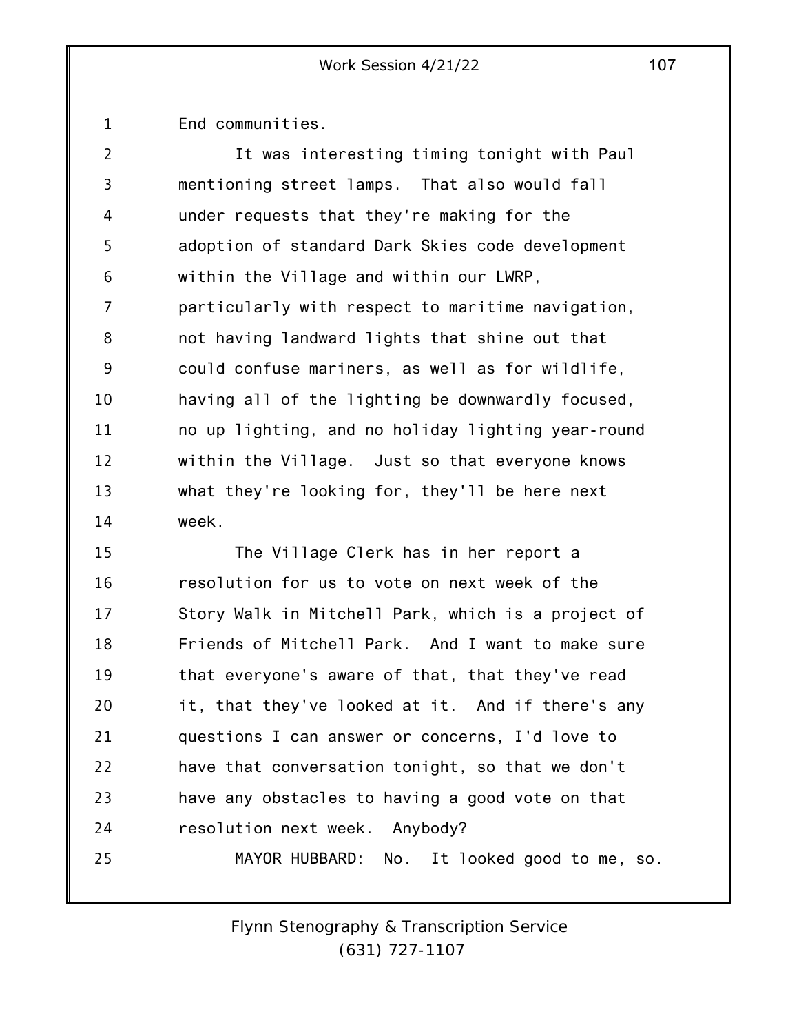End communities.

It was interesting timing tonight with Paul mentioning street lamps. That also would fall under requests that they're making for the adoption of standard Dark Skies code development within the Village and within our LWRP, particularly with respect to maritime navigation, not having landward lights that shine out that could confuse mariners, as well as for wildlife, having all of the lighting be downwardly focused, no up lighting, and no holiday lighting year-round within the Village. Just so that everyone knows what they're looking for, they'll be here next week.

The Village Clerk has in her report a resolution for us to vote on next week of the Story Walk in Mitchell Park, which is a project of Friends of Mitchell Park. And I want to make sure that everyone's aware of that, that they've read it, that they've looked at it. And if there's any questions I can answer or concerns, I'd love to have that conversation tonight, so that we don't have any obstacles to having a good vote on that resolution next week. Anybody?

MAYOR HUBBARD: No. It looked good to me, so.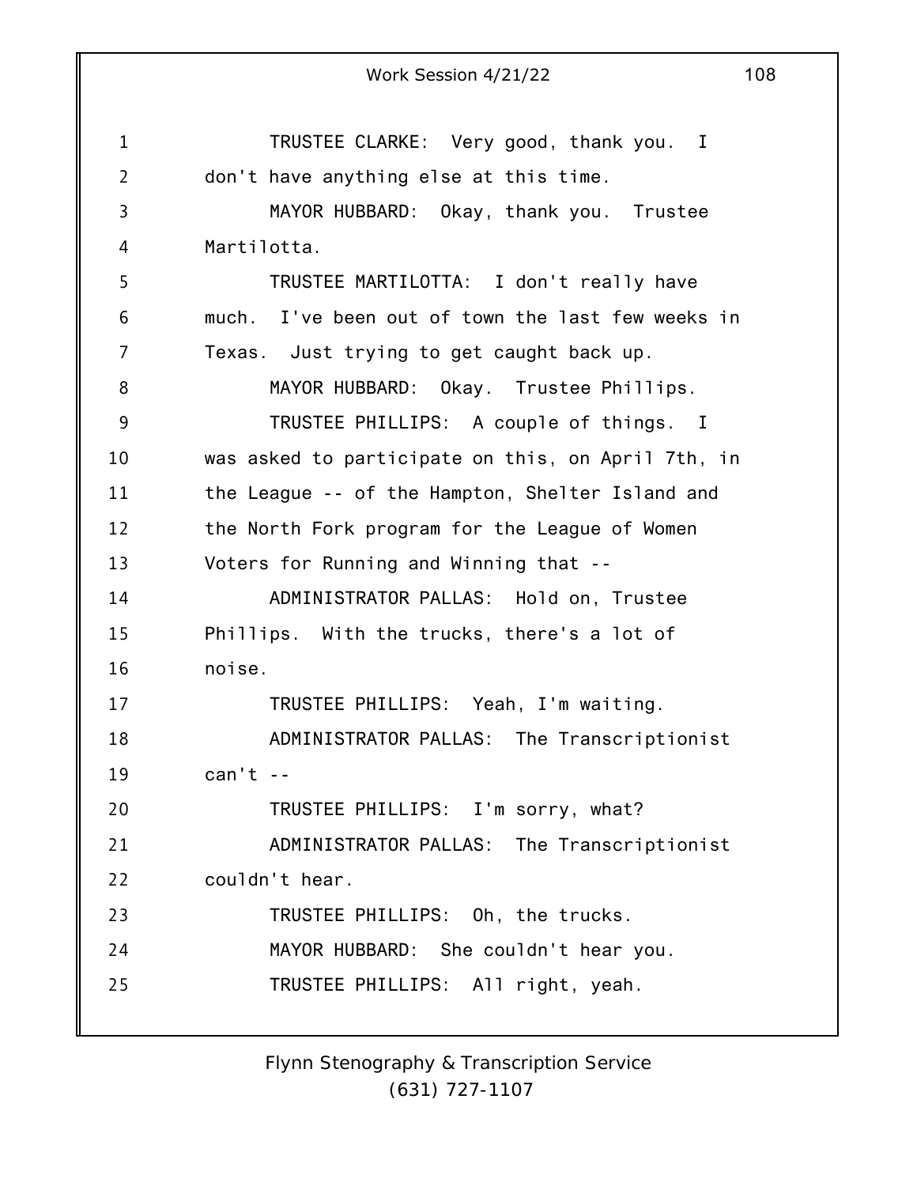TRUSTEE CLARKE: Very good, thank you. I don't have anything else at this time.

MAYOR HUBBARD: Okay, thank you. Trustee Martilotta.

TRUSTEE MARTILOTTA: I don't really have much. I've been out of town the last few weeks in Texas. Just trying to get caught back up.

MAYOR HUBBARD: Okay. Trustee Phillips.

TRUSTEE PHILLIPS: A couple of things. I was asked to participate on this, on April 7th, in the League -- of the Hampton, Shelter Island and the North Fork program for the League of Women Voters for Running and Winning that --

ADMINISTRATOR PALLAS: Hold on, Trustee Phillips. With the trucks, there's a lot of noise.

TRUSTEE PHILLIPS: Yeah, I'm waiting.

ADMINISTRATOR PALLAS: The Transcriptionist can't --

TRUSTEE PHILLIPS: I'm sorry, what?

ADMINISTRATOR PALLAS: The Transcriptionist couldn't hear.

TRUSTEE PHILLIPS: Oh, the trucks.

MAYOR HUBBARD: She couldn't hear you.

TRUSTEE PHILLIPS: All right, yeah.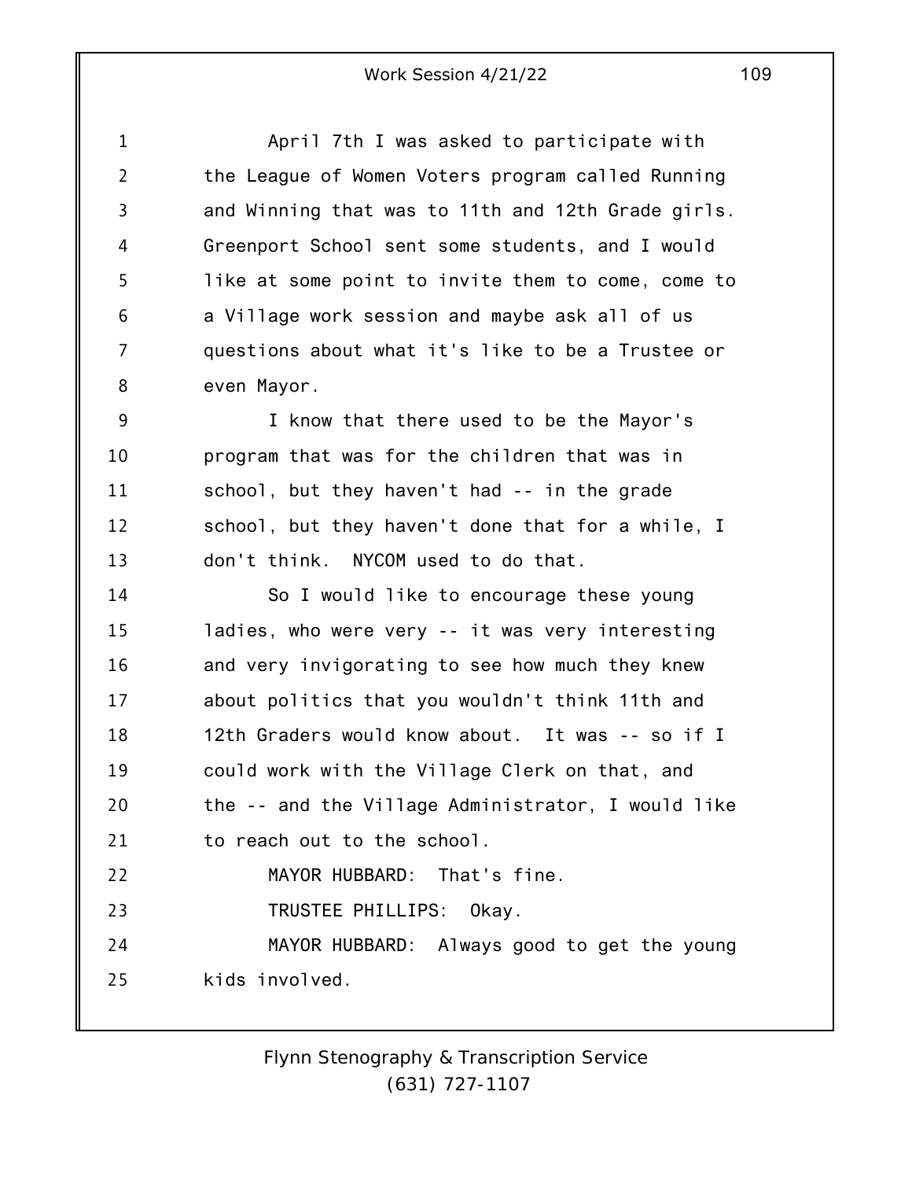April 7th I was asked to participate with the League of Women Voters program called Running and Winning that was to 11th and 12th Grade girls. Greenport School sent some students, and I would like at some point to invite them to come, come to a Village work session and maybe ask all of us questions about what it's like to be a Trustee or even Mayor.

I know that there used to be the Mayor's program that was for the children that was in school, but they haven't had -- in the grade school, but they haven't done that for a while, I don't think. NYCOM used to do that.

So I would like to encourage these young ladies, who were very -- it was very interesting and very invigorating to see how much they knew about politics that you wouldn't think 11th and 12th Graders would know about. It was -- so if I could work with the Village Clerk on that, and the -- and the Village Administrator, I would like to reach out to the school.

MAYOR HUBBARD: That's fine.

TRUSTEE PHILLIPS: Okay.

MAYOR HUBBARD: Always good to get the young kids involved.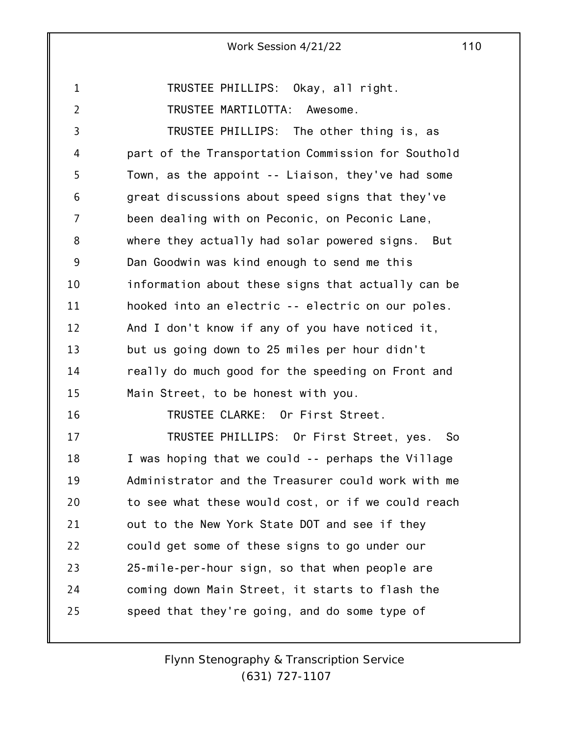TRUSTEE PHILLIPS: Okay, all right.

TRUSTEE MARTILOTTA: Awesome.

TRUSTEE PHILLIPS: The other thing is, as part of the Transportation Commission for Southold Town, as the appoint -- Liaison, they've had some great discussions about speed signs that they've been dealing with on Peconic, on Peconic Lane, where they actually had solar powered signs. But Dan Goodwin was kind enough to send me this information about these signs that actually can be hooked into an electric -- electric on our poles. And I don't know if any of you have noticed it, but us going down to 25 miles per hour didn't really do much good for the speeding on Front and Main Street, to be honest with you.

TRUSTEE CLARKE: Or First Street.

TRUSTEE PHILLIPS: Or First Street, yes. So I was hoping that we could -- perhaps the Village Administrator and the Treasurer could work with me to see what these would cost, or if we could reach out to the New York State DOT and see if they could get some of these signs to go under our 25-mile-per-hour sign, so that when people are coming down Main Street, it starts to flash the speed that they're going, and do some type of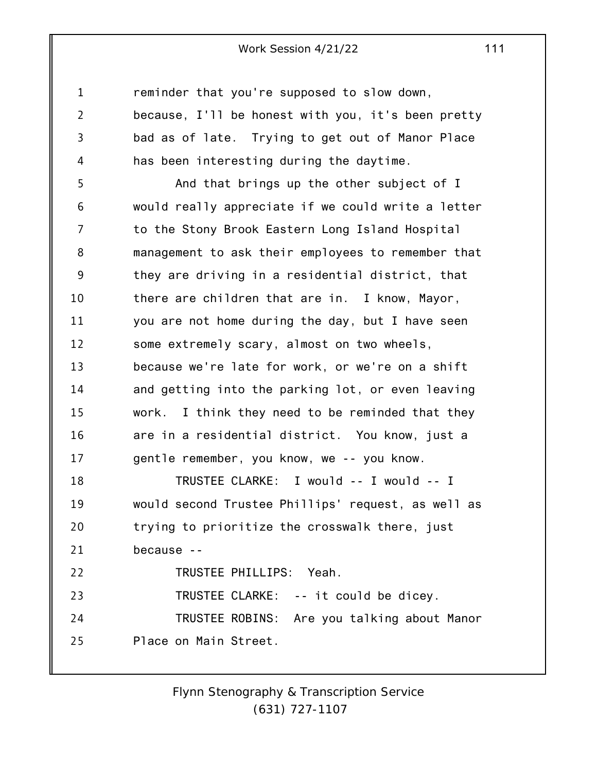reminder that you're supposed to slow down, because, I'll be honest with you, it's been pretty bad as of late. Trying to get out of Manor Place has been interesting during the daytime.

And that brings up the other subject of I would really appreciate if we could write a letter to the Stony Brook Eastern Long Island Hospital management to ask their employees to remember that they are driving in a residential district, that there are children that are in. I know, Mayor, you are not home during the day, but I have seen some extremely scary, almost on two wheels, because we're late for work, or we're on a shift and getting into the parking lot, or even leaving work. I think they need to be reminded that they are in a residential district. You know, just a gentle remember, you know, we -- you know.

TRUSTEE CLARKE: I would -- I would -- I would second Trustee Phillips' request, as well as trying to prioritize the crosswalk there, just because --

TRUSTEE PHILLIPS: Yeah.

TRUSTEE CLARKE: -- it could be dicey.

TRUSTEE ROBINS: Are you talking about Manor Place on Main Street.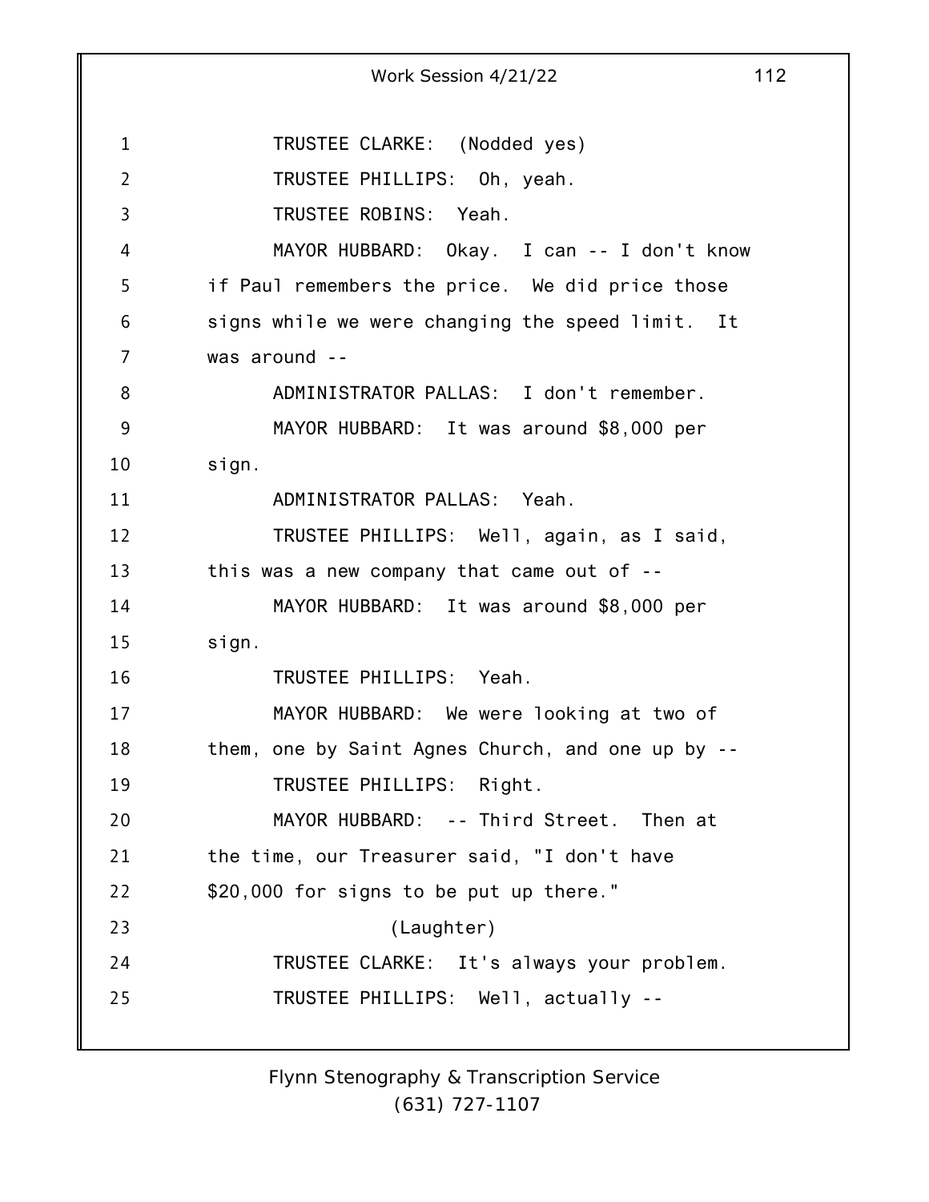TRUSTEE CLARKE: (Nodded yes)

TRUSTEE PHILLIPS: Oh, yeah.

TRUSTEE ROBINS: Yeah.

MAYOR HUBBARD: Okay. I can -- I don't know if Paul remembers the price. We did price those signs while we were changing the speed limit. It was around --

ADMINISTRATOR PALLAS: I don't remember.

MAYOR HUBBARD: It was around $8,000 per sign.

ADMINISTRATOR PALLAS: Yeah.

TRUSTEE PHILLIPS: Well, again, as I said, this was a new company that came out of --

MAYOR HUBBARD: It was around $8,000 per sign.

TRUSTEE PHILLIPS: Yeah.

MAYOR HUBBARD: We were looking at two of them, one by Saint Agnes Church, and one up by --

TRUSTEE PHILLIPS: Right.

MAYOR HUBBARD: -- Third Street. Then at the time, our Treasurer said, "I don't have $20,000 for signs to be put up there."

(Laughter)

TRUSTEE CLARKE: It's always your problem.

TRUSTEE PHILLIPS: Well, actually --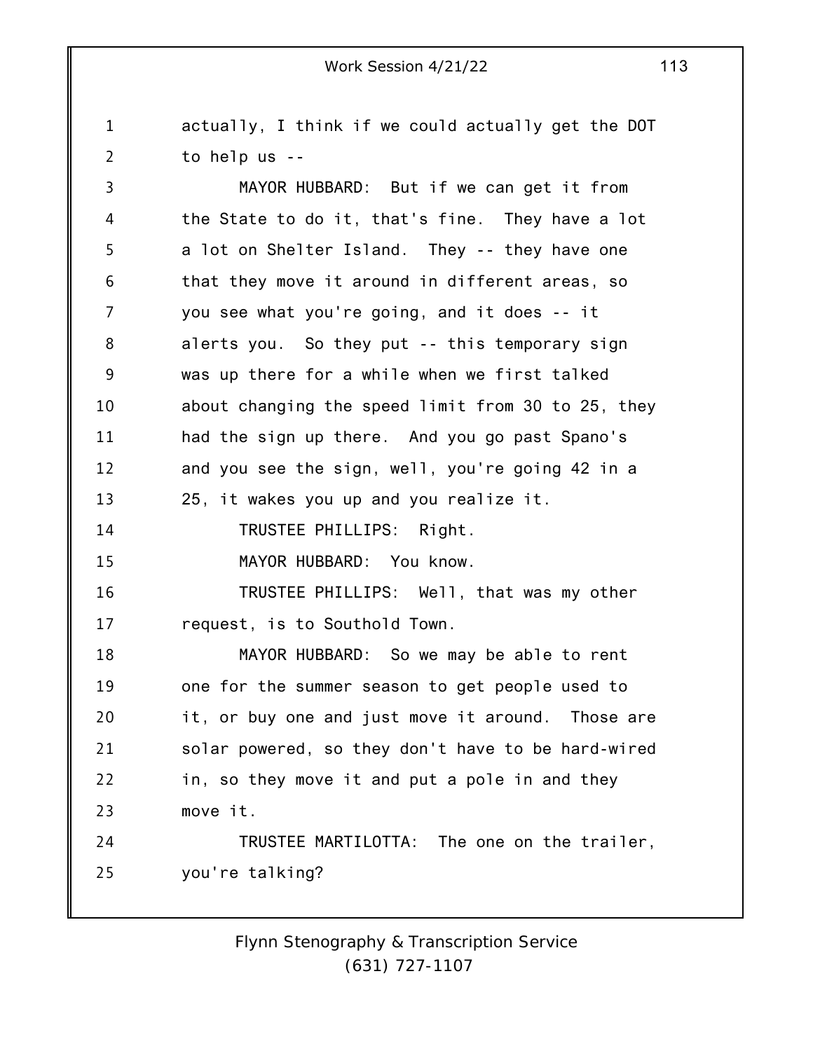actually, I think if we could actually get the DOT to help us --

MAYOR HUBBARD: But if we can get it from the State to do it, that's fine. They have a lot a lot on Shelter Island. They -- they have one that they move it around in different areas, so you see what you're going, and it does -- it alerts you. So they put -- this temporary sign was up there for a while when we first talked about changing the speed limit from 30 to 25, they had the sign up there. And you go past Spano's and you see the sign, well, you're going 42 in a 25, it wakes you up and you realize it.

TRUSTEE PHILLIPS: Right.

MAYOR HUBBARD: You know.

TRUSTEE PHILLIPS: Well, that was my other request, is to Southold Town.

MAYOR HUBBARD: So we may be able to rent one for the summer season to get people used to it, or buy one and just move it around. Those are solar powered, so they don't have to be hard-wired in, so they move it and put a pole in and they move it.

TRUSTEE MARTILOTTA: The one on the trailer, you're talking?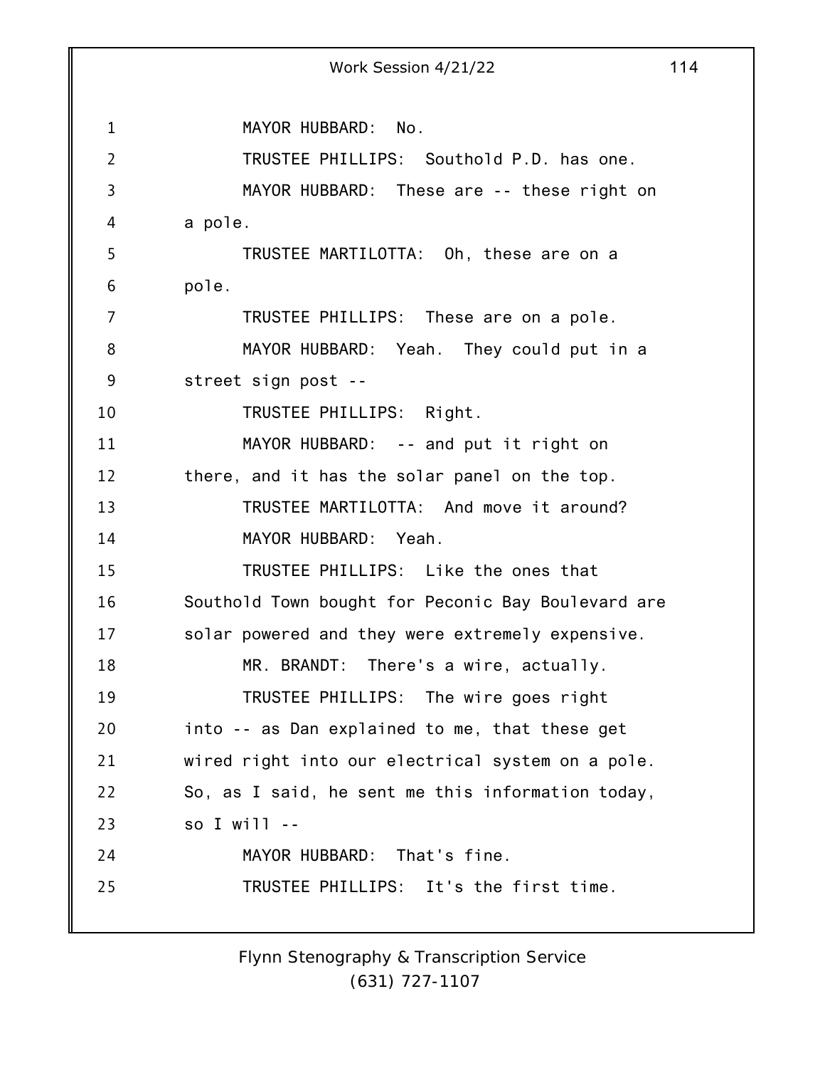MAYOR HUBBARD: No.

TRUSTEE PHILLIPS: Southold P.D. has one.

MAYOR HUBBARD: These are -- these right on a pole.

TRUSTEE MARTILOTTA: Oh, these are on a pole.

TRUSTEE PHILLIPS: These are on a pole.

MAYOR HUBBARD: Yeah. They could put in a street sign post --

TRUSTEE PHILLIPS: Right.

MAYOR HUBBARD: -- and put it right on there, and it has the solar panel on the top.

TRUSTEE MARTILOTTA: And move it around?

MAYOR HUBBARD: Yeah.

TRUSTEE PHILLIPS: Like the ones that Southold Town bought for Peconic Bay Boulevard are solar powered and they were extremely expensive.

MR. BRANDT: There's a wire, actually.

TRUSTEE PHILLIPS: The wire goes right into -- as Dan explained to me, that these get wired right into our electrical system on a pole. So, as I said, he sent me this information today, so I will --

MAYOR HUBBARD: That's fine.

TRUSTEE PHILLIPS: It's the first time.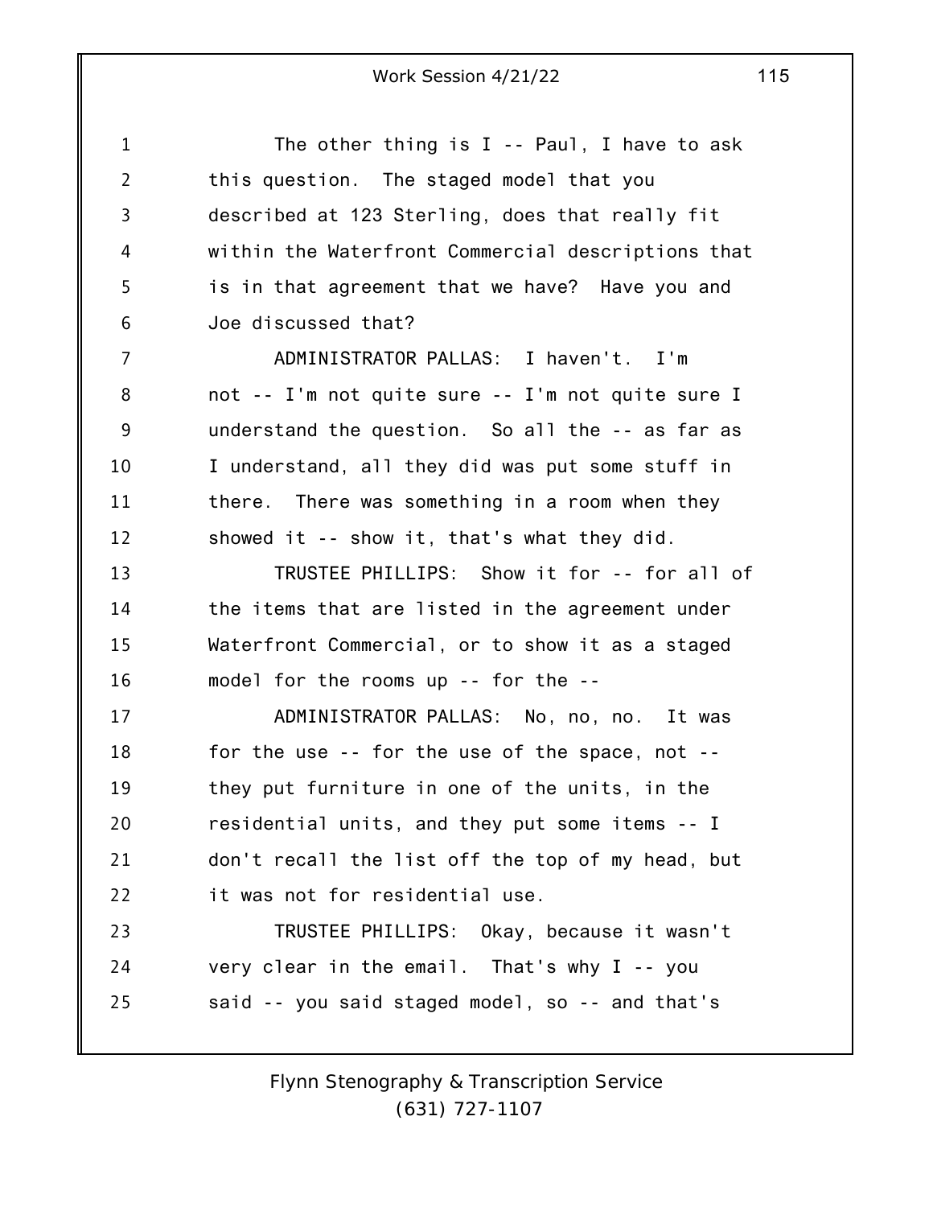The other thing is I -- Paul, I have to ask this question. The staged model that you described at 123 Sterling, does that really fit within the Waterfront Commercial descriptions that is in that agreement that we have? Have you and Joe discussed that?

ADMINISTRATOR PALLAS: I haven't. I'm not -- I'm not quite sure -- I'm not quite sure I understand the question. So all the -- as far as I understand, all they did was put some stuff in there. There was something in a room when they showed it -- show it, that's what they did.

TRUSTEE PHILLIPS: Show it for -- for all of the items that are listed in the agreement under Waterfront Commercial, or to show it as a staged model for the rooms up -- for the --

ADMINISTRATOR PALLAS: No, no, no. It was for the use -- for the use of the space, not -- they put furniture in one of the units, in the residential units, and they put some items -- I don't recall the list off the top of my head, but it was not for residential use.

TRUSTEE PHILLIPS: Okay, because it wasn't very clear in the email. That's why I -- you said -- you said staged model, so -- and that's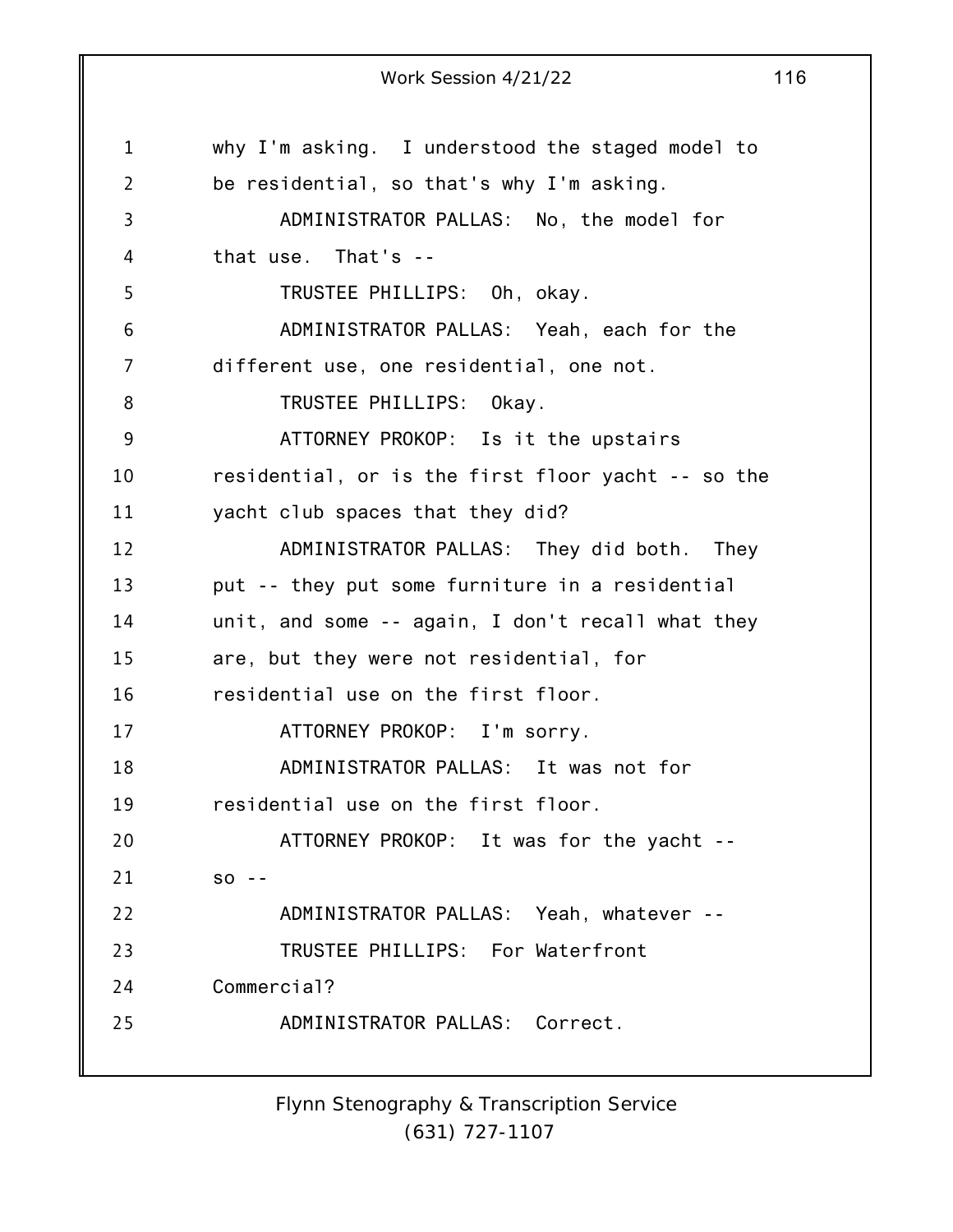why I'm asking. I understood the staged model to be residential, so that's why I'm asking.

ADMINISTRATOR PALLAS: No, the model for that use. That's --

TRUSTEE PHILLIPS: Oh, okay.

ADMINISTRATOR PALLAS: Yeah, each for the different use, one residential, one not.

TRUSTEE PHILLIPS: Okay.

ATTORNEY PROKOP: Is it the upstairs residential, or is the first floor yacht -- so the yacht club spaces that they did?

ADMINISTRATOR PALLAS: They did both. They put -- they put some furniture in a residential unit, and some -- again, I don't recall what they are, but they were not residential, for residential use on the first floor.

ATTORNEY PROKOP: I'm sorry.

ADMINISTRATOR PALLAS: It was not for residential use on the first floor.

ATTORNEY PROKOP: It was for the yacht -- so --

ADMINISTRATOR PALLAS: Yeah, whatever --

TRUSTEE PHILLIPS: For Waterfront Commercial?

ADMINISTRATOR PALLAS: Correct.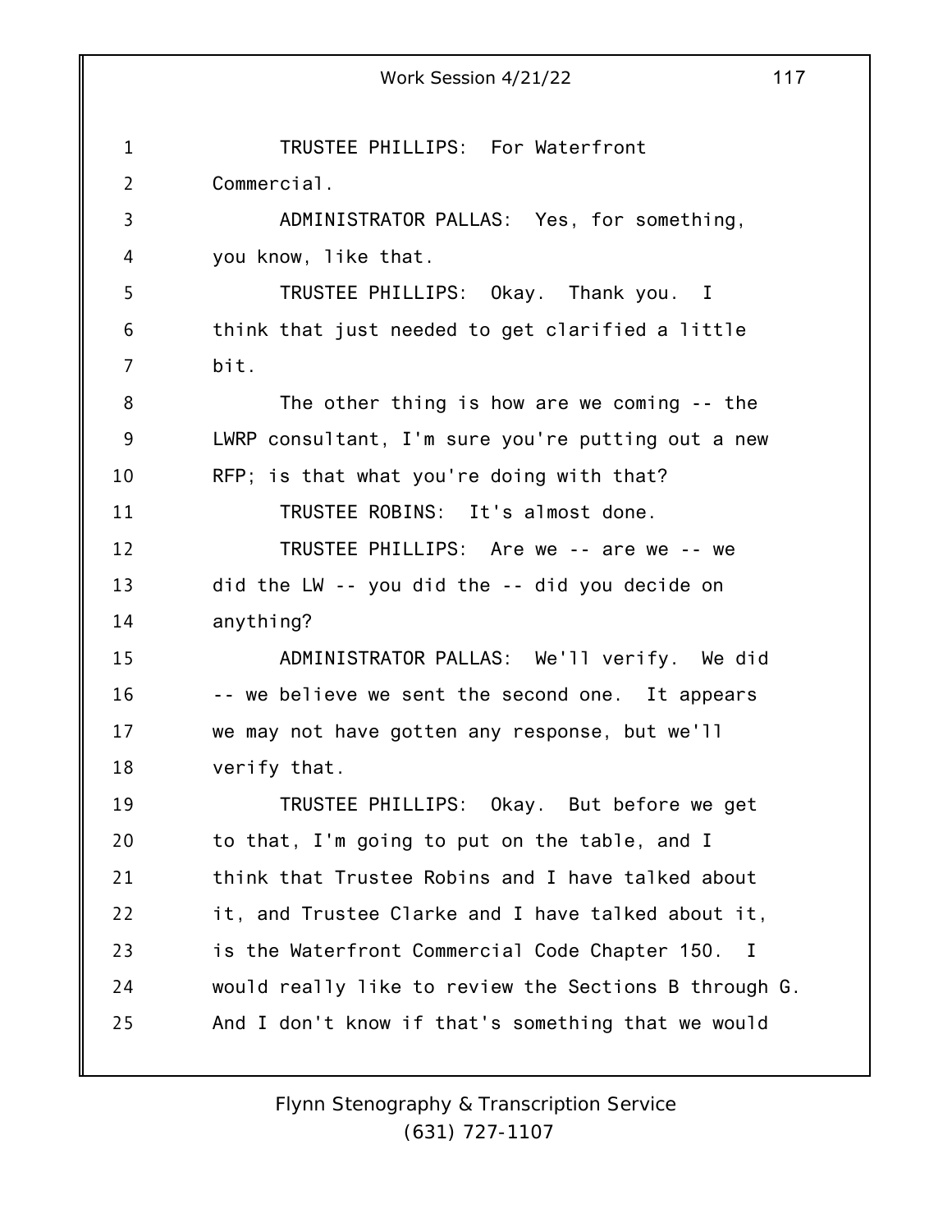TRUSTEE PHILLIPS: For Waterfront Commercial.

ADMINISTRATOR PALLAS: Yes, for something, you know, like that.

TRUSTEE PHILLIPS: Okay. Thank you. I think that just needed to get clarified a little bit.

The other thing is how are we coming -- the LWRP consultant, I'm sure you're putting out a new RFP; is that what you're doing with that?

TRUSTEE ROBINS: It's almost done.

TRUSTEE PHILLIPS: Are we -- are we -- we did the LW -- you did the -- did you decide on anything?

ADMINISTRATOR PALLAS: We'll verify. We did -- we believe we sent the second one. It appears we may not have gotten any response, but we'll verify that.

TRUSTEE PHILLIPS: Okay. But before we get to that, I'm going to put on the table, and I think that Trustee Robins and I have talked about it, and Trustee Clarke and I have talked about it, is the Waterfront Commercial Code Chapter 150. I would really like to review the Sections B through G. And I don't know if that's something that we would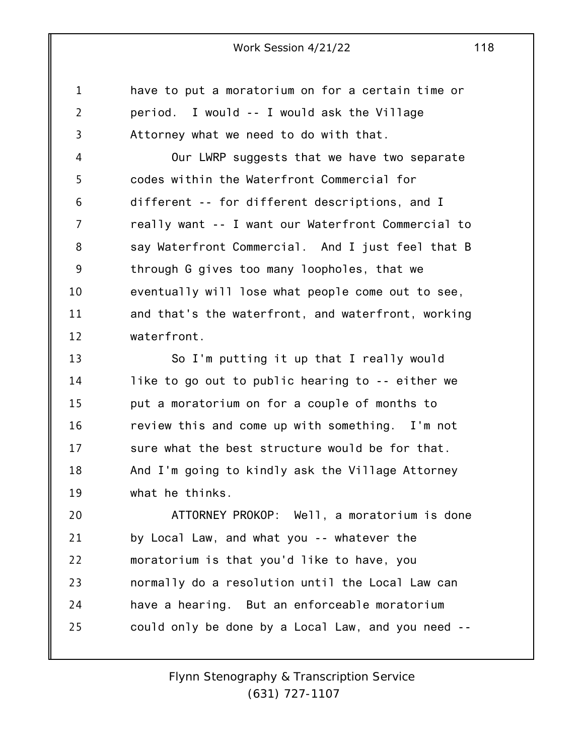have to put a moratorium on for a certain time or period. I would -- I would ask the Village Attorney what we need to do with that.

Our LWRP suggests that we have two separate codes within the Waterfront Commercial for different -- for different descriptions, and I really want -- I want our Waterfront Commercial to say Waterfront Commercial. And I just feel that B through G gives too many loopholes, that we eventually will lose what people come out to see, and that's the waterfront, and waterfront, working waterfront.

So I'm putting it up that I really would like to go out to public hearing to -- either we put a moratorium on for a couple of months to review this and come up with something. I'm not sure what the best structure would be for that. And I'm going to kindly ask the Village Attorney what he thinks.

ATTORNEY PROKOP: Well, a moratorium is done by Local Law, and what you -- whatever the moratorium is that you'd like to have, you normally do a resolution until the Local Law can have a hearing. But an enforceable moratorium could only be done by a Local Law, and you need --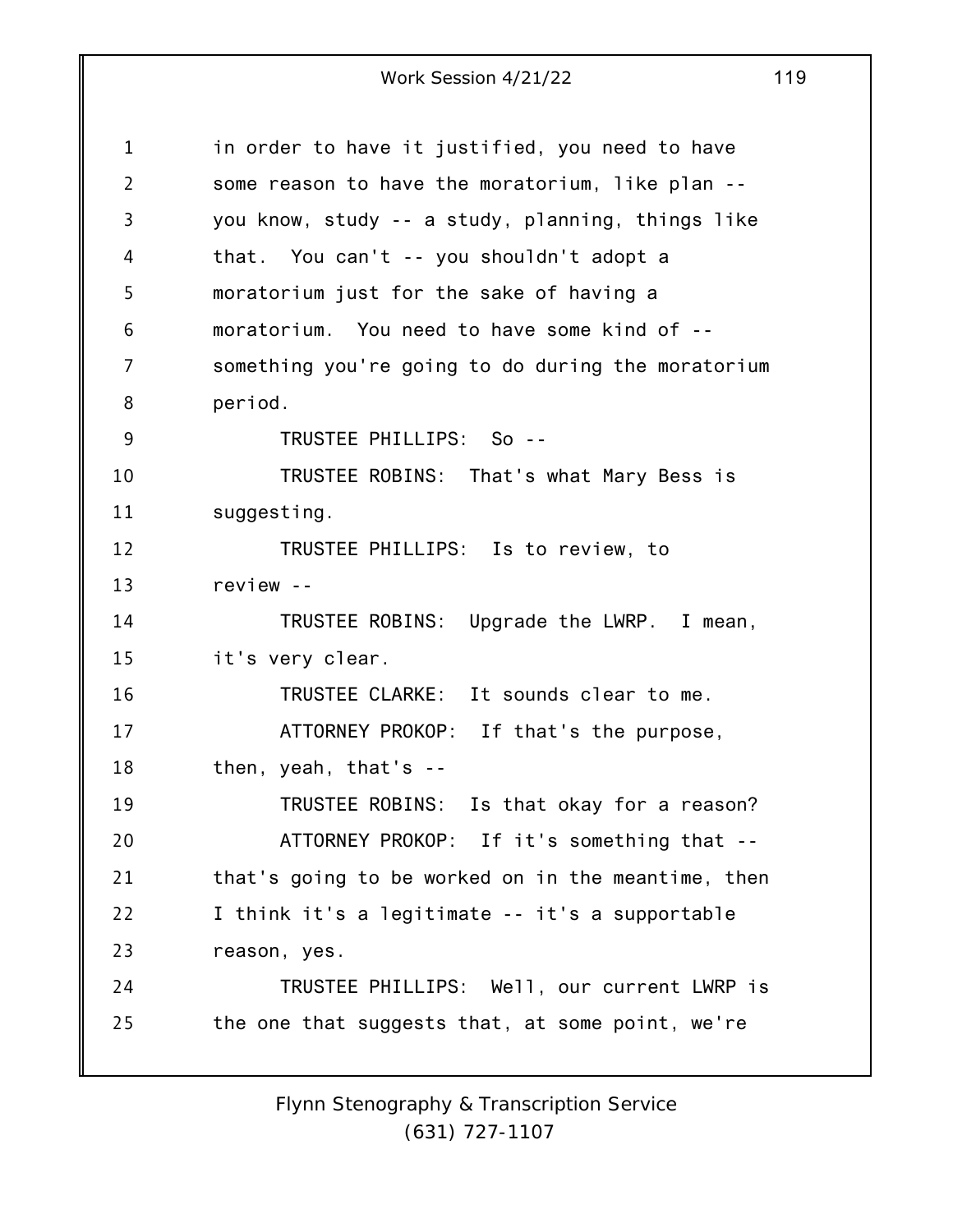in order to have it justified, you need to have some reason to have the moratorium, like plan -- you know, study -- a study, planning, things like that. You can't -- you shouldn't adopt a moratorium just for the sake of having a moratorium. You need to have some kind of -- something you're going to do during the moratorium period.

TRUSTEE PHILLIPS: So --

TRUSTEE ROBINS: That's what Mary Bess is suggesting.

TRUSTEE PHILLIPS: Is to review, to review --

TRUSTEE ROBINS: Upgrade the LWRP. I mean, it's very clear.

TRUSTEE CLARKE: It sounds clear to me.

ATTORNEY PROKOP: If that's the purpose, then, yeah, that's --

TRUSTEE ROBINS: Is that okay for a reason?

ATTORNEY PROKOP: If it's something that -- that's going to be worked on in the meantime, then I think it's a legitimate -- it's a supportable reason, yes.

TRUSTEE PHILLIPS: Well, our current LWRP is the one that suggests that, at some point, we're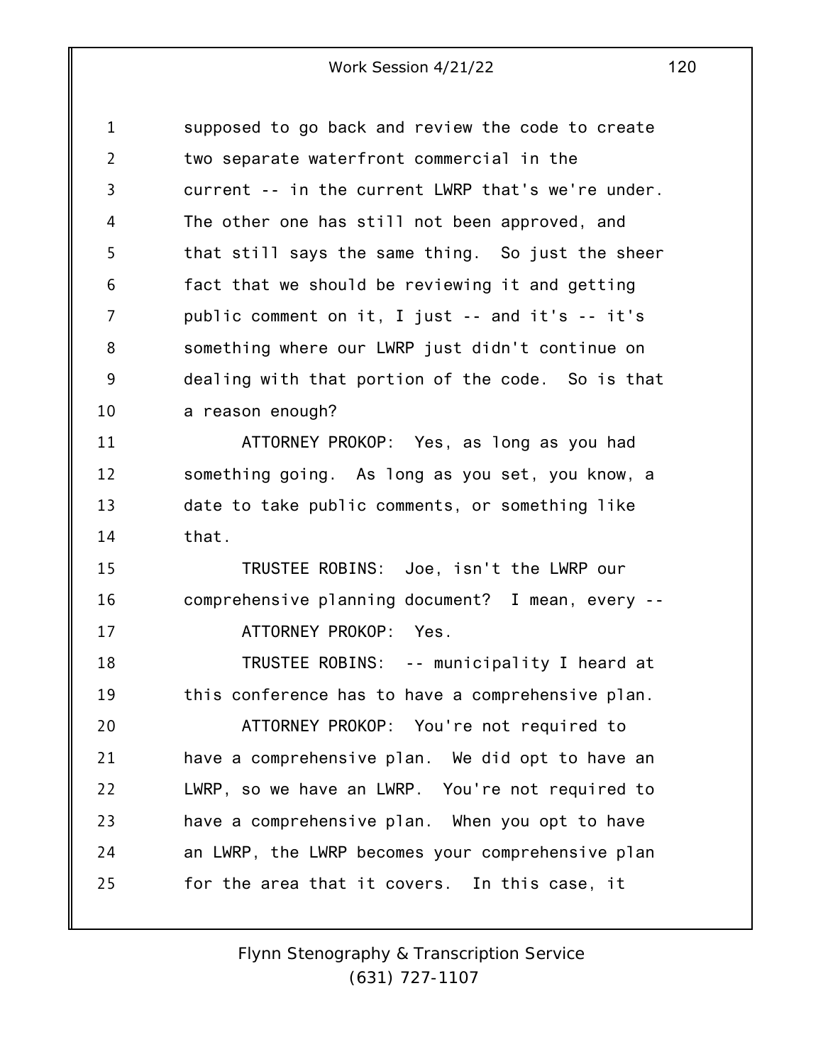supposed to go back and review the code to create two separate waterfront commercial in the current -- in the current LWRP that's we're under. The other one has still not been approved, and that still says the same thing. So just the sheer fact that we should be reviewing it and getting public comment on it, I just -- and it's -- it's something where our LWRP just didn't continue on dealing with that portion of the code. So is that a reason enough?

ATTORNEY PROKOP: Yes, as long as you had something going. As long as you set, you know, a date to take public comments, or something like that.

TRUSTEE ROBINS: Joe, isn't the LWRP our comprehensive planning document? I mean, every --

ATTORNEY PROKOP: Yes.

TRUSTEE ROBINS: -- municipality I heard at this conference has to have a comprehensive plan.

ATTORNEY PROKOP: You're not required to have a comprehensive plan. We did opt to have an LWRP, so we have an LWRP. You're not required to have a comprehensive plan. When you opt to have an LWRP, the LWRP becomes your comprehensive plan for the area that it covers. In this case, it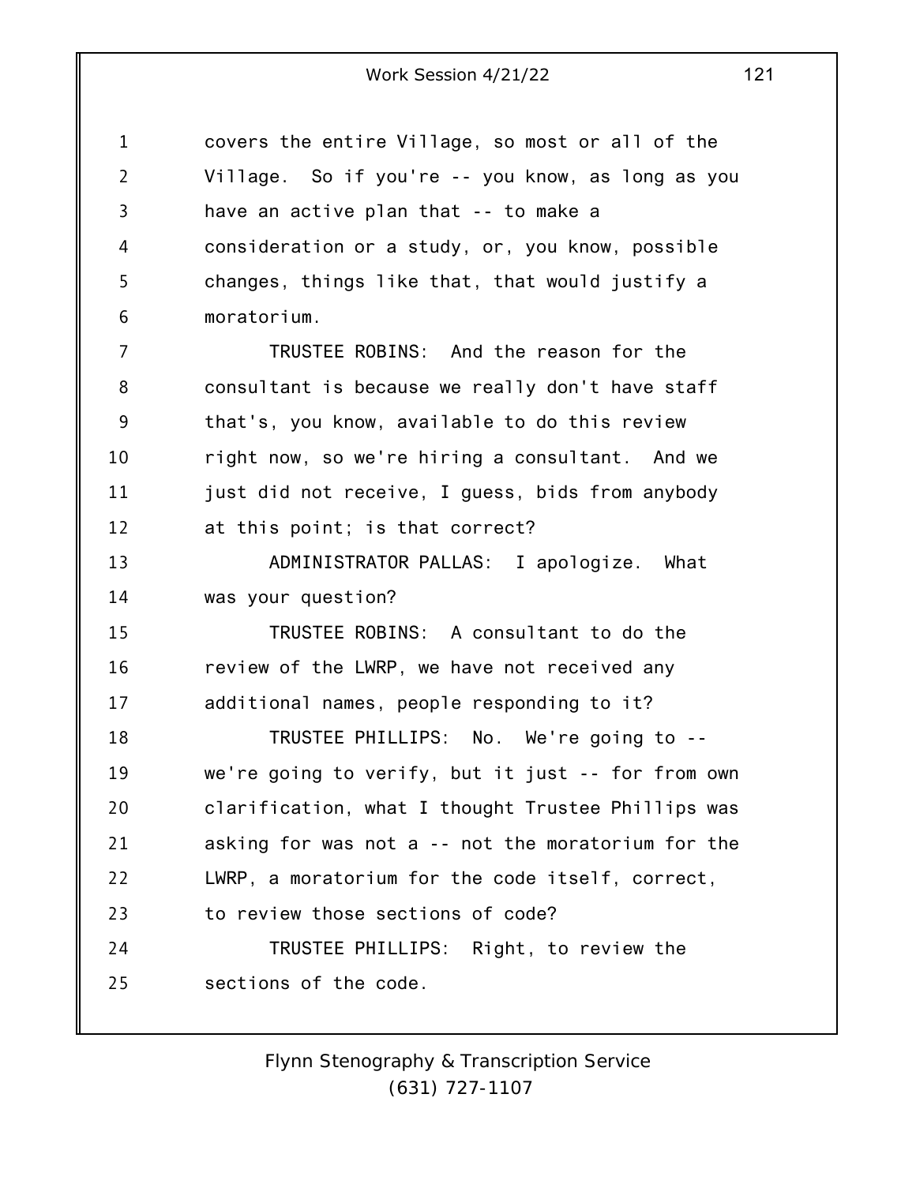covers the entire Village, so most or all of the Village. So if you're -- you know, as long as you have an active plan that -- to make a consideration or a study, or, you know, possible changes, things like that, that would justify a moratorium.

TRUSTEE ROBINS: And the reason for the consultant is because we really don't have staff that's, you know, available to do this review right now, so we're hiring a consultant. And we just did not receive, I guess, bids from anybody at this point; is that correct?

ADMINISTRATOR PALLAS: I apologize. What was your question?

TRUSTEE ROBINS: A consultant to do the review of the LWRP, we have not received any additional names, people responding to it?

TRUSTEE PHILLIPS: No. We're going to -- we're going to verify, but it just -- for from own clarification, what I thought Trustee Phillips was asking for was not a -- not the moratorium for the LWRP, a moratorium for the code itself, correct, to review those sections of code?

TRUSTEE PHILLIPS: Right, to review the sections of the code.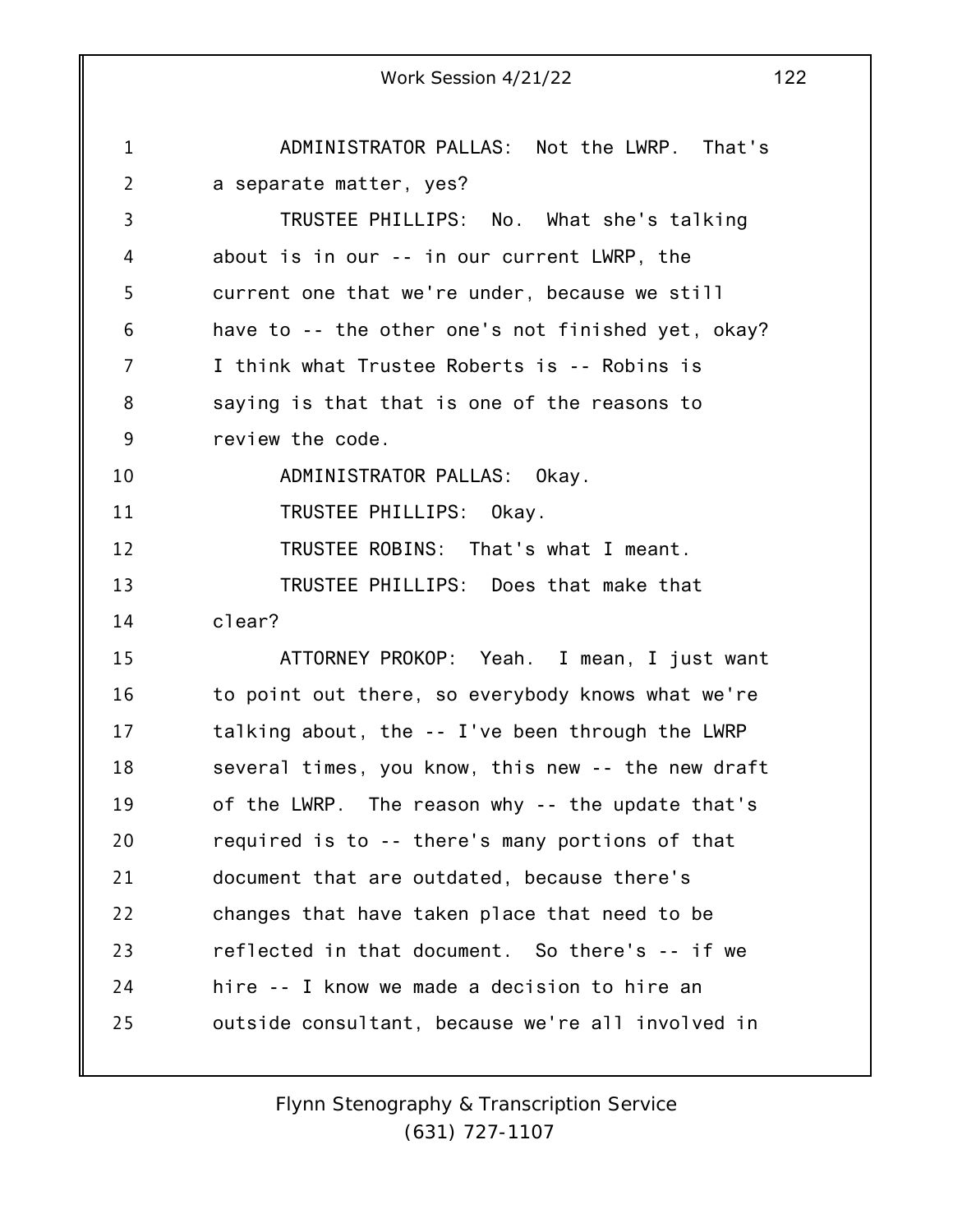ADMINISTRATOR PALLAS: Not the LWRP. That's a separate matter, yes?

TRUSTEE PHILLIPS: No. What she's talking about is in our -- in our current LWRP, the current one that we're under, because we still have to -- the other one's not finished yet, okay? I think what Trustee Roberts is -- Robins is saying is that that is one of the reasons to review the code.

ADMINISTRATOR PALLAS: Okay.

TRUSTEE PHILLIPS: Okay.

TRUSTEE ROBINS: That's what I meant.

TRUSTEE PHILLIPS: Does that make that clear?

ATTORNEY PROKOP: Yeah. I mean, I just want to point out there, so everybody knows what we're talking about, the -- I've been through the LWRP several times, you know, this new -- the new draft of the LWRP. The reason why -- the update that's required is to -- there's many portions of that document that are outdated, because there's changes that have taken place that need to be reflected in that document. So there's -- if we hire -- I know we made a decision to hire an outside consultant, because we're all involved in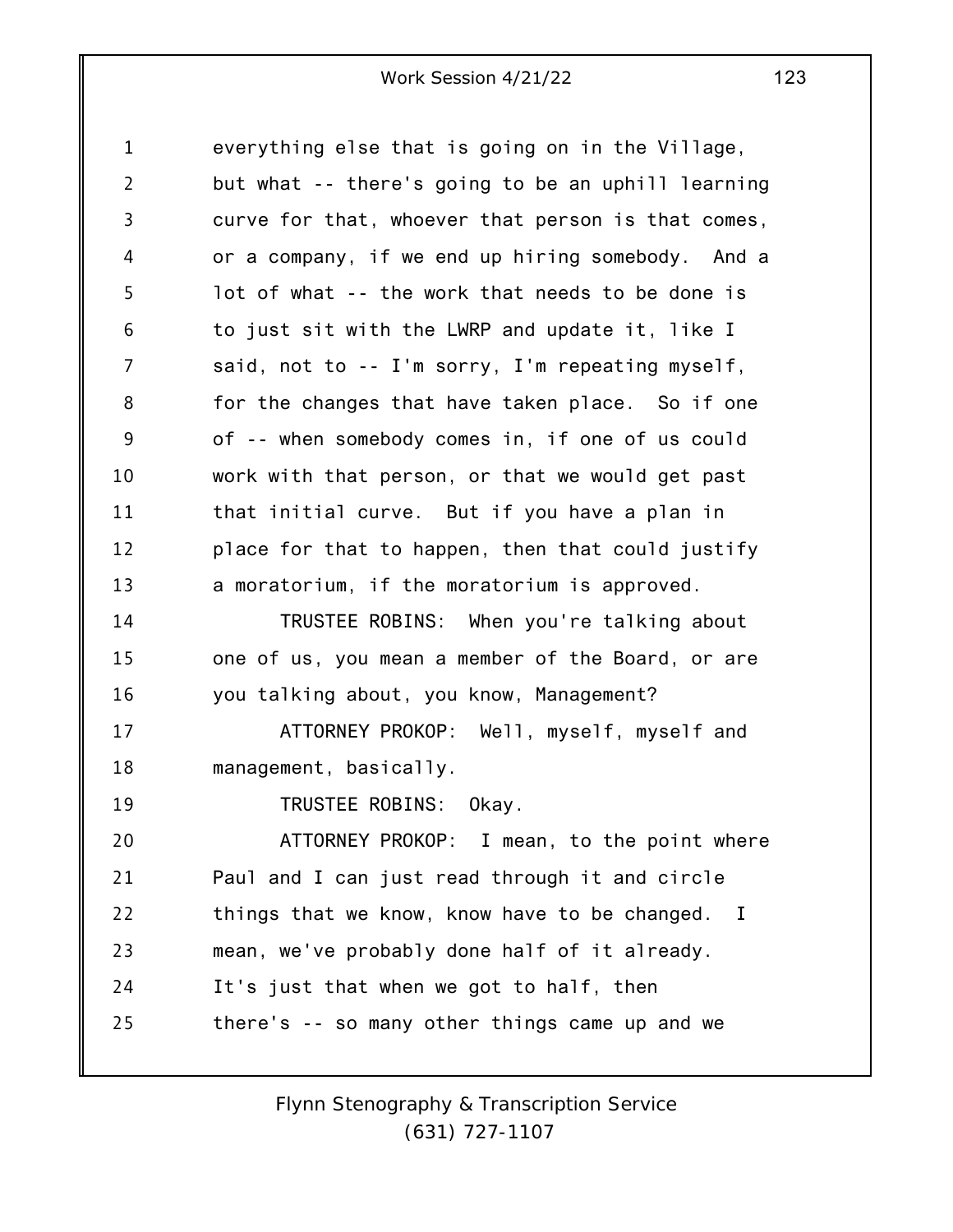everything else that is going on in the Village, but what -- there's going to be an uphill learning curve for that, whoever that person is that comes, or a company, if we end up hiring somebody. And a lot of what -- the work that needs to be done is to just sit with the LWRP and update it, like I said, not to -- I'm sorry, I'm repeating myself, for the changes that have taken place. So if one of -- when somebody comes in, if one of us could work with that person, or that we would get past that initial curve. But if you have a plan in place for that to happen, then that could justify a moratorium, if the moratorium is approved.

TRUSTEE ROBINS: When you're talking about one of us, you mean a member of the Board, or are you talking about, you know, Management?

ATTORNEY PROKOP: Well, myself, myself and management, basically.

TRUSTEE ROBINS: Okay.

ATTORNEY PROKOP: I mean, to the point where Paul and I can just read through it and circle things that we know, know have to be changed. I mean, we've probably done half of it already. It's just that when we got to half, then there's -- so many other things came up and we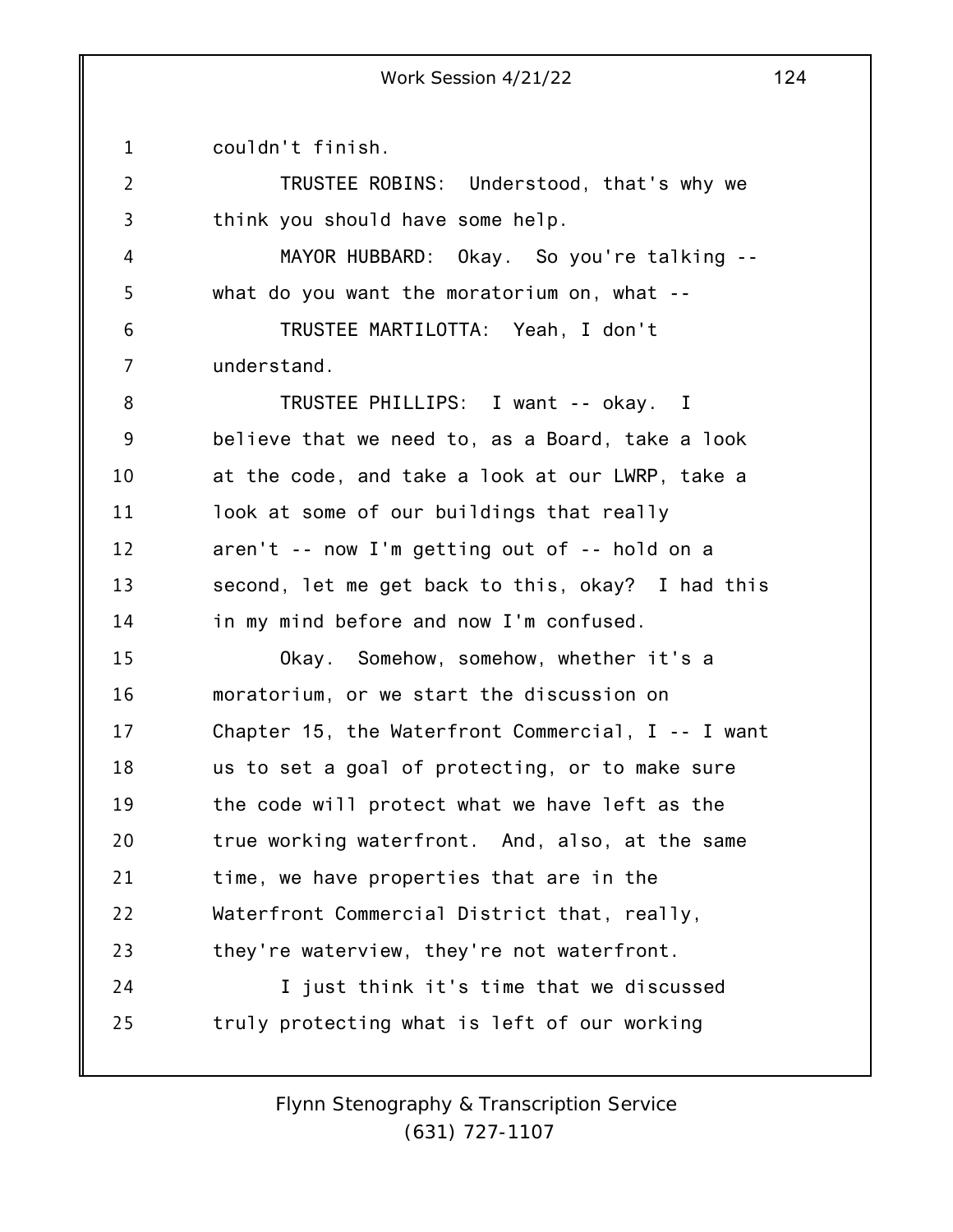couldn't finish.

TRUSTEE ROBINS: Understood, that's why we think you should have some help.

MAYOR HUBBARD: Okay. So you're talking -- what do you want the moratorium on, what --

TRUSTEE MARTILOTTA: Yeah, I don't understand.

TRUSTEE PHILLIPS: I want -- okay. I believe that we need to, as a Board, take a look at the code, and take a look at our LWRP, take a look at some of our buildings that really aren't -- now I'm getting out of -- hold on a second, let me get back to this, okay? I had this in my mind before and now I'm confused.

Okay. Somehow, somehow, whether it's a moratorium, or we start the discussion on Chapter 15, the Waterfront Commercial, I -- I want us to set a goal of protecting, or to make sure the code will protect what we have left as the true working waterfront. And, also, at the same time, we have properties that are in the Waterfront Commercial District that, really, they're waterview, they're not waterfront.

I just think it's time that we discussed truly protecting what is left of our working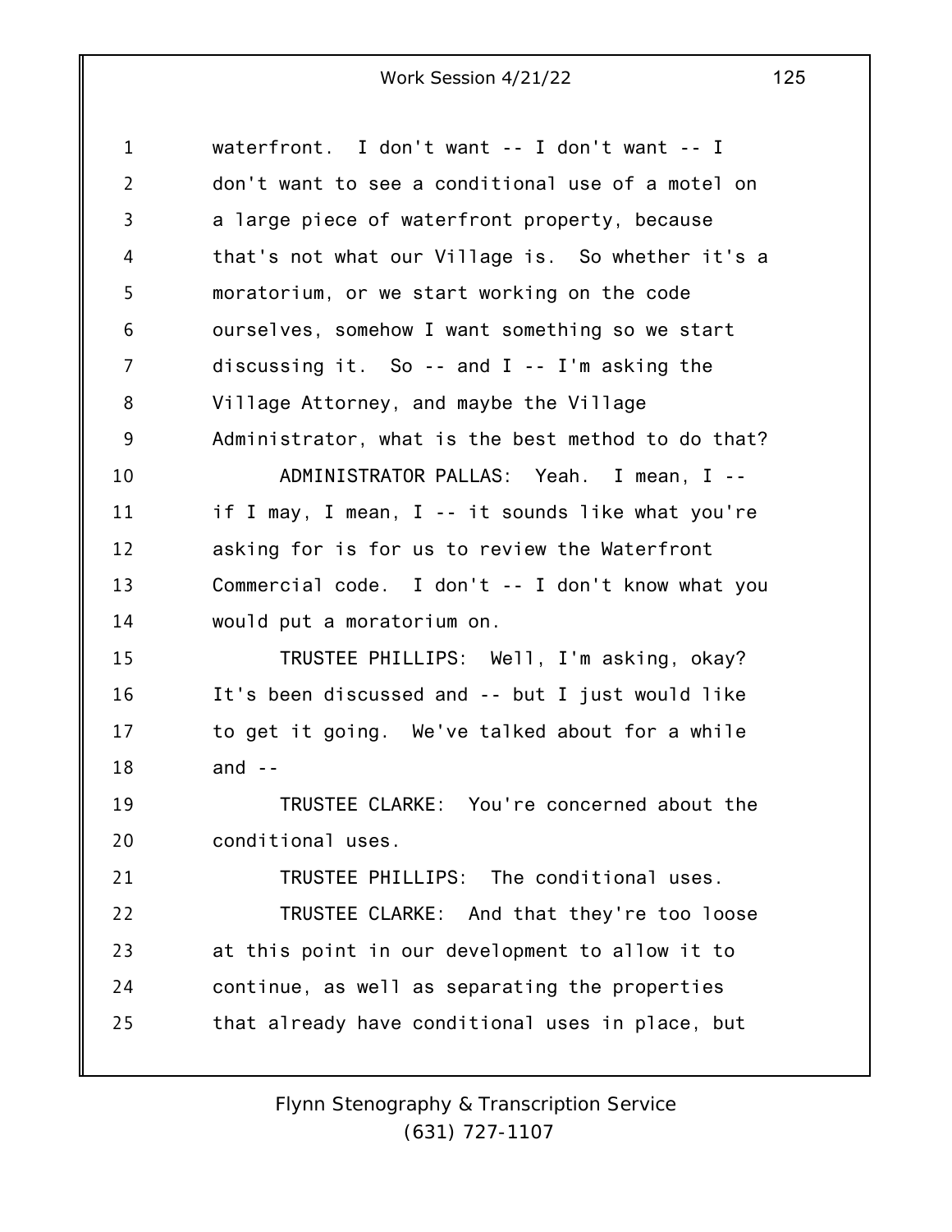waterfront. I don't want -- I don't want -- I don't want to see a conditional use of a motel on a large piece of waterfront property, because that's not what our Village is. So whether it's a moratorium, or we start working on the code ourselves, somehow I want something so we start discussing it. So -- and I -- I'm asking the Village Attorney, and maybe the Village Administrator, what is the best method to do that?

ADMINISTRATOR PALLAS: Yeah. I mean, I -- if I may, I mean, I -- it sounds like what you're asking for is for us to review the Waterfront Commercial code. I don't -- I don't know what you would put a moratorium on.

TRUSTEE PHILLIPS: Well, I'm asking, okay? It's been discussed and -- but I just would like to get it going. We've talked about for a while and --

TRUSTEE CLARKE: You're concerned about the conditional uses.

TRUSTEE PHILLIPS: The conditional uses.

TRUSTEE CLARKE: And that they're too loose at this point in our development to allow it to continue, as well as separating the properties that already have conditional uses in place, but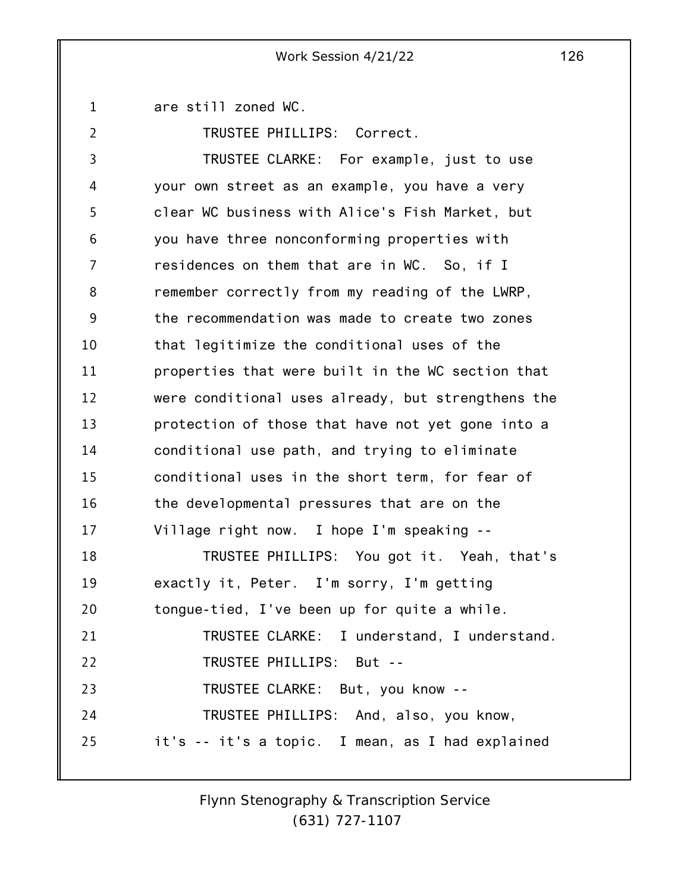are still zoned WC.

TRUSTEE PHILLIPS: Correct.

TRUSTEE CLARKE: For example, just to use your own street as an example, you have a very clear WC business with Alice's Fish Market, but you have three nonconforming properties with residences on them that are in WC. So, if I remember correctly from my reading of the LWRP, the recommendation was made to create two zones that legitimize the conditional uses of the properties that were built in the WC section that were conditional uses already, but strengthens the protection of those that have not yet gone into a conditional use path, and trying to eliminate conditional uses in the short term, for fear of the developmental pressures that are on the Village right now. I hope I'm speaking --

TRUSTEE PHILLIPS: You got it. Yeah, that's exactly it, Peter. I'm sorry, I'm getting tongue-tied, I've been up for quite a while.

TRUSTEE CLARKE: I understand, I understand.

TRUSTEE PHILLIPS: But --

TRUSTEE CLARKE: But, you know --

TRUSTEE PHILLIPS: And, also, you know, it's -- it's a topic. I mean, as I had explained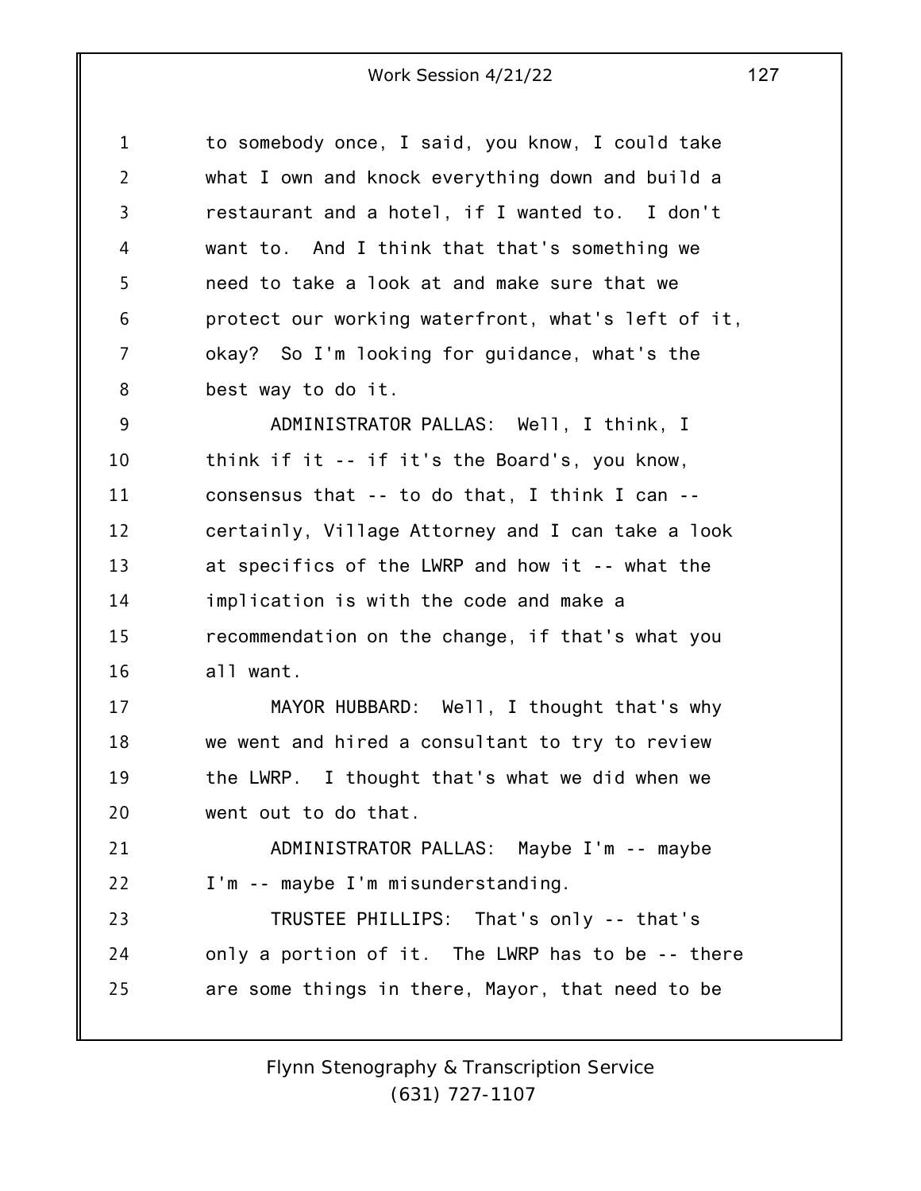to somebody once, I said, you know, I could take what I own and knock everything down and build a restaurant and a hotel, if I wanted to. I don't want to. And I think that that's something we need to take a look at and make sure that we protect our working waterfront, what's left of it, okay? So I'm looking for guidance, what's the best way to do it.

ADMINISTRATOR PALLAS: Well, I think, I think if it -- if it's the Board's, you know, consensus that -- to do that, I think I can -- certainly, Village Attorney and I can take a look at specifics of the LWRP and how it -- what the implication is with the code and make a recommendation on the change, if that's what you all want.

MAYOR HUBBARD: Well, I thought that's why we went and hired a consultant to try to review the LWRP. I thought that's what we did when we went out to do that.

ADMINISTRATOR PALLAS: Maybe I'm -- maybe I'm -- maybe I'm misunderstanding.

TRUSTEE PHILLIPS: That's only -- that's only a portion of it. The LWRP has to be -- there are some things in there, Mayor, that need to be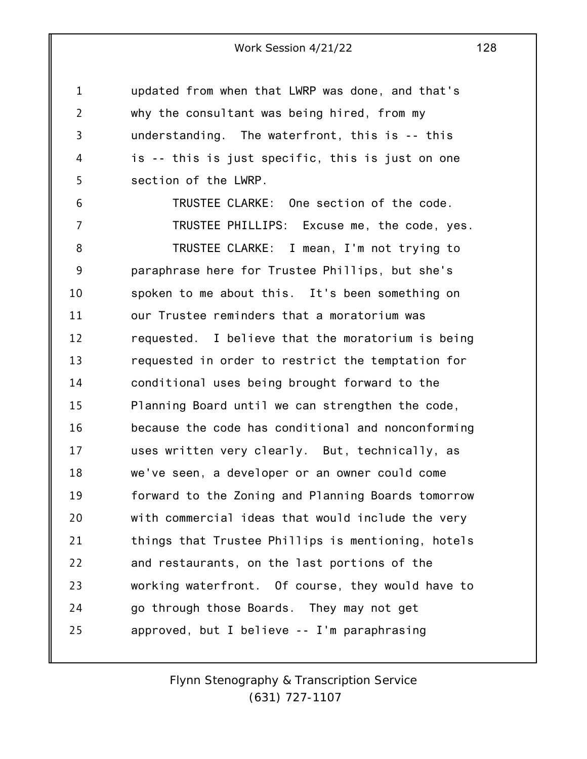updated from when that LWRP was done, and that's why the consultant was being hired, from my understanding. The waterfront, this is -- this is -- this is just specific, this is just on one section of the LWRP.

TRUSTEE CLARKE: One section of the code.

TRUSTEE PHILLIPS: Excuse me, the code, yes.

TRUSTEE CLARKE: I mean, I'm not trying to paraphrase here for Trustee Phillips, but she's spoken to me about this. It's been something on our Trustee reminders that a moratorium was requested. I believe that the moratorium is being requested in order to restrict the temptation for conditional uses being brought forward to the Planning Board until we can strengthen the code, because the code has conditional and nonconforming uses written very clearly. But, technically, as we've seen, a developer or an owner could come forward to the Zoning and Planning Boards tomorrow with commercial ideas that would include the very things that Trustee Phillips is mentioning, hotels and restaurants, on the last portions of the working waterfront. Of course, they would have to go through those Boards. They may not get approved, but I believe -- I'm paraphrasing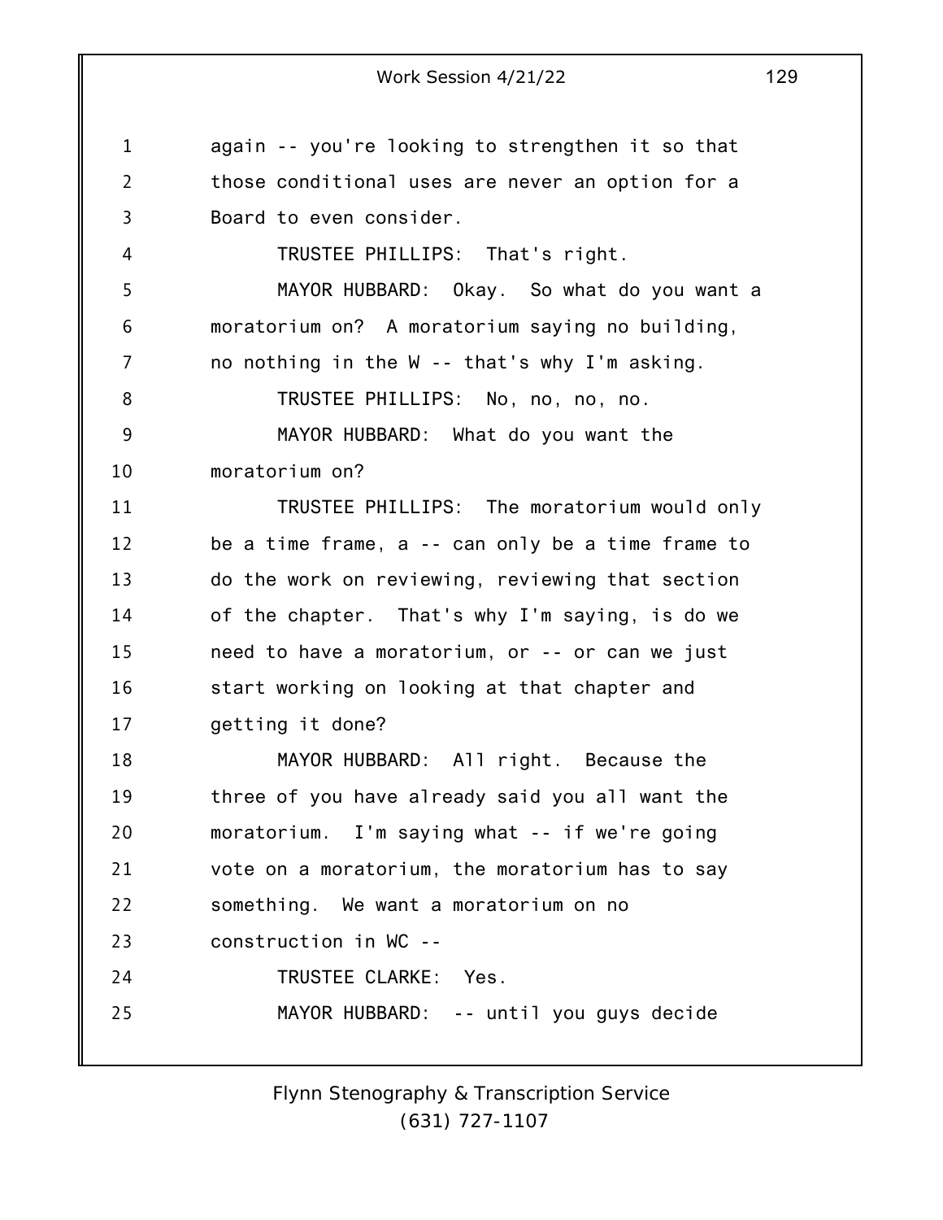again -- you're looking to strengthen it so that those conditional uses are never an option for a Board to even consider.

TRUSTEE PHILLIPS: That's right.

MAYOR HUBBARD: Okay. So what do you want a moratorium on? A moratorium saying no building, no nothing in the W -- that's why I'm asking.

TRUSTEE PHILLIPS: No, no, no, no.

MAYOR HUBBARD: What do you want the moratorium on?

TRUSTEE PHILLIPS: The moratorium would only be a time frame, a -- can only be a time frame to do the work on reviewing, reviewing that section of the chapter. That's why I'm saying, is do we need to have a moratorium, or -- or can we just start working on looking at that chapter and getting it done?

MAYOR HUBBARD: All right. Because the three of you have already said you all want the moratorium. I'm saying what -- if we're going vote on a moratorium, the moratorium has to say something. We want a moratorium on no construction in WC --

TRUSTEE CLARKE: Yes.

MAYOR HUBBARD: -- until you guys decide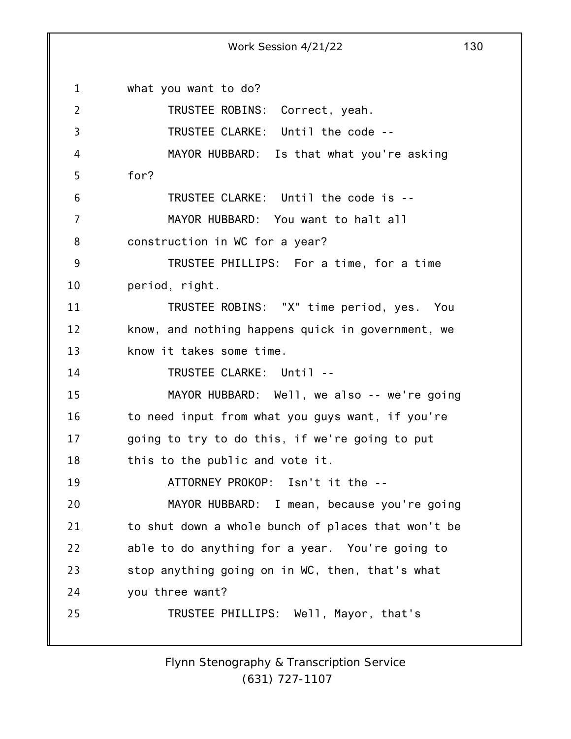what you want to do?

TRUSTEE ROBINS: Correct, yeah.

TRUSTEE CLARKE: Until the code --

MAYOR HUBBARD: Is that what you're asking for?

TRUSTEE CLARKE: Until the code is --

MAYOR HUBBARD: You want to halt all construction in WC for a year?

TRUSTEE PHILLIPS: For a time, for a time period, right.

TRUSTEE ROBINS: "X" time period, yes. You know, and nothing happens quick in government, we know it takes some time.

TRUSTEE CLARKE: Until --

MAYOR HUBBARD: Well, we also -- we're going to need input from what you guys want, if you're going to try to do this, if we're going to put this to the public and vote it.

ATTORNEY PROKOP: Isn't it the --

MAYOR HUBBARD: I mean, because you're going to shut down a whole bunch of places that won't be able to do anything for a year. You're going to stop anything going on in WC, then, that's what you three want?

TRUSTEE PHILLIPS: Well, Mayor, that's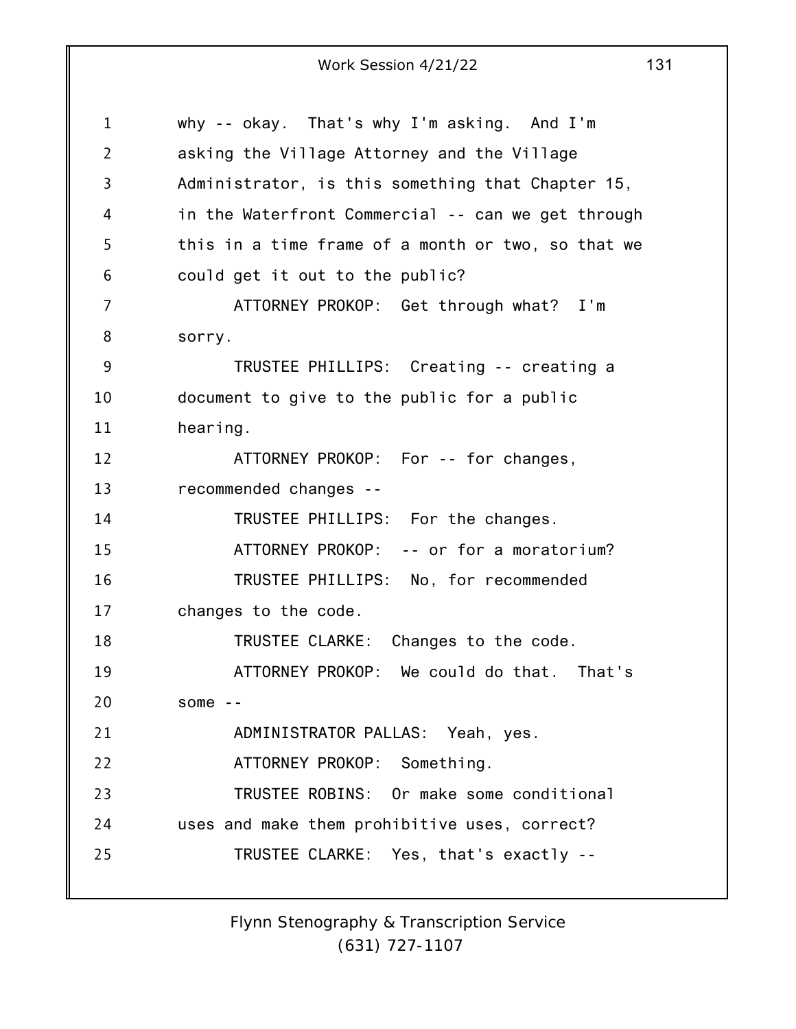why -- okay. That's why I'm asking. And I'm asking the Village Attorney and the Village Administrator, is this something that Chapter 15, in the Waterfront Commercial -- can we get through this in a time frame of a month or two, so that we could get it out to the public?

ATTORNEY PROKOP: Get through what? I'm sorry.

TRUSTEE PHILLIPS: Creating -- creating a document to give to the public for a public hearing.

ATTORNEY PROKOP: For -- for changes, recommended changes --

TRUSTEE PHILLIPS: For the changes.

ATTORNEY PROKOP: -- or for a moratorium?

TRUSTEE PHILLIPS: No, for recommended changes to the code.

TRUSTEE CLARKE: Changes to the code.

ATTORNEY PROKOP: We could do that. That's some --

ADMINISTRATOR PALLAS: Yeah, yes.

ATTORNEY PROKOP: Something.

TRUSTEE ROBINS: Or make some conditional uses and make them prohibitive uses, correct?

TRUSTEE CLARKE: Yes, that's exactly --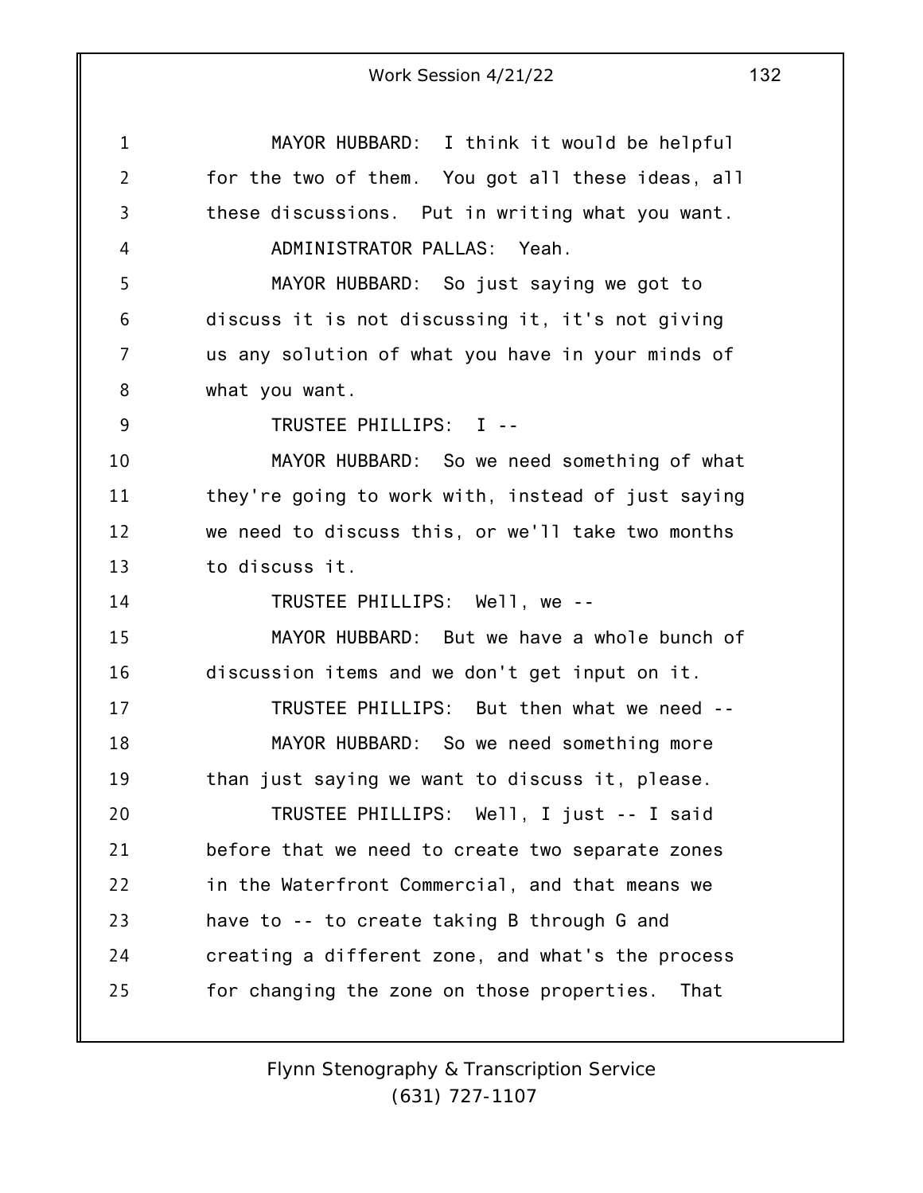MAYOR HUBBARD: I think it would be helpful for the two of them. You got all these ideas, all these discussions. Put in writing what you want.

ADMINISTRATOR PALLAS: Yeah.

MAYOR HUBBARD: So just saying we got to discuss it is not discussing it, it's not giving us any solution of what you have in your minds of what you want.

TRUSTEE PHILLIPS: I --

MAYOR HUBBARD: So we need something of what they're going to work with, instead of just saying we need to discuss this, or we'll take two months to discuss it.

TRUSTEE PHILLIPS: Well, we --

MAYOR HUBBARD: But we have a whole bunch of discussion items and we don't get input on it.

TRUSTEE PHILLIPS: But then what we need --

MAYOR HUBBARD: So we need something more than just saying we want to discuss it, please.

TRUSTEE PHILLIPS: Well, I just -- I said before that we need to create two separate zones in the Waterfront Commercial, and that means we have to -- to create taking B through G and creating a different zone, and what's the process for changing the zone on those properties. That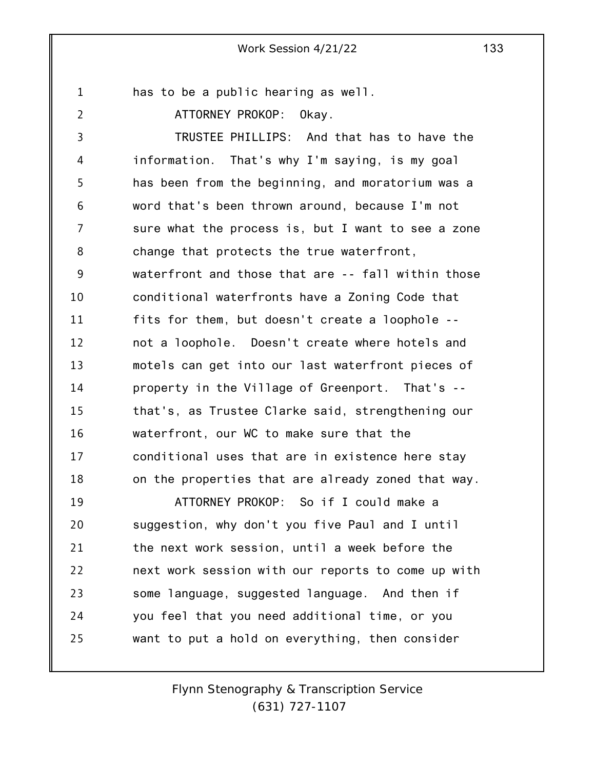has to be a public hearing as well.

ATTORNEY PROKOP: Okay.

TRUSTEE PHILLIPS: And that has to have the information. That's why I'm saying, is my goal has been from the beginning, and moratorium was a word that's been thrown around, because I'm not sure what the process is, but I want to see a zone change that protects the true waterfront, waterfront and those that are -- fall within those conditional waterfronts have a Zoning Code that fits for them, but doesn't create a loophole -- not a loophole. Doesn't create where hotels and motels can get into our last waterfront pieces of property in the Village of Greenport. That's -- that's, as Trustee Clarke said, strengthening our waterfront, our WC to make sure that the conditional uses that are in existence here stay on the properties that are already zoned that way.

ATTORNEY PROKOP: So if I could make a suggestion, why don't you five Paul and I until the next work session, until a week before the next work session with our reports to come up with some language, suggested language. And then if you feel that you need additional time, or you want to put a hold on everything, then consider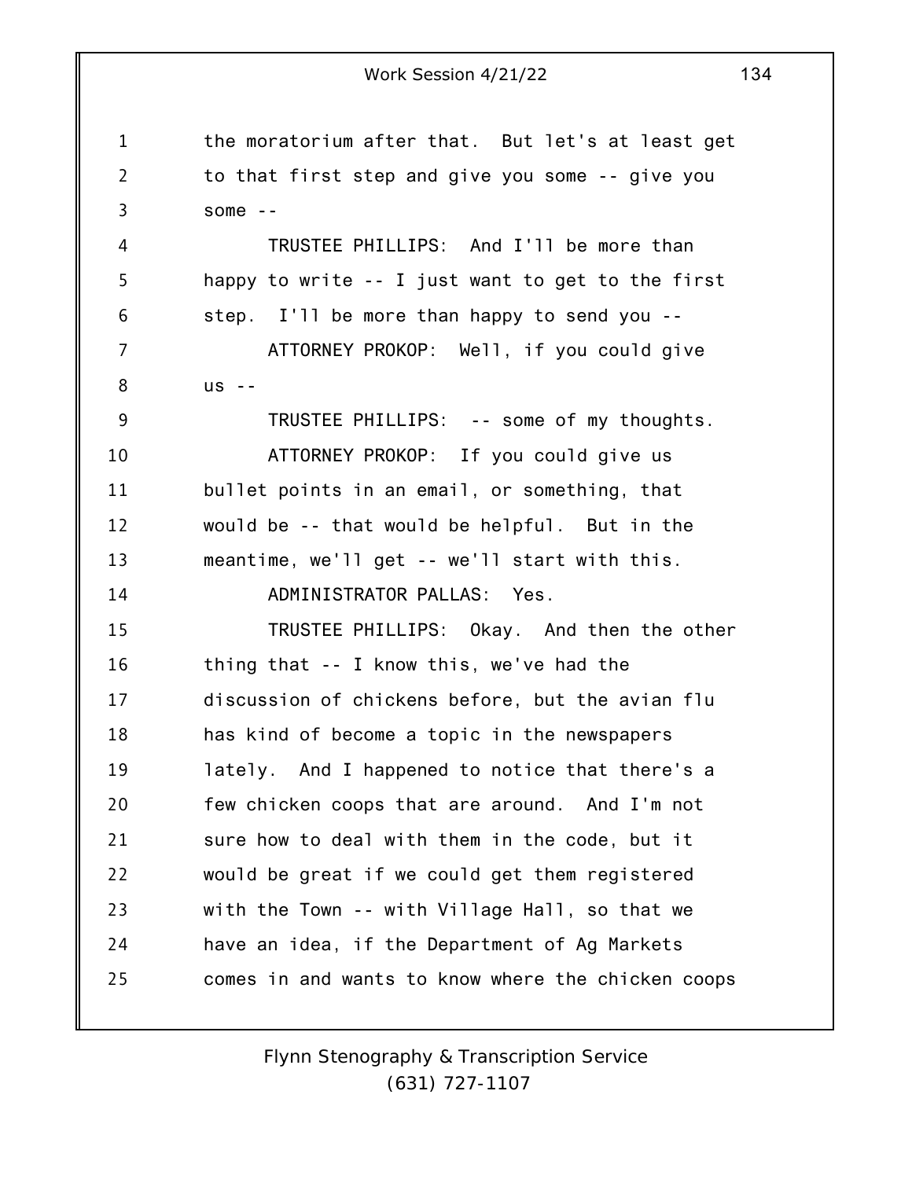the moratorium after that. But let's at least get to that first step and give you some -- give you some --

TRUSTEE PHILLIPS: And I'll be more than happy to write -- I just want to get to the first step. I'll be more than happy to send you --

ATTORNEY PROKOP: Well, if you could give us --

TRUSTEE PHILLIPS: -- some of my thoughts.

ATTORNEY PROKOP: If you could give us bullet points in an email, or something, that would be -- that would be helpful. But in the meantime, we'll get -- we'll start with this.

ADMINISTRATOR PALLAS: Yes.

TRUSTEE PHILLIPS: Okay. And then the other thing that -- I know this, we've had the discussion of chickens before, but the avian flu has kind of become a topic in the newspapers lately. And I happened to notice that there's a few chicken coops that are around. And I'm not sure how to deal with them in the code, but it would be great if we could get them registered with the Town -- with Village Hall, so that we have an idea, if the Department of Ag Markets comes in and wants to know where the chicken coops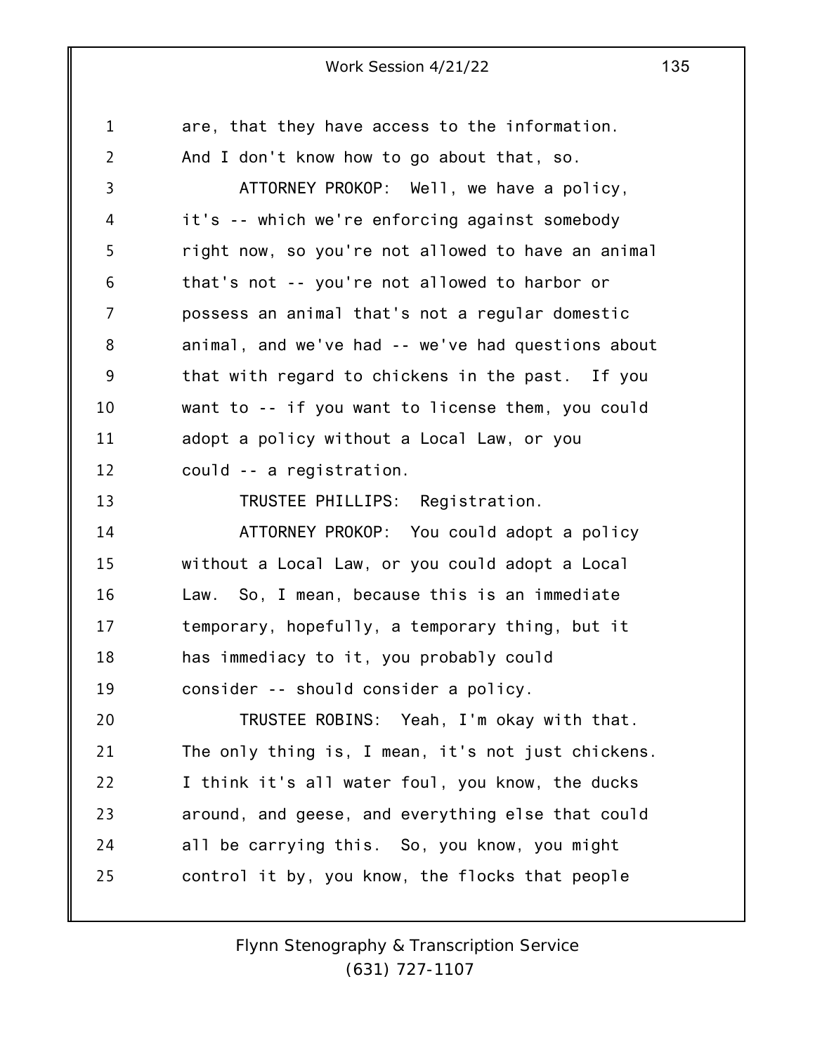are, that they have access to the information. And I don't know how to go about that, so.

ATTORNEY PROKOP: Well, we have a policy, it's -- which we're enforcing against somebody right now, so you're not allowed to have an animal that's not -- you're not allowed to harbor or possess an animal that's not a regular domestic animal, and we've had -- we've had questions about that with regard to chickens in the past. If you want to -- if you want to license them, you could adopt a policy without a Local Law, or you could -- a registration.

TRUSTEE PHILLIPS: Registration.

ATTORNEY PROKOP: You could adopt a policy without a Local Law, or you could adopt a Local Law. So, I mean, because this is an immediate temporary, hopefully, a temporary thing, but it has immediacy to it, you probably could consider -- should consider a policy.

TRUSTEE ROBINS: Yeah, I'm okay with that. The only thing is, I mean, it's not just chickens. I think it's all water foul, you know, the ducks around, and geese, and everything else that could all be carrying this. So, you know, you might control it by, you know, the flocks that people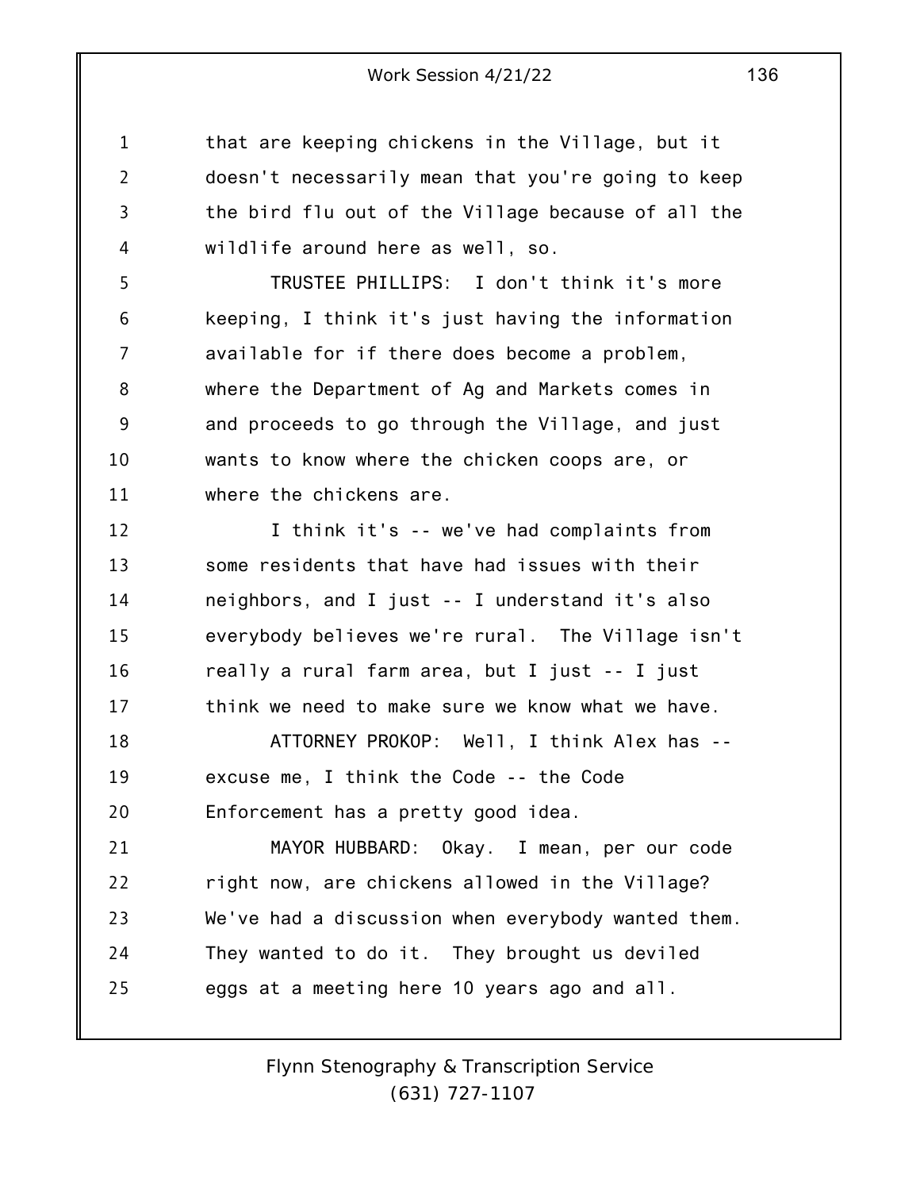that are keeping chickens in the Village, but it doesn't necessarily mean that you're going to keep the bird flu out of the Village because of all the wildlife around here as well, so.

TRUSTEE PHILLIPS: I don't think it's more keeping, I think it's just having the information available for if there does become a problem, where the Department of Ag and Markets comes in and proceeds to go through the Village, and just wants to know where the chicken coops are, or where the chickens are.

I think it's -- we've had complaints from some residents that have had issues with their neighbors, and I just -- I understand it's also everybody believes we're rural. The Village isn't really a rural farm area, but I just -- I just think we need to make sure we know what we have.

ATTORNEY PROKOP: Well, I think Alex has -- excuse me, I think the Code -- the Code Enforcement has a pretty good idea.

MAYOR HUBBARD: Okay. I mean, per our code right now, are chickens allowed in the Village? We've had a discussion when everybody wanted them. They wanted to do it. They brought us deviled eggs at a meeting here 10 years ago and all.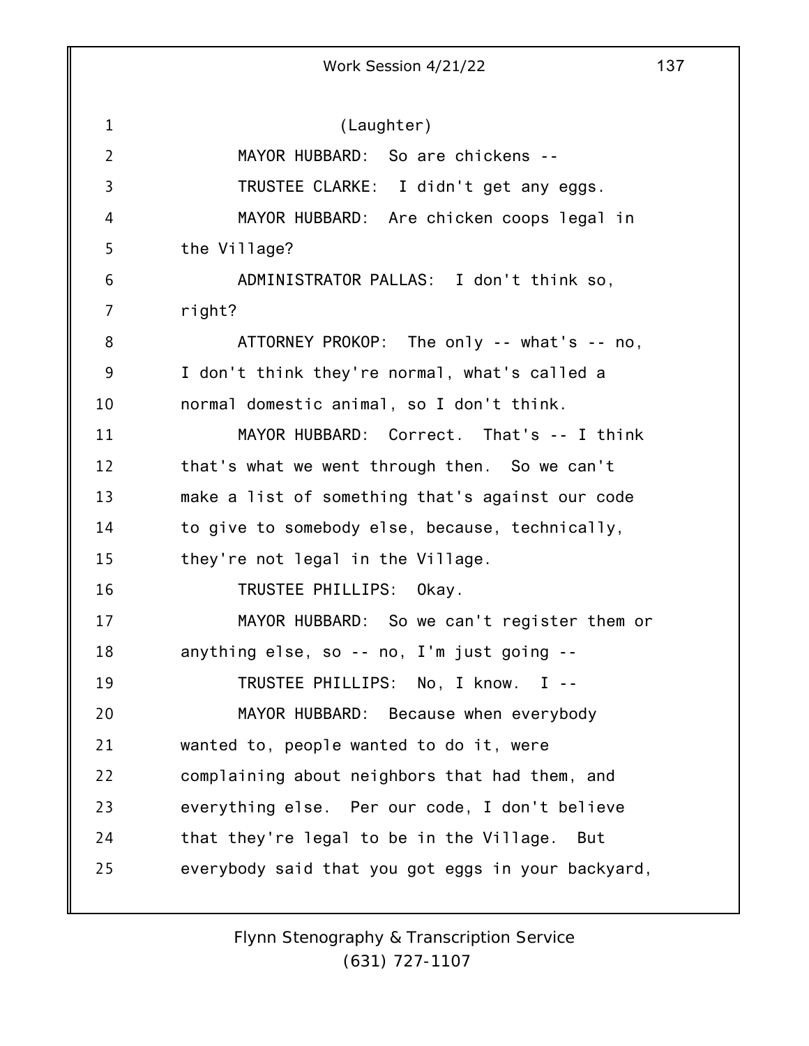(Laughter)

MAYOR HUBBARD: So are chickens --

TRUSTEE CLARKE: I didn't get any eggs.

MAYOR HUBBARD: Are chicken coops legal in the Village?

ADMINISTRATOR PALLAS: I don't think so, right?

ATTORNEY PROKOP: The only -- what's -- no, I don't think they're normal, what's called a normal domestic animal, so I don't think.

MAYOR HUBBARD: Correct. That's -- I think that's what we went through then. So we can't make a list of something that's against our code to give to somebody else, because, technically, they're not legal in the Village.

TRUSTEE PHILLIPS: Okay.

MAYOR HUBBARD: So we can't register them or anything else, so -- no, I'm just going --

TRUSTEE PHILLIPS: No, I know. I --

MAYOR HUBBARD: Because when everybody wanted to, people wanted to do it, were complaining about neighbors that had them, and everything else. Per our code, I don't believe that they're legal to be in the Village. But everybody said that you got eggs in your backyard,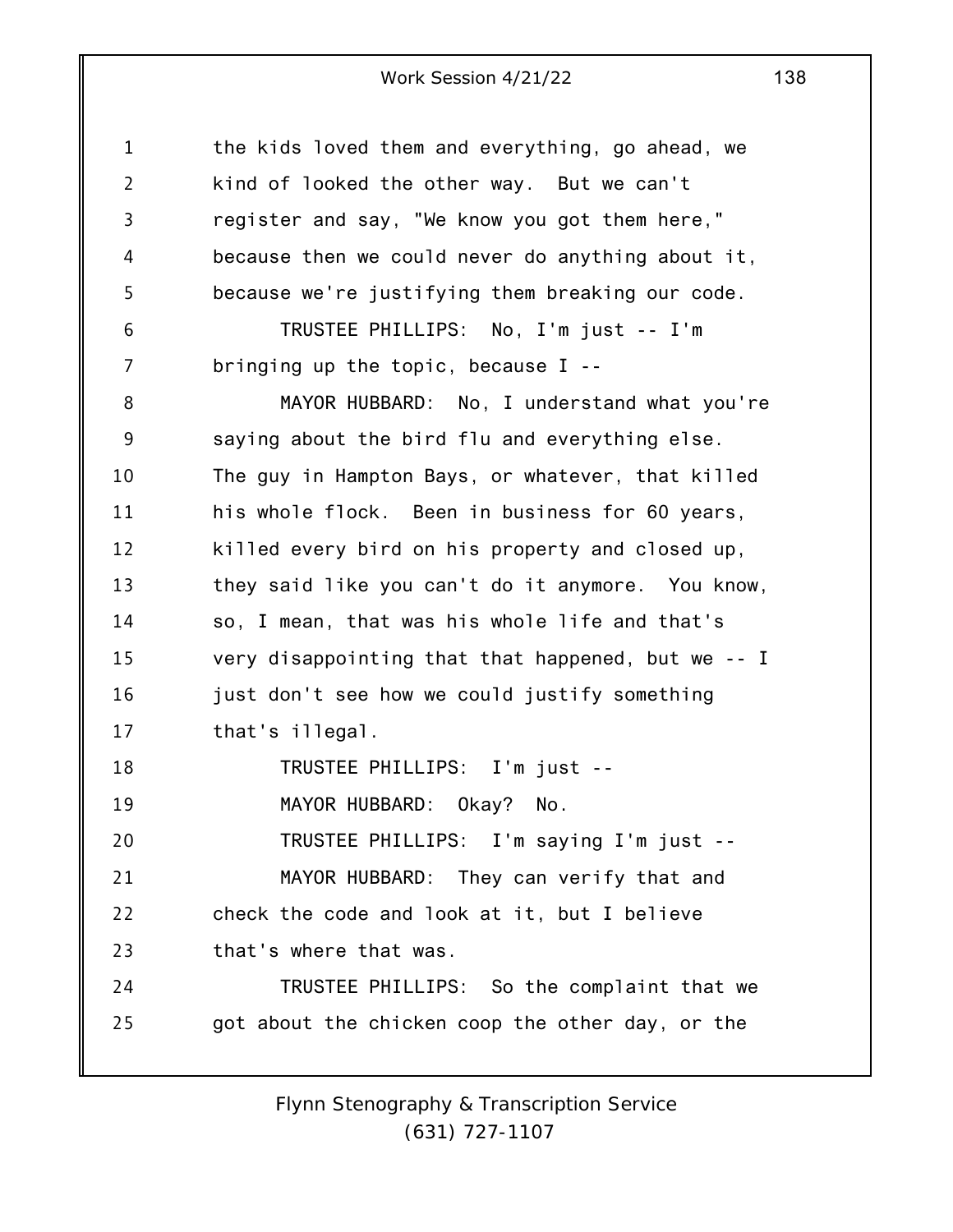the kids loved them and everything, go ahead, we kind of looked the other way. But we can't register and say, "We know you got them here," because then we could never do anything about it, because we're justifying them breaking our code.

TRUSTEE PHILLIPS: No, I'm just -- I'm bringing up the topic, because I --

MAYOR HUBBARD: No, I understand what you're saying about the bird flu and everything else. The guy in Hampton Bays, or whatever, that killed his whole flock. Been in business for 60 years, killed every bird on his property and closed up, they said like you can't do it anymore. You know, so, I mean, that was his whole life and that's very disappointing that that happened, but we -- I just don't see how we could justify something that's illegal.

TRUSTEE PHILLIPS: I'm just --

MAYOR HUBBARD: Okay? No.

TRUSTEE PHILLIPS: I'm saying I'm just --

MAYOR HUBBARD: They can verify that and check the code and look at it, but I believe that's where that was.

TRUSTEE PHILLIPS: So the complaint that we got about the chicken coop the other day, or the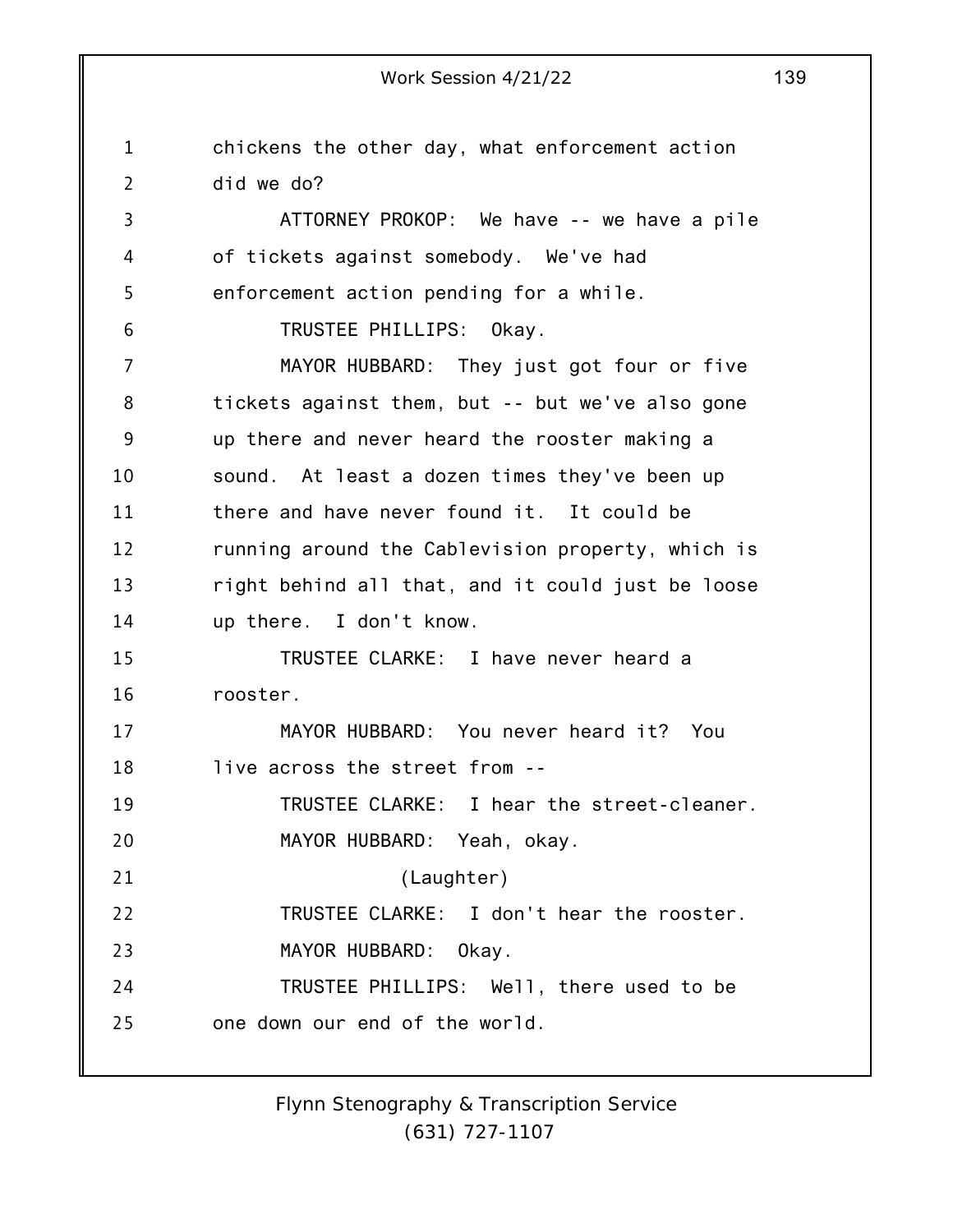chickens the other day, what enforcement action did we do?

ATTORNEY PROKOP: We have -- we have a pile of tickets against somebody. We've had enforcement action pending for a while.

TRUSTEE PHILLIPS: Okay.

MAYOR HUBBARD: They just got four or five tickets against them, but -- but we've also gone up there and never heard the rooster making a sound. At least a dozen times they've been up there and have never found it. It could be running around the Cablevision property, which is right behind all that, and it could just be loose up there. I don't know.

TRUSTEE CLARKE: I have never heard a rooster.

MAYOR HUBBARD: You never heard it? You live across the street from --

TRUSTEE CLARKE: I hear the street-cleaner.

MAYOR HUBBARD: Yeah, okay.

(Laughter)

TRUSTEE CLARKE: I don't hear the rooster.

MAYOR HUBBARD: Okay.

TRUSTEE PHILLIPS: Well, there used to be one down our end of the world.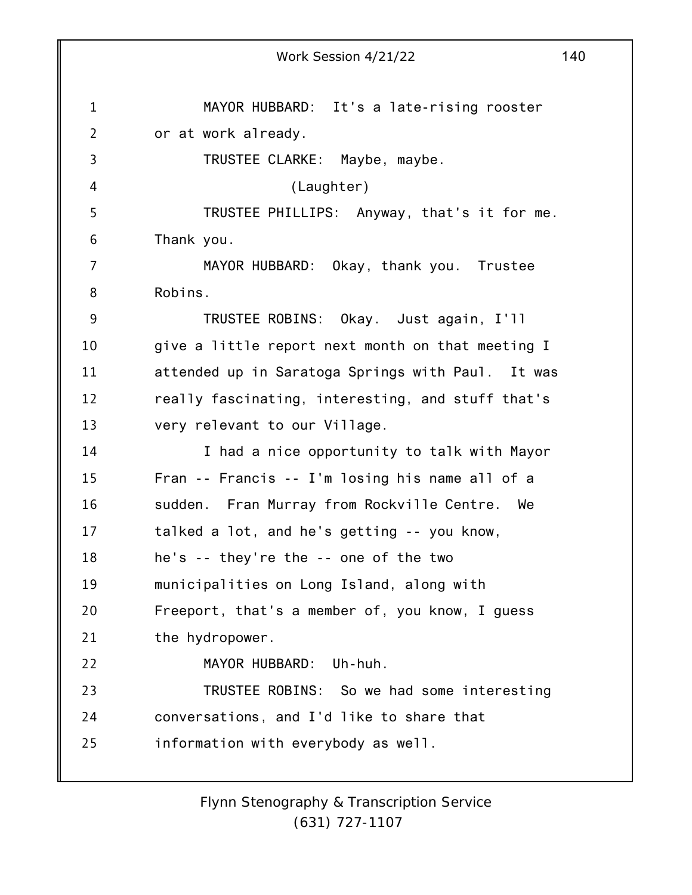MAYOR HUBBARD: It's a late-rising rooster or at work already.

TRUSTEE CLARKE: Maybe, maybe.

(Laughter)

TRUSTEE PHILLIPS: Anyway, that's it for me. Thank you.

MAYOR HUBBARD: Okay, thank you. Trustee Robins.

TRUSTEE ROBINS: Okay. Just again, I'll give a little report next month on that meeting I attended up in Saratoga Springs with Paul. It was really fascinating, interesting, and stuff that's very relevant to our Village.

I had a nice opportunity to talk with Mayor Fran -- Francis -- I'm losing his name all of a sudden. Fran Murray from Rockville Centre. We talked a lot, and he's getting -- you know, he's -- they're the -- one of the two municipalities on Long Island, along with Freeport, that's a member of, you know, I guess the hydropower.

MAYOR HUBBARD: Uh-huh.

TRUSTEE ROBINS: So we had some interesting conversations, and I'd like to share that information with everybody as well.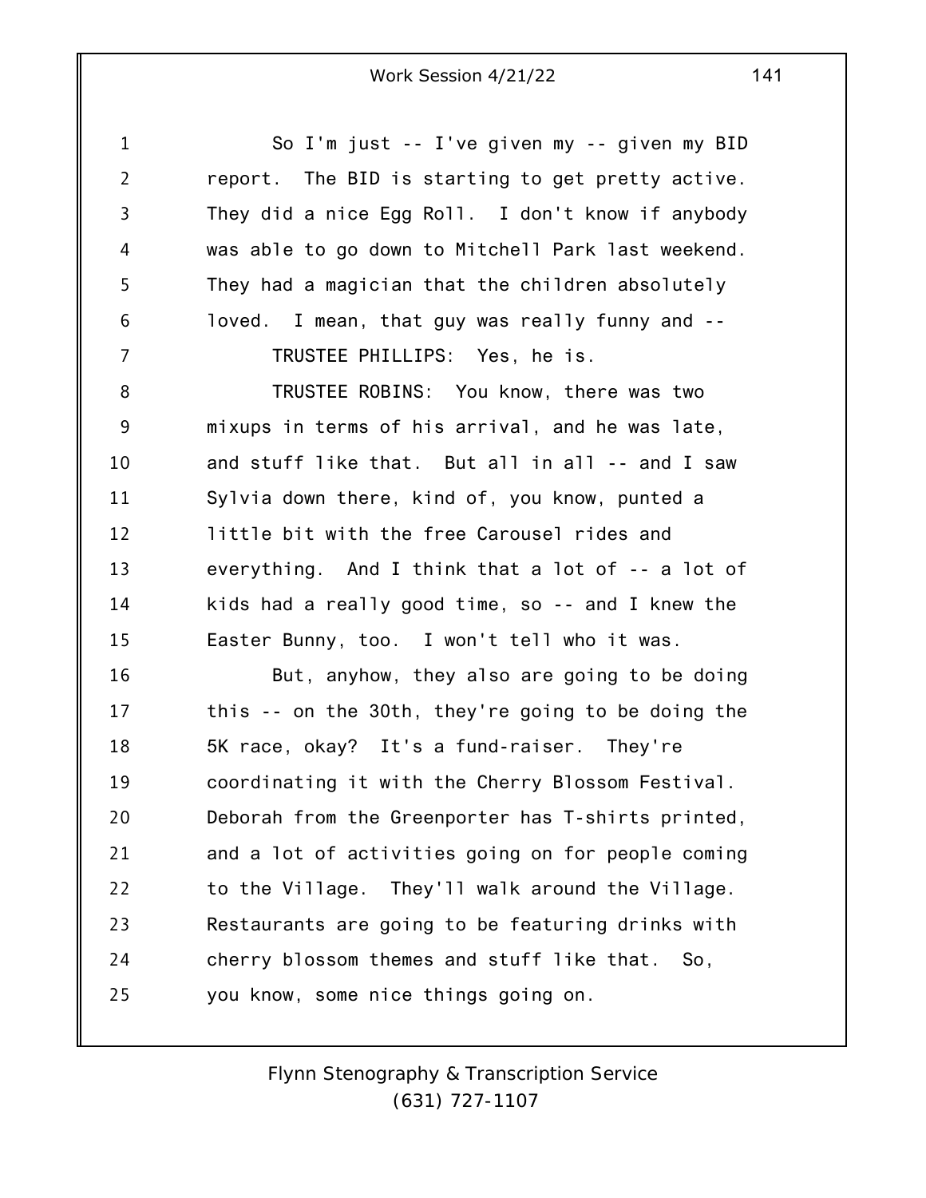So I'm just -- I've given my -- given my BID report. The BID is starting to get pretty active. They did a nice Egg Roll. I don't know if anybody was able to go down to Mitchell Park last weekend. They had a magician that the children absolutely loved. I mean, that guy was really funny and --

TRUSTEE PHILLIPS: Yes, he is.

TRUSTEE ROBINS: You know, there was two mixups in terms of his arrival, and he was late, and stuff like that. But all in all -- and I saw Sylvia down there, kind of, you know, punted a little bit with the free Carousel rides and everything. And I think that a lot of -- a lot of kids had a really good time, so -- and I knew the Easter Bunny, too. I won't tell who it was.

But, anyhow, they also are going to be doing this -- on the 30th, they're going to be doing the 5K race, okay? It's a fund-raiser. They're coordinating it with the Cherry Blossom Festival. Deborah from the Greenporter has T-shirts printed, and a lot of activities going on for people coming to the Village. They'll walk around the Village. Restaurants are going to be featuring drinks with cherry blossom themes and stuff like that. So, you know, some nice things going on.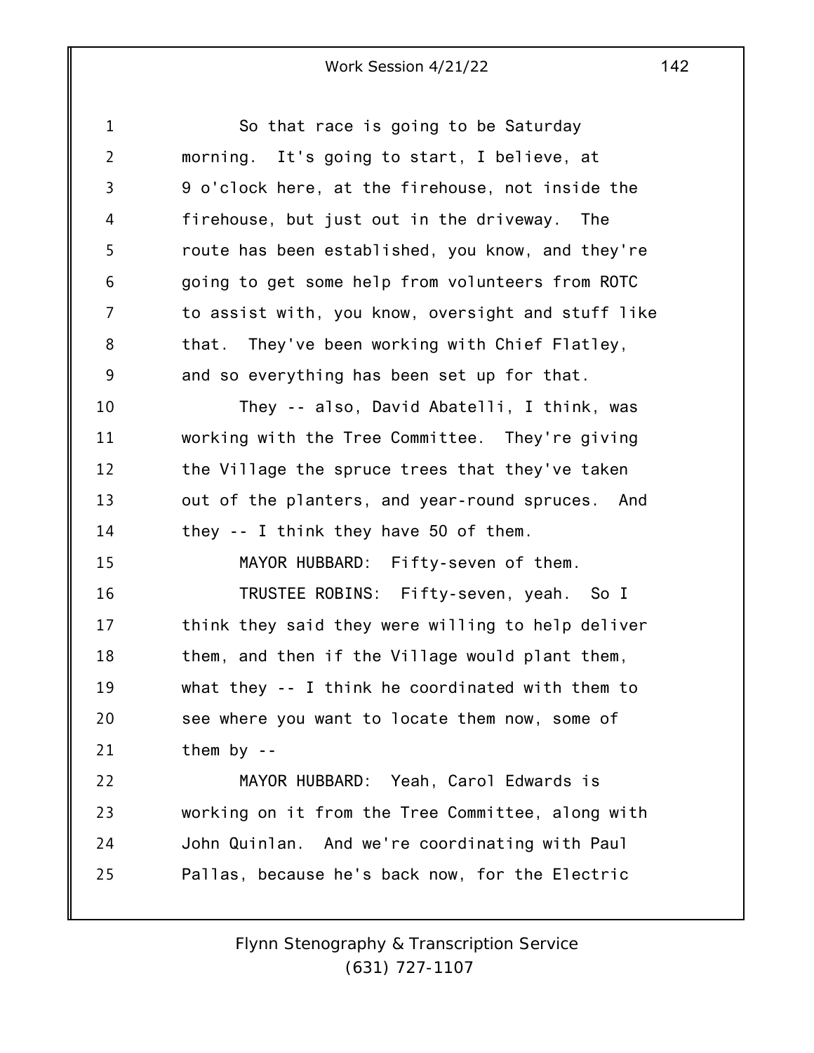So that race is going to be Saturday morning. It's going to start, I believe, at 9 o'clock here, at the firehouse, not inside the firehouse, but just out in the driveway. The route has been established, you know, and they're going to get some help from volunteers from ROTC to assist with, you know, oversight and stuff like that. They've been working with Chief Flatley, and so everything has been set up for that.

They -- also, David Abatelli, I think, was working with the Tree Committee. They're giving the Village the spruce trees that they've taken out of the planters, and year-round spruces. And they -- I think they have 50 of them.

MAYOR HUBBARD: Fifty-seven of them.

TRUSTEE ROBINS: Fifty-seven, yeah. So I think they said they were willing to help deliver them, and then if the Village would plant them, what they -- I think he coordinated with them to see where you want to locate them now, some of them by --

MAYOR HUBBARD: Yeah, Carol Edwards is working on it from the Tree Committee, along with John Quinlan. And we're coordinating with Paul Pallas, because he's back now, for the Electric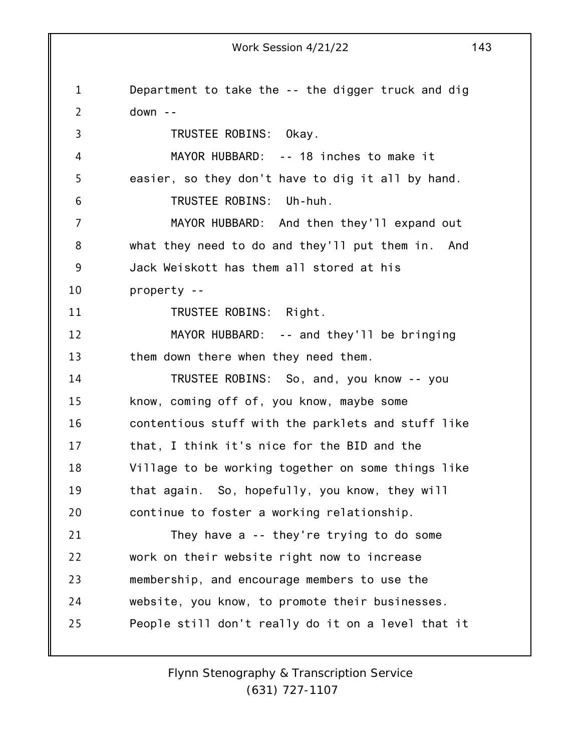Department to take the -- the digger truck and dig down --

TRUSTEE ROBINS: Okay.

MAYOR HUBBARD: -- 18 inches to make it easier, so they don't have to dig it all by hand.

TRUSTEE ROBINS: Uh-huh.

MAYOR HUBBARD: And then they'll expand out what they need to do and they'll put them in. And Jack Weiskott has them all stored at his property --

TRUSTEE ROBINS: Right.

MAYOR HUBBARD: -- and they'll be bringing them down there when they need them.

TRUSTEE ROBINS: So, and, you know -- you know, coming off of, you know, maybe some contentious stuff with the parklets and stuff like that, I think it's nice for the BID and the Village to be working together on some things like that again. So, hopefully, you know, they will continue to foster a working relationship.

They have a -- they're trying to do some work on their website right now to increase membership, and encourage members to use the website, you know, to promote their businesses. People still don't really do it on a level that it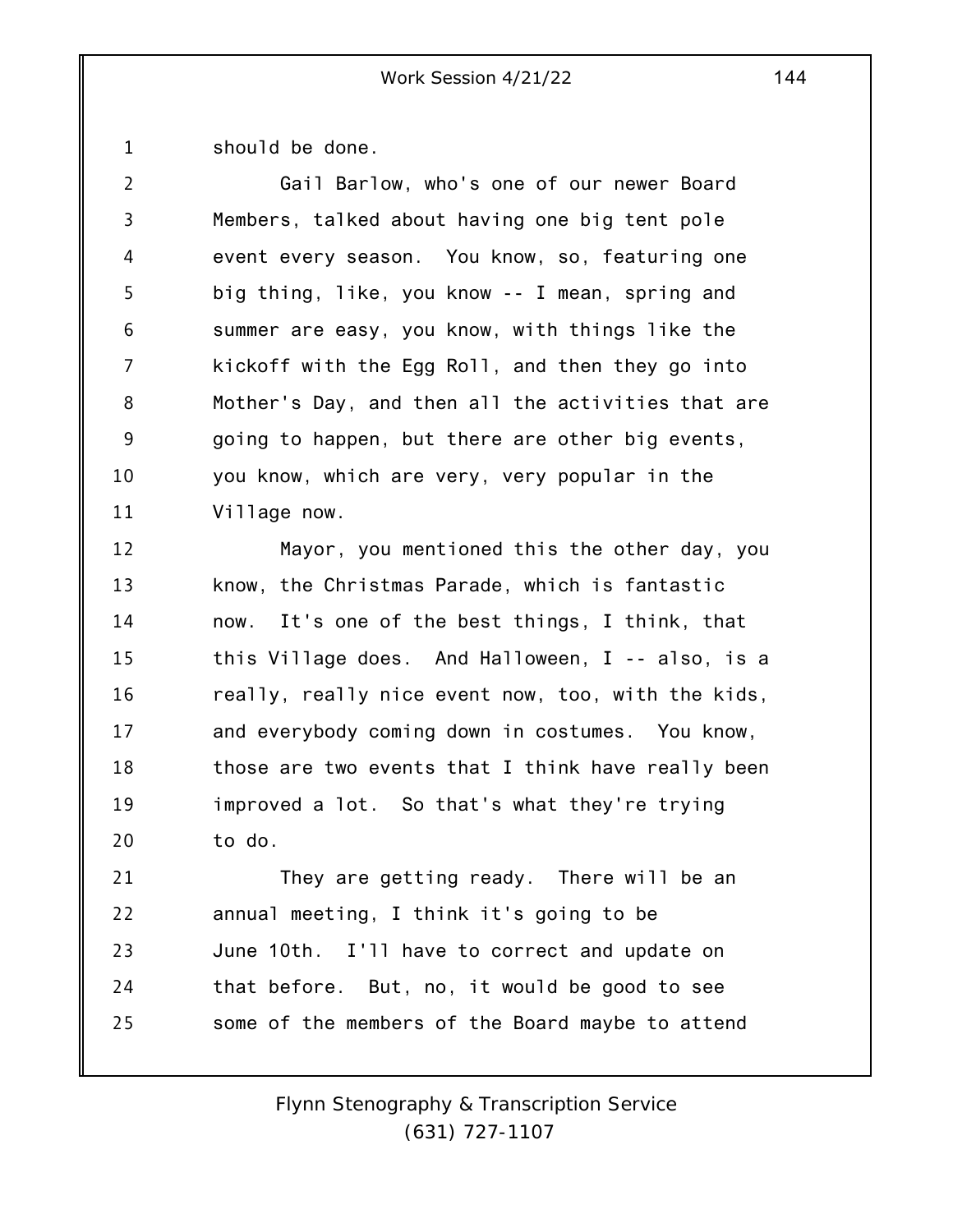should be done.

Gail Barlow, who's one of our newer Board Members, talked about having one big tent pole event every season. You know, so, featuring one big thing, like, you know -- I mean, spring and summer are easy, you know, with things like the kickoff with the Egg Roll, and then they go into Mother's Day, and then all the activities that are going to happen, but there are other big events, you know, which are very, very popular in the Village now.

Mayor, you mentioned this the other day, you know, the Christmas Parade, which is fantastic now. It's one of the best things, I think, that this Village does. And Halloween, I -- also, is a really, really nice event now, too, with the kids, and everybody coming down in costumes. You know, those are two events that I think have really been improved a lot. So that's what they're trying to do.

They are getting ready. There will be an annual meeting, I think it's going to be June 10th. I'll have to correct and update on that before. But, no, it would be good to see some of the members of the Board maybe to attend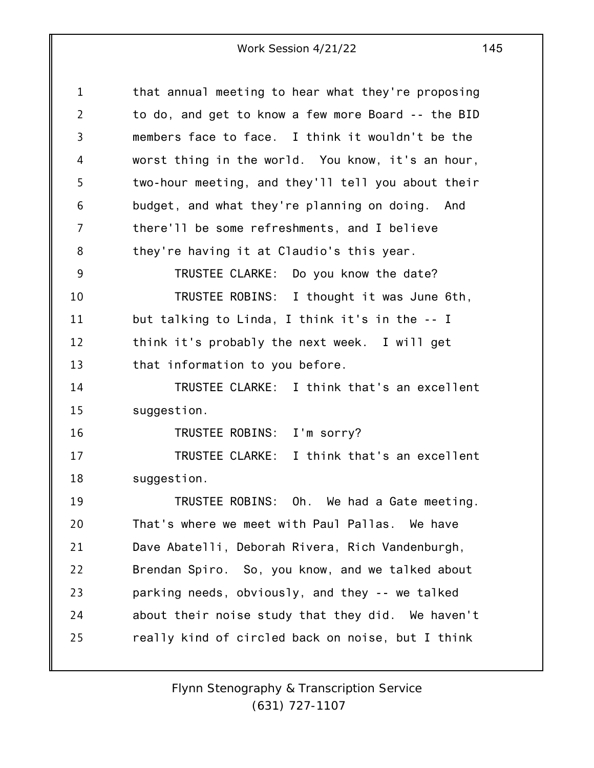that annual meeting to hear what they're proposing to do, and get to know a few more Board -- the BID members face to face. I think it wouldn't be the worst thing in the world. You know, it's an hour, two-hour meeting, and they'll tell you about their budget, and what they're planning on doing. And there'll be some refreshments, and I believe they're having it at Claudio's this year.

TRUSTEE CLARKE: Do you know the date?

TRUSTEE ROBINS: I thought it was June 6th, but talking to Linda, I think it's in the -- I think it's probably the next week. I will get that information to you before.

TRUSTEE CLARKE: I think that's an excellent suggestion.

TRUSTEE ROBINS: I'm sorry?

TRUSTEE CLARKE: I think that's an excellent suggestion.

TRUSTEE ROBINS: Oh. We had a Gate meeting. That's where we meet with Paul Pallas. We have Dave Abatelli, Deborah Rivera, Rich Vandenburgh, Brendan Spiro. So, you know, and we talked about parking needs, obviously, and they -- we talked about their noise study that they did. We haven't really kind of circled back on noise, but I think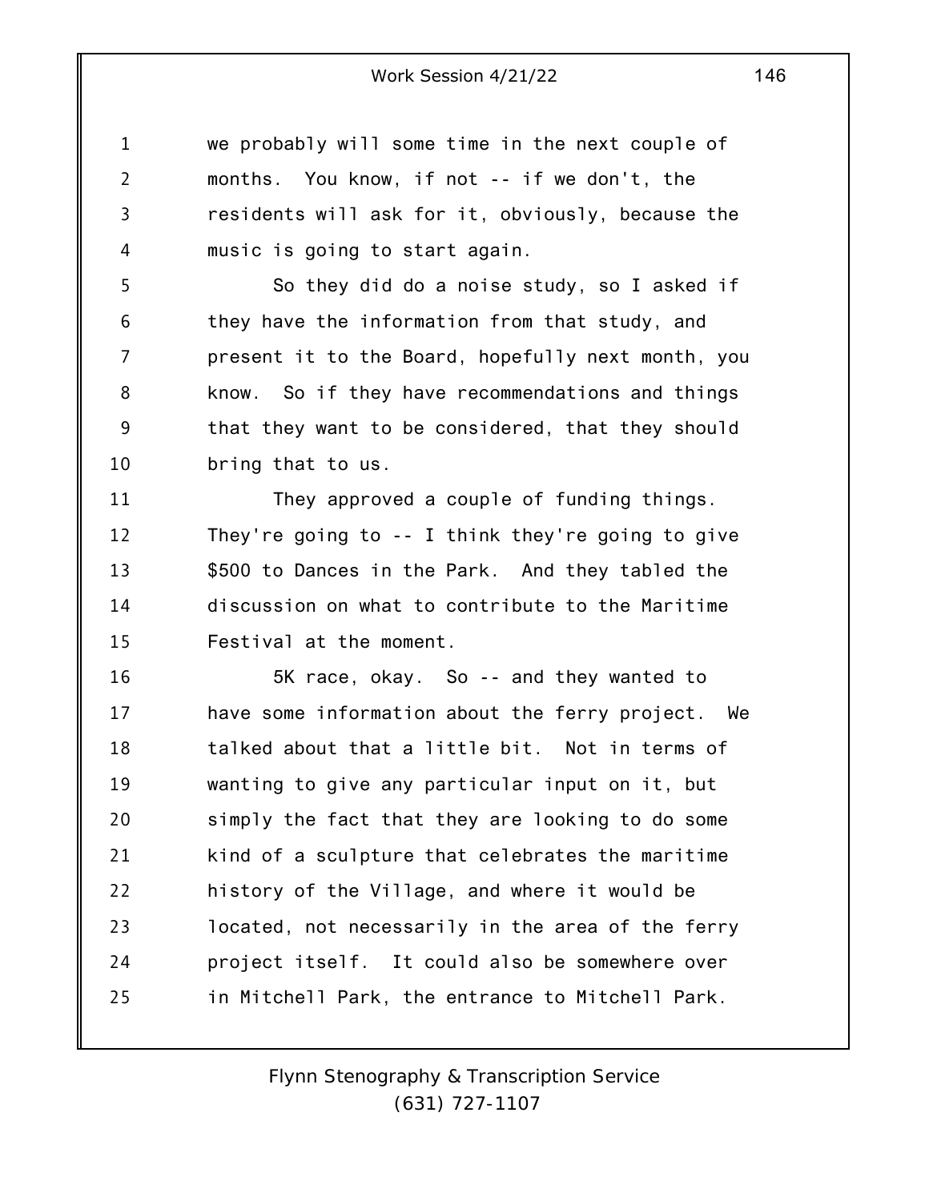we probably will some time in the next couple of months. You know, if not -- if we don't, the residents will ask for it, obviously, because the music is going to start again.

So they did do a noise study, so I asked if they have the information from that study, and present it to the Board, hopefully next month, you know. So if they have recommendations and things that they want to be considered, that they should bring that to us.

They approved a couple of funding things. They're going to -- I think they're going to give $500 to Dances in the Park. And they tabled the discussion on what to contribute to the Maritime Festival at the moment.

5K race, okay. So -- and they wanted to have some information about the ferry project. We talked about that a little bit. Not in terms of wanting to give any particular input on it, but simply the fact that they are looking to do some kind of a sculpture that celebrates the maritime history of the Village, and where it would be located, not necessarily in the area of the ferry project itself. It could also be somewhere over in Mitchell Park, the entrance to Mitchell Park.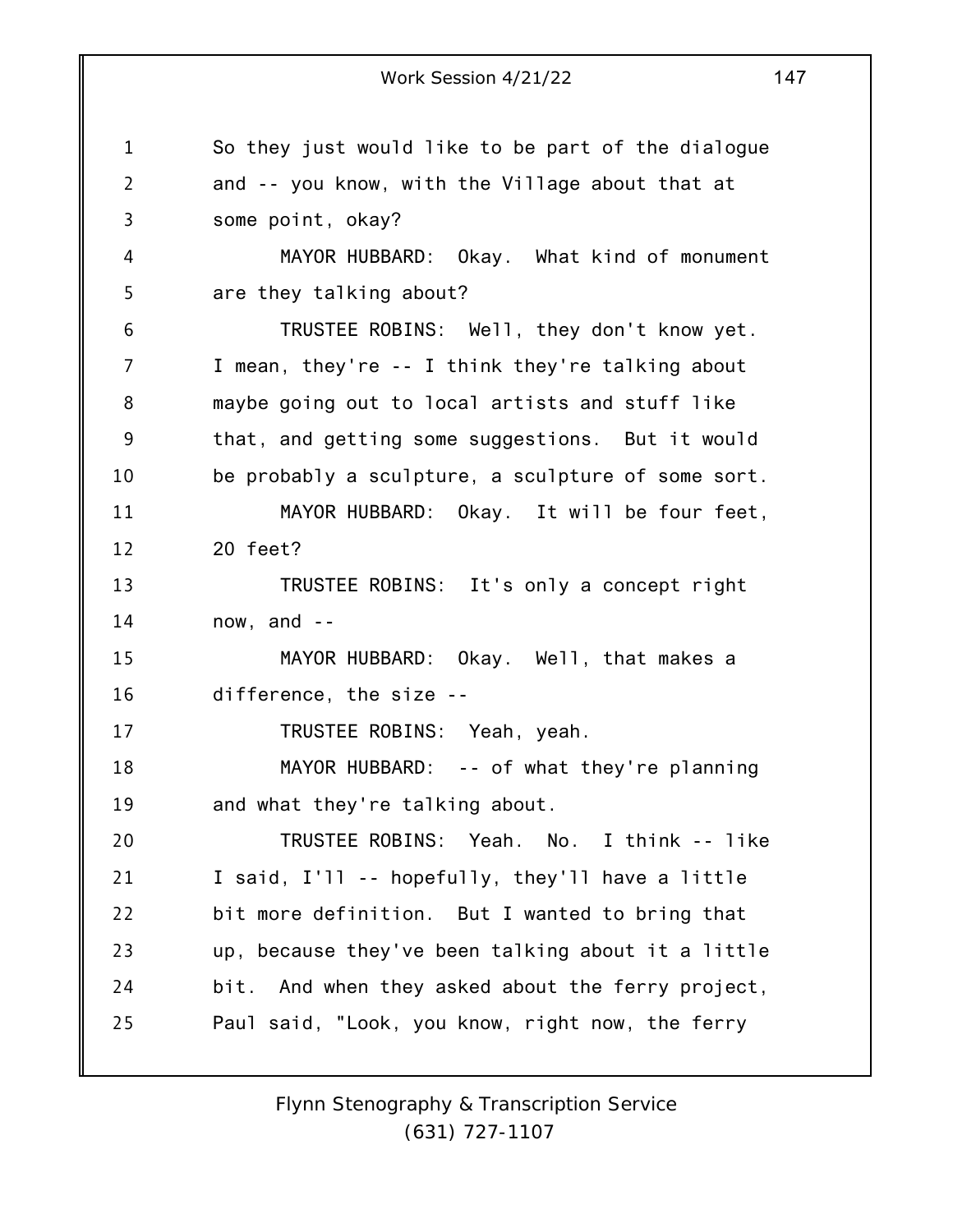So they just would like to be part of the dialogue and -- you know, with the Village about that at some point, okay?

MAYOR HUBBARD: Okay. What kind of monument are they talking about?

TRUSTEE ROBINS: Well, they don't know yet. I mean, they're -- I think they're talking about maybe going out to local artists and stuff like that, and getting some suggestions. But it would be probably a sculpture, a sculpture of some sort.

MAYOR HUBBARD: Okay. It will be four feet, 20 feet?

TRUSTEE ROBINS: It's only a concept right now, and --

MAYOR HUBBARD: Okay. Well, that makes a difference, the size --

TRUSTEE ROBINS: Yeah, yeah.

MAYOR HUBBARD: -- of what they're planning and what they're talking about.

TRUSTEE ROBINS: Yeah. No. I think -- like I said, I'll -- hopefully, they'll have a little bit more definition. But I wanted to bring that up, because they've been talking about it a little bit. And when they asked about the ferry project, Paul said, "Look, you know, right now, the ferry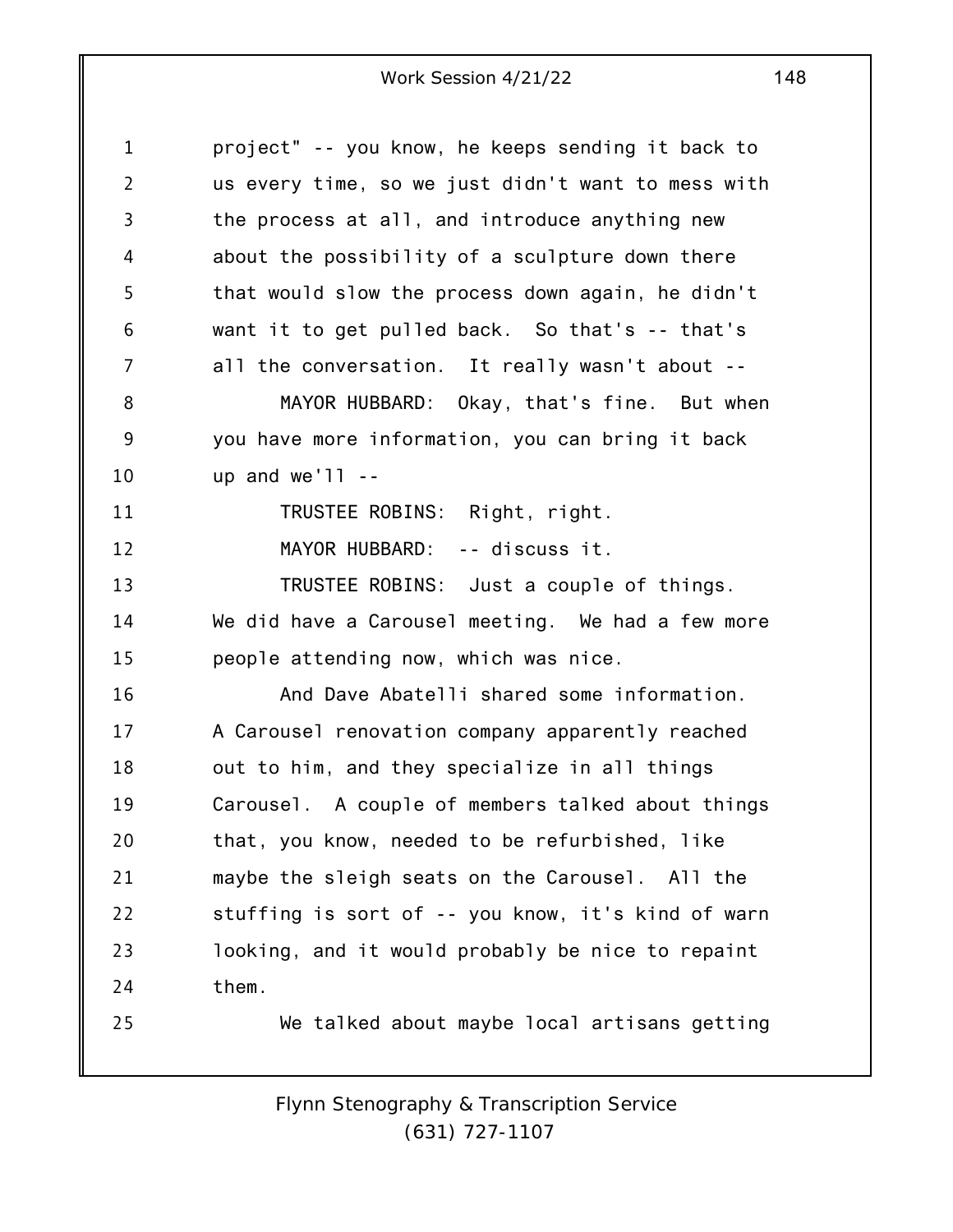project" -- you know, he keeps sending it back to us every time, so we just didn't want to mess with the process at all, and introduce anything new about the possibility of a sculpture down there that would slow the process down again, he didn't want it to get pulled back. So that's -- that's all the conversation. It really wasn't about --

MAYOR HUBBARD: Okay, that's fine. But when you have more information, you can bring it back up and we'll --

TRUSTEE ROBINS: Right, right.

MAYOR HUBBARD: -- discuss it.

TRUSTEE ROBINS: Just a couple of things. We did have a Carousel meeting. We had a few more people attending now, which was nice.

And Dave Abatelli shared some information. A Carousel renovation company apparently reached out to him, and they specialize in all things Carousel. A couple of members talked about things that, you know, needed to be refurbished, like maybe the sleigh seats on the Carousel. All the stuffing is sort of -- you know, it's kind of warn looking, and it would probably be nice to repaint them.

We talked about maybe local artisans getting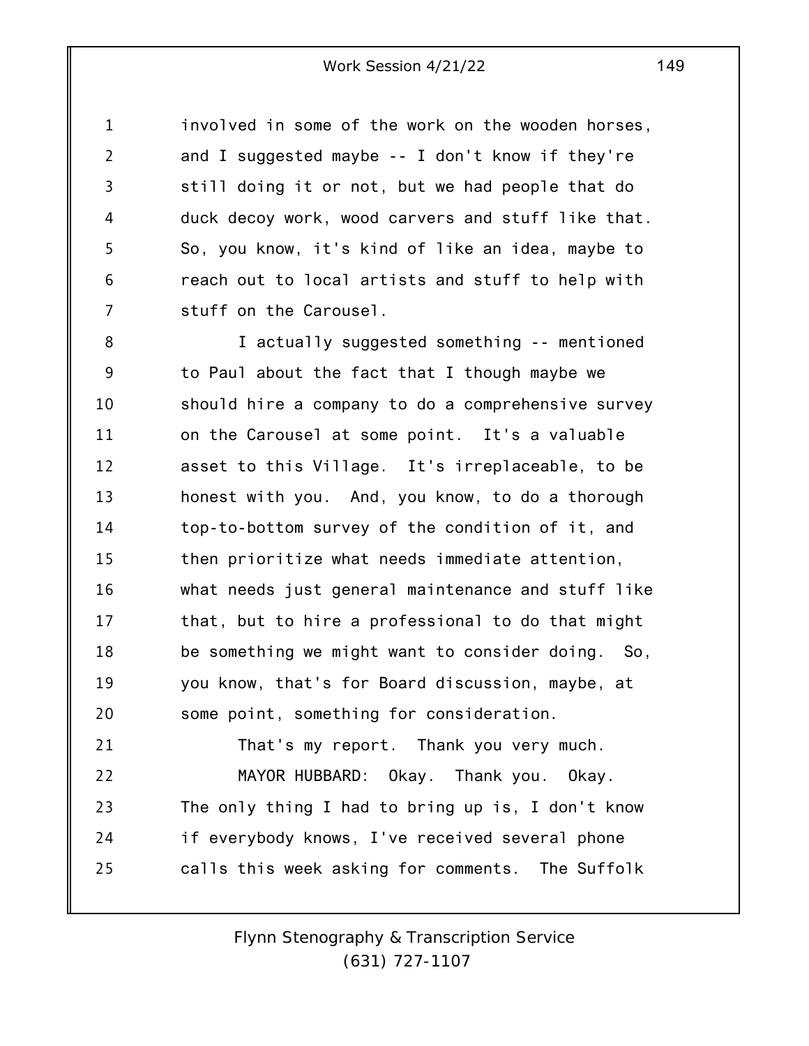involved in some of the work on the wooden horses, and I suggested maybe -- I don't know if they're still doing it or not, but we had people that do duck decoy work, wood carvers and stuff like that. So, you know, it's kind of like an idea, maybe to reach out to local artists and stuff to help with stuff on the Carousel.

I actually suggested something -- mentioned to Paul about the fact that I though maybe we should hire a company to do a comprehensive survey on the Carousel at some point. It's a valuable asset to this Village. It's irreplaceable, to be honest with you. And, you know, to do a thorough top-to-bottom survey of the condition of it, and then prioritize what needs immediate attention, what needs just general maintenance and stuff like that, but to hire a professional to do that might be something we might want to consider doing. So, you know, that's for Board discussion, maybe, at some point, something for consideration.

That's my report. Thank you very much.

MAYOR HUBBARD: Okay. Thank you. Okay. The only thing I had to bring up is, I don't know if everybody knows, I've received several phone calls this week asking for comments. The Suffolk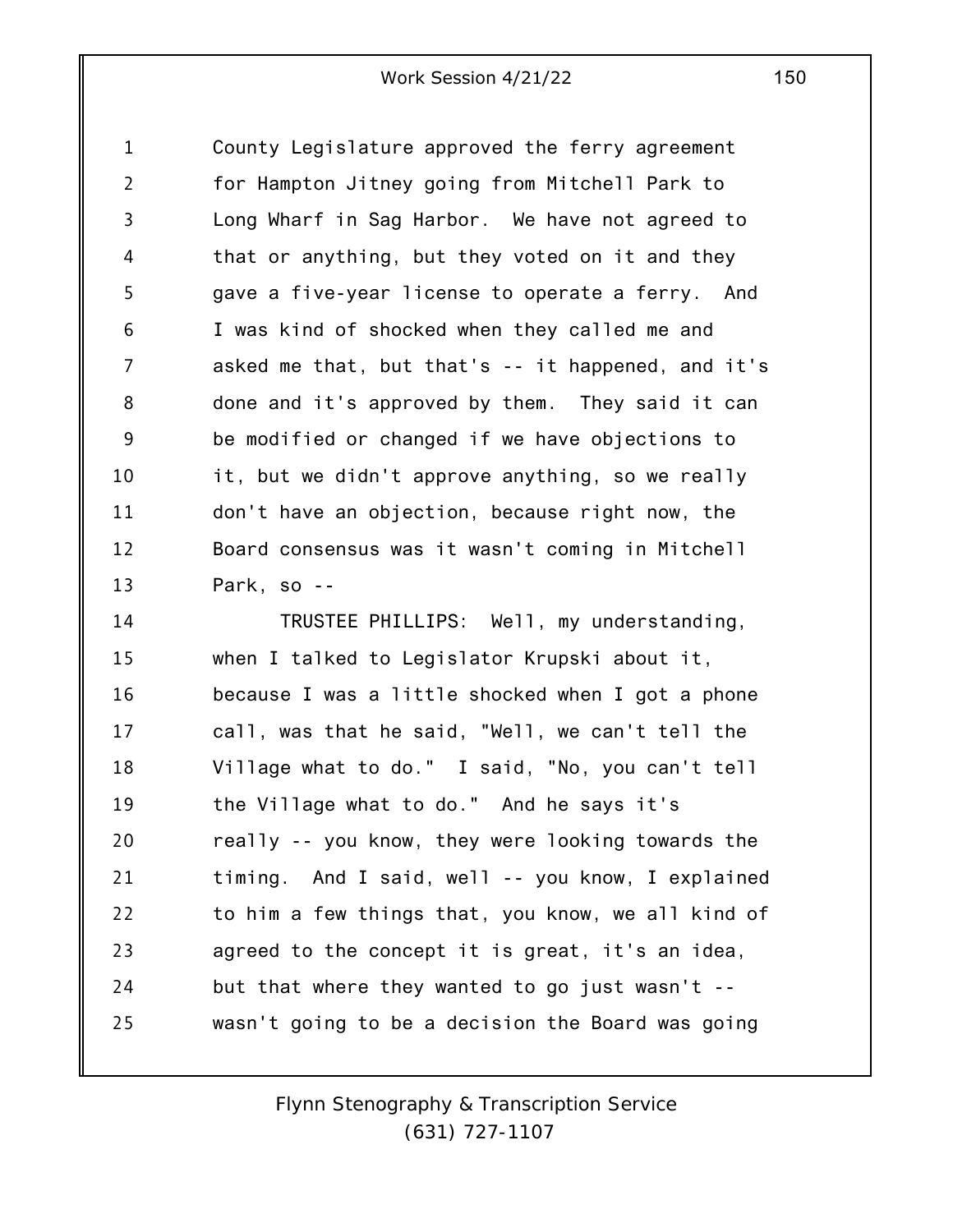County Legislature approved the ferry agreement for Hampton Jitney going from Mitchell Park to Long Wharf in Sag Harbor. We have not agreed to that or anything, but they voted on it and they gave a five-year license to operate a ferry. And I was kind of shocked when they called me and asked me that, but that's -- it happened, and it's done and it's approved by them. They said it can be modified or changed if we have objections to it, but we didn't approve anything, so we really don't have an objection, because right now, the Board consensus was it wasn't coming in Mitchell Park, so --

TRUSTEE PHILLIPS: Well, my understanding, when I talked to Legislator Krupski about it, because I was a little shocked when I got a phone call, was that he said, "Well, we can't tell the Village what to do." I said, "No, you can't tell the Village what to do." And he says it's really -- you know, they were looking towards the timing. And I said, well -- you know, I explained to him a few things that, you know, we all kind of agreed to the concept it is great, it's an idea, but that where they wanted to go just wasn't -- wasn't going to be a decision the Board was going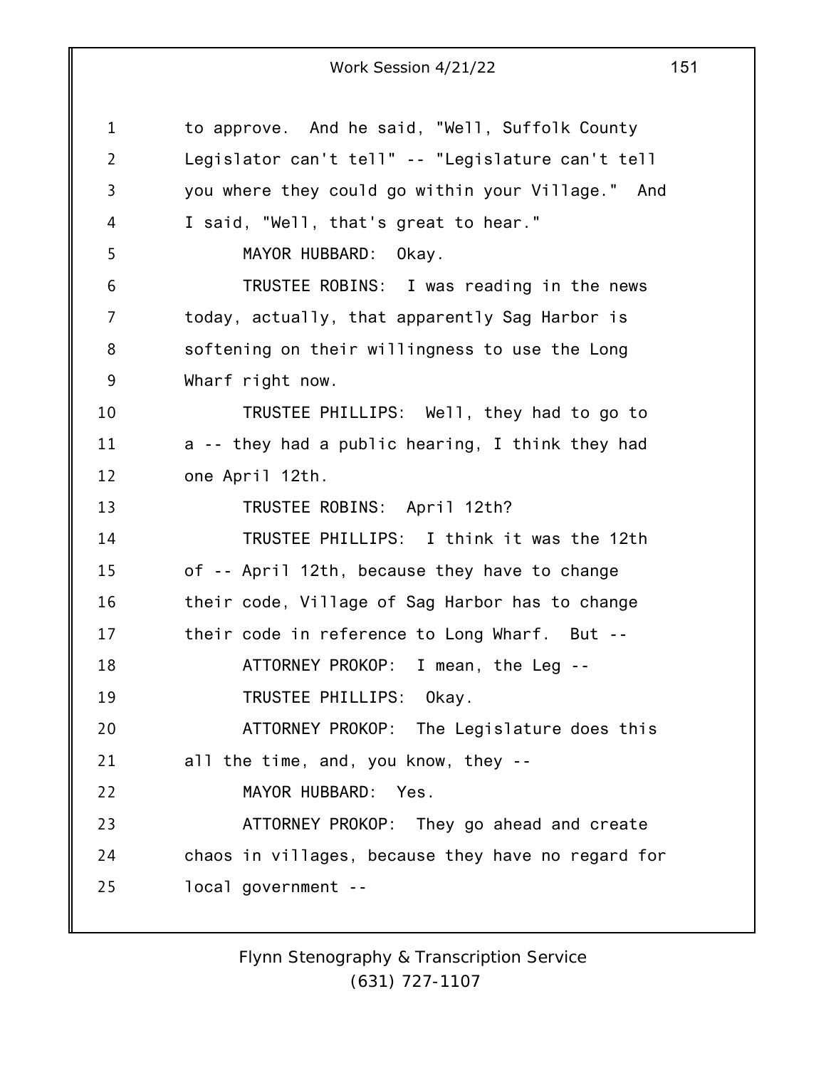to approve. And he said, "Well, Suffolk County Legislator can't tell" -- "Legislature can't tell you where they could go within your Village." And I said, "Well, that's great to hear."

MAYOR HUBBARD: Okay.

TRUSTEE ROBINS: I was reading in the news today, actually, that apparently Sag Harbor is softening on their willingness to use the Long Wharf right now.

TRUSTEE PHILLIPS: Well, they had to go to a -- they had a public hearing, I think they had one April 12th.

TRUSTEE ROBINS: April 12th?

TRUSTEE PHILLIPS: I think it was the 12th of -- April 12th, because they have to change their code, Village of Sag Harbor has to change their code in reference to Long Wharf. But --

ATTORNEY PROKOP: I mean, the Leg --

TRUSTEE PHILLIPS: Okay.

ATTORNEY PROKOP: The Legislature does this all the time, and, you know, they --

MAYOR HUBBARD: Yes.

ATTORNEY PROKOP: They go ahead and create chaos in villages, because they have no regard for local government --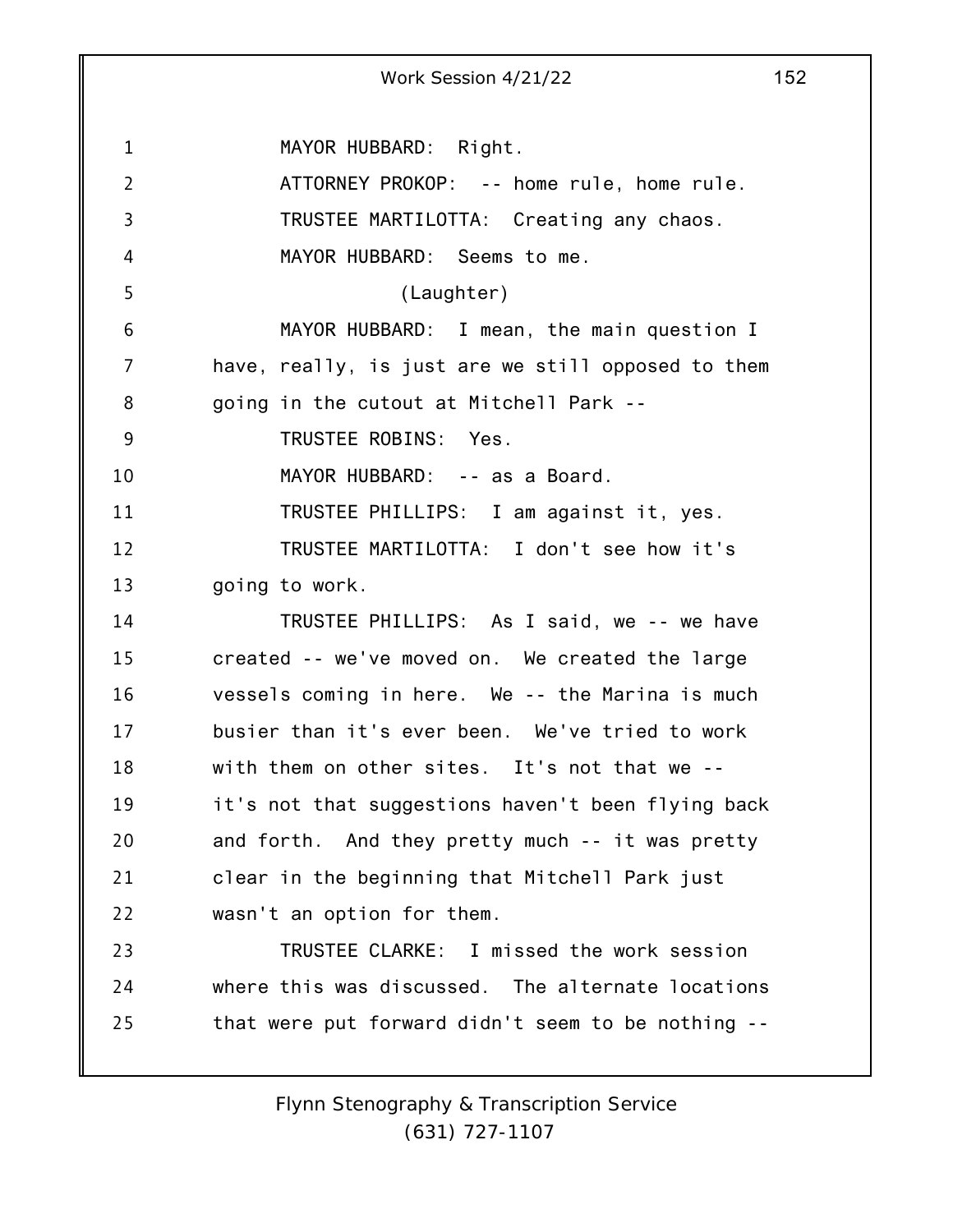MAYOR HUBBARD: Right.

ATTORNEY PROKOP: -- home rule, home rule.

TRUSTEE MARTILOTTA: Creating any chaos.

MAYOR HUBBARD: Seems to me.

(Laughter)

MAYOR HUBBARD: I mean, the main question I have, really, is just are we still opposed to them going in the cutout at Mitchell Park --

TRUSTEE ROBINS: Yes.

MAYOR HUBBARD: -- as a Board.

TRUSTEE PHILLIPS: I am against it, yes.

TRUSTEE MARTILOTTA: I don't see how it's going to work.

TRUSTEE PHILLIPS: As I said, we -- we have created -- we've moved on. We created the large vessels coming in here. We -- the Marina is much busier than it's ever been. We've tried to work with them on other sites. It's not that we -- it's not that suggestions haven't been flying back and forth. And they pretty much -- it was pretty clear in the beginning that Mitchell Park just wasn't an option for them.

TRUSTEE CLARKE: I missed the work session where this was discussed. The alternate locations that were put forward didn't seem to be nothing --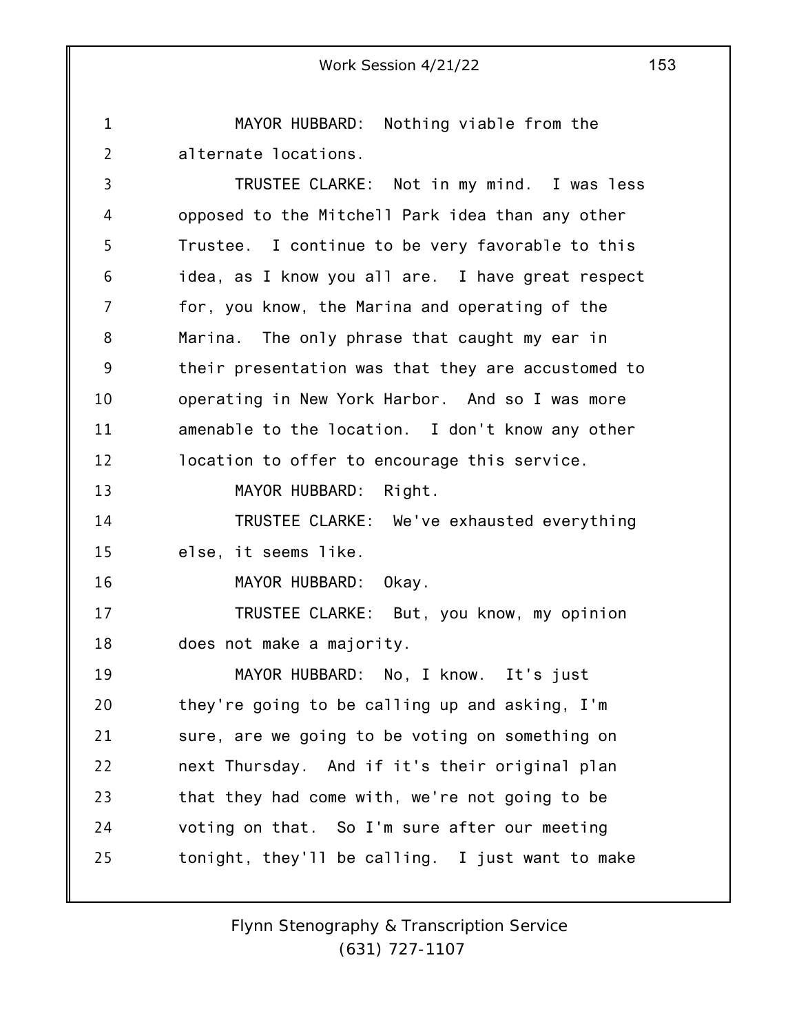MAYOR HUBBARD: Nothing viable from the alternate locations.

TRUSTEE CLARKE: Not in my mind. I was less opposed to the Mitchell Park idea than any other Trustee. I continue to be very favorable to this idea, as I know you all are. I have great respect for, you know, the Marina and operating of the Marina. The only phrase that caught my ear in their presentation was that they are accustomed to operating in New York Harbor. And so I was more amenable to the location. I don't know any other location to offer to encourage this service.

MAYOR HUBBARD: Right.

TRUSTEE CLARKE: We've exhausted everything else, it seems like.

MAYOR HUBBARD: Okay.

TRUSTEE CLARKE: But, you know, my opinion does not make a majority.

MAYOR HUBBARD: No, I know. It's just they're going to be calling up and asking, I'm sure, are we going to be voting on something on next Thursday. And if it's their original plan that they had come with, we're not going to be voting on that. So I'm sure after our meeting tonight, they'll be calling. I just want to make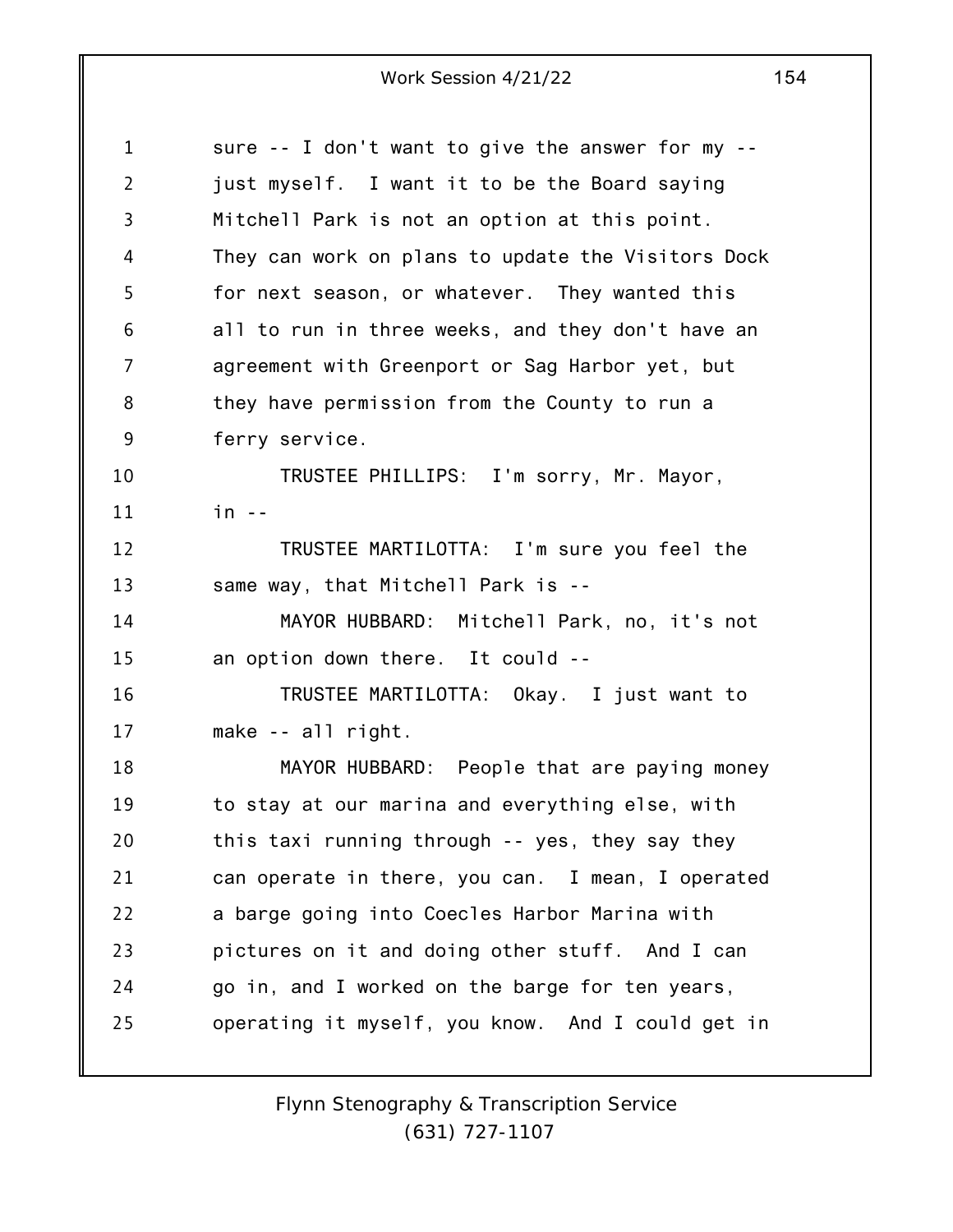sure -- I don't want to give the answer for my -- just myself. I want it to be the Board saying Mitchell Park is not an option at this point. They can work on plans to update the Visitors Dock for next season, or whatever. They wanted this all to run in three weeks, and they don't have an agreement with Greenport or Sag Harbor yet, but they have permission from the County to run a ferry service.

TRUSTEE PHILLIPS: I'm sorry, Mr. Mayor, in --

TRUSTEE MARTILOTTA: I'm sure you feel the same way, that Mitchell Park is --

MAYOR HUBBARD: Mitchell Park, no, it's not an option down there. It could --

TRUSTEE MARTILOTTA: Okay. I just want to make -- all right.

MAYOR HUBBARD: People that are paying money to stay at our marina and everything else, with this taxi running through -- yes, they say they can operate in there, you can. I mean, I operated a barge going into Coecles Harbor Marina with pictures on it and doing other stuff. And I can go in, and I worked on the barge for ten years, operating it myself, you know. And I could get in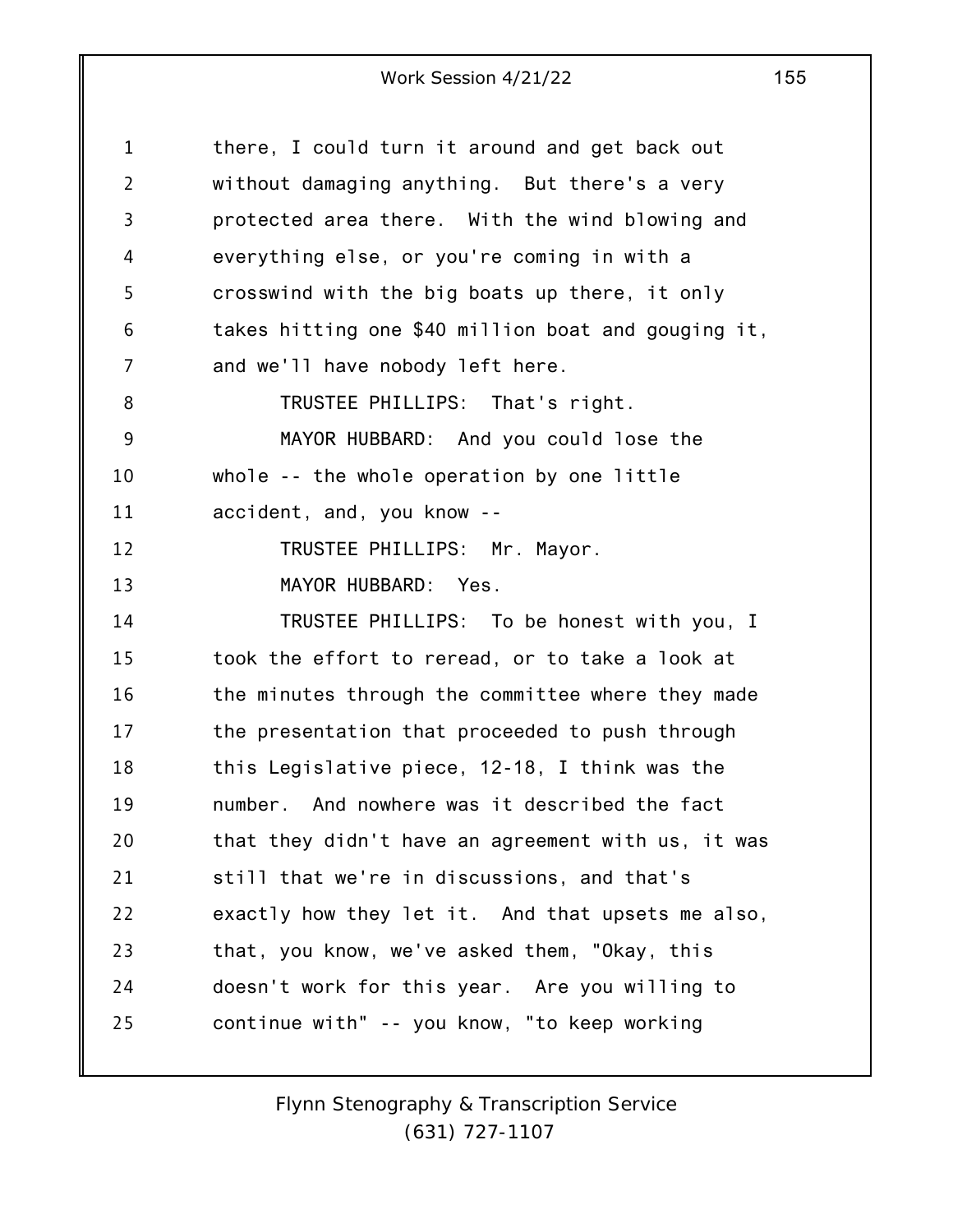there, I could turn it around and get back out without damaging anything. But there's a very protected area there. With the wind blowing and everything else, or you're coming in with a crosswind with the big boats up there, it only takes hitting one $40 million boat and gouging it, and we'll have nobody left here.

TRUSTEE PHILLIPS: That's right.

MAYOR HUBBARD: And you could lose the whole -- the whole operation by one little accident, and, you know --

TRUSTEE PHILLIPS: Mr. Mayor.

MAYOR HUBBARD: Yes.

TRUSTEE PHILLIPS: To be honest with you, I took the effort to reread, or to take a look at the minutes through the committee where they made the presentation that proceeded to push through this Legislative piece, 12-18, I think was the number. And nowhere was it described the fact that they didn't have an agreement with us, it was still that we're in discussions, and that's exactly how they let it. And that upsets me also, that, you know, we've asked them, "Okay, this doesn't work for this year. Are you willing to continue with" -- you know, "to keep working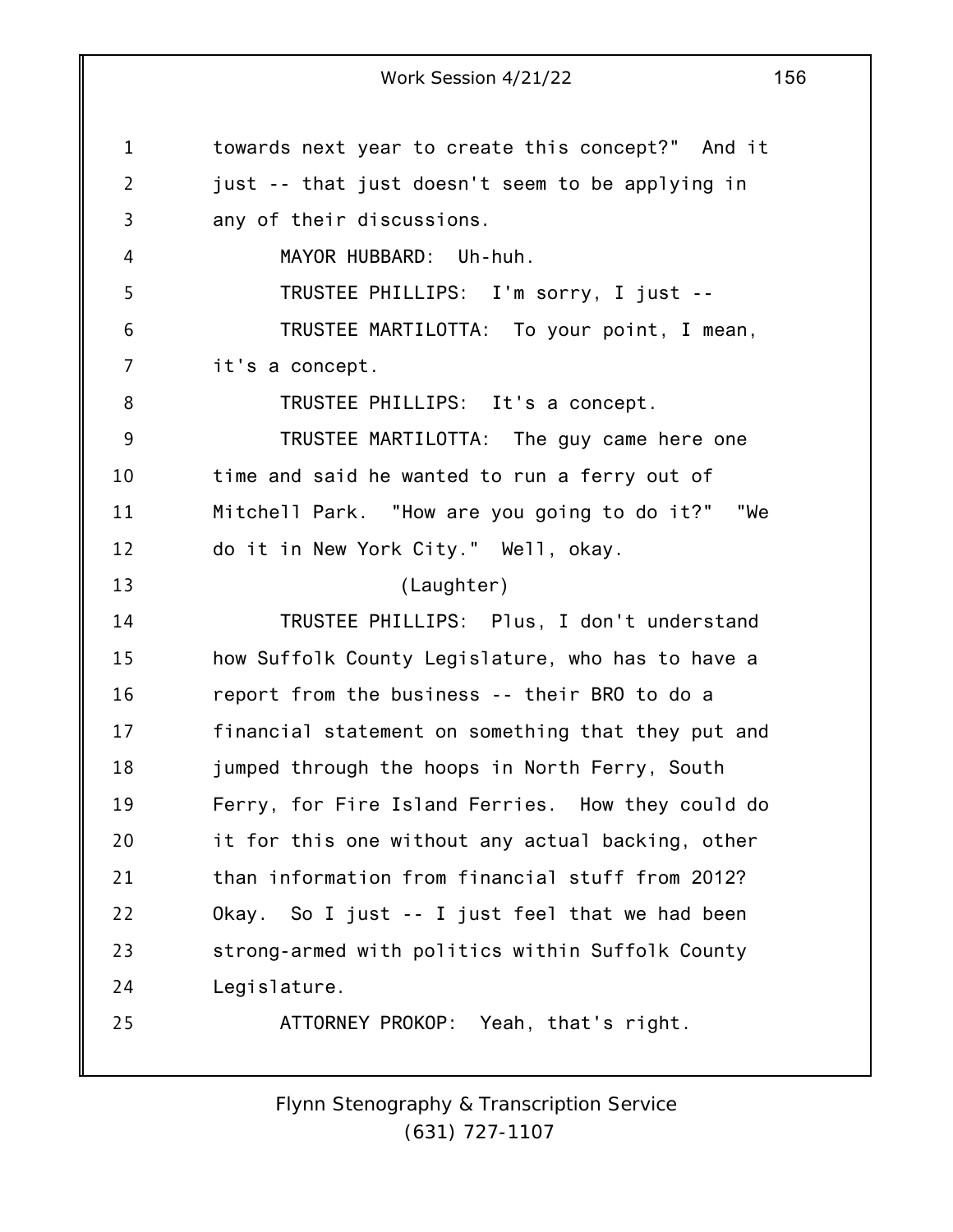towards next year to create this concept?" And it just -- that just doesn't seem to be applying in any of their discussions.

MAYOR HUBBARD: Uh-huh.

TRUSTEE PHILLIPS: I'm sorry, I just --

TRUSTEE MARTILOTTA: To your point, I mean, it's a concept.

TRUSTEE PHILLIPS: It's a concept.

TRUSTEE MARTILOTTA: The guy came here one time and said he wanted to run a ferry out of Mitchell Park. "How are you going to do it?" "We do it in New York City." Well, okay.

(Laughter)

TRUSTEE PHILLIPS: Plus, I don't understand how Suffolk County Legislature, who has to have a report from the business -- their BRO to do a financial statement on something that they put and jumped through the hoops in North Ferry, South Ferry, for Fire Island Ferries. How they could do it for this one without any actual backing, other than information from financial stuff from 2012? Okay. So I just -- I just feel that we had been strong-armed with politics within Suffolk County Legislature.

ATTORNEY PROKOP: Yeah, that's right.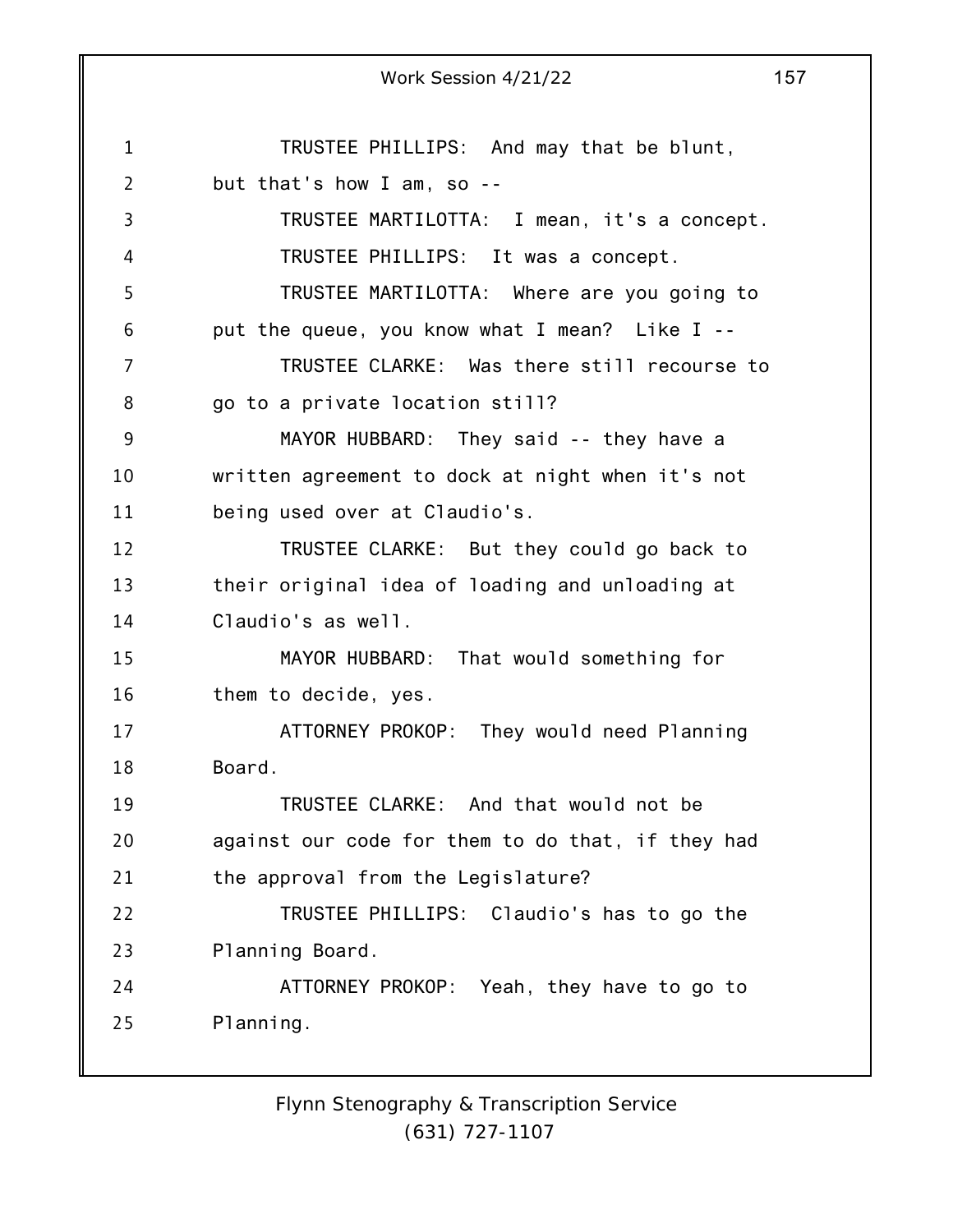TRUSTEE PHILLIPS: And may that be blunt, but that's how I am, so --

TRUSTEE MARTILOTTA: I mean, it's a concept.

TRUSTEE PHILLIPS: It was a concept.

TRUSTEE MARTILOTTA: Where are you going to put the queue, you know what I mean? Like I --

TRUSTEE CLARKE: Was there still recourse to go to a private location still?

MAYOR HUBBARD: They said -- they have a written agreement to dock at night when it's not being used over at Claudio's.

TRUSTEE CLARKE: But they could go back to their original idea of loading and unloading at Claudio's as well.

MAYOR HUBBARD: That would something for them to decide, yes.

ATTORNEY PROKOP: They would need Planning Board.

TRUSTEE CLARKE: And that would not be against our code for them to do that, if they had the approval from the Legislature?

TRUSTEE PHILLIPS: Claudio's has to go the Planning Board.

ATTORNEY PROKOP: Yeah, they have to go to Planning.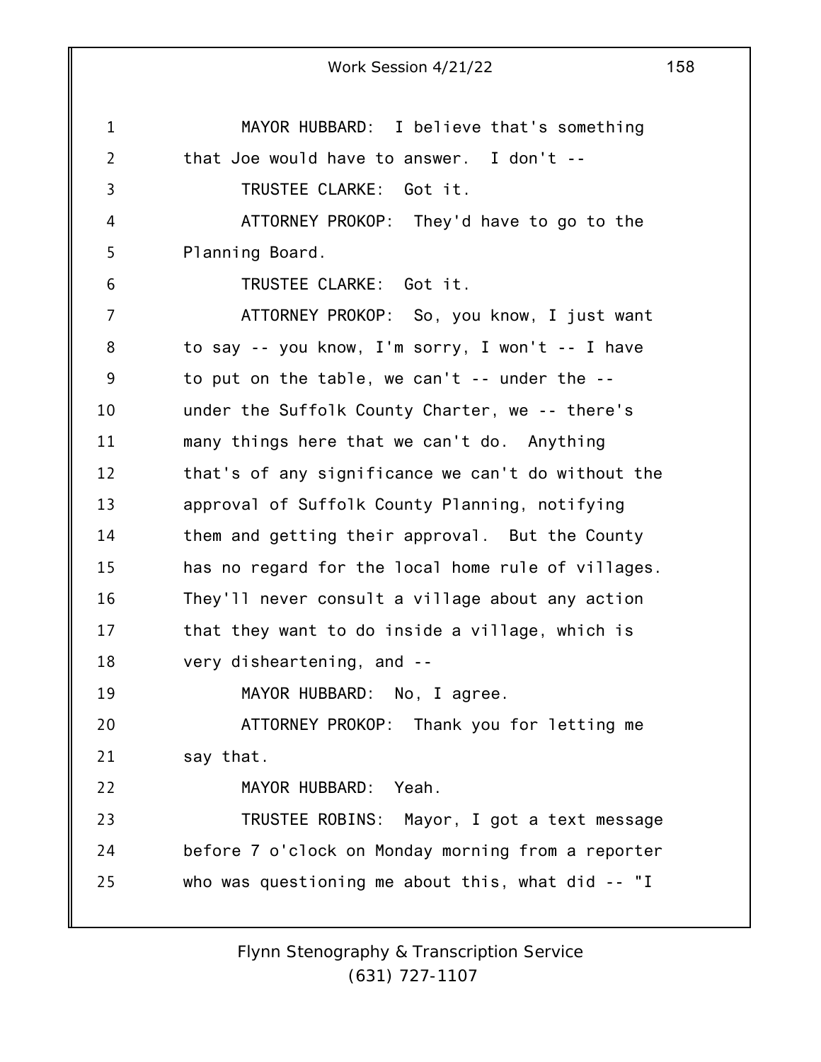MAYOR HUBBARD: I believe that's something that Joe would have to answer. I don't --

TRUSTEE CLARKE: Got it.

ATTORNEY PROKOP: They'd have to go to the Planning Board.

TRUSTEE CLARKE: Got it.

ATTORNEY PROKOP: So, you know, I just want to say -- you know, I'm sorry, I won't -- I have to put on the table, we can't -- under the -- under the Suffolk County Charter, we -- there's many things here that we can't do. Anything that's of any significance we can't do without the approval of Suffolk County Planning, notifying them and getting their approval. But the County has no regard for the local home rule of villages. They'll never consult a village about any action that they want to do inside a village, which is very disheartening, and --

MAYOR HUBBARD: No, I agree.

ATTORNEY PROKOP: Thank you for letting me say that.

MAYOR HUBBARD: Yeah.

TRUSTEE ROBINS: Mayor, I got a text message before 7 o'clock on Monday morning from a reporter who was questioning me about this, what did -- "I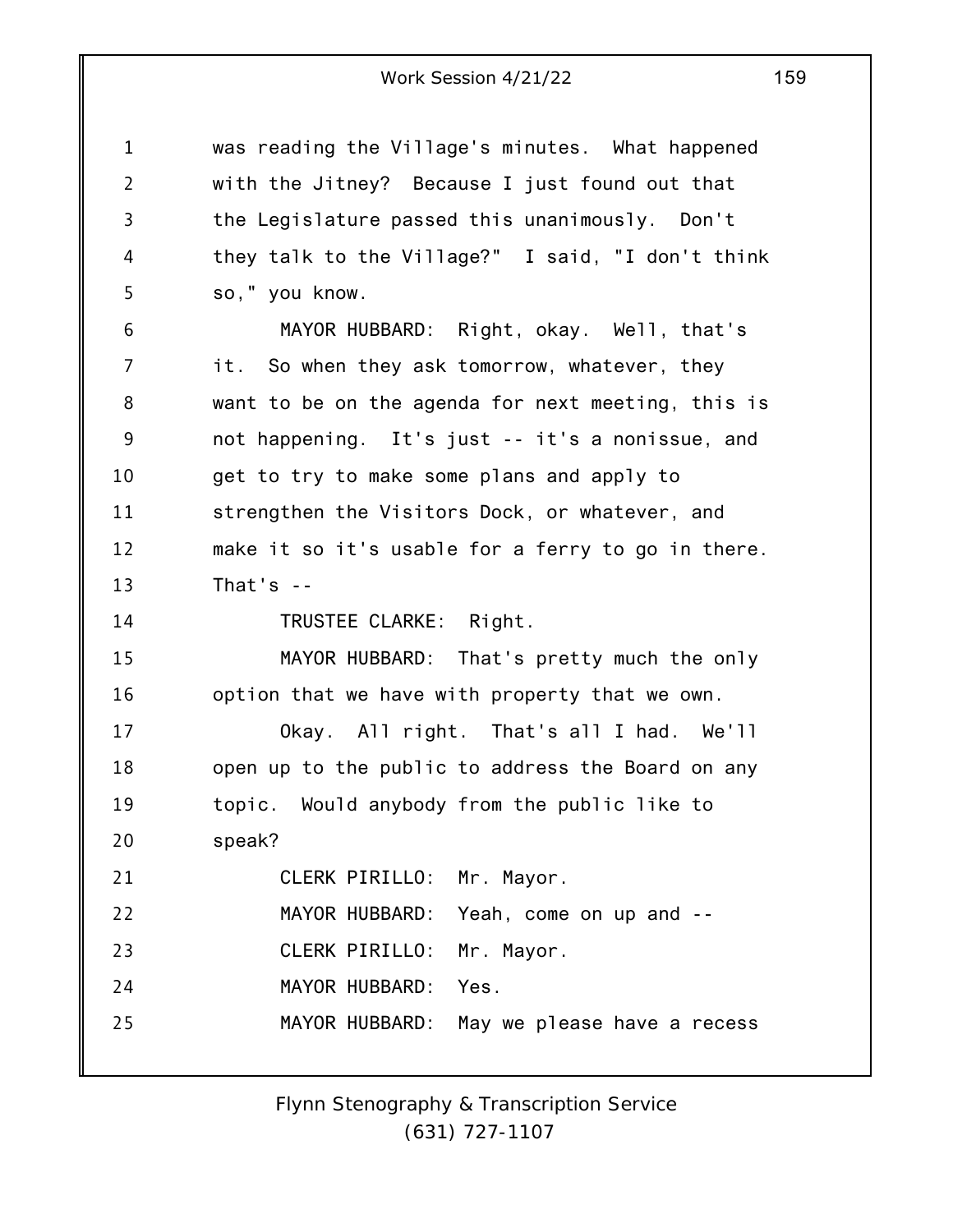was reading the Village's minutes. What happened with the Jitney? Because I just found out that the Legislature passed this unanimously. Don't they talk to the Village?" I said, "I don't think so," you know.

MAYOR HUBBARD: Right, okay. Well, that's it. So when they ask tomorrow, whatever, they want to be on the agenda for next meeting, this is not happening. It's just -- it's a nonissue, and get to try to make some plans and apply to strengthen the Visitors Dock, or whatever, and make it so it's usable for a ferry to go in there. That's --

TRUSTEE CLARKE: Right.

MAYOR HUBBARD: That's pretty much the only option that we have with property that we own.

Okay. All right. That's all I had. We'll open up to the public to address the Board on any topic. Would anybody from the public like to speak?

CLERK PIRILLO: Mr. Mayor.

MAYOR HUBBARD: Yeah, come on up and --

CLERK PIRILLO: Mr. Mayor.

MAYOR HUBBARD: Yes.

MAYOR HUBBARD: May we please have a recess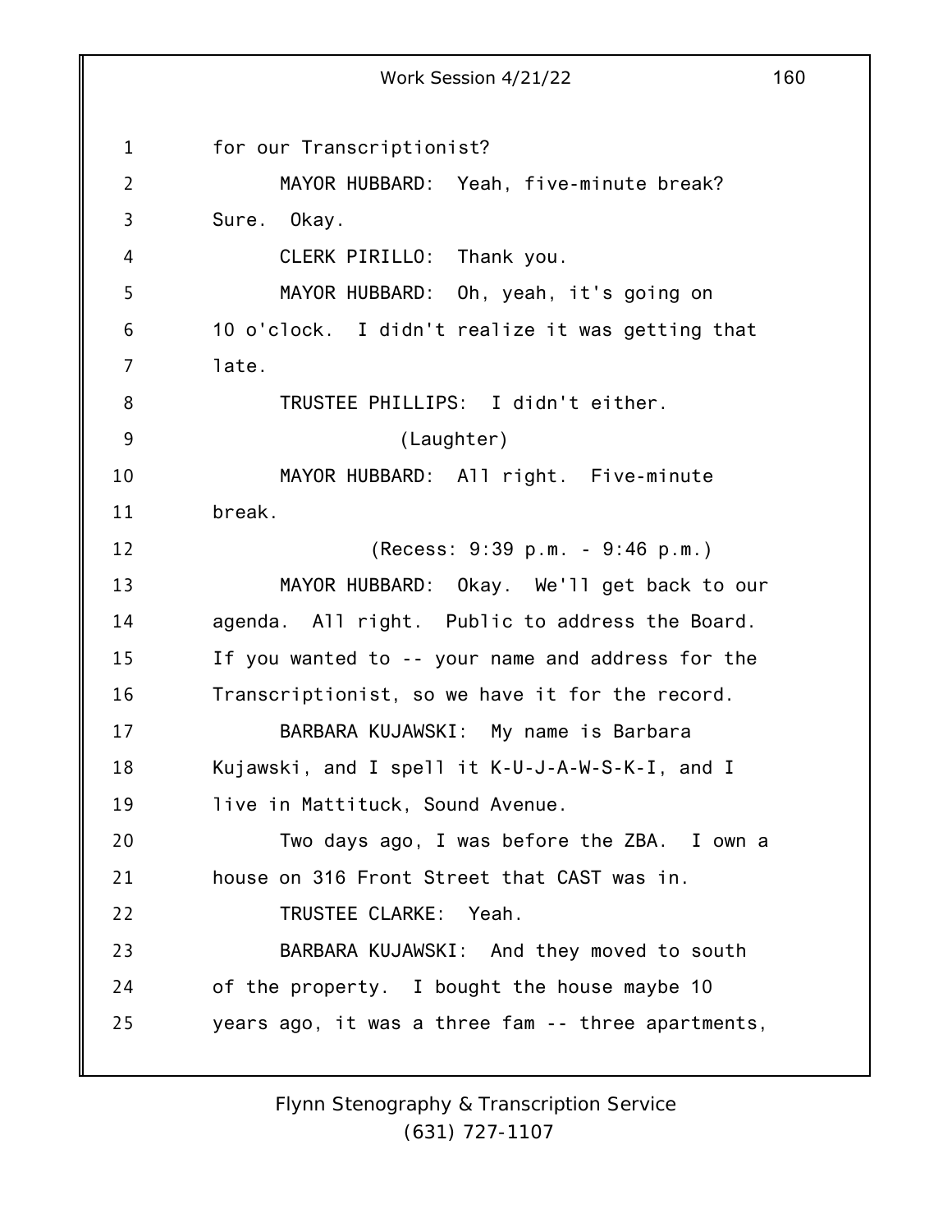for our Transcriptionist?

MAYOR HUBBARD: Yeah, five-minute break? Sure. Okay.

CLERK PIRILLO: Thank you.

MAYOR HUBBARD: Oh, yeah, it's going on 10 o'clock. I didn't realize it was getting that late.

TRUSTEE PHILLIPS: I didn't either.

(Laughter)

MAYOR HUBBARD: All right. Five-minute break.

(Recess: 9:39 p.m. - 9:46 p.m.)

MAYOR HUBBARD: Okay. We'll get back to our agenda. All right. Public to address the Board. If you wanted to -- your name and address for the Transcriptionist, so we have it for the record.

BARBARA KUJAWSKI: My name is Barbara Kujawski, and I spell it K-U-J-A-W-S-K-I, and I live in Mattituck, Sound Avenue.

Two days ago, I was before the ZBA. I own a house on 316 Front Street that CAST was in.

TRUSTEE CLARKE: Yeah.

BARBARA KUJAWSKI: And they moved to south of the property. I bought the house maybe 10 years ago, it was a three fam -- three apartments,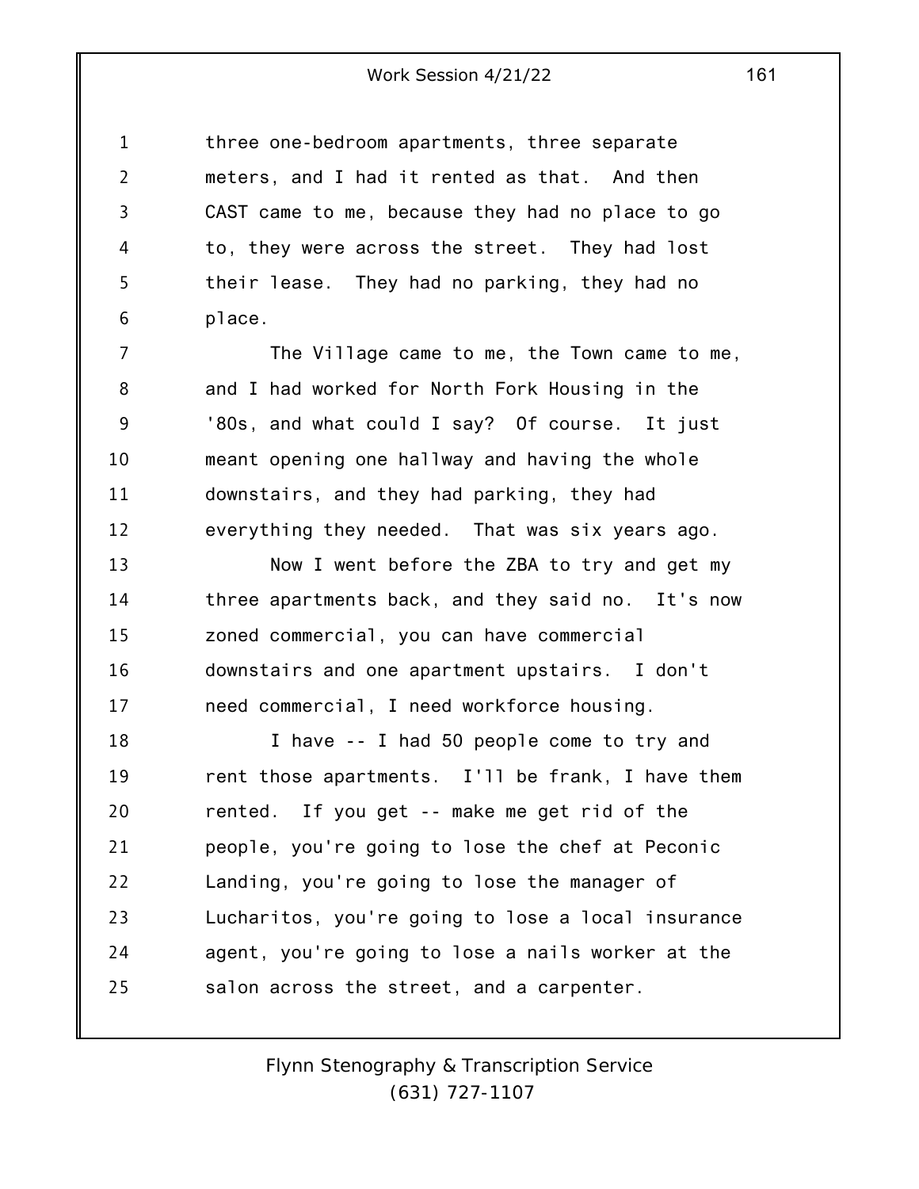three one-bedroom apartments, three separate meters, and I had it rented as that. And then CAST came to me, because they had no place to go to, they were across the street. They had lost their lease. They had no parking, they had no place.

The Village came to me, the Town came to me, and I had worked for North Fork Housing in the '80s, and what could I say? Of course. It just meant opening one hallway and having the whole downstairs, and they had parking, they had everything they needed. That was six years ago.

Now I went before the ZBA to try and get my three apartments back, and they said no. It's now zoned commercial, you can have commercial downstairs and one apartment upstairs. I don't need commercial, I need workforce housing.

I have -- I had 50 people come to try and rent those apartments. I'll be frank, I have them rented. If you get -- make me get rid of the people, you're going to lose the chef at Peconic Landing, you're going to lose the manager of Lucharitos, you're going to lose a local insurance agent, you're going to lose a nails worker at the salon across the street, and a carpenter.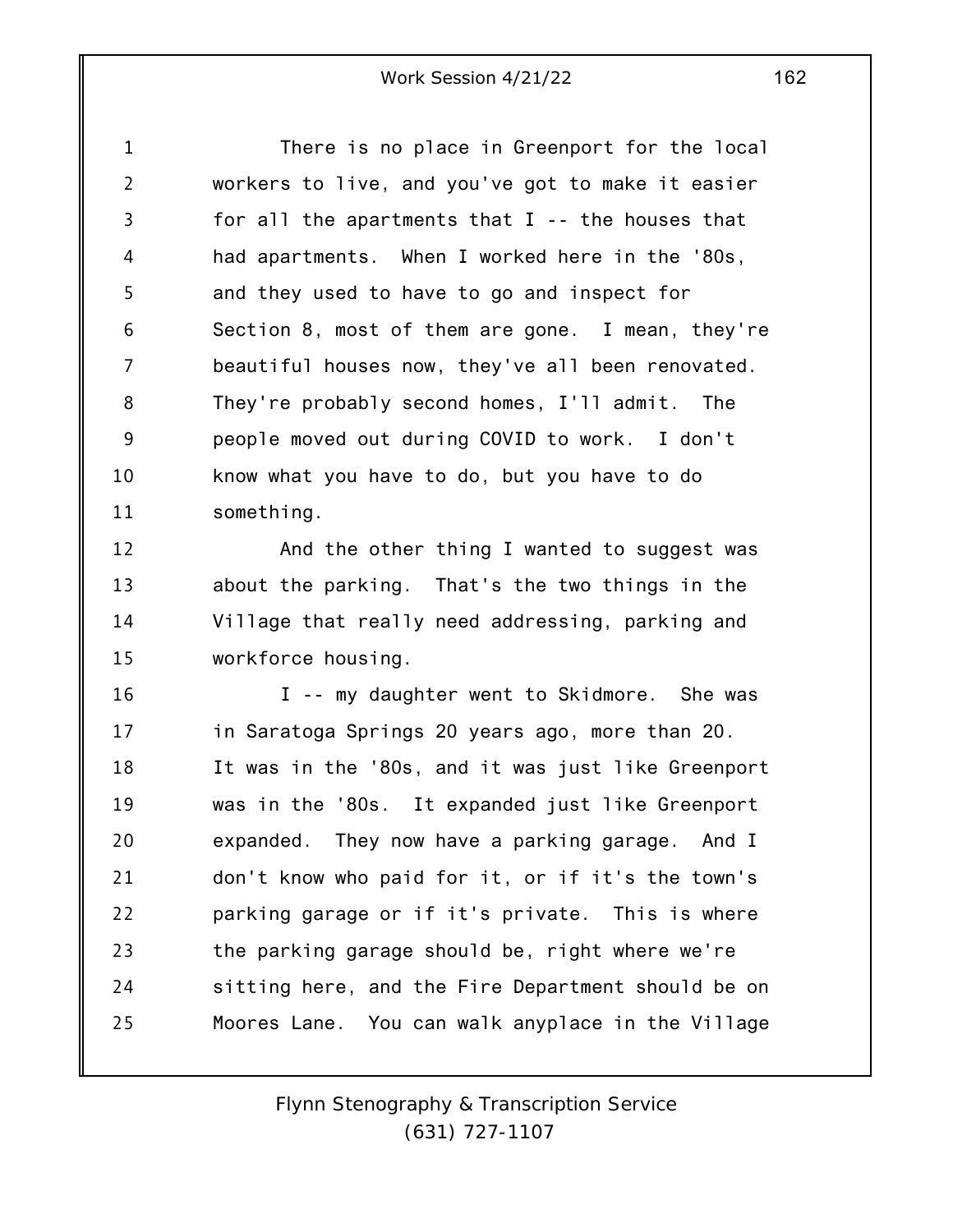There is no place in Greenport for the local workers to live, and you've got to make it easier for all the apartments that I -- the houses that had apartments. When I worked here in the '80s, and they used to have to go and inspect for Section 8, most of them are gone. I mean, they're beautiful houses now, they've all been renovated. They're probably second homes, I'll admit. The people moved out during COVID to work. I don't know what you have to do, but you have to do something.

And the other thing I wanted to suggest was about the parking. That's the two things in the Village that really need addressing, parking and workforce housing.

I -- my daughter went to Skidmore. She was in Saratoga Springs 20 years ago, more than 20. It was in the '80s, and it was just like Greenport was in the '80s. It expanded just like Greenport expanded. They now have a parking garage. And I don't know who paid for it, or if it's the town's parking garage or if it's private. This is where the parking garage should be, right where we're sitting here, and the Fire Department should be on Moores Lane. You can walk anyplace in the Village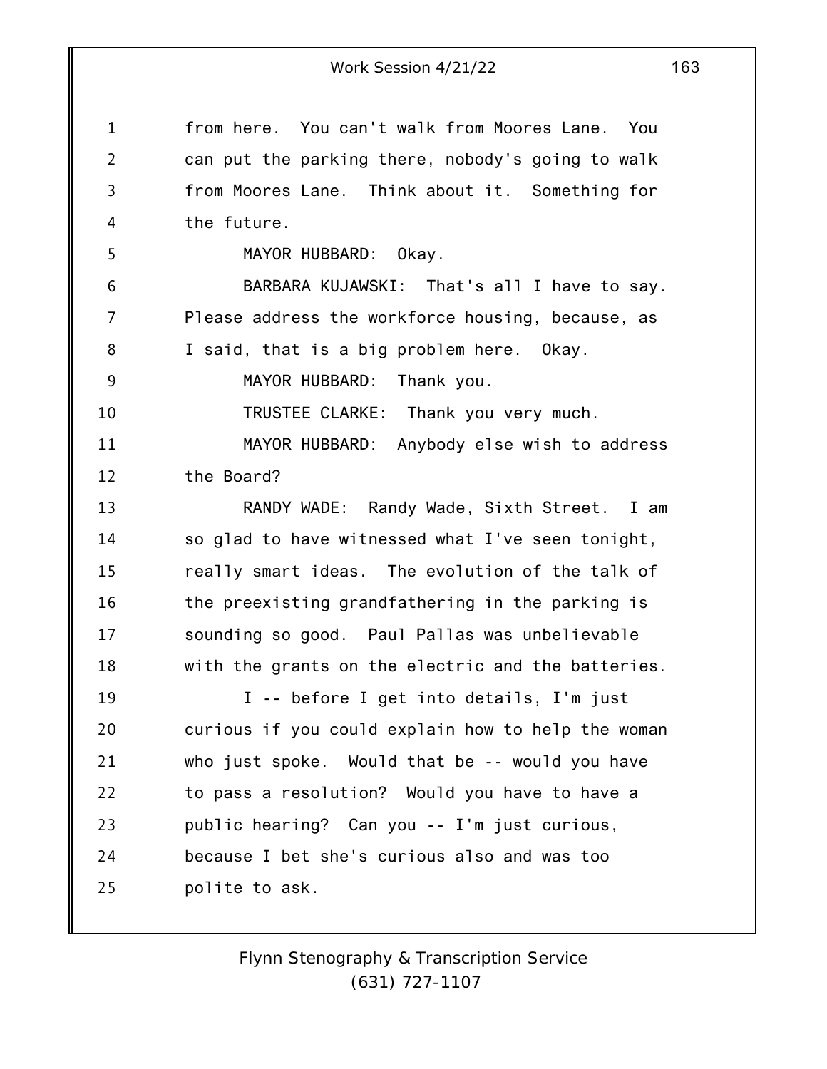from here. You can't walk from Moores Lane. You can put the parking there, nobody's going to walk from Moores Lane. Think about it. Something for the future.

MAYOR HUBBARD: Okay.

BARBARA KUJAWSKI: That's all I have to say. Please address the workforce housing, because, as I said, that is a big problem here. Okay.

MAYOR HUBBARD: Thank you.

TRUSTEE CLARKE: Thank you very much.

MAYOR HUBBARD: Anybody else wish to address the Board?

RANDY WADE: Randy Wade, Sixth Street. I am so glad to have witnessed what I've seen tonight, really smart ideas. The evolution of the talk of the preexisting grandfathering in the parking is sounding so good. Paul Pallas was unbelievable with the grants on the electric and the batteries.

I -- before I get into details, I'm just curious if you could explain how to help the woman who just spoke. Would that be -- would you have to pass a resolution? Would you have to have a public hearing? Can you -- I'm just curious, because I bet she's curious also and was too polite to ask.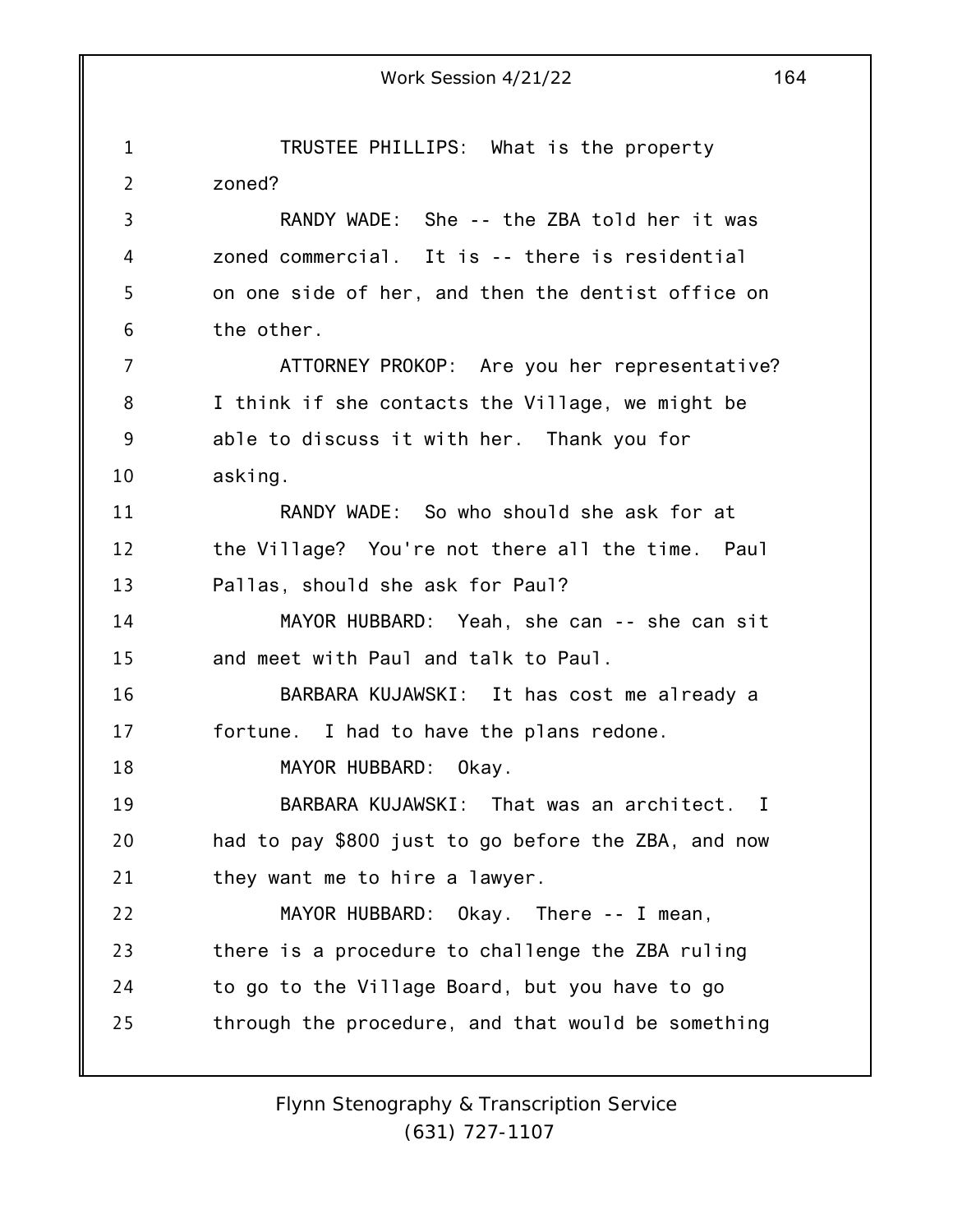TRUSTEE PHILLIPS: What is the property zoned?

RANDY WADE: She -- the ZBA told her it was zoned commercial. It is -- there is residential on one side of her, and then the dentist office on the other.

ATTORNEY PROKOP: Are you her representative? I think if she contacts the Village, we might be able to discuss it with her. Thank you for asking.

RANDY WADE: So who should she ask for at the Village? You're not there all the time. Paul Pallas, should she ask for Paul?

MAYOR HUBBARD: Yeah, she can -- she can sit and meet with Paul and talk to Paul.

BARBARA KUJAWSKI: It has cost me already a fortune. I had to have the plans redone.

MAYOR HUBBARD: Okay.

BARBARA KUJAWSKI: That was an architect. I had to pay $800 just to go before the ZBA, and now they want me to hire a lawyer.

MAYOR HUBBARD: Okay. There -- I mean, there is a procedure to challenge the ZBA ruling to go to the Village Board, but you have to go through the procedure, and that would be something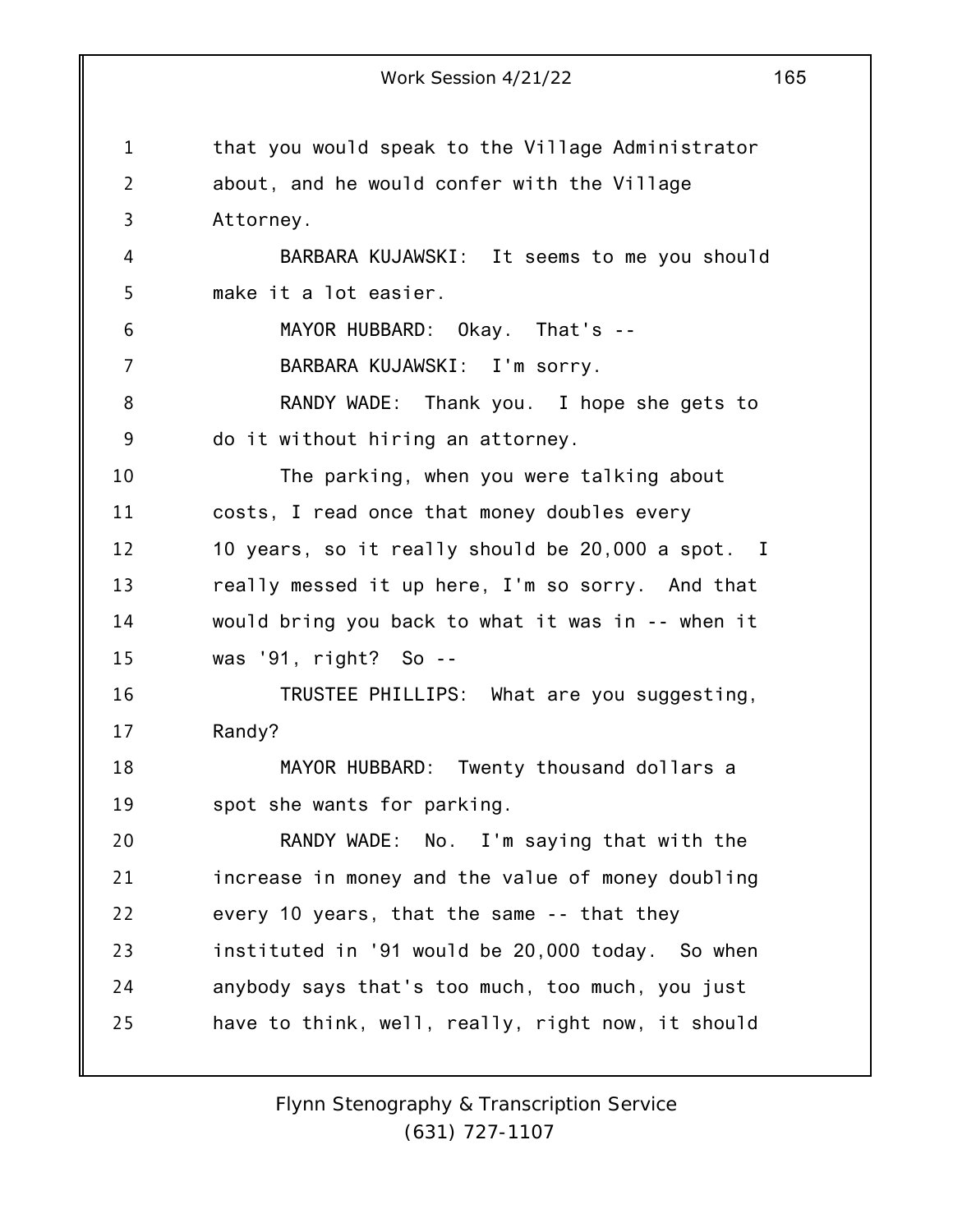that you would speak to the Village Administrator about, and he would confer with the Village Attorney.

BARBARA KUJAWSKI: It seems to me you should make it a lot easier.

MAYOR HUBBARD: Okay. That's --

BARBARA KUJAWSKI: I'm sorry.

RANDY WADE: Thank you. I hope she gets to do it without hiring an attorney.

The parking, when you were talking about costs, I read once that money doubles every 10 years, so it really should be 20,000 a spot. I really messed it up here, I'm so sorry. And that would bring you back to what it was in -- when it was '91, right? So --

TRUSTEE PHILLIPS: What are you suggesting, Randy?

MAYOR HUBBARD: Twenty thousand dollars a spot she wants for parking.

RANDY WADE: No. I'm saying that with the increase in money and the value of money doubling every 10 years, that the same -- that they instituted in '91 would be 20,000 today. So when anybody says that's too much, too much, you just have to think, well, really, right now, it should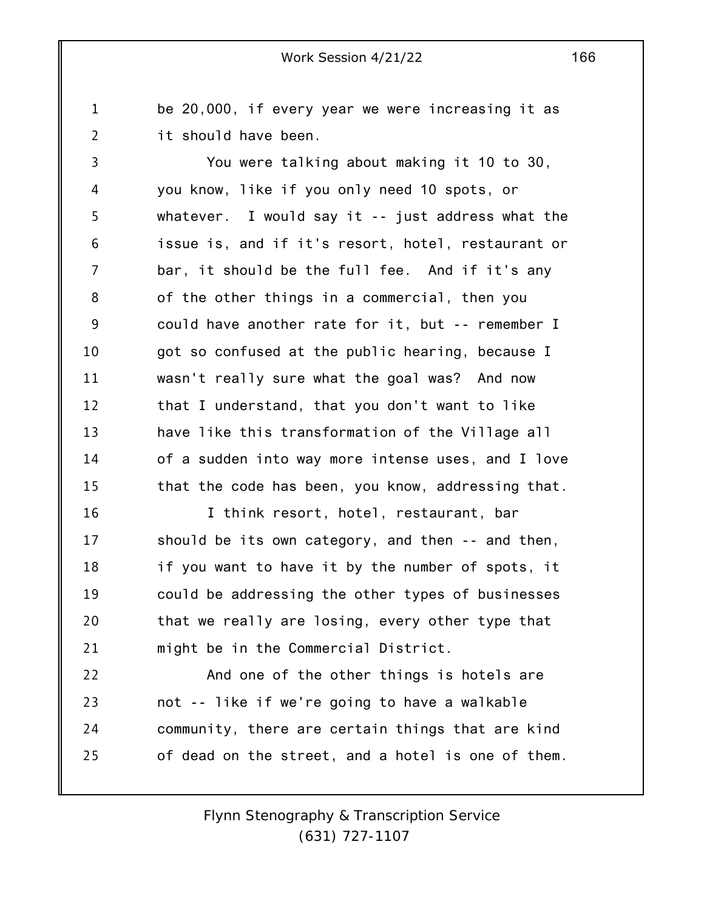be 20,000, if every year we were increasing it as it should have been.

You were talking about making it 10 to 30, you know, like if you only need 10 spots, or whatever. I would say it -- just address what the issue is, and if it's resort, hotel, restaurant or bar, it should be the full fee. And if it's any of the other things in a commercial, then you could have another rate for it, but -- remember I got so confused at the public hearing, because I wasn't really sure what the goal was? And now that I understand, that you don't want to like have like this transformation of the Village all of a sudden into way more intense uses, and I love that the code has been, you know, addressing that.

I think resort, hotel, restaurant, bar should be its own category, and then -- and then, if you want to have it by the number of spots, it could be addressing the other types of businesses that we really are losing, every other type that might be in the Commercial District.

And one of the other things is hotels are not -- like if we're going to have a walkable community, there are certain things that are kind of dead on the street, and a hotel is one of them.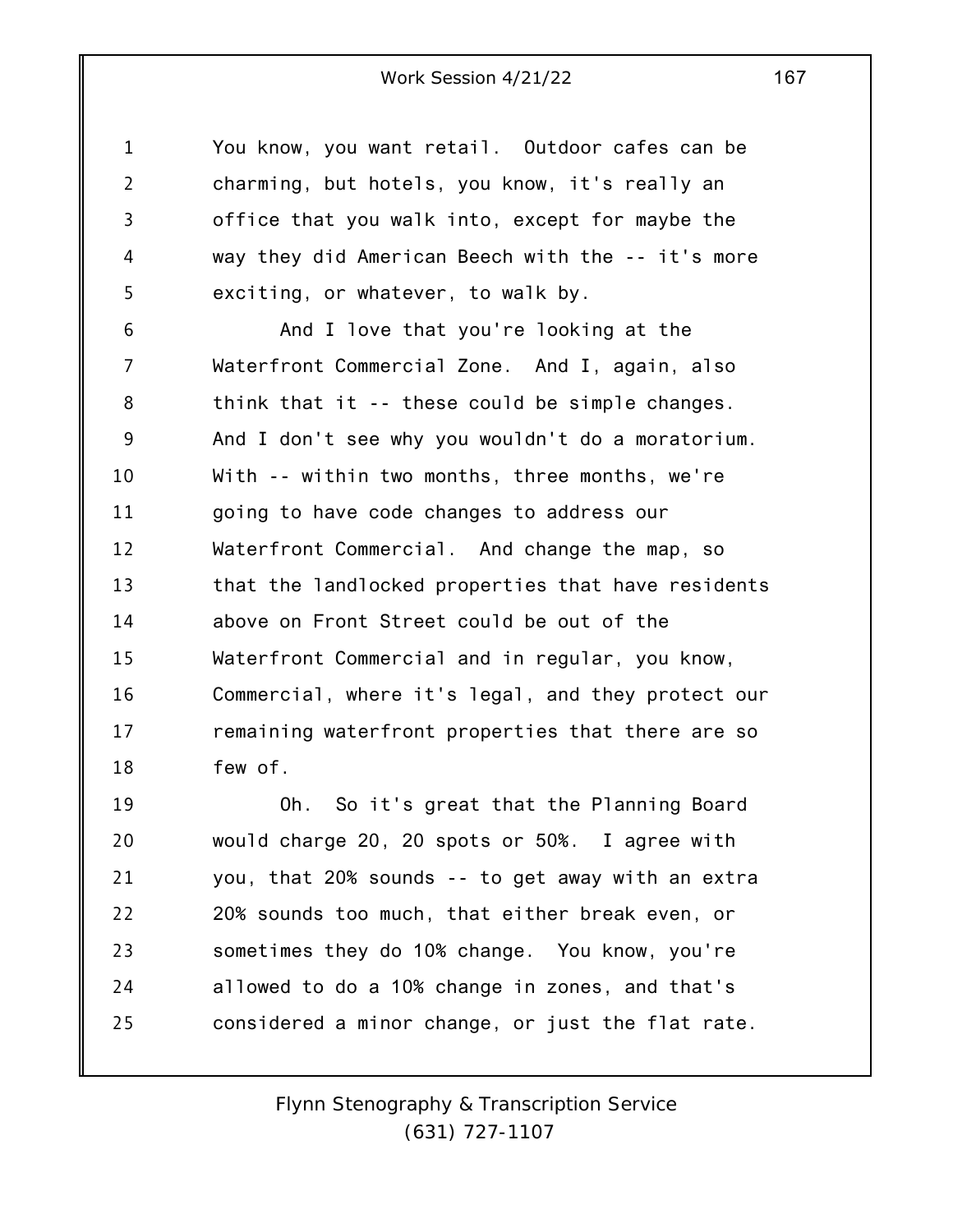You know, you want retail. Outdoor cafes can be charming, but hotels, you know, it's really an office that you walk into, except for maybe the way they did American Beech with the -- it's more exciting, or whatever, to walk by.

And I love that you're looking at the Waterfront Commercial Zone. And I, again, also think that it -- these could be simple changes. And I don't see why you wouldn't do a moratorium. With -- within two months, three months, we're going to have code changes to address our Waterfront Commercial. And change the map, so that the landlocked properties that have residents above on Front Street could be out of the Waterfront Commercial and in regular, you know, Commercial, where it's legal, and they protect our remaining waterfront properties that there are so few of.

Oh. So it's great that the Planning Board would charge 20, 20 spots or 50%. I agree with you, that 20% sounds -- to get away with an extra 20% sounds too much, that either break even, or sometimes they do 10% change. You know, you're allowed to do a 10% change in zones, and that's considered a minor change, or just the flat rate.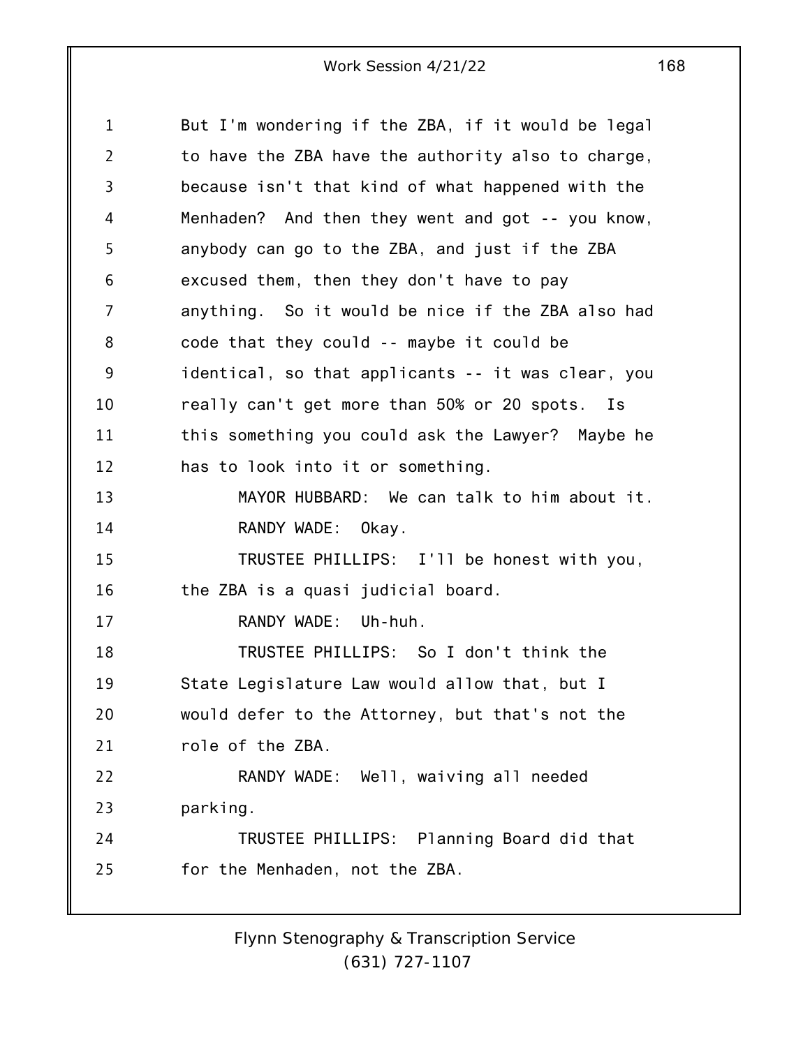But I'm wondering if the ZBA, if it would be legal to have the ZBA have the authority also to charge, because isn't that kind of what happened with the Menhaden? And then they went and got -- you know, anybody can go to the ZBA, and just if the ZBA excused them, then they don't have to pay anything. So it would be nice if the ZBA also had code that they could -- maybe it could be identical, so that applicants -- it was clear, you really can't get more than 50% or 20 spots. Is this something you could ask the Lawyer? Maybe he has to look into it or something.

MAYOR HUBBARD: We can talk to him about it.

RANDY WADE: Okay.

TRUSTEE PHILLIPS: I'll be honest with you, the ZBA is a quasi judicial board.

RANDY WADE: Uh-huh.

TRUSTEE PHILLIPS: So I don't think the State Legislature Law would allow that, but I would defer to the Attorney, but that's not the role of the ZBA.

RANDY WADE: Well, waiving all needed parking.

TRUSTEE PHILLIPS: Planning Board did that for the Menhaden, not the ZBA.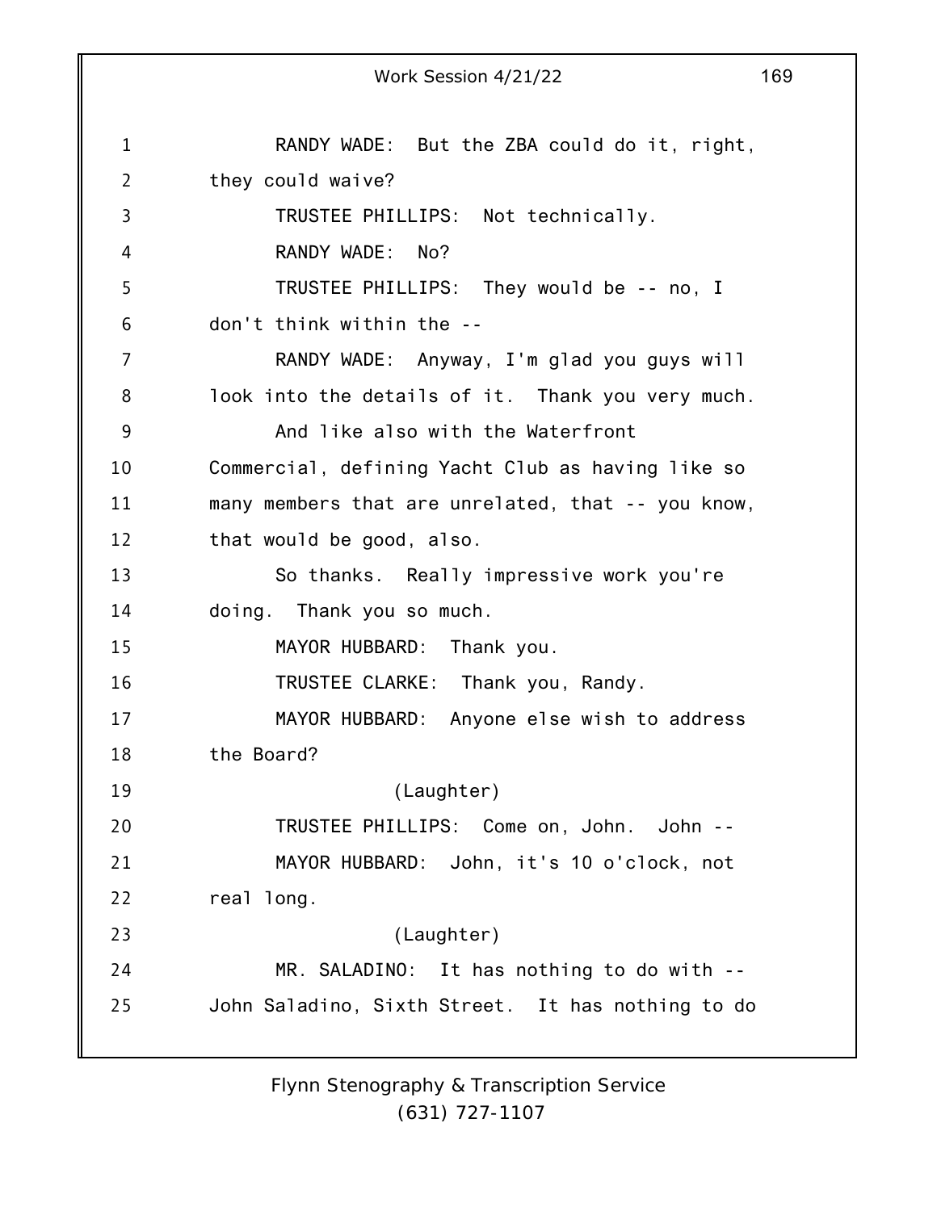RANDY WADE: But the ZBA could do it, right, they could waive?

TRUSTEE PHILLIPS: Not technically.

RANDY WADE: No?

TRUSTEE PHILLIPS: They would be -- no, I don't think within the --

RANDY WADE: Anyway, I'm glad you guys will look into the details of it. Thank you very much.

And like also with the Waterfront Commercial, defining Yacht Club as having like so many members that are unrelated, that -- you know, that would be good, also.

So thanks. Really impressive work you're doing. Thank you so much.

MAYOR HUBBARD: Thank you.

TRUSTEE CLARKE: Thank you, Randy.

MAYOR HUBBARD: Anyone else wish to address the Board?

(Laughter)

TRUSTEE PHILLIPS: Come on, John. John --

MAYOR HUBBARD: John, it's 10 o'clock, not real long.

(Laughter)

MR. SALADINO: It has nothing to do with -- John Saladino, Sixth Street. It has nothing to do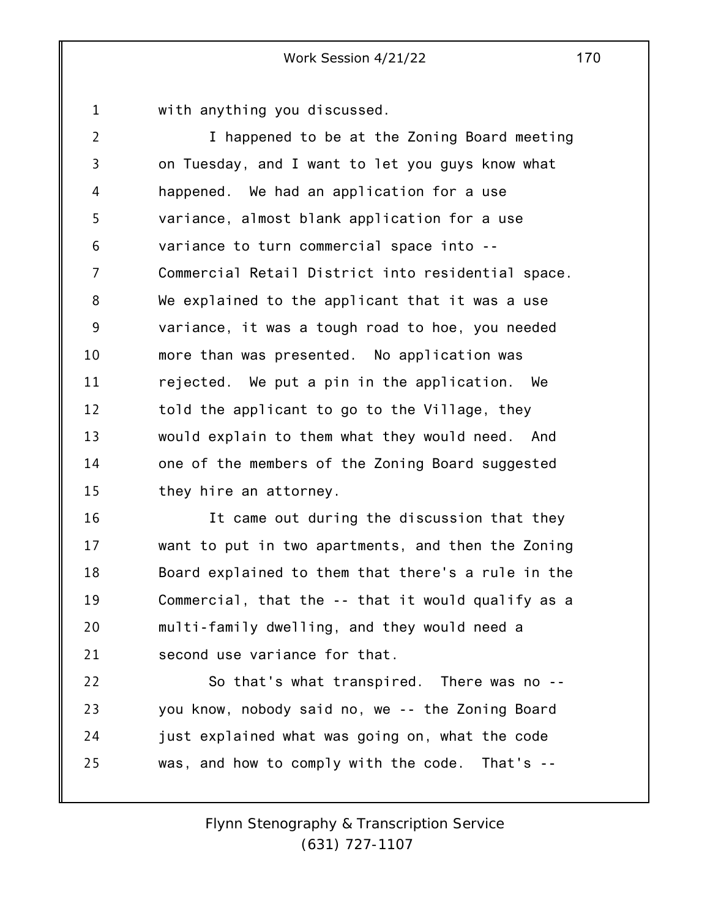with anything you discussed.

I happened to be at the Zoning Board meeting on Tuesday, and I want to let you guys know what happened. We had an application for a use variance, almost blank application for a use variance to turn commercial space into -- Commercial Retail District into residential space. We explained to the applicant that it was a use variance, it was a tough road to hoe, you needed more than was presented. No application was rejected. We put a pin in the application. We told the applicant to go to the Village, they would explain to them what they would need. And one of the members of the Zoning Board suggested they hire an attorney.

It came out during the discussion that they want to put in two apartments, and then the Zoning Board explained to them that there's a rule in the Commercial, that the -- that it would qualify as a multi-family dwelling, and they would need a second use variance for that.

So that's what transpired. There was no -- you know, nobody said no, we -- the Zoning Board just explained what was going on, what the code was, and how to comply with the code. That's --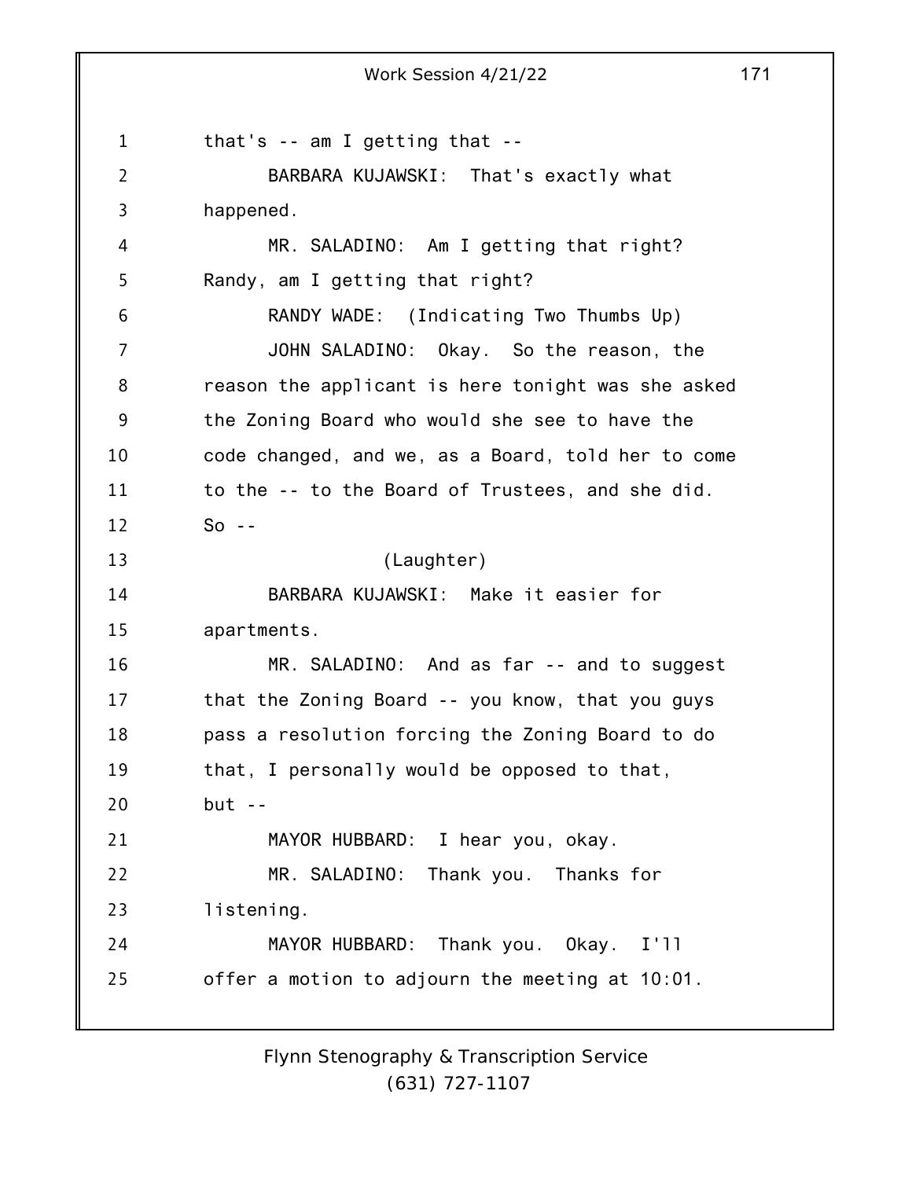that's -- am I getting that --

BARBARA KUJAWSKI: That's exactly what happened.

MR. SALADINO: Am I getting that right? Randy, am I getting that right?

RANDY WADE: (Indicating Two Thumbs Up)

JOHN SALADINO: Okay. So the reason, the reason the applicant is here tonight was she asked the Zoning Board who would she see to have the code changed, and we, as a Board, told her to come to the -- to the Board of Trustees, and she did. So --

(Laughter)

BARBARA KUJAWSKI: Make it easier for apartments.

MR. SALADINO: And as far -- and to suggest that the Zoning Board -- you know, that you guys pass a resolution forcing the Zoning Board to do that, I personally would be opposed to that, but --

MAYOR HUBBARD: I hear you, okay.

MR. SALADINO: Thank you. Thanks for listening.

MAYOR HUBBARD: Thank you. Okay. I'll offer a motion to adjourn the meeting at 10:01.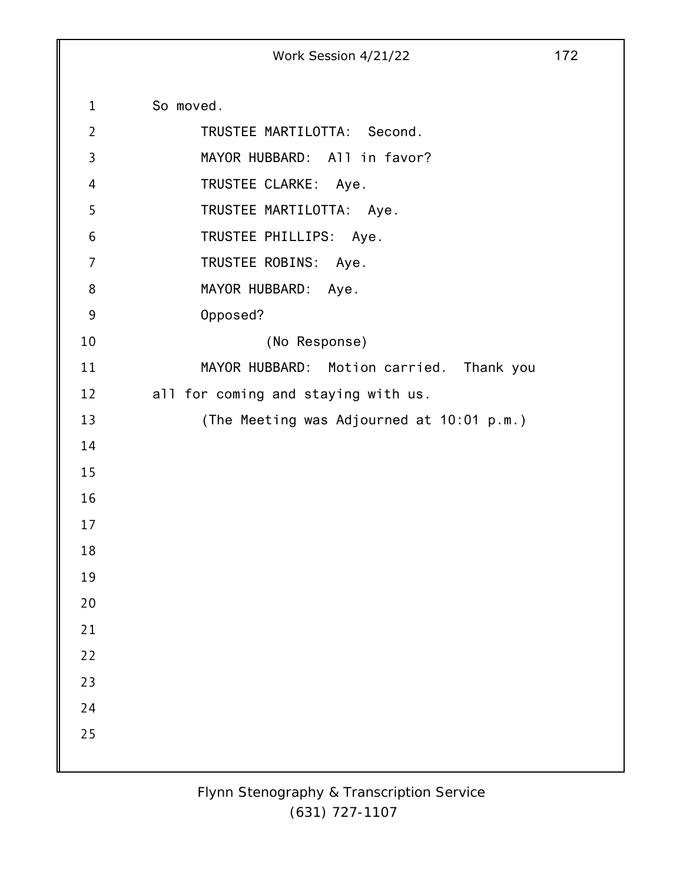So moved.

TRUSTEE MARTILOTTA: Second.

MAYOR HUBBARD: All in favor?

TRUSTEE CLARKE: Aye.

TRUSTEE MARTILOTTA: Aye.

TRUSTEE PHILLIPS: Aye.

TRUSTEE ROBINS: Aye.

MAYOR HUBBARD: Aye.

Opposed?

(No Response)

MAYOR HUBBARD: Motion carried. Thank you all for coming and staying with us.

(The Meeting was Adjourned at 10:01 p.m.)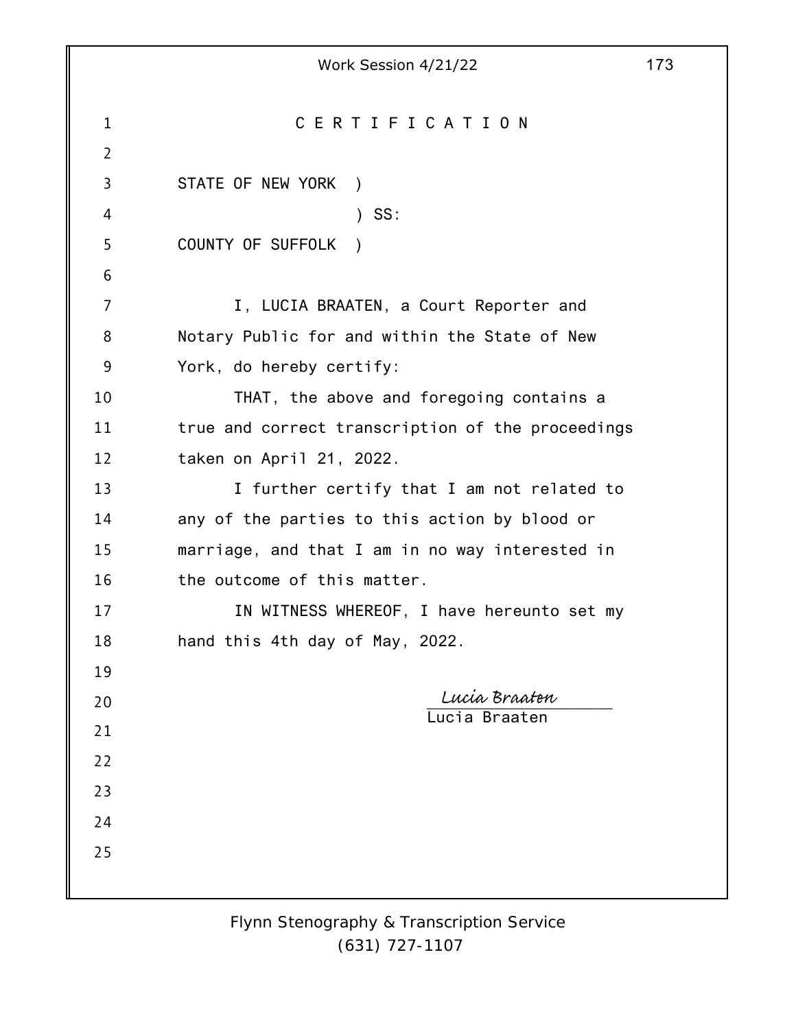# C E R T I F I C A T I O N

STATE OF NEW YORK )
) SS:
COUNTY OF SUFFOLK )

I, LUCIA BRAATEN, a Court Reporter and Notary Public for and within the State of New York, do hereby certify:

THAT, the above and foregoing contains a true and correct transcription of the proceedings taken on April 21, 2022.

I further certify that I am not related to any of the parties to this action by blood or marriage, and that I am in no way interested in the outcome of this matter.

IN WITNESS WHEREOF, I have hereunto set my hand this 4th day of May, 2022.

*Lucia Braaten*
Lucia Braaten